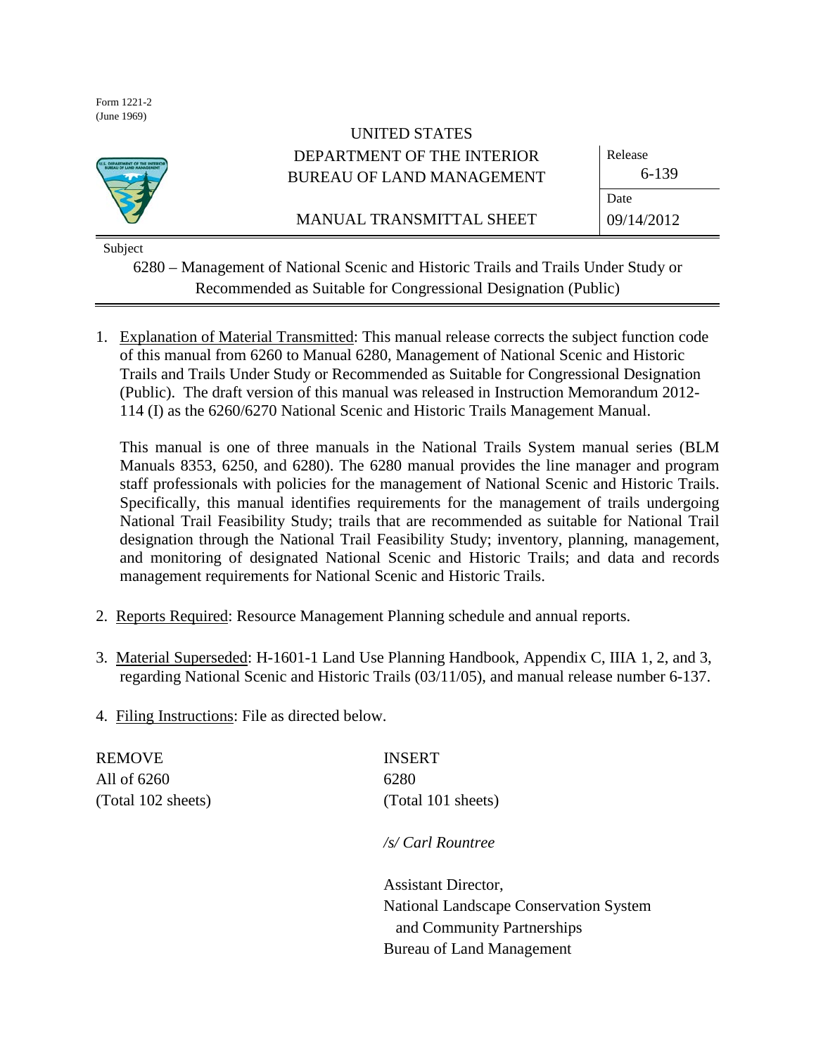Form 1221-2
(June 1969)

UNITED STATES
DEPARTMENT OF THE INTERIOR
BUREAU OF LAND MANAGEMENT

MANUAL TRANSMITTAL SHEET

| Release | 6-139 |
| --- | --- |
| Date | 09/14/2012 |

Subject

6280 – Management of National Scenic and Historic Trails and Trails Under Study or Recommended as Suitable for Congressional Designation (Public)

1. Explanation of Material Transmitted: This manual release corrects the subject function code of this manual from 6260 to Manual 6280, Management of National Scenic and Historic Trails and Trails Under Study or Recommended as Suitable for Congressional Designation (Public). The draft version of this manual was released in Instruction Memorandum 2012-114 (I) as the 6260/6270 National Scenic and Historic Trails Management Manual.

   This manual is one of three manuals in the National Trails System manual series (BLM Manuals 8353, 6250, and 6280). The 6280 manual provides the line manager and program staff professionals with policies for the management of National Scenic and Historic Trails. Specifically, this manual identifies requirements for the management of trails undergoing National Trail Feasibility Study; trails that are recommended as suitable for National Trail designation through the National Trail Feasibility Study; inventory, planning, management, and monitoring of designated National Scenic and Historic Trails; and data and records management requirements for National Scenic and Historic Trails.

2. Reports Required: Resource Management Planning schedule and annual reports.

3. Material Superseded: H-1601-1 Land Use Planning Handbook, Appendix C, IIIA 1, 2, and 3, regarding National Scenic and Historic Trails (03/11/05), and manual release number 6-137.

4. Filing Instructions: File as directed below.

| REMOVE | INSERT |
| --- | --- |
| All of 6260 | 6280 |
| (Total 102 sheets) | (Total 101 sheets) |

*/s/ Carl Rountree*

Assistant Director,
National Landscape Conservation System
and Community Partnerships
Bureau of Land Management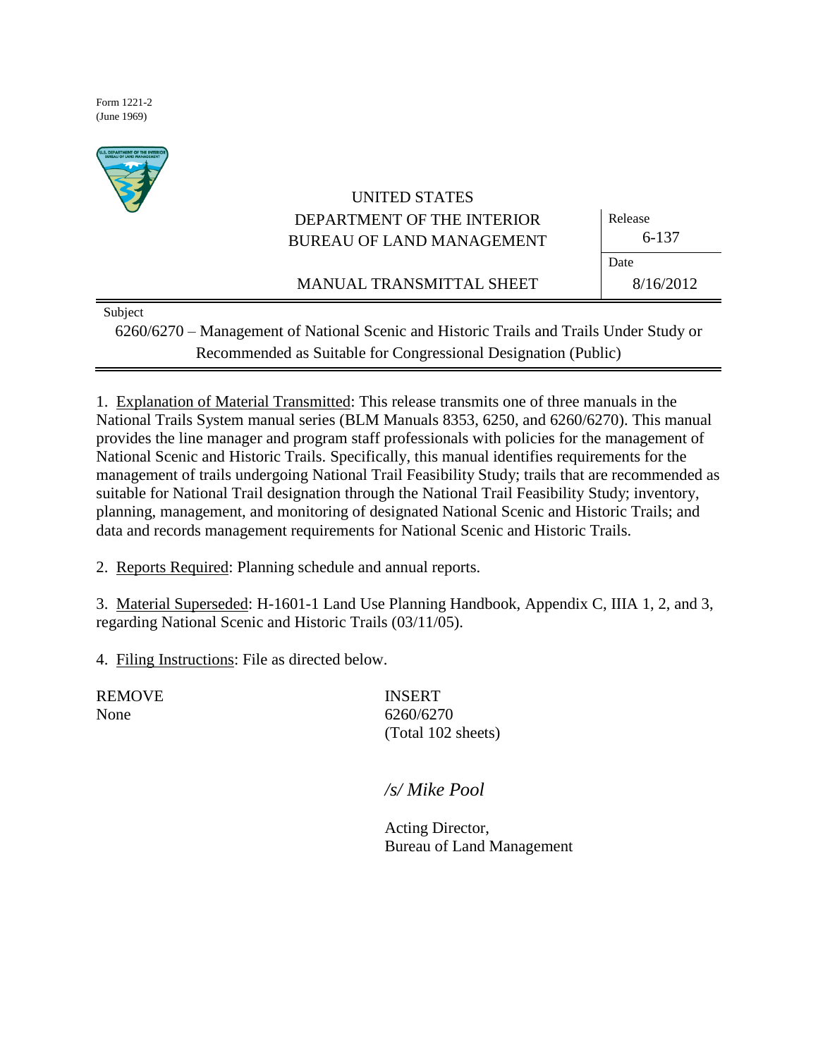Form 1221-2
(June 1969)

UNITED STATES
DEPARTMENT OF THE INTERIOR
BUREAU OF LAND MANAGEMENT

MANUAL TRANSMITTAL SHEET

| Release | Date |
| --- | --- |
| 6-137 | 8/16/2012 |

Subject

6260/6270 – Management of National Scenic and Historic Trails and Trails Under Study or Recommended as Suitable for Congressional Designation (Public)

1. Explanation of Material Transmitted: This release transmits one of three manuals in the National Trails System manual series (BLM Manuals 8353, 6250, and 6260/6270). This manual provides the line manager and program staff professionals with policies for the management of National Scenic and Historic Trails. Specifically, this manual identifies requirements for the management of trails undergoing National Trail Feasibility Study; trails that are recommended as suitable for National Trail designation through the National Trail Feasibility Study; inventory, planning, management, and monitoring of designated National Scenic and Historic Trails; and data and records management requirements for National Scenic and Historic Trails.

2. Reports Required: Planning schedule and annual reports.

3. Material Superseded: H-1601-1 Land Use Planning Handbook, Appendix C, IIIA 1, 2, and 3, regarding National Scenic and Historic Trails (03/11/05).

4. Filing Instructions: File as directed below.

| REMOVE | INSERT |
| --- | --- |
| None | 6260/6270 (Total 102 sheets) |

*/s/ Mike Pool*

Acting Director,
Bureau of Land Management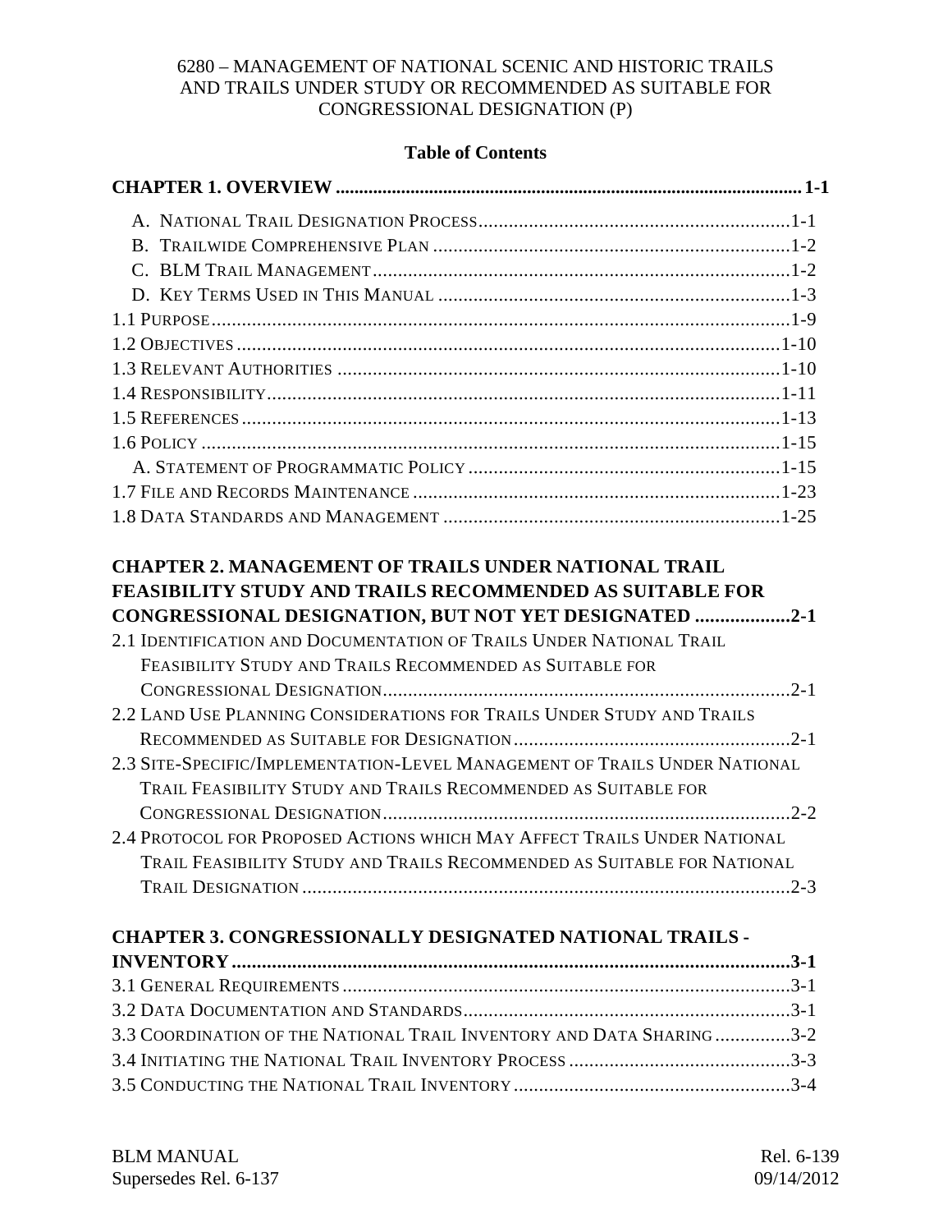6280 – MANAGEMENT OF NATIONAL SCENIC AND HISTORIC TRAILS AND TRAILS UNDER STUDY OR RECOMMENDED AS SUITABLE FOR CONGRESSIONAL DESIGNATION (P)

**Table of Contents**

**CHAPTER 1. OVERVIEW .......... 1-1**

- A. National Trail Designation Process .......... 1-1
- B. Trailwide Comprehensive Plan .......... 1-2
- C. BLM Trail Management .......... 1-2
- D. Key Terms Used in This Manual .......... 1-3

1.1 Purpose .......... 1-9
1.2 Objectives .......... 1-10
1.3 Relevant Authorities .......... 1-10
1.4 Responsibility .......... 1-11
1.5 References .......... 1-13
1.6 Policy .......... 1-15
- A. Statement of Programmatic Policy .......... 1-15

1.7 File and Records Maintenance .......... 1-23
1.8 Data Standards and Management .......... 1-25

**CHAPTER 2. MANAGEMENT OF TRAILS UNDER NATIONAL TRAIL FEASIBILITY STUDY AND TRAILS RECOMMENDED AS SUITABLE FOR CONGRESSIONAL DESIGNATION, BUT NOT YET DESIGNATED .......... 2-1**

2.1 Identification and Documentation of Trails Under National Trail Feasibility Study and Trails Recommended as Suitable for Congressional Designation .......... 2-1
2.2 Land Use Planning Considerations for Trails Under Study and Trails Recommended as Suitable for Designation .......... 2-1
2.3 Site-Specific/Implementation-Level Management of Trails Under National Trail Feasibility Study and Trails Recommended as Suitable for Congressional Designation .......... 2-2
2.4 Protocol for Proposed Actions which May Affect Trails Under National Trail Feasibility Study and Trails Recommended as Suitable for National Trail Designation .......... 2-3

**CHAPTER 3. CONGRESSIONALLY DESIGNATED NATIONAL TRAILS - INVENTORY .......... 3-1**

3.1 General Requirements .......... 3-1
3.2 Data Documentation and Standards .......... 3-1
3.3 Coordination of the National Trail Inventory and Data Sharing .......... 3-2
3.4 Initiating the National Trail Inventory Process .......... 3-3
3.5 Conducting the National Trail Inventory .......... 3-4

BLM MANUAL
Supersedes Rel. 6-137

Rel. 6-139
09/14/2012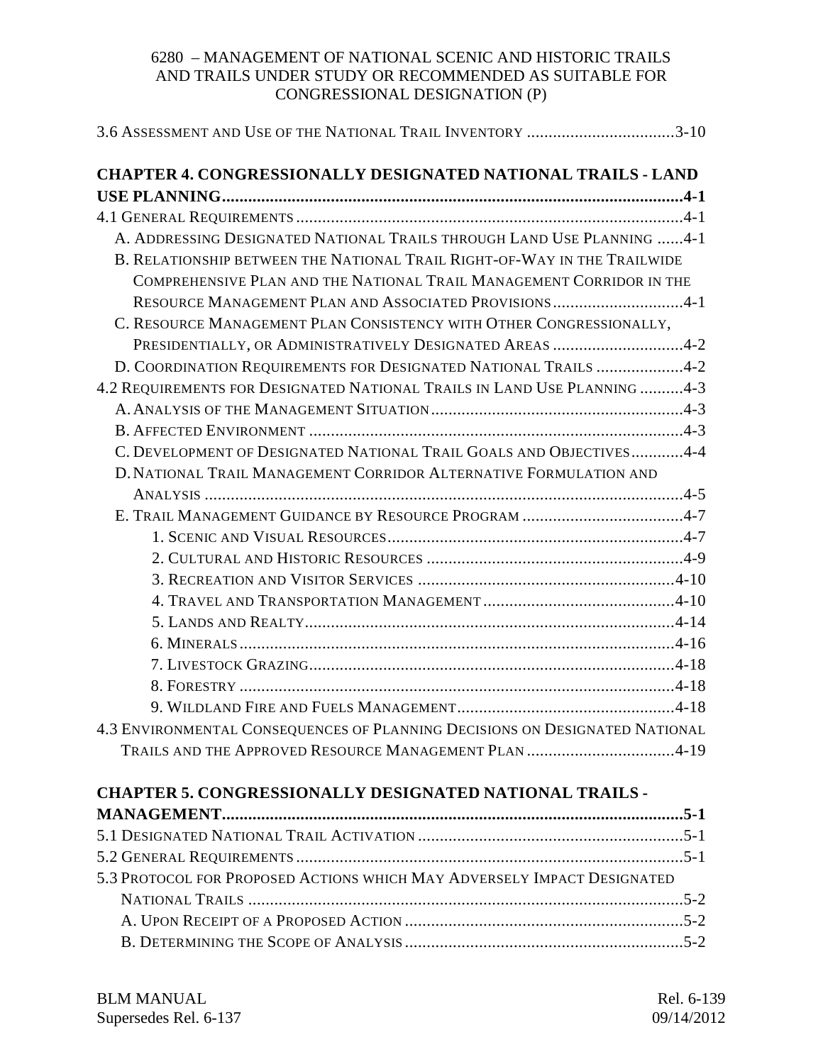3.6 Assessment and Use of the National Trail Inventory ..................................3-10

**CHAPTER 4. CONGRESSIONALLY DESIGNATED NATIONAL TRAILS - LAND USE PLANNING..........................................................................................................4-1**

4.1 General Requirements .........................................................................................4-1

A. Addressing Designated National Trails through Land Use Planning ......4-1

B. Relationship between the National Trail Right-of-Way in the Trailwide Comprehensive Plan and the National Trail Management Corridor in the Resource Management Plan and Associated Provisions..............................4-1

C. Resource Management Plan Consistency with Other Congressionally, Presidentially, or Administratively Designated Areas ..............................4-2

D. Coordination Requirements for Designated National Trails ....................4-2

4.2 Requirements for Designated National Trails in Land Use Planning ..........4-3

A. Analysis of the Management Situation..........................................................4-3

B. Affected Environment .....................................................................................4-3

C. Development of Designated National Trail Goals and Objectives............4-4

D. National Trail Management Corridor Alternative Formulation and Analysis .............................................................................................................4-5

E. Trail Management Guidance by Resource Program .....................................4-7

1. Scenic and Visual Resources...................................................................4-7

2. Cultural and Historic Resources ...........................................................4-9

3. Recreation and Visitor Services ...........................................................4-10

4. Travel and Transportation Management ............................................4-10

5. Lands and Realty.....................................................................................4-14

6. Minerals....................................................................................................4-16

7. Livestock Grazing....................................................................................4-18

8. Forestry ....................................................................................................4-18

9. Wildland Fire and Fuels Management..................................................4-18

4.3 Environmental Consequences of Planning Decisions on Designated National Trails and the Approved Resource Management Plan ..................................4-19

**CHAPTER 5. CONGRESSIONALLY DESIGNATED NATIONAL TRAILS - MANAGEMENT..........................................................................................................5-1**

5.1 Designated National Trail Activation .............................................................5-1

5.2 General Requirements .........................................................................................5-1

5.3 Protocol for Proposed Actions which May Adversely Impact Designated National Trails ....................................................................................................5-2

A. Upon Receipt of a Proposed Action ................................................................5-2

B. Determining the Scope of Analysis ................................................................5-2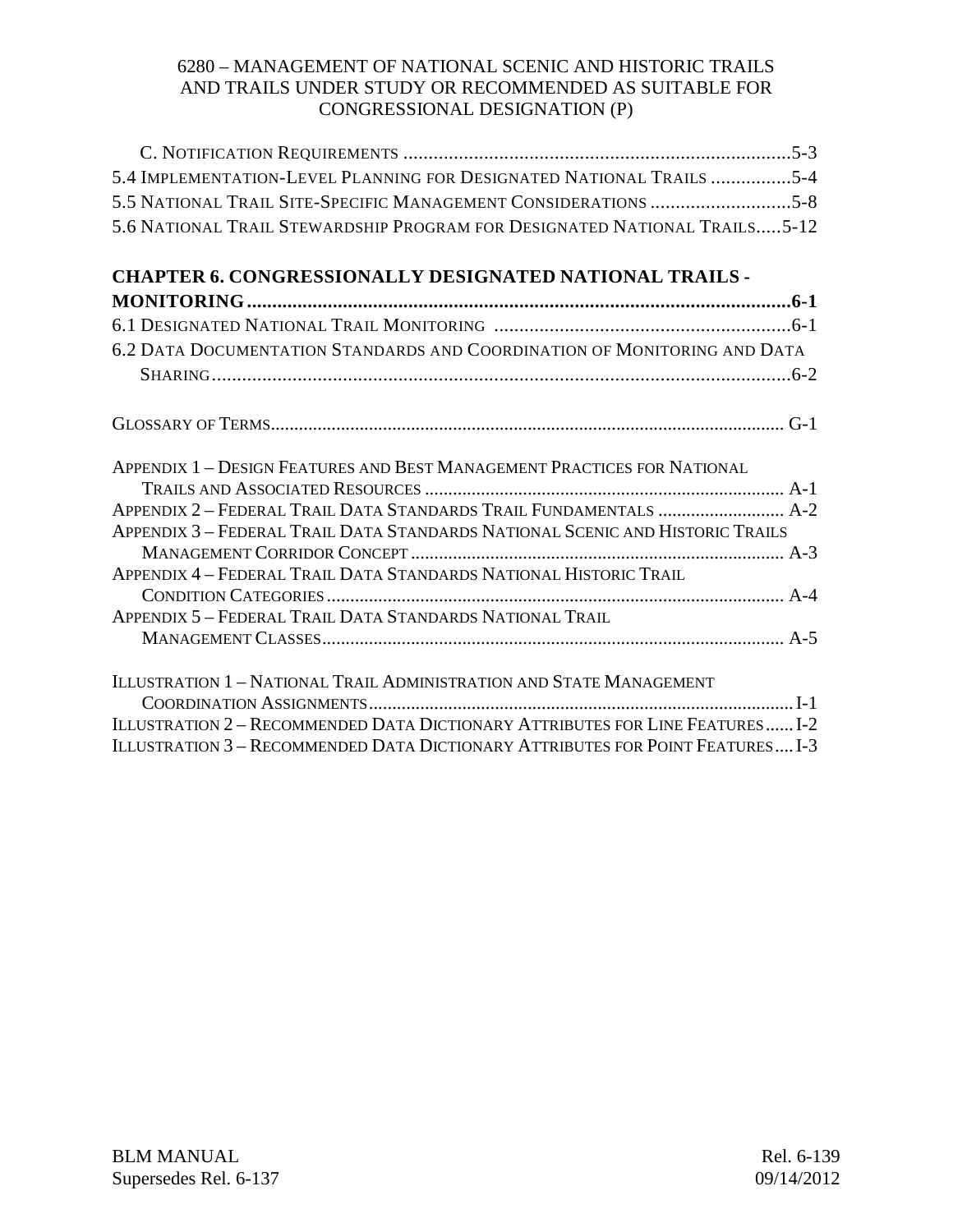C. Notification Requirements ..............................................................................5-3
5.4 Implementation-Level Planning for Designated National Trails ................5-4
5.5 National Trail Site-Specific Management Considerations ............................5-8
5.6 National Trail Stewardship Program for Designated National Trails.....5-12

**CHAPTER 6. CONGRESSIONALLY DESIGNATED NATIONAL TRAILS - MONITORING..............................................................................................................6-1**

6.1 Designated National Trail Monitoring ...........................................................6-1
6.2 Data Documentation Standards and Coordination of Monitoring and Data Sharing.......................................................................................................................6-2

Glossary of Terms.......................................................................................................... G-1

Appendix 1 – Design Features and Best Management Practices for National Trails and Associated Resources ............................................................................ A-1
Appendix 2 – Federal Trail Data Standards Trail Fundamentals ........................... A-2
Appendix 3 – Federal Trail Data Standards National Scenic and Historic Trails Management Corridor Concept ............................................................................... A-3
Appendix 4 – Federal Trail Data Standards National Historic Trail Condition Categories ................................................................................................. A-4
Appendix 5 – Federal Trail Data Standards National Trail Management Classes.................................................................................................. A-5

Illustration 1 – National Trail Administration and State Management Coordination Assignments.......................................................................................... I-1
Illustration 2 – Recommended Data Dictionary Attributes for Line Features...... I-2
Illustration 3 – Recommended Data Dictionary Attributes for Point Features.... I-3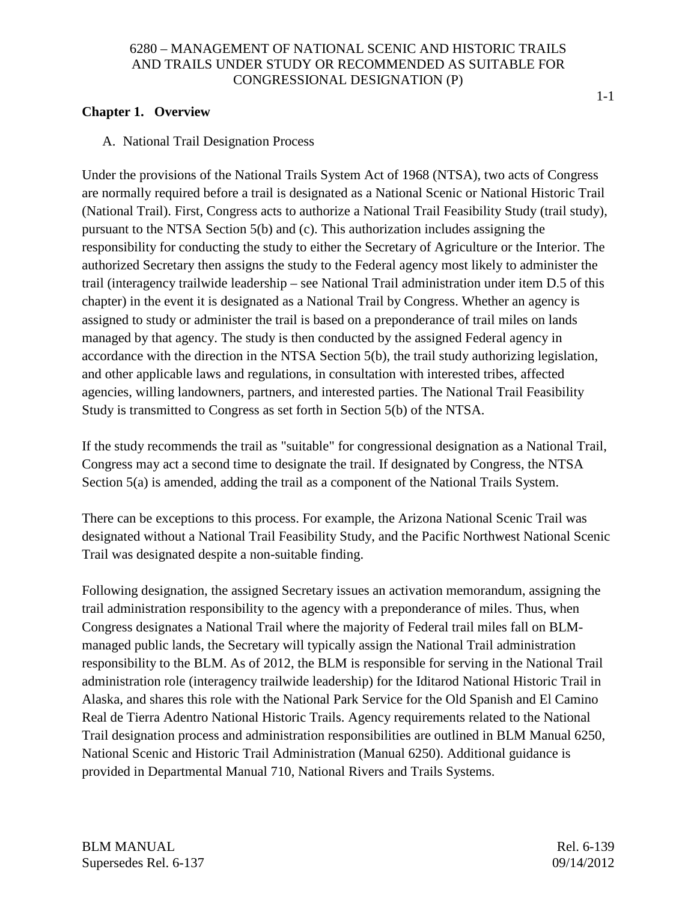## Chapter 1. Overview

### A. National Trail Designation Process

Under the provisions of the National Trails System Act of 1968 (NTSA), two acts of Congress are normally required before a trail is designated as a National Scenic or National Historic Trail (National Trail). First, Congress acts to authorize a National Trail Feasibility Study (trail study), pursuant to the NTSA Section 5(b) and (c). This authorization includes assigning the responsibility for conducting the study to either the Secretary of Agriculture or the Interior. The authorized Secretary then assigns the study to the Federal agency most likely to administer the trail (interagency trailwide leadership – see National Trail administration under item D.5 of this chapter) in the event it is designated as a National Trail by Congress. Whether an agency is assigned to study or administer the trail is based on a preponderance of trail miles on lands managed by that agency. The study is then conducted by the assigned Federal agency in accordance with the direction in the NTSA Section 5(b), the trail study authorizing legislation, and other applicable laws and regulations, in consultation with interested tribes, affected agencies, willing landowners, partners, and interested parties. The National Trail Feasibility Study is transmitted to Congress as set forth in Section 5(b) of the NTSA.

If the study recommends the trail as "suitable" for congressional designation as a National Trail, Congress may act a second time to designate the trail. If designated by Congress, the NTSA Section 5(a) is amended, adding the trail as a component of the National Trails System.

There can be exceptions to this process. For example, the Arizona National Scenic Trail was designated without a National Trail Feasibility Study, and the Pacific Northwest National Scenic Trail was designated despite a non-suitable finding.

Following designation, the assigned Secretary issues an activation memorandum, assigning the trail administration responsibility to the agency with a preponderance of miles. Thus, when Congress designates a National Trail where the majority of Federal trail miles fall on BLM-managed public lands, the Secretary will typically assign the National Trail administration responsibility to the BLM. As of 2012, the BLM is responsible for serving in the National Trail administration role (interagency trailwide leadership) for the Iditarod National Historic Trail in Alaska, and shares this role with the National Park Service for the Old Spanish and El Camino Real de Tierra Adentro National Historic Trails. Agency requirements related to the National Trail designation process and administration responsibilities are outlined in BLM Manual 6250, National Scenic and Historic Trail Administration (Manual 6250). Additional guidance is provided in Departmental Manual 710, National Rivers and Trails Systems.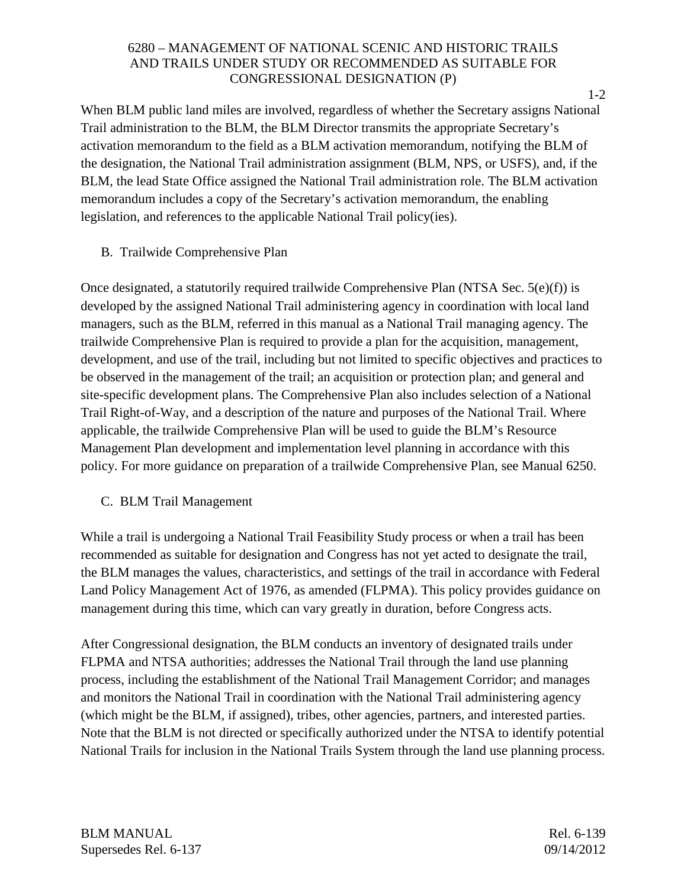When BLM public land miles are involved, regardless of whether the Secretary assigns National Trail administration to the BLM, the BLM Director transmits the appropriate Secretary's activation memorandum to the field as a BLM activation memorandum, notifying the BLM of the designation, the National Trail administration assignment (BLM, NPS, or USFS), and, if the BLM, the lead State Office assigned the National Trail administration role. The BLM activation memorandum includes a copy of the Secretary's activation memorandum, the enabling legislation, and references to the applicable National Trail policy(ies).

B. Trailwide Comprehensive Plan

Once designated, a statutorily required trailwide Comprehensive Plan (NTSA Sec. 5(e)(f)) is developed by the assigned National Trail administering agency in coordination with local land managers, such as the BLM, referred in this manual as a National Trail managing agency. The trailwide Comprehensive Plan is required to provide a plan for the acquisition, management, development, and use of the trail, including but not limited to specific objectives and practices to be observed in the management of the trail; an acquisition or protection plan; and general and site-specific development plans. The Comprehensive Plan also includes selection of a National Trail Right-of-Way, and a description of the nature and purposes of the National Trail. Where applicable, the trailwide Comprehensive Plan will be used to guide the BLM's Resource Management Plan development and implementation level planning in accordance with this policy. For more guidance on preparation of a trailwide Comprehensive Plan, see Manual 6250.

C. BLM Trail Management

While a trail is undergoing a National Trail Feasibility Study process or when a trail has been recommended as suitable for designation and Congress has not yet acted to designate the trail, the BLM manages the values, characteristics, and settings of the trail in accordance with Federal Land Policy Management Act of 1976, as amended (FLPMA). This policy provides guidance on management during this time, which can vary greatly in duration, before Congress acts.

After Congressional designation, the BLM conducts an inventory of designated trails under FLPMA and NTSA authorities; addresses the National Trail through the land use planning process, including the establishment of the National Trail Management Corridor; and manages and monitors the National Trail in coordination with the National Trail administering agency (which might be the BLM, if assigned), tribes, other agencies, partners, and interested parties. Note that the BLM is not directed or specifically authorized under the NTSA to identify potential National Trails for inclusion in the National Trails System through the land use planning process.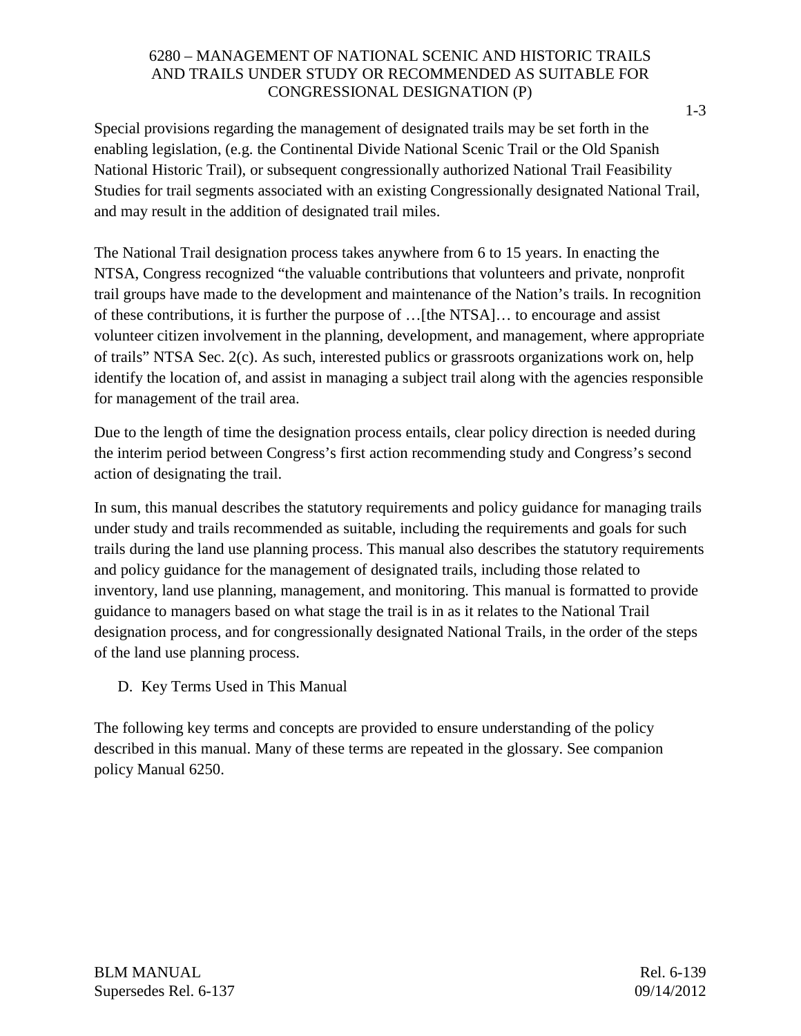Special provisions regarding the management of designated trails may be set forth in the enabling legislation, (e.g. the Continental Divide National Scenic Trail or the Old Spanish National Historic Trail), or subsequent congressionally authorized National Trail Feasibility Studies for trail segments associated with an existing Congressionally designated National Trail, and may result in the addition of designated trail miles.

The National Trail designation process takes anywhere from 6 to 15 years. In enacting the NTSA, Congress recognized "the valuable contributions that volunteers and private, nonprofit trail groups have made to the development and maintenance of the Nation's trails. In recognition of these contributions, it is further the purpose of …[the NTSA]… to encourage and assist volunteer citizen involvement in the planning, development, and management, where appropriate of trails" NTSA Sec. 2(c). As such, interested publics or grassroots organizations work on, help identify the location of, and assist in managing a subject trail along with the agencies responsible for management of the trail area.

Due to the length of time the designation process entails, clear policy direction is needed during the interim period between Congress's first action recommending study and Congress's second action of designating the trail.

In sum, this manual describes the statutory requirements and policy guidance for managing trails under study and trails recommended as suitable, including the requirements and goals for such trails during the land use planning process. This manual also describes the statutory requirements and policy guidance for the management of designated trails, including those related to inventory, land use planning, management, and monitoring. This manual is formatted to provide guidance to managers based on what stage the trail is in as it relates to the National Trail designation process, and for congressionally designated National Trails, in the order of the steps of the land use planning process.

D. Key Terms Used in This Manual

The following key terms and concepts are provided to ensure understanding of the policy described in this manual. Many of these terms are repeated in the glossary. See companion policy Manual 6250.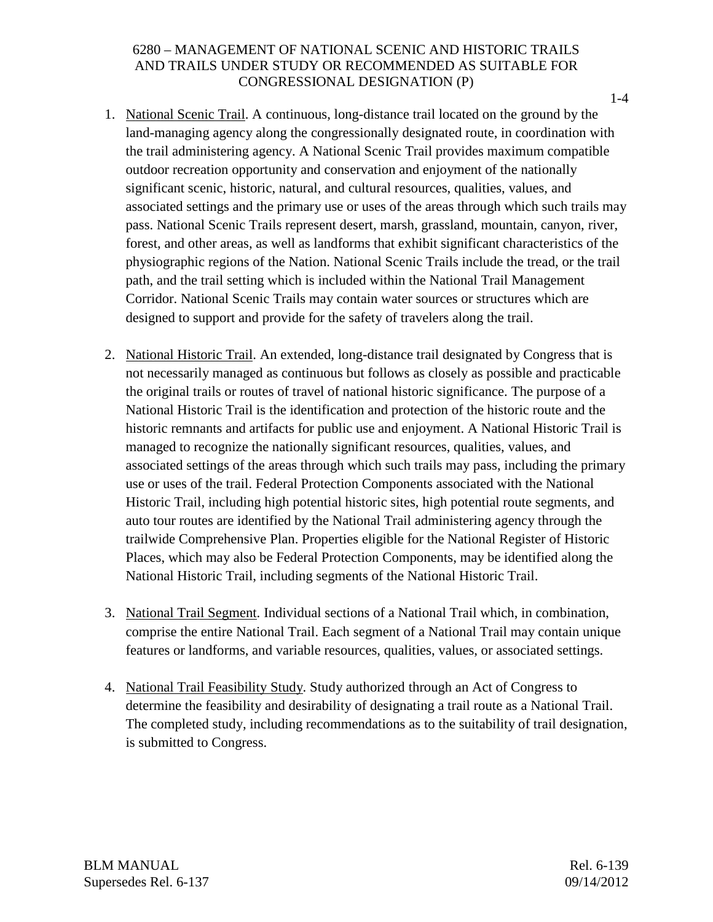1. National Scenic Trail. A continuous, long-distance trail located on the ground by the land-managing agency along the congressionally designated route, in coordination with the trail administering agency. A National Scenic Trail provides maximum compatible outdoor recreation opportunity and conservation and enjoyment of the nationally significant scenic, historic, natural, and cultural resources, qualities, values, and associated settings and the primary use or uses of the areas through which such trails may pass. National Scenic Trails represent desert, marsh, grassland, mountain, canyon, river, forest, and other areas, as well as landforms that exhibit significant characteristics of the physiographic regions of the Nation. National Scenic Trails include the tread, or the trail path, and the trail setting which is included within the National Trail Management Corridor. National Scenic Trails may contain water sources or structures which are designed to support and provide for the safety of travelers along the trail.

2. National Historic Trail. An extended, long-distance trail designated by Congress that is not necessarily managed as continuous but follows as closely as possible and practicable the original trails or routes of travel of national historic significance. The purpose of a National Historic Trail is the identification and protection of the historic route and the historic remnants and artifacts for public use and enjoyment. A National Historic Trail is managed to recognize the nationally significant resources, qualities, values, and associated settings of the areas through which such trails may pass, including the primary use or uses of the trail. Federal Protection Components associated with the National Historic Trail, including high potential historic sites, high potential route segments, and auto tour routes are identified by the National Trail administering agency through the trailwide Comprehensive Plan. Properties eligible for the National Register of Historic Places, which may also be Federal Protection Components, may be identified along the National Historic Trail, including segments of the National Historic Trail.

3. National Trail Segment. Individual sections of a National Trail which, in combination, comprise the entire National Trail. Each segment of a National Trail may contain unique features or landforms, and variable resources, qualities, values, or associated settings.

4. National Trail Feasibility Study. Study authorized through an Act of Congress to determine the feasibility and desirability of designating a trail route as a National Trail. The completed study, including recommendations as to the suitability of trail designation, is submitted to Congress.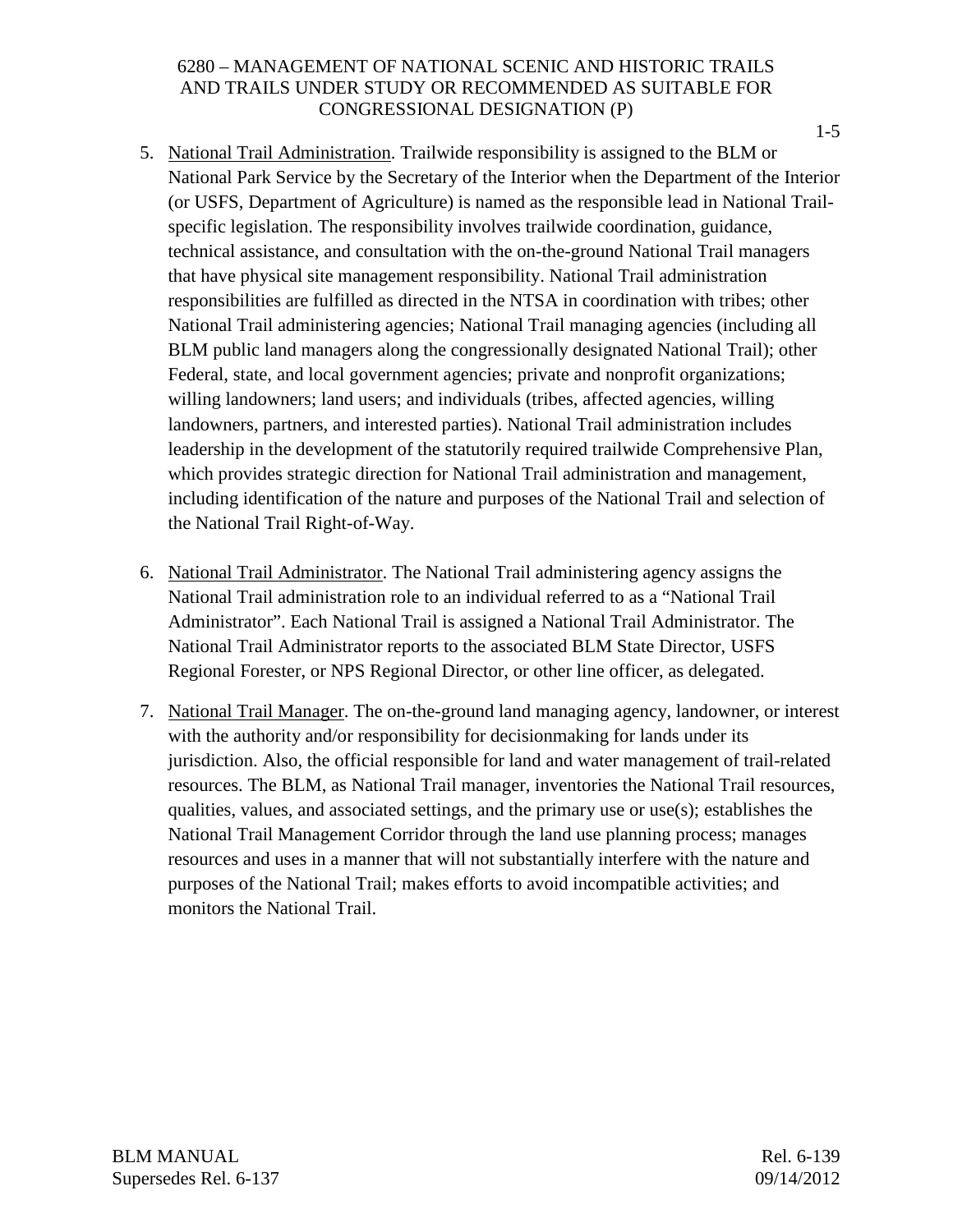5. National Trail Administration. Trailwide responsibility is assigned to the BLM or National Park Service by the Secretary of the Interior when the Department of the Interior (or USFS, Department of Agriculture) is named as the responsible lead in National Trail-specific legislation. The responsibility involves trailwide coordination, guidance, technical assistance, and consultation with the on-the-ground National Trail managers that have physical site management responsibility. National Trail administration responsibilities are fulfilled as directed in the NTSA in coordination with tribes; other National Trail administering agencies; National Trail managing agencies (including all BLM public land managers along the congressionally designated National Trail); other Federal, state, and local government agencies; private and nonprofit organizations; willing landowners; land users; and individuals (tribes, affected agencies, willing landowners, partners, and interested parties). National Trail administration includes leadership in the development of the statutorily required trailwide Comprehensive Plan, which provides strategic direction for National Trail administration and management, including identification of the nature and purposes of the National Trail and selection of the National Trail Right-of-Way.

6. National Trail Administrator. The National Trail administering agency assigns the National Trail administration role to an individual referred to as a "National Trail Administrator". Each National Trail is assigned a National Trail Administrator. The National Trail Administrator reports to the associated BLM State Director, USFS Regional Forester, or NPS Regional Director, or other line officer, as delegated.

7. National Trail Manager. The on-the-ground land managing agency, landowner, or interest with the authority and/or responsibility for decisionmaking for lands under its jurisdiction. Also, the official responsible for land and water management of trail-related resources. The BLM, as National Trail manager, inventories the National Trail resources, qualities, values, and associated settings, and the primary use or use(s); establishes the National Trail Management Corridor through the land use planning process; manages resources and uses in a manner that will not substantially interfere with the nature and purposes of the National Trail; makes efforts to avoid incompatible activities; and monitors the National Trail.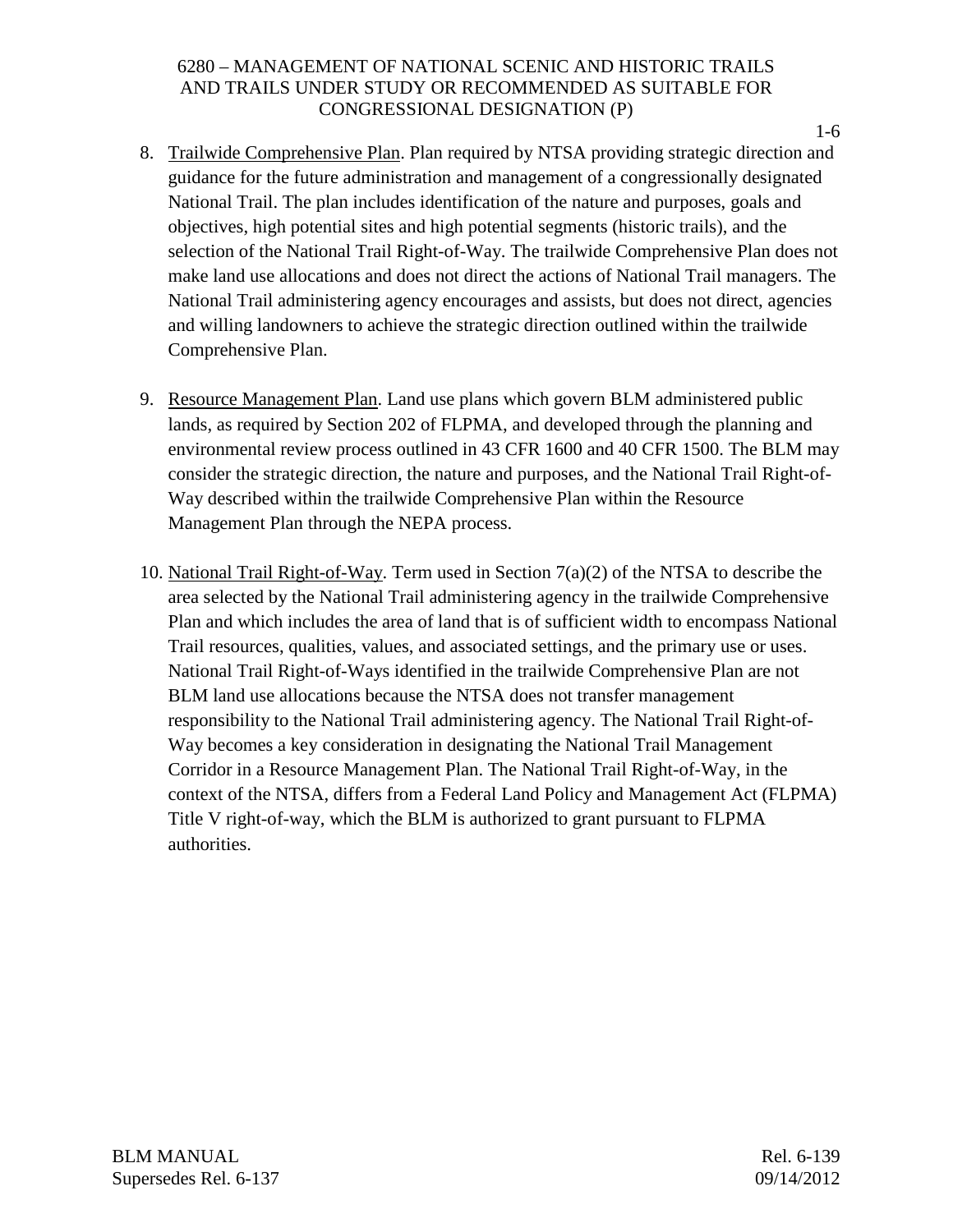8. Trailwide Comprehensive Plan. Plan required by NTSA providing strategic direction and guidance for the future administration and management of a congressionally designated National Trail. The plan includes identification of the nature and purposes, goals and objectives, high potential sites and high potential segments (historic trails), and the selection of the National Trail Right-of-Way. The trailwide Comprehensive Plan does not make land use allocations and does not direct the actions of National Trail managers. The National Trail administering agency encourages and assists, but does not direct, agencies and willing landowners to achieve the strategic direction outlined within the trailwide Comprehensive Plan.

9. Resource Management Plan. Land use plans which govern BLM administered public lands, as required by Section 202 of FLPMA, and developed through the planning and environmental review process outlined in 43 CFR 1600 and 40 CFR 1500. The BLM may consider the strategic direction, the nature and purposes, and the National Trail Right-of-Way described within the trailwide Comprehensive Plan within the Resource Management Plan through the NEPA process.

10. National Trail Right-of-Way. Term used in Section 7(a)(2) of the NTSA to describe the area selected by the National Trail administering agency in the trailwide Comprehensive Plan and which includes the area of land that is of sufficient width to encompass National Trail resources, qualities, values, and associated settings, and the primary use or uses. National Trail Right-of-Ways identified in the trailwide Comprehensive Plan are not BLM land use allocations because the NTSA does not transfer management responsibility to the National Trail administering agency. The National Trail Right-of-Way becomes a key consideration in designating the National Trail Management Corridor in a Resource Management Plan. The National Trail Right-of-Way, in the context of the NTSA, differs from a Federal Land Policy and Management Act (FLPMA) Title V right-of-way, which the BLM is authorized to grant pursuant to FLPMA authorities.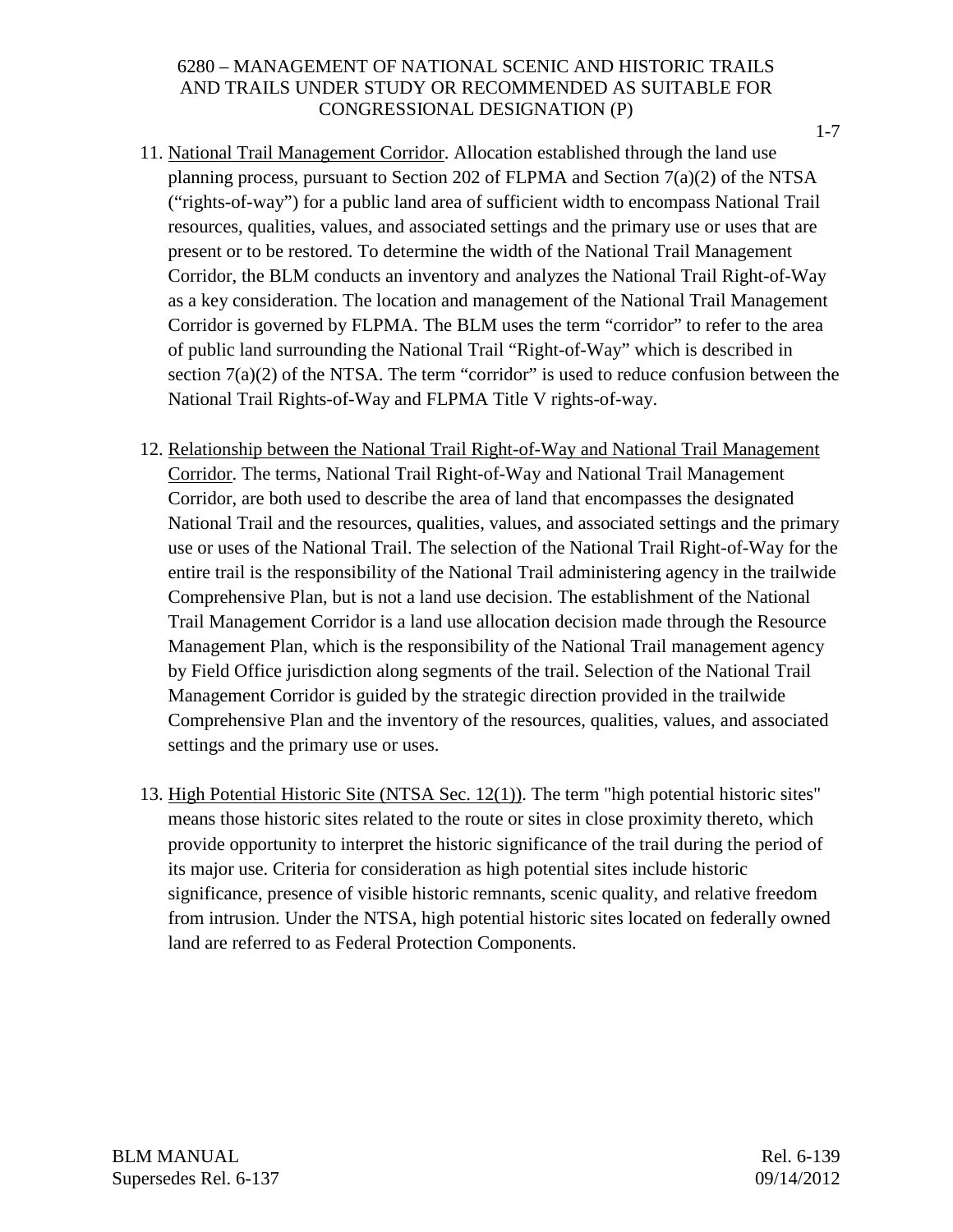11. National Trail Management Corridor. Allocation established through the land use planning process, pursuant to Section 202 of FLPMA and Section 7(a)(2) of the NTSA ("rights-of-way") for a public land area of sufficient width to encompass National Trail resources, qualities, values, and associated settings and the primary use or uses that are present or to be restored. To determine the width of the National Trail Management Corridor, the BLM conducts an inventory and analyzes the National Trail Right-of-Way as a key consideration. The location and management of the National Trail Management Corridor is governed by FLPMA. The BLM uses the term "corridor" to refer to the area of public land surrounding the National Trail "Right-of-Way" which is described in section 7(a)(2) of the NTSA. The term "corridor" is used to reduce confusion between the National Trail Rights-of-Way and FLPMA Title V rights-of-way.

12. Relationship between the National Trail Right-of-Way and National Trail Management Corridor. The terms, National Trail Right-of-Way and National Trail Management Corridor, are both used to describe the area of land that encompasses the designated National Trail and the resources, qualities, values, and associated settings and the primary use or uses of the National Trail. The selection of the National Trail Right-of-Way for the entire trail is the responsibility of the National Trail administering agency in the trailwide Comprehensive Plan, but is not a land use decision. The establishment of the National Trail Management Corridor is a land use allocation decision made through the Resource Management Plan, which is the responsibility of the National Trail management agency by Field Office jurisdiction along segments of the trail. Selection of the National Trail Management Corridor is guided by the strategic direction provided in the trailwide Comprehensive Plan and the inventory of the resources, qualities, values, and associated settings and the primary use or uses.

13. High Potential Historic Site (NTSA Sec. 12(1)). The term "high potential historic sites" means those historic sites related to the route or sites in close proximity thereto, which provide opportunity to interpret the historic significance of the trail during the period of its major use. Criteria for consideration as high potential sites include historic significance, presence of visible historic remnants, scenic quality, and relative freedom from intrusion. Under the NTSA, high potential historic sites located on federally owned land are referred to as Federal Protection Components.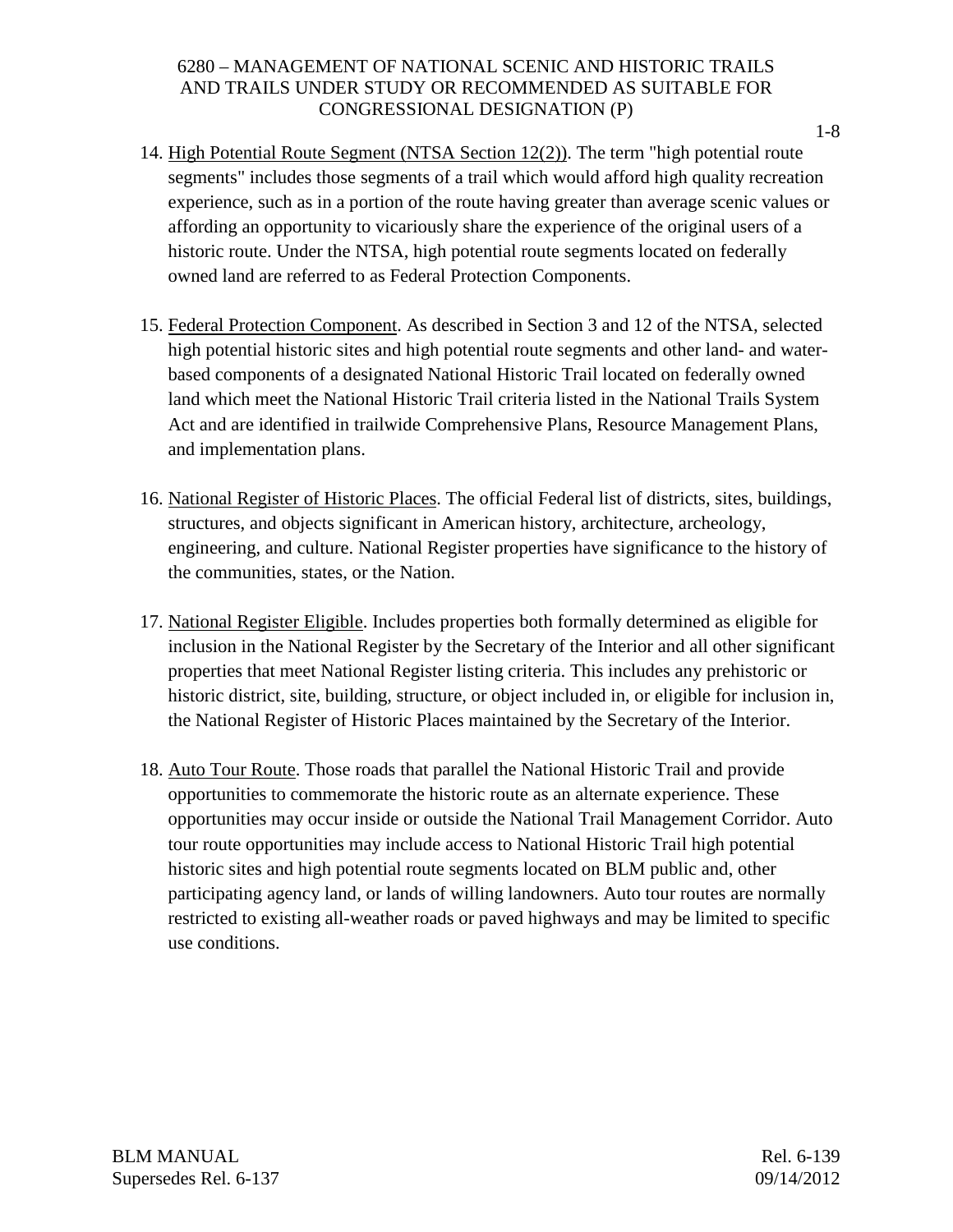14. <u>High Potential Route Segment (NTSA Section 12(2))</u>. The term "high potential route segments" includes those segments of a trail which would afford high quality recreation experience, such as in a portion of the route having greater than average scenic values or affording an opportunity to vicariously share the experience of the original users of a historic route. Under the NTSA, high potential route segments located on federally owned land are referred to as Federal Protection Components.

15. <u>Federal Protection Component</u>. As described in Section 3 and 12 of the NTSA, selected high potential historic sites and high potential route segments and other land- and water-based components of a designated National Historic Trail located on federally owned land which meet the National Historic Trail criteria listed in the National Trails System Act and are identified in trailwide Comprehensive Plans, Resource Management Plans, and implementation plans.

16. <u>National Register of Historic Places</u>. The official Federal list of districts, sites, buildings, structures, and objects significant in American history, architecture, archeology, engineering, and culture. National Register properties have significance to the history of the communities, states, or the Nation.

17. <u>National Register Eligible</u>. Includes properties both formally determined as eligible for inclusion in the National Register by the Secretary of the Interior and all other significant properties that meet National Register listing criteria. This includes any prehistoric or historic district, site, building, structure, or object included in, or eligible for inclusion in, the National Register of Historic Places maintained by the Secretary of the Interior.

18. <u>Auto Tour Route</u>. Those roads that parallel the National Historic Trail and provide opportunities to commemorate the historic route as an alternate experience. These opportunities may occur inside or outside the National Trail Management Corridor. Auto tour route opportunities may include access to National Historic Trail high potential historic sites and high potential route segments located on BLM public and, other participating agency land, or lands of willing landowners. Auto tour routes are normally restricted to existing all-weather roads or paved highways and may be limited to specific use conditions.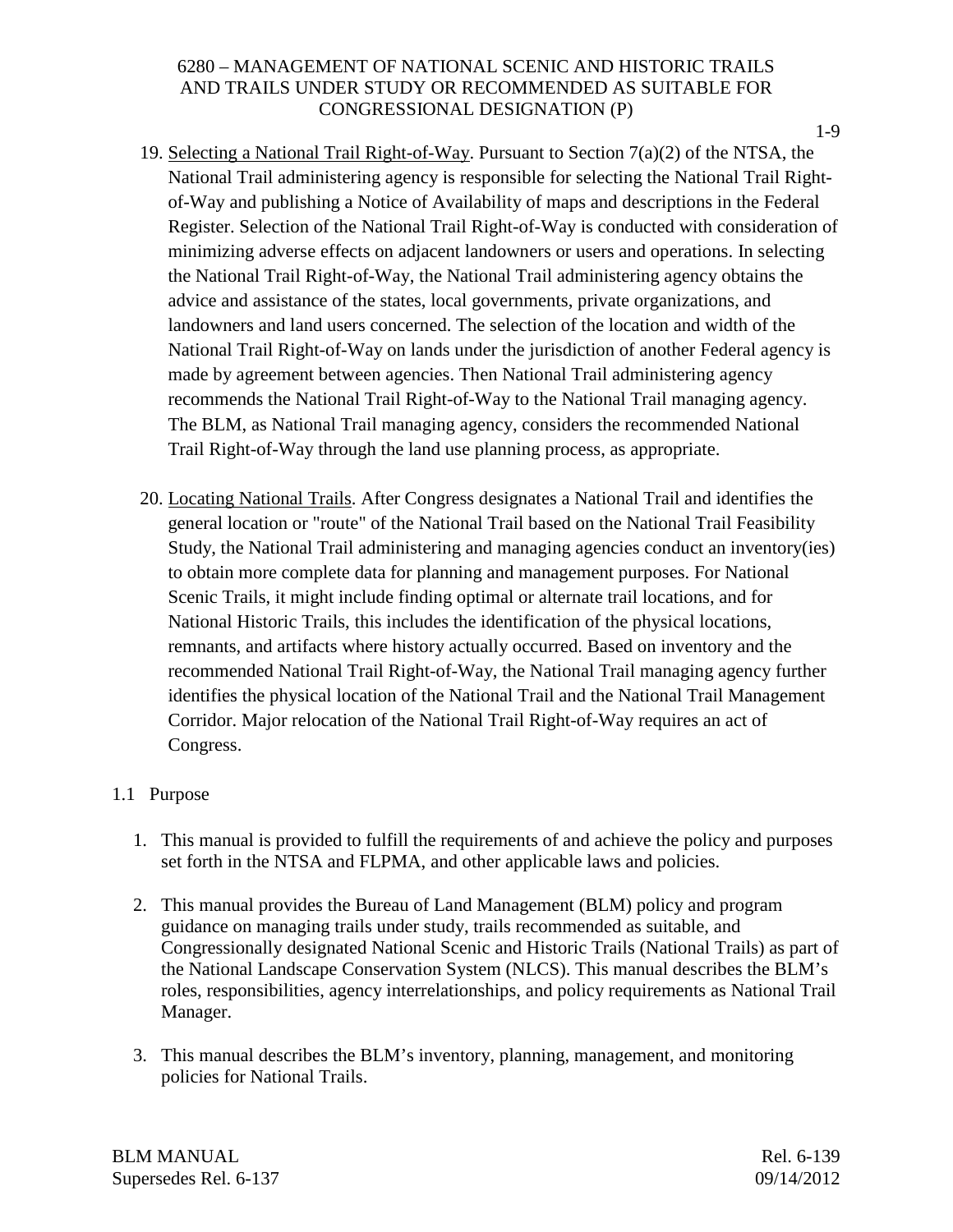19. <u>Selecting a National Trail Right-of-Way</u>. Pursuant to Section 7(a)(2) of the NTSA, the National Trail administering agency is responsible for selecting the National Trail Right-of-Way and publishing a Notice of Availability of maps and descriptions in the Federal Register. Selection of the National Trail Right-of-Way is conducted with consideration of minimizing adverse effects on adjacent landowners or users and operations. In selecting the National Trail Right-of-Way, the National Trail administering agency obtains the advice and assistance of the states, local governments, private organizations, and landowners and land users concerned. The selection of the location and width of the National Trail Right-of-Way on lands under the jurisdiction of another Federal agency is made by agreement between agencies. Then National Trail administering agency recommends the National Trail Right-of-Way to the National Trail managing agency. The BLM, as National Trail managing agency, considers the recommended National Trail Right-of-Way through the land use planning process, as appropriate.

20. <u>Locating National Trails</u>. After Congress designates a National Trail and identifies the general location or "route" of the National Trail based on the National Trail Feasibility Study, the National Trail administering and managing agencies conduct an inventory(ies) to obtain more complete data for planning and management purposes. For National Scenic Trails, it might include finding optimal or alternate trail locations, and for National Historic Trails, this includes the identification of the physical locations, remnants, and artifacts where history actually occurred. Based on inventory and the recommended National Trail Right-of-Way, the National Trail managing agency further identifies the physical location of the National Trail and the National Trail Management Corridor. Major relocation of the National Trail Right-of-Way requires an act of Congress.

## 1.1 Purpose

1. This manual is provided to fulfill the requirements of and achieve the policy and purposes set forth in the NTSA and FLPMA, and other applicable laws and policies.

2. This manual provides the Bureau of Land Management (BLM) policy and program guidance on managing trails under study, trails recommended as suitable, and Congressionally designated National Scenic and Historic Trails (National Trails) as part of the National Landscape Conservation System (NLCS). This manual describes the BLM's roles, responsibilities, agency interrelationships, and policy requirements as National Trail Manager.

3. This manual describes the BLM's inventory, planning, management, and monitoring policies for National Trails.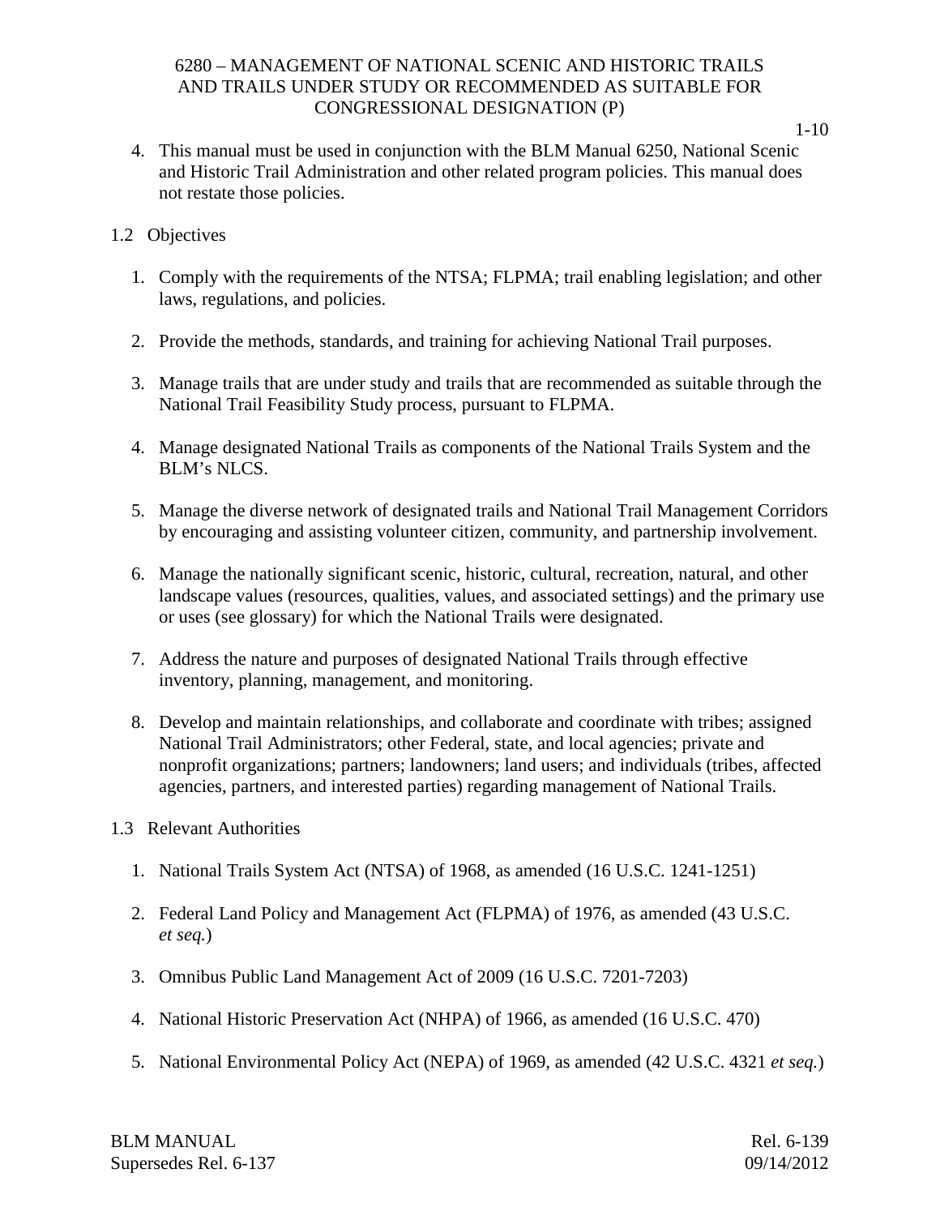4. This manual must be used in conjunction with the BLM Manual 6250, National Scenic and Historic Trail Administration and other related program policies. This manual does not restate those policies.

## 1.2 Objectives

1. Comply with the requirements of the NTSA; FLPMA; trail enabling legislation; and other laws, regulations, and policies.

2. Provide the methods, standards, and training for achieving National Trail purposes.

3. Manage trails that are under study and trails that are recommended as suitable through the National Trail Feasibility Study process, pursuant to FLPMA.

4. Manage designated National Trails as components of the National Trails System and the BLM's NLCS.

5. Manage the diverse network of designated trails and National Trail Management Corridors by encouraging and assisting volunteer citizen, community, and partnership involvement.

6. Manage the nationally significant scenic, historic, cultural, recreation, natural, and other landscape values (resources, qualities, values, and associated settings) and the primary use or uses (see glossary) for which the National Trails were designated.

7. Address the nature and purposes of designated National Trails through effective inventory, planning, management, and monitoring.

8. Develop and maintain relationships, and collaborate and coordinate with tribes; assigned National Trail Administrators; other Federal, state, and local agencies; private and nonprofit organizations; partners; landowners; land users; and individuals (tribes, affected agencies, partners, and interested parties) regarding management of National Trails.

## 1.3 Relevant Authorities

1. National Trails System Act (NTSA) of 1968, as amended (16 U.S.C. 1241-1251)

2. Federal Land Policy and Management Act (FLPMA) of 1976, as amended (43 U.S.C. *et seq.*)

3. Omnibus Public Land Management Act of 2009 (16 U.S.C. 7201-7203)

4. National Historic Preservation Act (NHPA) of 1966, as amended (16 U.S.C. 470)

5. National Environmental Policy Act (NEPA) of 1969, as amended (42 U.S.C. 4321 *et seq.*)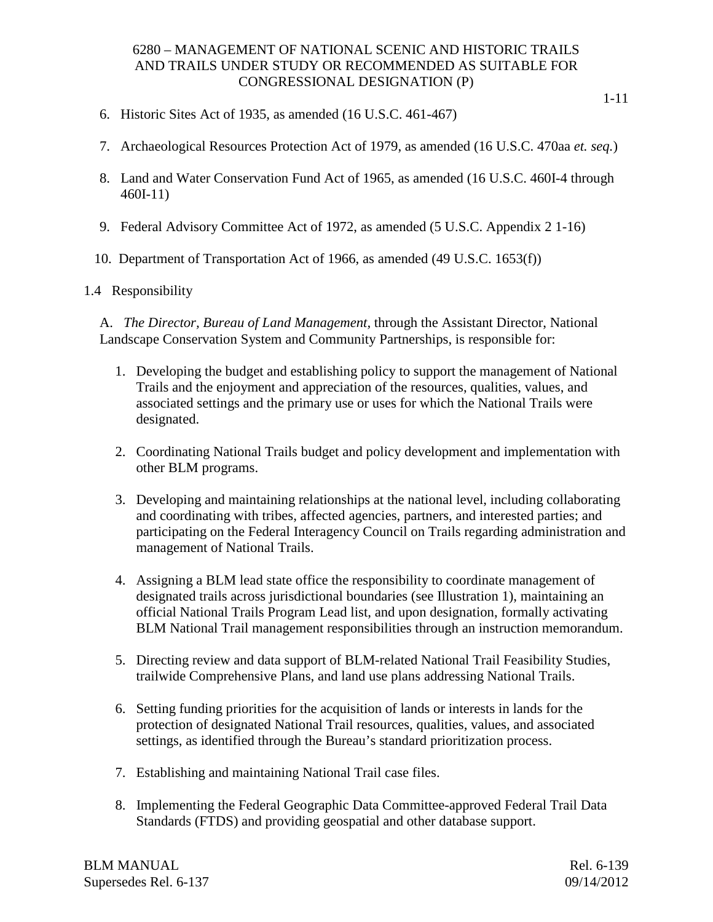6. Historic Sites Act of 1935, as amended (16 U.S.C. 461-467)

7. Archaeological Resources Protection Act of 1979, as amended (16 U.S.C. 470aa *et. seq.*)

8. Land and Water Conservation Fund Act of 1965, as amended (16 U.S.C. 460I-4 through 460I-11)

9. Federal Advisory Committee Act of 1972, as amended (5 U.S.C. Appendix 2 1-16)

10. Department of Transportation Act of 1966, as amended (49 U.S.C. 1653(f))

1.4 Responsibility

A. *The Director, Bureau of Land Management*, through the Assistant Director, National Landscape Conservation System and Community Partnerships, is responsible for:

1. Developing the budget and establishing policy to support the management of National Trails and the enjoyment and appreciation of the resources, qualities, values, and associated settings and the primary use or uses for which the National Trails were designated.

2. Coordinating National Trails budget and policy development and implementation with other BLM programs.

3. Developing and maintaining relationships at the national level, including collaborating and coordinating with tribes, affected agencies, partners, and interested parties; and participating on the Federal Interagency Council on Trails regarding administration and management of National Trails.

4. Assigning a BLM lead state office the responsibility to coordinate management of designated trails across jurisdictional boundaries (see Illustration 1), maintaining an official National Trails Program Lead list, and upon designation, formally activating BLM National Trail management responsibilities through an instruction memorandum.

5. Directing review and data support of BLM-related National Trail Feasibility Studies, trailwide Comprehensive Plans, and land use plans addressing National Trails.

6. Setting funding priorities for the acquisition of lands or interests in lands for the protection of designated National Trail resources, qualities, values, and associated settings, as identified through the Bureau's standard prioritization process.

7. Establishing and maintaining National Trail case files.

8. Implementing the Federal Geographic Data Committee-approved Federal Trail Data Standards (FTDS) and providing geospatial and other database support.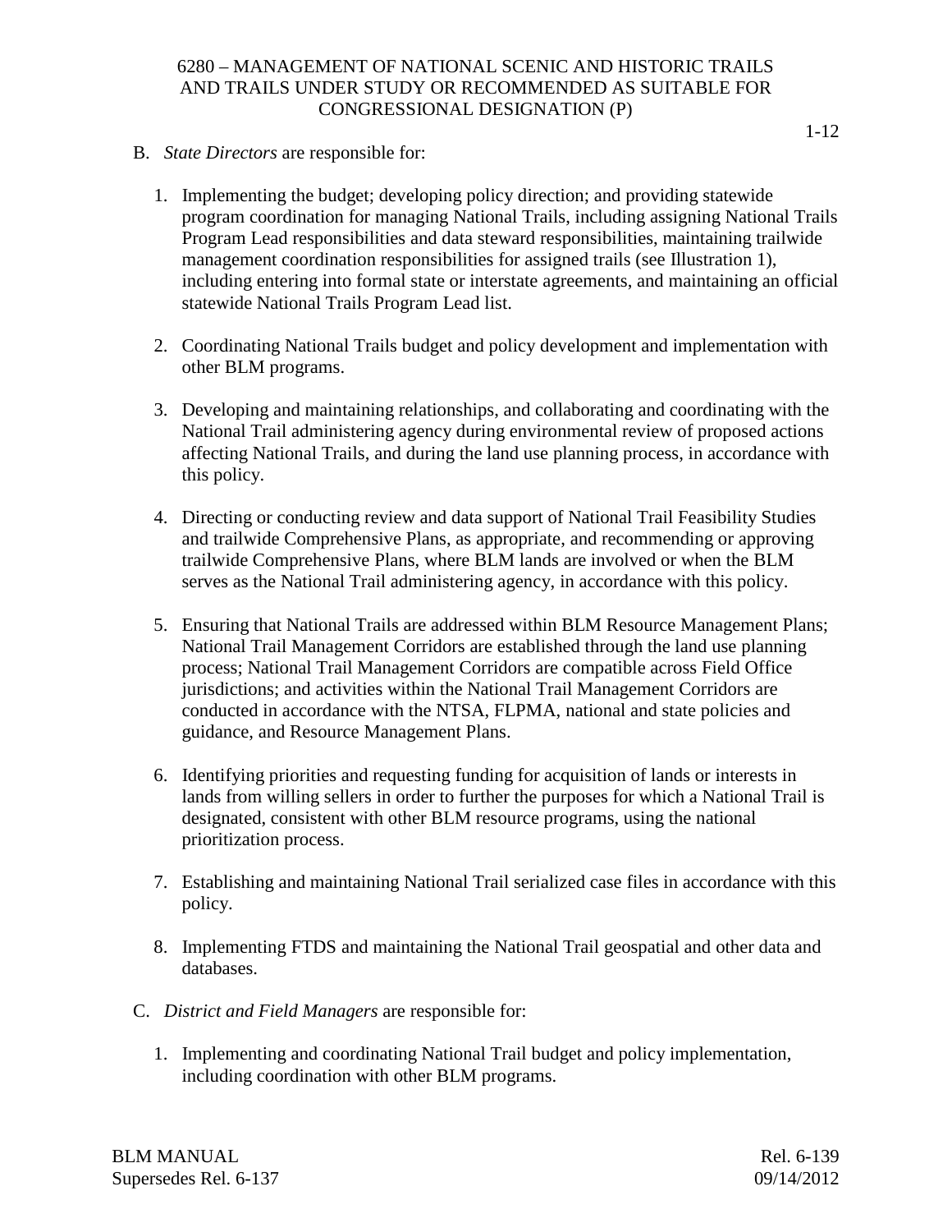B. *State Directors* are responsible for:

1. Implementing the budget; developing policy direction; and providing statewide program coordination for managing National Trails, including assigning National Trails Program Lead responsibilities and data steward responsibilities, maintaining trailwide management coordination responsibilities for assigned trails (see Illustration 1), including entering into formal state or interstate agreements, and maintaining an official statewide National Trails Program Lead list.

2. Coordinating National Trails budget and policy development and implementation with other BLM programs.

3. Developing and maintaining relationships, and collaborating and coordinating with the National Trail administering agency during environmental review of proposed actions affecting National Trails, and during the land use planning process, in accordance with this policy.

4. Directing or conducting review and data support of National Trail Feasibility Studies and trailwide Comprehensive Plans, as appropriate, and recommending or approving trailwide Comprehensive Plans, where BLM lands are involved or when the BLM serves as the National Trail administering agency, in accordance with this policy.

5. Ensuring that National Trails are addressed within BLM Resource Management Plans; National Trail Management Corridors are established through the land use planning process; National Trail Management Corridors are compatible across Field Office jurisdictions; and activities within the National Trail Management Corridors are conducted in accordance with the NTSA, FLPMA, national and state policies and guidance, and Resource Management Plans.

6. Identifying priorities and requesting funding for acquisition of lands or interests in lands from willing sellers in order to further the purposes for which a National Trail is designated, consistent with other BLM resource programs, using the national prioritization process.

7. Establishing and maintaining National Trail serialized case files in accordance with this policy.

8. Implementing FTDS and maintaining the National Trail geospatial and other data and databases.

C. *District and Field Managers* are responsible for:

1. Implementing and coordinating National Trail budget and policy implementation, including coordination with other BLM programs.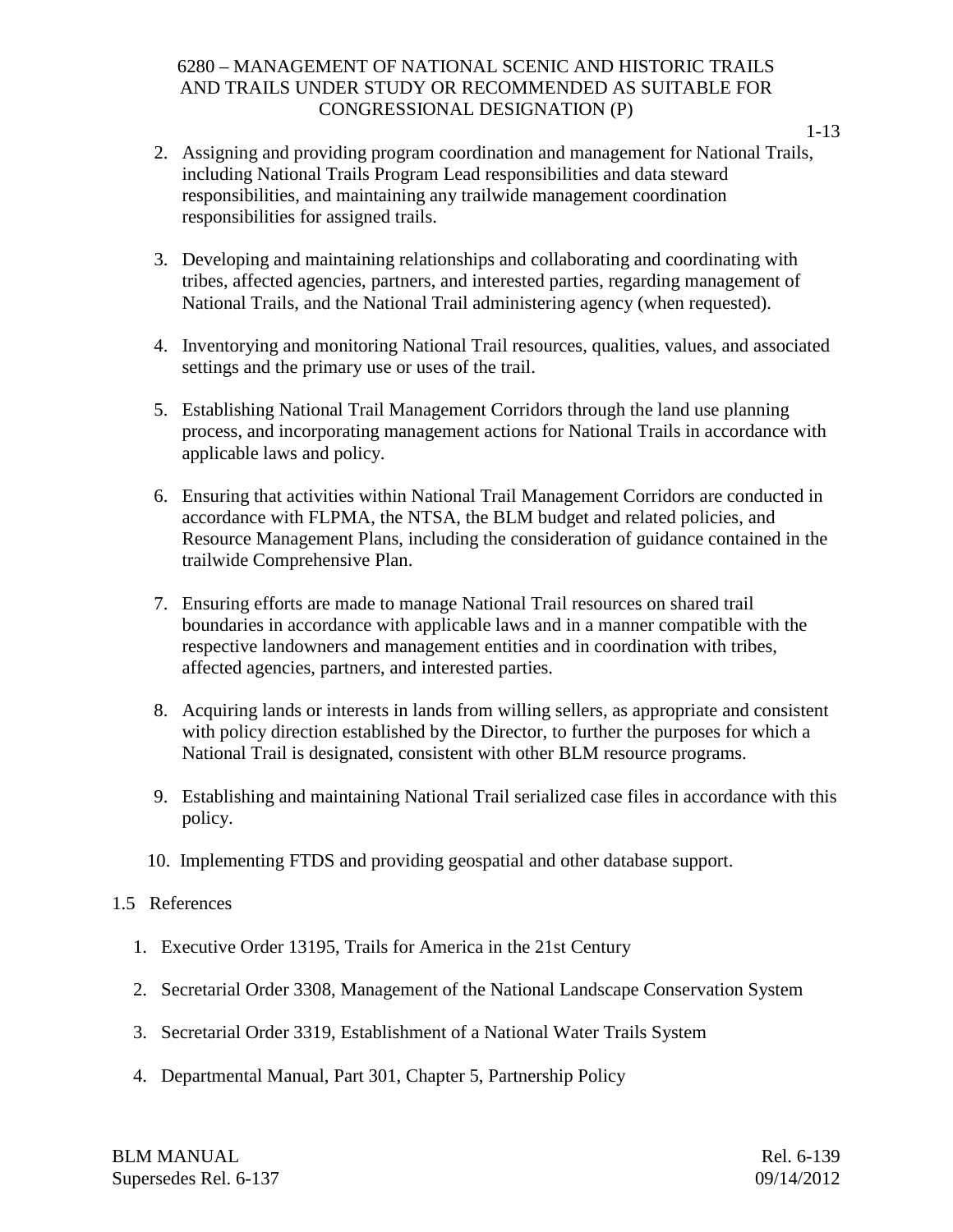2. Assigning and providing program coordination and management for National Trails, including National Trails Program Lead responsibilities and data steward responsibilities, and maintaining any trailwide management coordination responsibilities for assigned trails.

3. Developing and maintaining relationships and collaborating and coordinating with tribes, affected agencies, partners, and interested parties, regarding management of National Trails, and the National Trail administering agency (when requested).

4. Inventorying and monitoring National Trail resources, qualities, values, and associated settings and the primary use or uses of the trail.

5. Establishing National Trail Management Corridors through the land use planning process, and incorporating management actions for National Trails in accordance with applicable laws and policy.

6. Ensuring that activities within National Trail Management Corridors are conducted in accordance with FLPMA, the NTSA, the BLM budget and related policies, and Resource Management Plans, including the consideration of guidance contained in the trailwide Comprehensive Plan.

7. Ensuring efforts are made to manage National Trail resources on shared trail boundaries in accordance with applicable laws and in a manner compatible with the respective landowners and management entities and in coordination with tribes, affected agencies, partners, and interested parties.

8. Acquiring lands or interests in lands from willing sellers, as appropriate and consistent with policy direction established by the Director, to further the purposes for which a National Trail is designated, consistent with other BLM resource programs.

9. Establishing and maintaining National Trail serialized case files in accordance with this policy.

10. Implementing FTDS and providing geospatial and other database support.

## 1.5 References

1. Executive Order 13195, Trails for America in the 21st Century

2. Secretarial Order 3308, Management of the National Landscape Conservation System

3. Secretarial Order 3319, Establishment of a National Water Trails System

4. Departmental Manual, Part 301, Chapter 5, Partnership Policy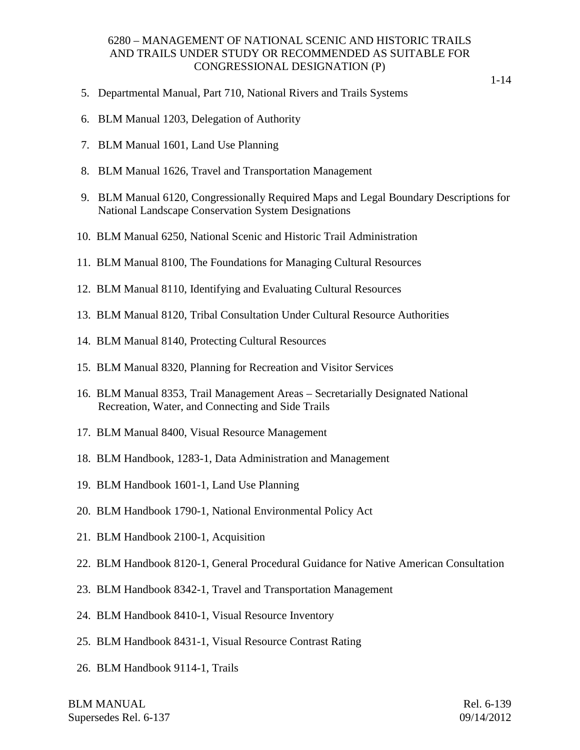5. Departmental Manual, Part 710, National Rivers and Trails Systems

6. BLM Manual 1203, Delegation of Authority

7. BLM Manual 1601, Land Use Planning

8. BLM Manual 1626, Travel and Transportation Management

9. BLM Manual 6120, Congressionally Required Maps and Legal Boundary Descriptions for National Landscape Conservation System Designations

10. BLM Manual 6250, National Scenic and Historic Trail Administration

11. BLM Manual 8100, The Foundations for Managing Cultural Resources

12. BLM Manual 8110, Identifying and Evaluating Cultural Resources

13. BLM Manual 8120, Tribal Consultation Under Cultural Resource Authorities

14. BLM Manual 8140, Protecting Cultural Resources

15. BLM Manual 8320, Planning for Recreation and Visitor Services

16. BLM Manual 8353, Trail Management Areas – Secretarially Designated National Recreation, Water, and Connecting and Side Trails

17. BLM Manual 8400, Visual Resource Management

18. BLM Handbook, 1283-1, Data Administration and Management

19. BLM Handbook 1601-1, Land Use Planning

20. BLM Handbook 1790-1, National Environmental Policy Act

21. BLM Handbook 2100-1, Acquisition

22. BLM Handbook 8120-1, General Procedural Guidance for Native American Consultation

23. BLM Handbook 8342-1, Travel and Transportation Management

24. BLM Handbook 8410-1, Visual Resource Inventory

25. BLM Handbook 8431-1, Visual Resource Contrast Rating

26. BLM Handbook 9114-1, Trails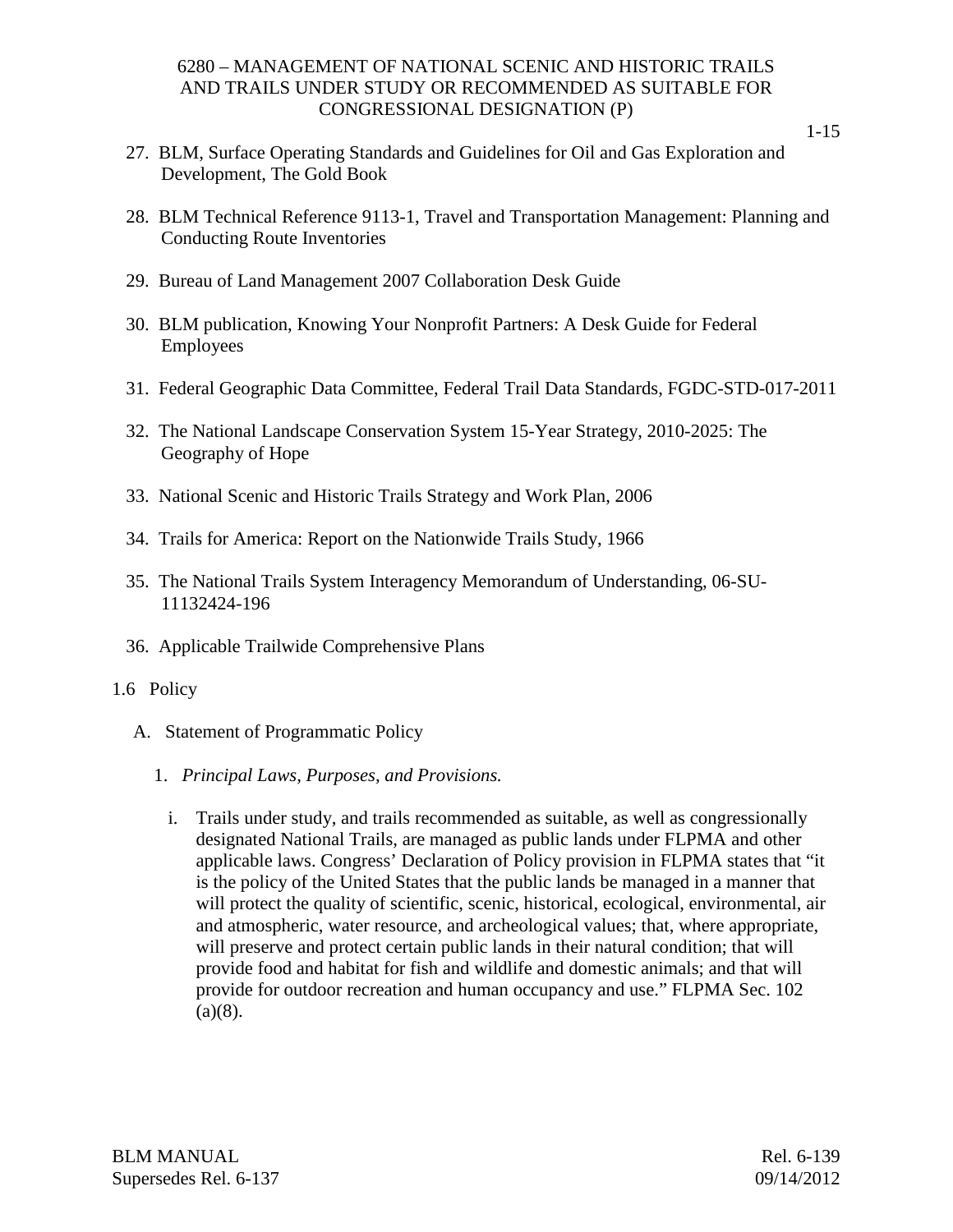27. BLM, Surface Operating Standards and Guidelines for Oil and Gas Exploration and Development, The Gold Book

28. BLM Technical Reference 9113-1, Travel and Transportation Management: Planning and Conducting Route Inventories

29. Bureau of Land Management 2007 Collaboration Desk Guide

30. BLM publication, Knowing Your Nonprofit Partners: A Desk Guide for Federal Employees

31. Federal Geographic Data Committee, Federal Trail Data Standards, FGDC-STD-017-2011

32. The National Landscape Conservation System 15-Year Strategy, 2010-2025: The Geography of Hope

33. National Scenic and Historic Trails Strategy and Work Plan, 2006

34. Trails for America: Report on the Nationwide Trails Study, 1966

35. The National Trails System Interagency Memorandum of Understanding, 06-SU-11132424-196

36. Applicable Trailwide Comprehensive Plans

## 1.6 Policy

### A. Statement of Programmatic Policy

1. *Principal Laws, Purposes, and Provisions.*

   i. Trails under study, and trails recommended as suitable, as well as congressionally designated National Trails, are managed as public lands under FLPMA and other applicable laws. Congress' Declaration of Policy provision in FLPMA states that "it is the policy of the United States that the public lands be managed in a manner that will protect the quality of scientific, scenic, historical, ecological, environmental, air and atmospheric, water resource, and archeological values; that, where appropriate, will preserve and protect certain public lands in their natural condition; that will provide food and habitat for fish and wildlife and domestic animals; and that will provide for outdoor recreation and human occupancy and use." FLPMA Sec. 102 (a)(8).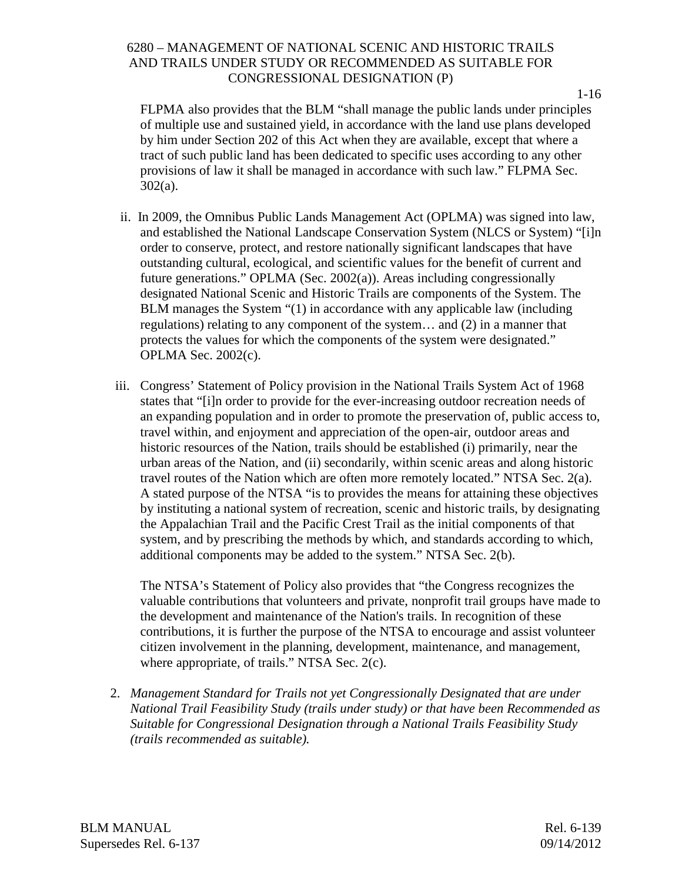FLPMA also provides that the BLM "shall manage the public lands under principles of multiple use and sustained yield, in accordance with the land use plans developed by him under Section 202 of this Act when they are available, except that where a tract of such public land has been dedicated to specific uses according to any other provisions of law it shall be managed in accordance with such law." FLPMA Sec. 302(a).

ii. In 2009, the Omnibus Public Lands Management Act (OPLMA) was signed into law, and established the National Landscape Conservation System (NLCS or System) "[i]n order to conserve, protect, and restore nationally significant landscapes that have outstanding cultural, ecological, and scientific values for the benefit of current and future generations." OPLMA (Sec. 2002(a)). Areas including congressionally designated National Scenic and Historic Trails are components of the System. The BLM manages the System "(1) in accordance with any applicable law (including regulations) relating to any component of the system… and (2) in a manner that protects the values for which the components of the system were designated." OPLMA Sec. 2002(c).

iii. Congress' Statement of Policy provision in the National Trails System Act of 1968 states that "[i]n order to provide for the ever-increasing outdoor recreation needs of an expanding population and in order to promote the preservation of, public access to, travel within, and enjoyment and appreciation of the open-air, outdoor areas and historic resources of the Nation, trails should be established (i) primarily, near the urban areas of the Nation, and (ii) secondarily, within scenic areas and along historic travel routes of the Nation which are often more remotely located." NTSA Sec. 2(a). A stated purpose of the NTSA "is to provides the means for attaining these objectives by instituting a national system of recreation, scenic and historic trails, by designating the Appalachian Trail and the Pacific Crest Trail as the initial components of that system, and by prescribing the methods by which, and standards according to which, additional components may be added to the system." NTSA Sec. 2(b).

The NTSA's Statement of Policy also provides that "the Congress recognizes the valuable contributions that volunteers and private, nonprofit trail groups have made to the development and maintenance of the Nation's trails. In recognition of these contributions, it is further the purpose of the NTSA to encourage and assist volunteer citizen involvement in the planning, development, maintenance, and management, where appropriate, of trails." NTSA Sec. 2(c).

2. *Management Standard for Trails not yet Congressionally Designated that are under National Trail Feasibility Study (trails under study) or that have been Recommended as Suitable for Congressional Designation through a National Trails Feasibility Study (trails recommended as suitable).*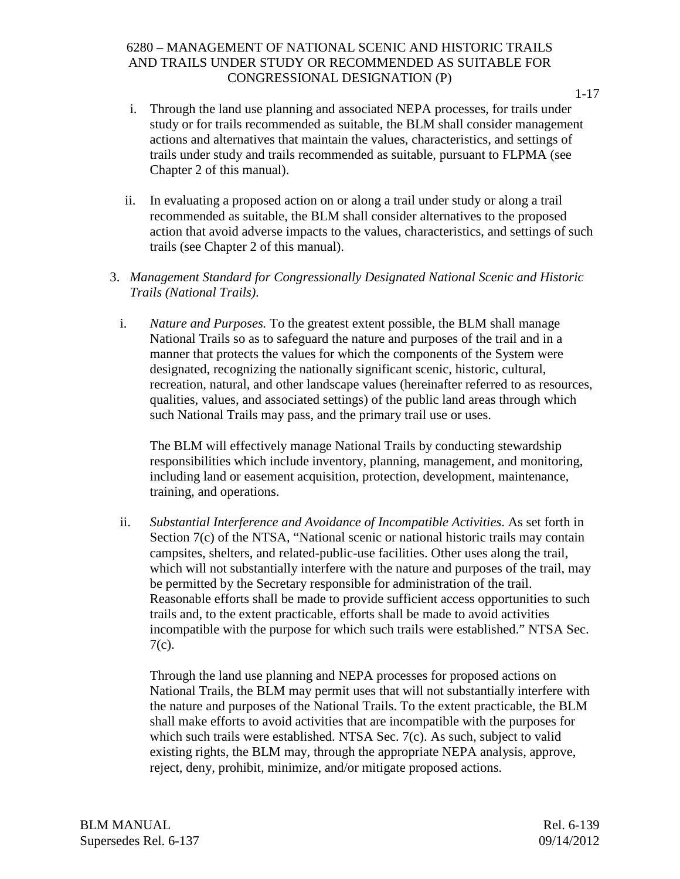i. Through the land use planning and associated NEPA processes, for trails under study or for trails recommended as suitable, the BLM shall consider management actions and alternatives that maintain the values, characteristics, and settings of trails under study and trails recommended as suitable, pursuant to FLPMA (see Chapter 2 of this manual).

ii. In evaluating a proposed action on or along a trail under study or along a trail recommended as suitable, the BLM shall consider alternatives to the proposed action that avoid adverse impacts to the values, characteristics, and settings of such trails (see Chapter 2 of this manual).

3. *Management Standard for Congressionally Designated National Scenic and Historic Trails (National Trails).*

   i. *Nature and Purposes.* To the greatest extent possible, the BLM shall manage National Trails so as to safeguard the nature and purposes of the trail and in a manner that protects the values for which the components of the System were designated, recognizing the nationally significant scenic, historic, cultural, recreation, natural, and other landscape values (hereinafter referred to as resources, qualities, values, and associated settings) of the public land areas through which such National Trails may pass, and the primary trail use or uses.

   The BLM will effectively manage National Trails by conducting stewardship responsibilities which include inventory, planning, management, and monitoring, including land or easement acquisition, protection, development, maintenance, training, and operations.

   ii. *Substantial Interference and Avoidance of Incompatible Activities*. As set forth in Section 7(c) of the NTSA, "National scenic or national historic trails may contain campsites, shelters, and related-public-use facilities. Other uses along the trail, which will not substantially interfere with the nature and purposes of the trail, may be permitted by the Secretary responsible for administration of the trail. Reasonable efforts shall be made to provide sufficient access opportunities to such trails and, to the extent practicable, efforts shall be made to avoid activities incompatible with the purpose for which such trails were established." NTSA Sec. 7(c).

   Through the land use planning and NEPA processes for proposed actions on National Trails, the BLM may permit uses that will not substantially interfere with the nature and purposes of the National Trails. To the extent practicable, the BLM shall make efforts to avoid activities that are incompatible with the purposes for which such trails were established. NTSA Sec. 7(c). As such, subject to valid existing rights, the BLM may, through the appropriate NEPA analysis, approve, reject, deny, prohibit, minimize, and/or mitigate proposed actions.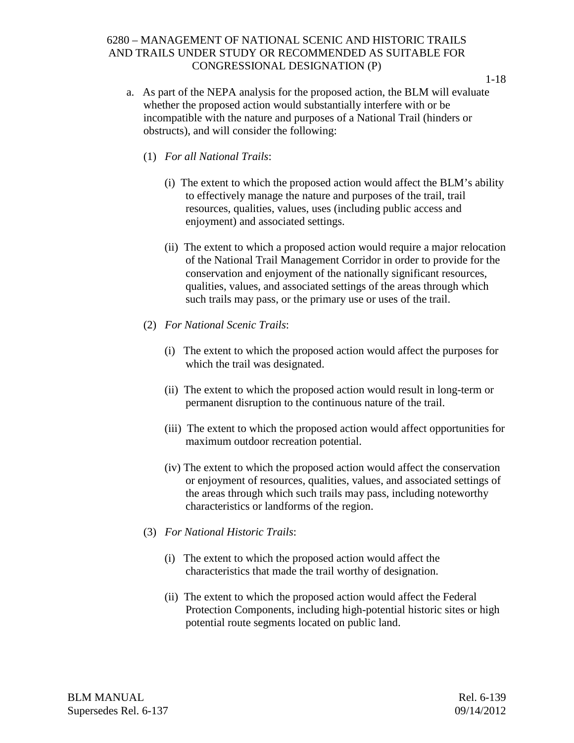a. As part of the NEPA analysis for the proposed action, the BLM will evaluate whether the proposed action would substantially interfere with or be incompatible with the nature and purposes of a National Trail (hinders or obstructs), and will consider the following:

   (1) *For all National Trails*:

      (i) The extent to which the proposed action would affect the BLM's ability to effectively manage the nature and purposes of the trail, trail resources, qualities, values, uses (including public access and enjoyment) and associated settings.

      (ii) The extent to which a proposed action would require a major relocation of the National Trail Management Corridor in order to provide for the conservation and enjoyment of the nationally significant resources, qualities, values, and associated settings of the areas through which such trails may pass, or the primary use or uses of the trail.

   (2) *For National Scenic Trails*:

      (i) The extent to which the proposed action would affect the purposes for which the trail was designated.

      (ii) The extent to which the proposed action would result in long-term or permanent disruption to the continuous nature of the trail.

      (iii) The extent to which the proposed action would affect opportunities for maximum outdoor recreation potential.

      (iv) The extent to which the proposed action would affect the conservation or enjoyment of resources, qualities, values, and associated settings of the areas through which such trails may pass, including noteworthy characteristics or landforms of the region.

   (3) *For National Historic Trails*:

      (i) The extent to which the proposed action would affect the characteristics that made the trail worthy of designation.

      (ii) The extent to which the proposed action would affect the Federal Protection Components, including high-potential historic sites or high potential route segments located on public land.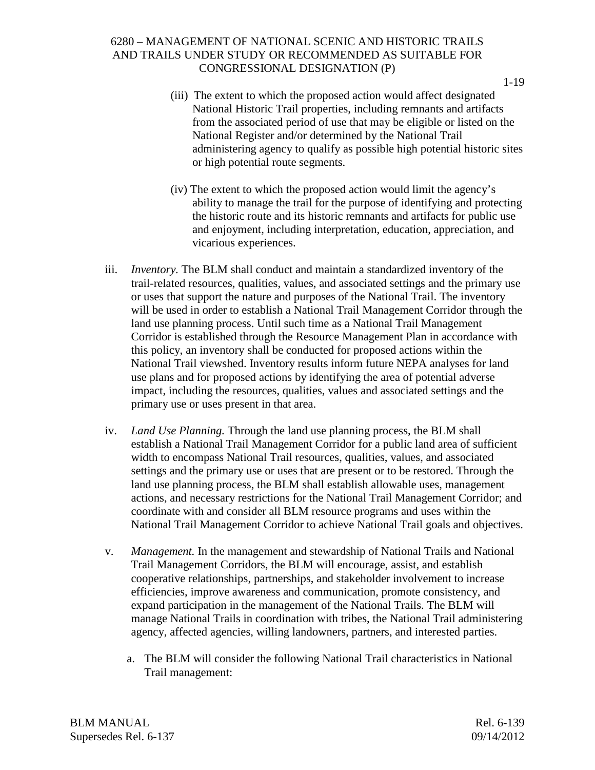(iii) The extent to which the proposed action would affect designated National Historic Trail properties, including remnants and artifacts from the associated period of use that may be eligible or listed on the National Register and/or determined by the National Trail administering agency to qualify as possible high potential historic sites or high potential route segments.

(iv) The extent to which the proposed action would limit the agency's ability to manage the trail for the purpose of identifying and protecting the historic route and its historic remnants and artifacts for public use and enjoyment, including interpretation, education, appreciation, and vicarious experiences.

iii. *Inventory.* The BLM shall conduct and maintain a standardized inventory of the trail-related resources, qualities, values, and associated settings and the primary use or uses that support the nature and purposes of the National Trail. The inventory will be used in order to establish a National Trail Management Corridor through the land use planning process. Until such time as a National Trail Management Corridor is established through the Resource Management Plan in accordance with this policy, an inventory shall be conducted for proposed actions within the National Trail viewshed. Inventory results inform future NEPA analyses for land use plans and for proposed actions by identifying the area of potential adverse impact, including the resources, qualities, values and associated settings and the primary use or uses present in that area.

iv. *Land Use Planning.* Through the land use planning process, the BLM shall establish a National Trail Management Corridor for a public land area of sufficient width to encompass National Trail resources, qualities, values, and associated settings and the primary use or uses that are present or to be restored. Through the land use planning process, the BLM shall establish allowable uses, management actions, and necessary restrictions for the National Trail Management Corridor; and coordinate with and consider all BLM resource programs and uses within the National Trail Management Corridor to achieve National Trail goals and objectives.

v. *Management.* In the management and stewardship of National Trails and National Trail Management Corridors, the BLM will encourage, assist, and establish cooperative relationships, partnerships, and stakeholder involvement to increase efficiencies, improve awareness and communication, promote consistency, and expand participation in the management of the National Trails. The BLM will manage National Trails in coordination with tribes, the National Trail administering agency, affected agencies, willing landowners, partners, and interested parties.

a. The BLM will consider the following National Trail characteristics in National Trail management: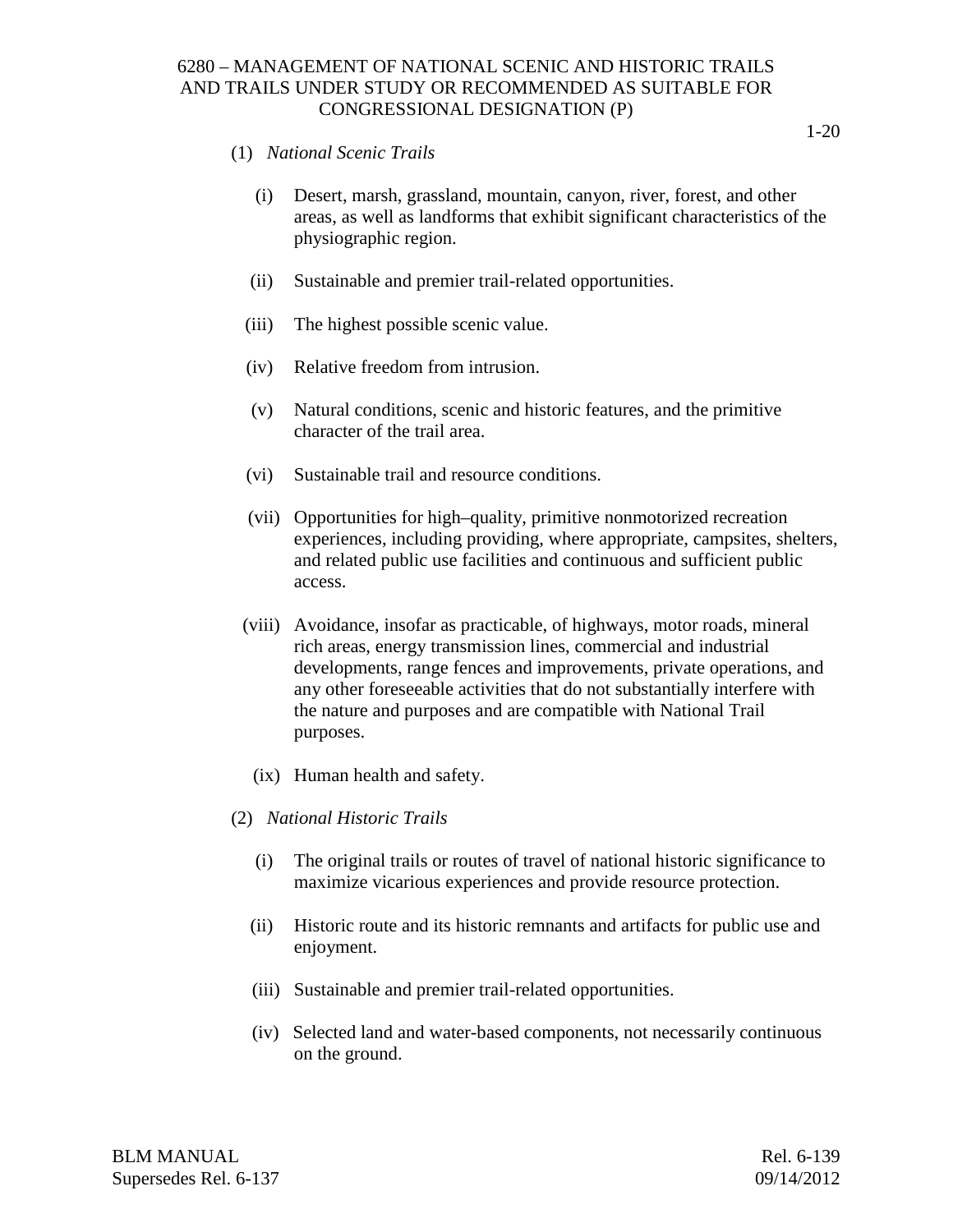(1) *National Scenic Trails*

(i) Desert, marsh, grassland, mountain, canyon, river, forest, and other areas, as well as landforms that exhibit significant characteristics of the physiographic region.

(ii) Sustainable and premier trail-related opportunities.

(iii) The highest possible scenic value.

(iv) Relative freedom from intrusion.

(v) Natural conditions, scenic and historic features, and the primitive character of the trail area.

(vi) Sustainable trail and resource conditions.

(vii) Opportunities for high–quality, primitive nonmotorized recreation experiences, including providing, where appropriate, campsites, shelters, and related public use facilities and continuous and sufficient public access.

(viii) Avoidance, insofar as practicable, of highways, motor roads, mineral rich areas, energy transmission lines, commercial and industrial developments, range fences and improvements, private operations, and any other foreseeable activities that do not substantially interfere with the nature and purposes and are compatible with National Trail purposes.

(ix) Human health and safety.

(2) *National Historic Trails*

(i) The original trails or routes of travel of national historic significance to maximize vicarious experiences and provide resource protection.

(ii) Historic route and its historic remnants and artifacts for public use and enjoyment.

(iii) Sustainable and premier trail-related opportunities.

(iv) Selected land and water-based components, not necessarily continuous on the ground.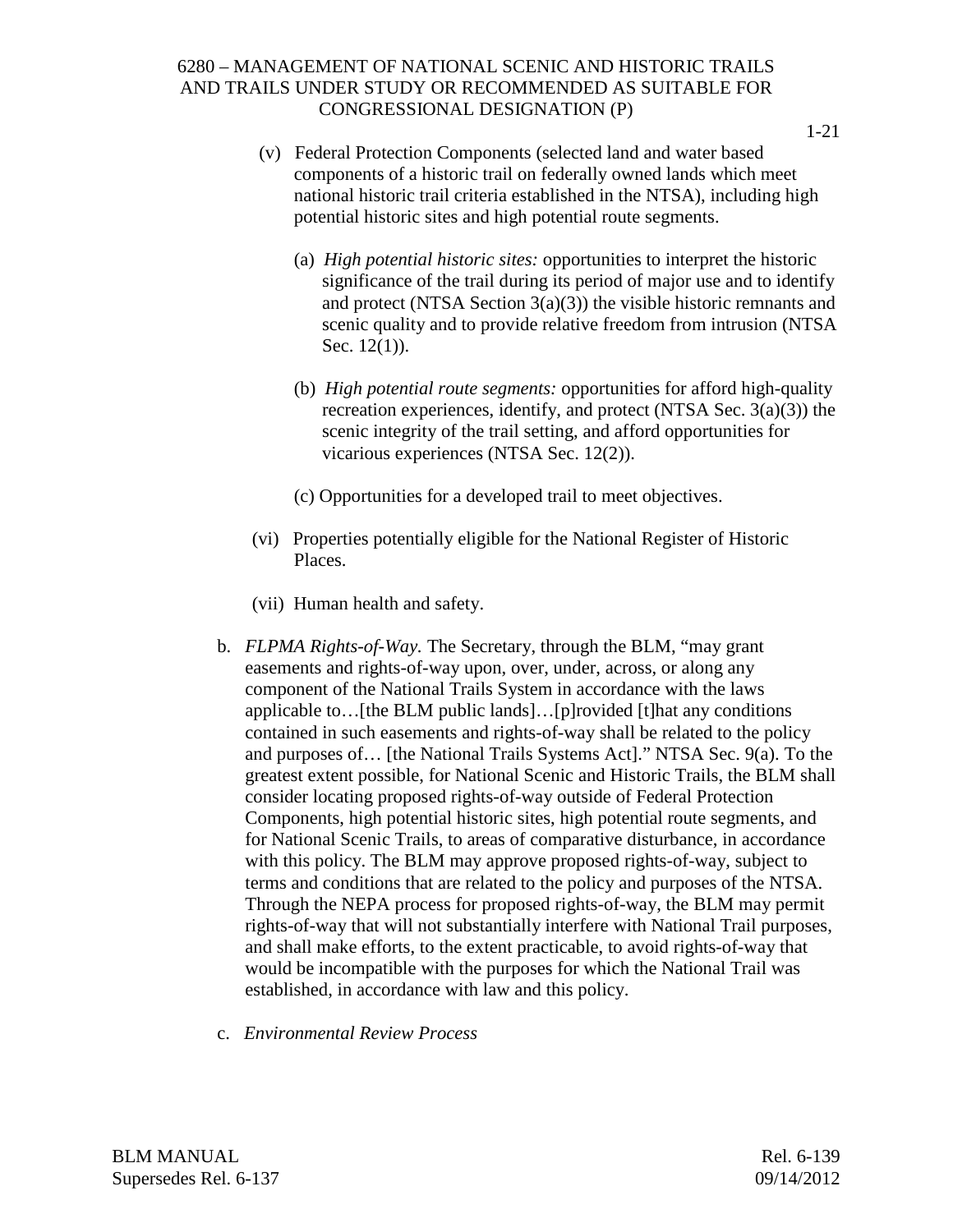(v) Federal Protection Components (selected land and water based components of a historic trail on federally owned lands which meet national historic trail criteria established in the NTSA), including high potential historic sites and high potential route segments.

(a) *High potential historic sites:* opportunities to interpret the historic significance of the trail during its period of major use and to identify and protect (NTSA Section 3(a)(3)) the visible historic remnants and scenic quality and to provide relative freedom from intrusion (NTSA Sec. 12(1)).

(b) *High potential route segments:* opportunities for afford high-quality recreation experiences, identify, and protect (NTSA Sec. 3(a)(3)) the scenic integrity of the trail setting, and afford opportunities for vicarious experiences (NTSA Sec. 12(2)).

(c) Opportunities for a developed trail to meet objectives.

(vi) Properties potentially eligible for the National Register of Historic Places.

(vii) Human health and safety.

b. *FLPMA Rights-of-Way.* The Secretary, through the BLM, "may grant easements and rights-of-way upon, over, under, across, or along any component of the National Trails System in accordance with the laws applicable to…[the BLM public lands]…[p]rovided [t]hat any conditions contained in such easements and rights-of-way shall be related to the policy and purposes of… [the National Trails Systems Act]." NTSA Sec. 9(a). To the greatest extent possible, for National Scenic and Historic Trails, the BLM shall consider locating proposed rights-of-way outside of Federal Protection Components, high potential historic sites, high potential route segments, and for National Scenic Trails, to areas of comparative disturbance, in accordance with this policy. The BLM may approve proposed rights-of-way, subject to terms and conditions that are related to the policy and purposes of the NTSA. Through the NEPA process for proposed rights-of-way, the BLM may permit rights-of-way that will not substantially interfere with National Trail purposes, and shall make efforts, to the extent practicable, to avoid rights-of-way that would be incompatible with the purposes for which the National Trail was established, in accordance with law and this policy.

c. *Environmental Review Process*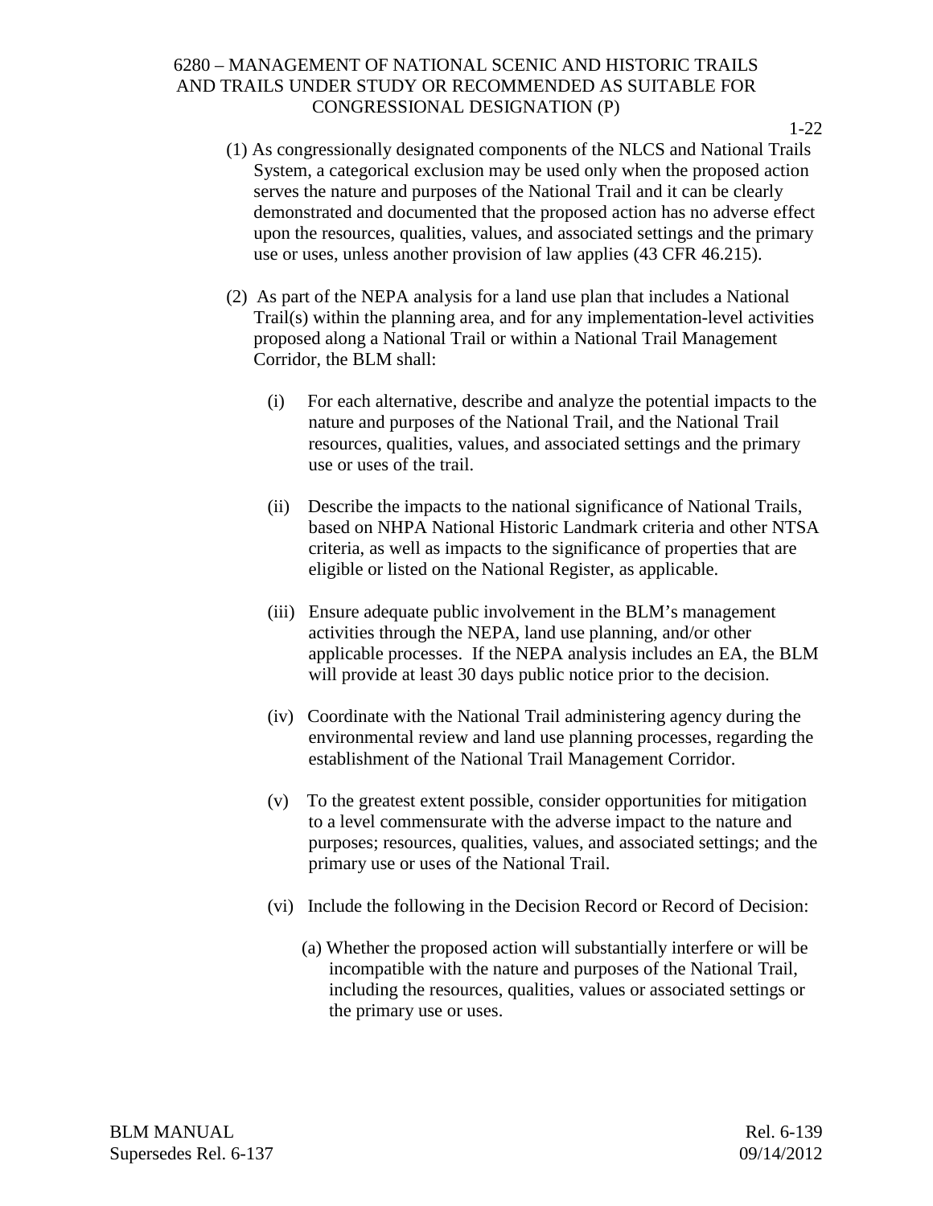(1) As congressionally designated components of the NLCS and National Trails System, a categorical exclusion may be used only when the proposed action serves the nature and purposes of the National Trail and it can be clearly demonstrated and documented that the proposed action has no adverse effect upon the resources, qualities, values, and associated settings and the primary use or uses, unless another provision of law applies (43 CFR 46.215).

(2) As part of the NEPA analysis for a land use plan that includes a National Trail(s) within the planning area, and for any implementation-level activities proposed along a National Trail or within a National Trail Management Corridor, the BLM shall:

(i) For each alternative, describe and analyze the potential impacts to the nature and purposes of the National Trail, and the National Trail resources, qualities, values, and associated settings and the primary use or uses of the trail.

(ii) Describe the impacts to the national significance of National Trails, based on NHPA National Historic Landmark criteria and other NTSA criteria, as well as impacts to the significance of properties that are eligible or listed on the National Register, as applicable.

(iii) Ensure adequate public involvement in the BLM's management activities through the NEPA, land use planning, and/or other applicable processes. If the NEPA analysis includes an EA, the BLM will provide at least 30 days public notice prior to the decision.

(iv) Coordinate with the National Trail administering agency during the environmental review and land use planning processes, regarding the establishment of the National Trail Management Corridor.

(v) To the greatest extent possible, consider opportunities for mitigation to a level commensurate with the adverse impact to the nature and purposes; resources, qualities, values, and associated settings; and the primary use or uses of the National Trail.

(vi) Include the following in the Decision Record or Record of Decision:

(a) Whether the proposed action will substantially interfere or will be incompatible with the nature and purposes of the National Trail, including the resources, qualities, values or associated settings or the primary use or uses.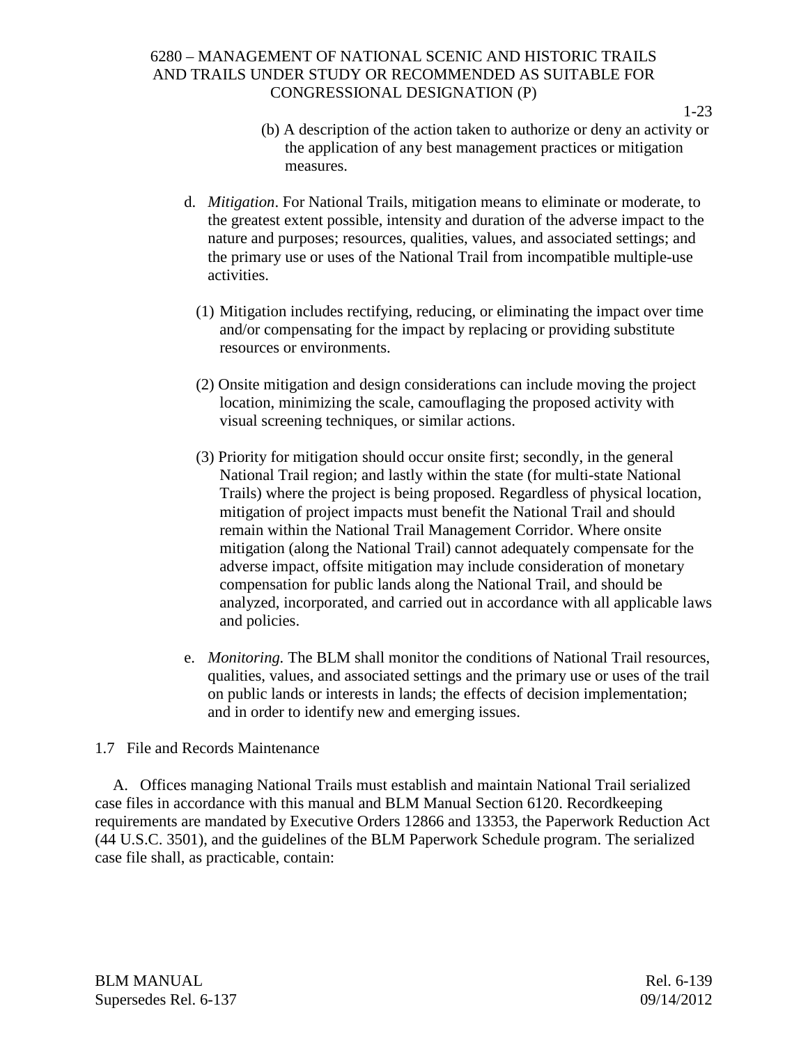(b) A description of the action taken to authorize or deny an activity or the application of any best management practices or mitigation measures.

d. *Mitigation*. For National Trails, mitigation means to eliminate or moderate, to the greatest extent possible, intensity and duration of the adverse impact to the nature and purposes; resources, qualities, values, and associated settings; and the primary use or uses of the National Trail from incompatible multiple-use activities.

(1) Mitigation includes rectifying, reducing, or eliminating the impact over time and/or compensating for the impact by replacing or providing substitute resources or environments.

(2) Onsite mitigation and design considerations can include moving the project location, minimizing the scale, camouflaging the proposed activity with visual screening techniques, or similar actions.

(3) Priority for mitigation should occur onsite first; secondly, in the general National Trail region; and lastly within the state (for multi-state National Trails) where the project is being proposed. Regardless of physical location, mitigation of project impacts must benefit the National Trail and should remain within the National Trail Management Corridor. Where onsite mitigation (along the National Trail) cannot adequately compensate for the adverse impact, offsite mitigation may include consideration of monetary compensation for public lands along the National Trail, and should be analyzed, incorporated, and carried out in accordance with all applicable laws and policies.

e. *Monitoring.* The BLM shall monitor the conditions of National Trail resources, qualities, values, and associated settings and the primary use or uses of the trail on public lands or interests in lands; the effects of decision implementation; and in order to identify new and emerging issues.

## 1.7 File and Records Maintenance

A. Offices managing National Trails must establish and maintain National Trail serialized case files in accordance with this manual and BLM Manual Section 6120. Recordkeeping requirements are mandated by Executive Orders 12866 and 13353, the Paperwork Reduction Act (44 U.S.C. 3501), and the guidelines of the BLM Paperwork Schedule program. The serialized case file shall, as practicable, contain: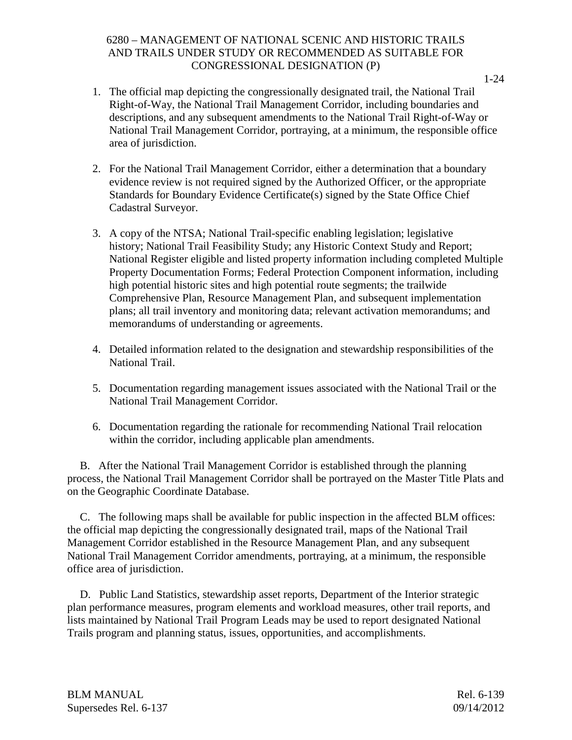1. The official map depicting the congressionally designated trail, the National Trail Right-of-Way, the National Trail Management Corridor, including boundaries and descriptions, and any subsequent amendments to the National Trail Right-of-Way or National Trail Management Corridor, portraying, at a minimum, the responsible office area of jurisdiction.

2. For the National Trail Management Corridor, either a determination that a boundary evidence review is not required signed by the Authorized Officer, or the appropriate Standards for Boundary Evidence Certificate(s) signed by the State Office Chief Cadastral Surveyor.

3. A copy of the NTSA; National Trail-specific enabling legislation; legislative history; National Trail Feasibility Study; any Historic Context Study and Report; National Register eligible and listed property information including completed Multiple Property Documentation Forms; Federal Protection Component information, including high potential historic sites and high potential route segments; the trailwide Comprehensive Plan, Resource Management Plan, and subsequent implementation plans; all trail inventory and monitoring data; relevant activation memorandums; and memorandums of understanding or agreements.

4. Detailed information related to the designation and stewardship responsibilities of the National Trail.

5. Documentation regarding management issues associated with the National Trail or the National Trail Management Corridor.

6. Documentation regarding the rationale for recommending National Trail relocation within the corridor, including applicable plan amendments.

B. After the National Trail Management Corridor is established through the planning process, the National Trail Management Corridor shall be portrayed on the Master Title Plats and on the Geographic Coordinate Database.

C. The following maps shall be available for public inspection in the affected BLM offices: the official map depicting the congressionally designated trail, maps of the National Trail Management Corridor established in the Resource Management Plan, and any subsequent National Trail Management Corridor amendments, portraying, at a minimum, the responsible office area of jurisdiction.

D. Public Land Statistics, stewardship asset reports, Department of the Interior strategic plan performance measures, program elements and workload measures, other trail reports, and lists maintained by National Trail Program Leads may be used to report designated National Trails program and planning status, issues, opportunities, and accomplishments.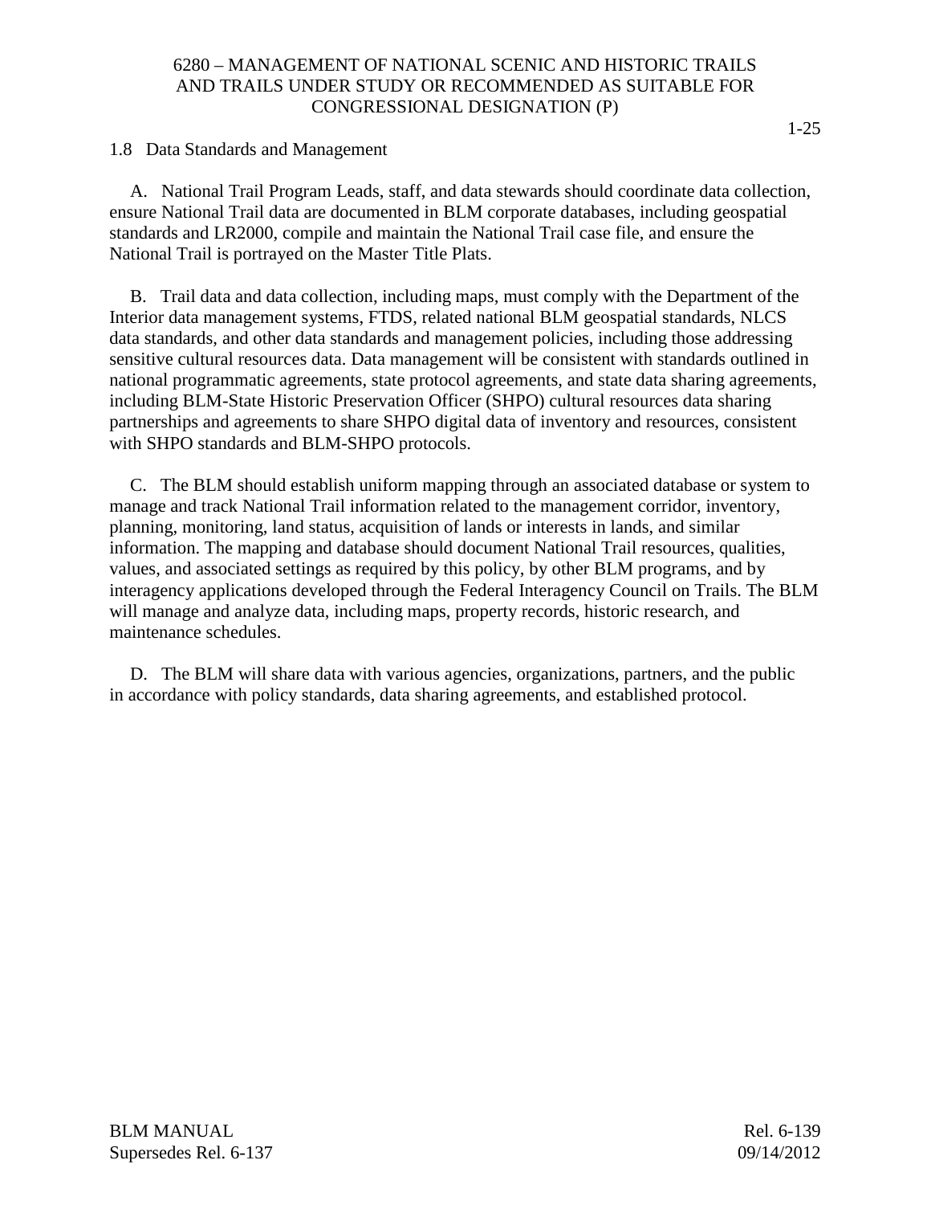## 1.8 Data Standards and Management

A. National Trail Program Leads, staff, and data stewards should coordinate data collection, ensure National Trail data are documented in BLM corporate databases, including geospatial standards and LR2000, compile and maintain the National Trail case file, and ensure the National Trail is portrayed on the Master Title Plats.

B. Trail data and data collection, including maps, must comply with the Department of the Interior data management systems, FTDS, related national BLM geospatial standards, NLCS data standards, and other data standards and management policies, including those addressing sensitive cultural resources data. Data management will be consistent with standards outlined in national programmatic agreements, state protocol agreements, and state data sharing agreements, including BLM-State Historic Preservation Officer (SHPO) cultural resources data sharing partnerships and agreements to share SHPO digital data of inventory and resources, consistent with SHPO standards and BLM-SHPO protocols.

C. The BLM should establish uniform mapping through an associated database or system to manage and track National Trail information related to the management corridor, inventory, planning, monitoring, land status, acquisition of lands or interests in lands, and similar information. The mapping and database should document National Trail resources, qualities, values, and associated settings as required by this policy, by other BLM programs, and by interagency applications developed through the Federal Interagency Council on Trails. The BLM will manage and analyze data, including maps, property records, historic research, and maintenance schedules.

D. The BLM will share data with various agencies, organizations, partners, and the public in accordance with policy standards, data sharing agreements, and established protocol.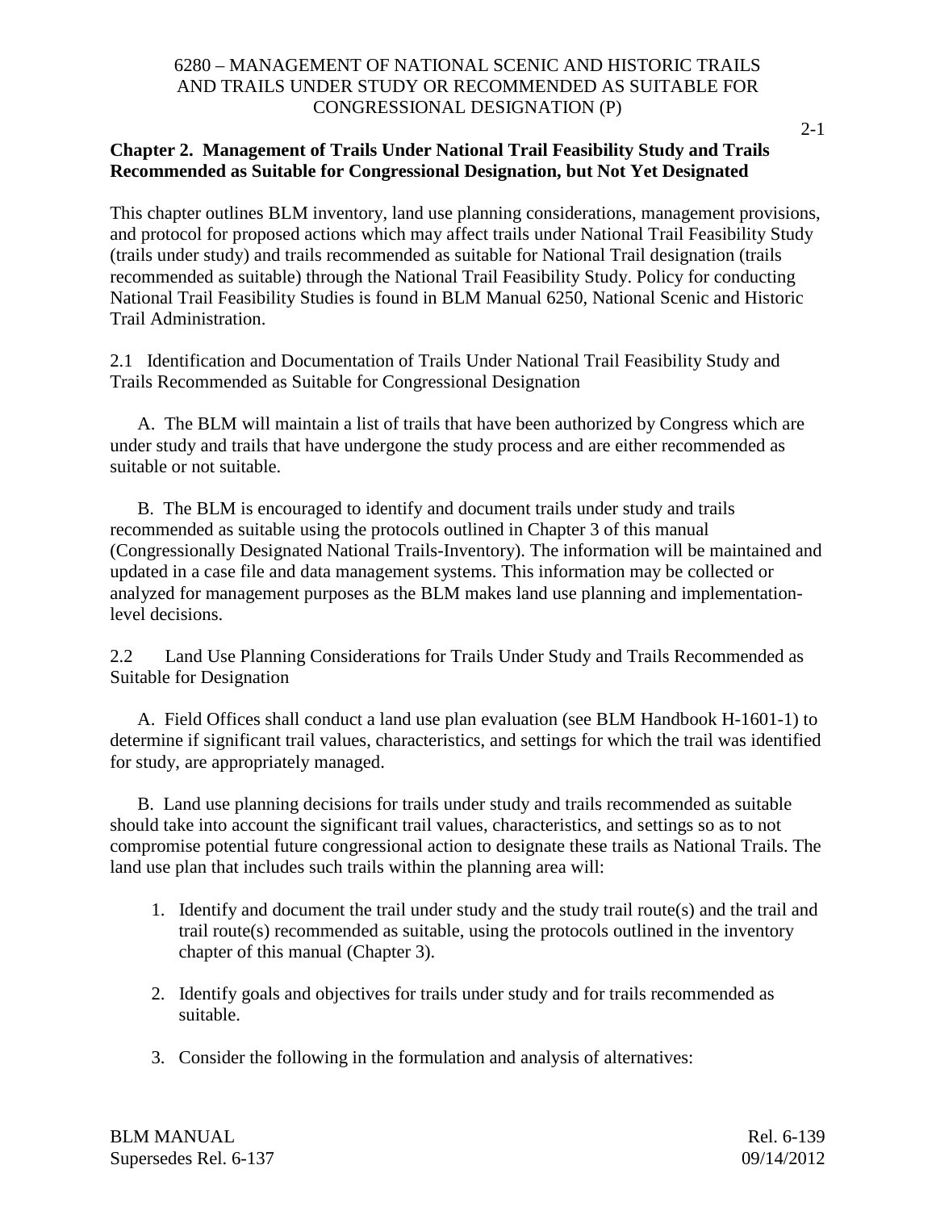## Chapter 2. Management of Trails Under National Trail Feasibility Study and Trails Recommended as Suitable for Congressional Designation, but Not Yet Designated

This chapter outlines BLM inventory, land use planning considerations, management provisions, and protocol for proposed actions which may affect trails under National Trail Feasibility Study (trails under study) and trails recommended as suitable for National Trail designation (trails recommended as suitable) through the National Trail Feasibility Study. Policy for conducting National Trail Feasibility Studies is found in BLM Manual 6250, National Scenic and Historic Trail Administration.

### 2.1 Identification and Documentation of Trails Under National Trail Feasibility Study and Trails Recommended as Suitable for Congressional Designation

A. The BLM will maintain a list of trails that have been authorized by Congress which are under study and trails that have undergone the study process and are either recommended as suitable or not suitable.

B. The BLM is encouraged to identify and document trails under study and trails recommended as suitable using the protocols outlined in Chapter 3 of this manual (Congressionally Designated National Trails-Inventory). The information will be maintained and updated in a case file and data management systems. This information may be collected or analyzed for management purposes as the BLM makes land use planning and implementation-level decisions.

### 2.2 Land Use Planning Considerations for Trails Under Study and Trails Recommended as Suitable for Designation

A. Field Offices shall conduct a land use plan evaluation (see BLM Handbook H-1601-1) to determine if significant trail values, characteristics, and settings for which the trail was identified for study, are appropriately managed.

B. Land use planning decisions for trails under study and trails recommended as suitable should take into account the significant trail values, characteristics, and settings so as to not compromise potential future congressional action to designate these trails as National Trails. The land use plan that includes such trails within the planning area will:

1. Identify and document the trail under study and the study trail route(s) and the trail and trail route(s) recommended as suitable, using the protocols outlined in the inventory chapter of this manual (Chapter 3).

2. Identify goals and objectives for trails under study and for trails recommended as suitable.

3. Consider the following in the formulation and analysis of alternatives: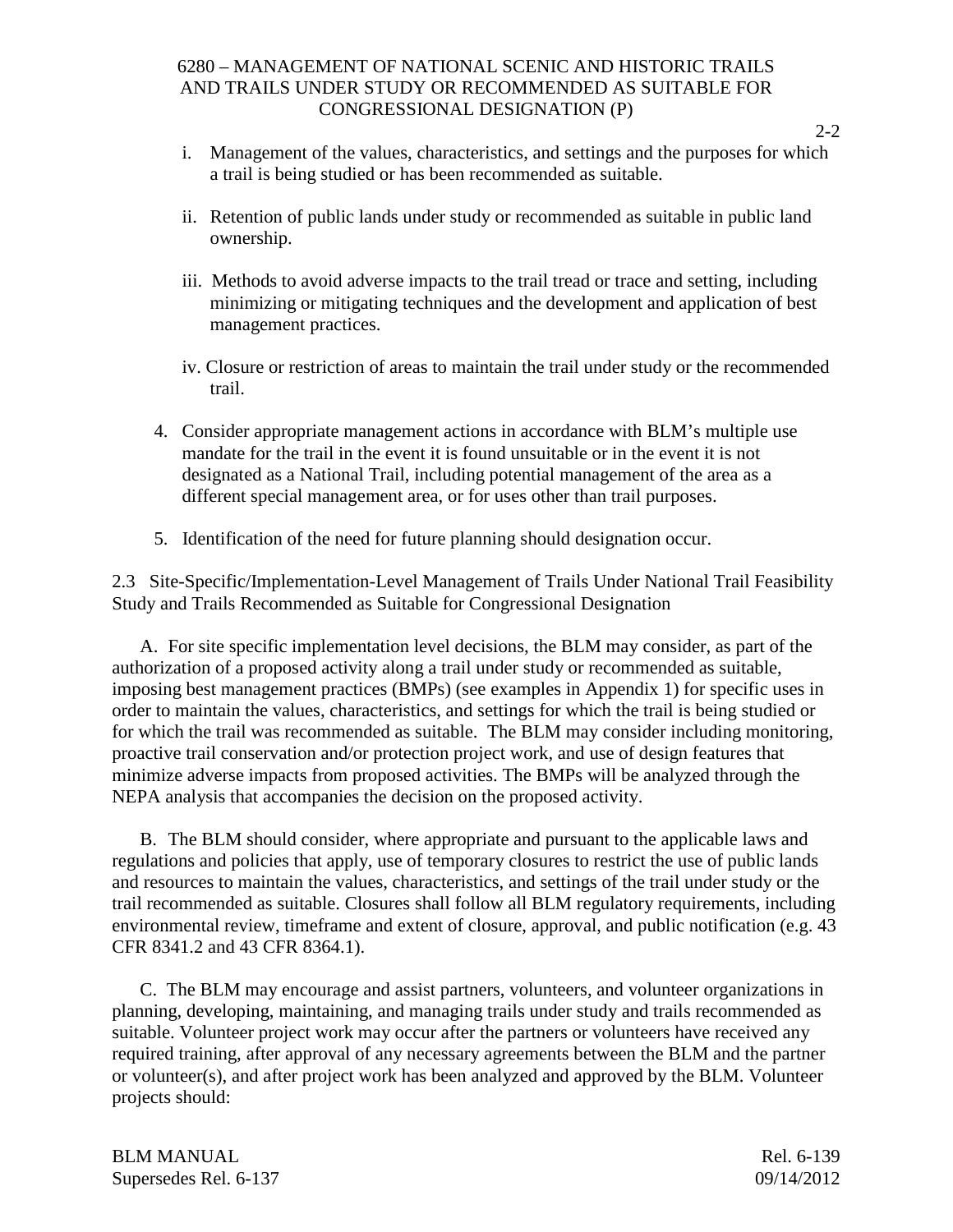i. Management of the values, characteristics, and settings and the purposes for which a trail is being studied or has been recommended as suitable.

ii. Retention of public lands under study or recommended as suitable in public land ownership.

iii. Methods to avoid adverse impacts to the trail tread or trace and setting, including minimizing or mitigating techniques and the development and application of best management practices.

iv. Closure or restriction of areas to maintain the trail under study or the recommended trail.

4. Consider appropriate management actions in accordance with BLM's multiple use mandate for the trail in the event it is found unsuitable or in the event it is not designated as a National Trail, including potential management of the area as a different special management area, or for uses other than trail purposes.

5. Identification of the need for future planning should designation occur.

2.3 Site-Specific/Implementation-Level Management of Trails Under National Trail Feasibility Study and Trails Recommended as Suitable for Congressional Designation

A. For site specific implementation level decisions, the BLM may consider, as part of the authorization of a proposed activity along a trail under study or recommended as suitable, imposing best management practices (BMPs) (see examples in Appendix 1) for specific uses in order to maintain the values, characteristics, and settings for which the trail is being studied or for which the trail was recommended as suitable. The BLM may consider including monitoring, proactive trail conservation and/or protection project work, and use of design features that minimize adverse impacts from proposed activities. The BMPs will be analyzed through the NEPA analysis that accompanies the decision on the proposed activity.

B. The BLM should consider, where appropriate and pursuant to the applicable laws and regulations and policies that apply, use of temporary closures to restrict the use of public lands and resources to maintain the values, characteristics, and settings of the trail under study or the trail recommended as suitable. Closures shall follow all BLM regulatory requirements, including environmental review, timeframe and extent of closure, approval, and public notification (e.g. 43 CFR 8341.2 and 43 CFR 8364.1).

C. The BLM may encourage and assist partners, volunteers, and volunteer organizations in planning, developing, maintaining, and managing trails under study and trails recommended as suitable. Volunteer project work may occur after the partners or volunteers have received any required training, after approval of any necessary agreements between the BLM and the partner or volunteer(s), and after project work has been analyzed and approved by the BLM. Volunteer projects should: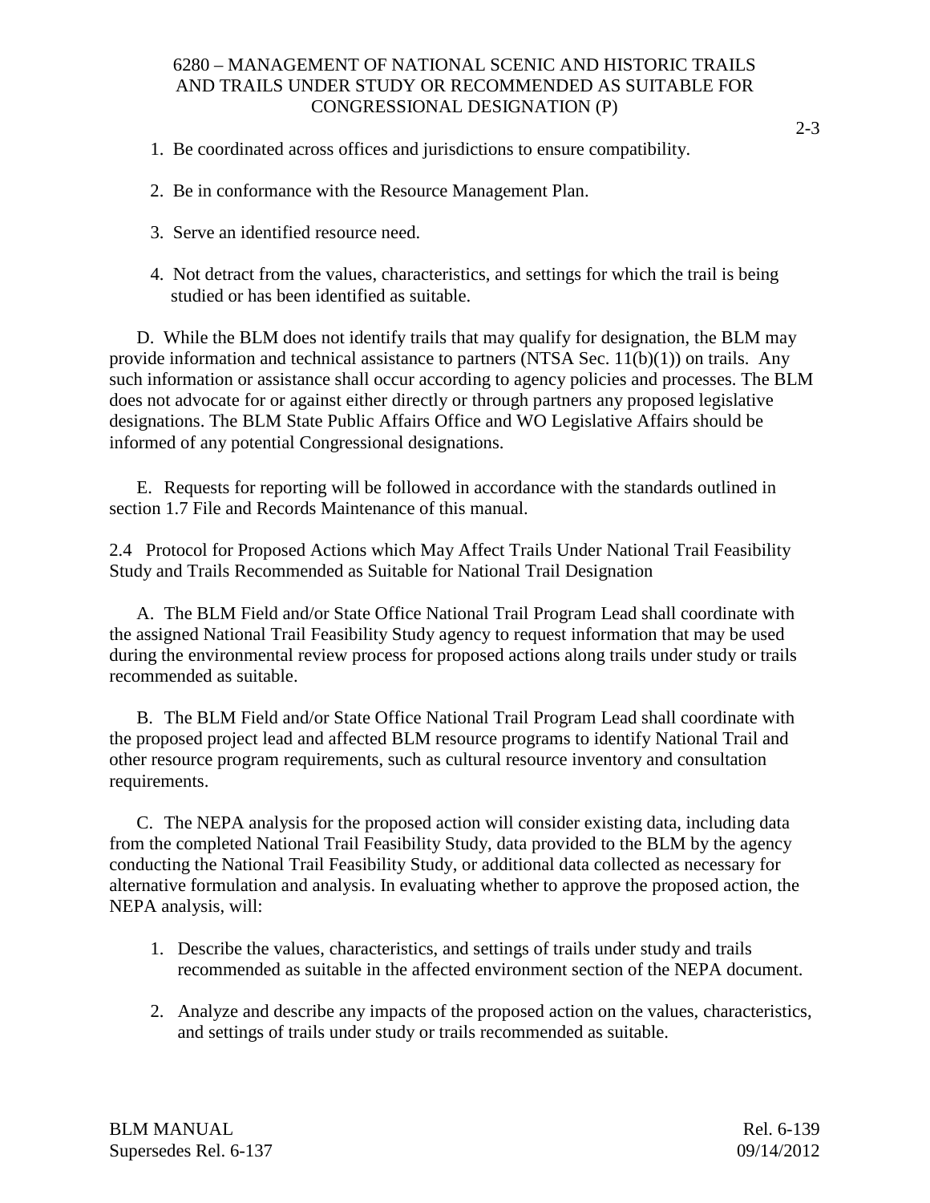1. Be coordinated across offices and jurisdictions to ensure compatibility.

2. Be in conformance with the Resource Management Plan.

3. Serve an identified resource need.

4. Not detract from the values, characteristics, and settings for which the trail is being studied or has been identified as suitable.

D. While the BLM does not identify trails that may qualify for designation, the BLM may provide information and technical assistance to partners (NTSA Sec. 11(b)(1)) on trails. Any such information or assistance shall occur according to agency policies and processes. The BLM does not advocate for or against either directly or through partners any proposed legislative designations. The BLM State Public Affairs Office and WO Legislative Affairs should be informed of any potential Congressional designations.

E. Requests for reporting will be followed in accordance with the standards outlined in section 1.7 File and Records Maintenance of this manual.

## 2.4 Protocol for Proposed Actions which May Affect Trails Under National Trail Feasibility Study and Trails Recommended as Suitable for National Trail Designation

A. The BLM Field and/or State Office National Trail Program Lead shall coordinate with the assigned National Trail Feasibility Study agency to request information that may be used during the environmental review process for proposed actions along trails under study or trails recommended as suitable.

B. The BLM Field and/or State Office National Trail Program Lead shall coordinate with the proposed project lead and affected BLM resource programs to identify National Trail and other resource program requirements, such as cultural resource inventory and consultation requirements.

C. The NEPA analysis for the proposed action will consider existing data, including data from the completed National Trail Feasibility Study, data provided to the BLM by the agency conducting the National Trail Feasibility Study, or additional data collected as necessary for alternative formulation and analysis. In evaluating whether to approve the proposed action, the NEPA analysis, will:

1. Describe the values, characteristics, and settings of trails under study and trails recommended as suitable in the affected environment section of the NEPA document.

2. Analyze and describe any impacts of the proposed action on the values, characteristics, and settings of trails under study or trails recommended as suitable.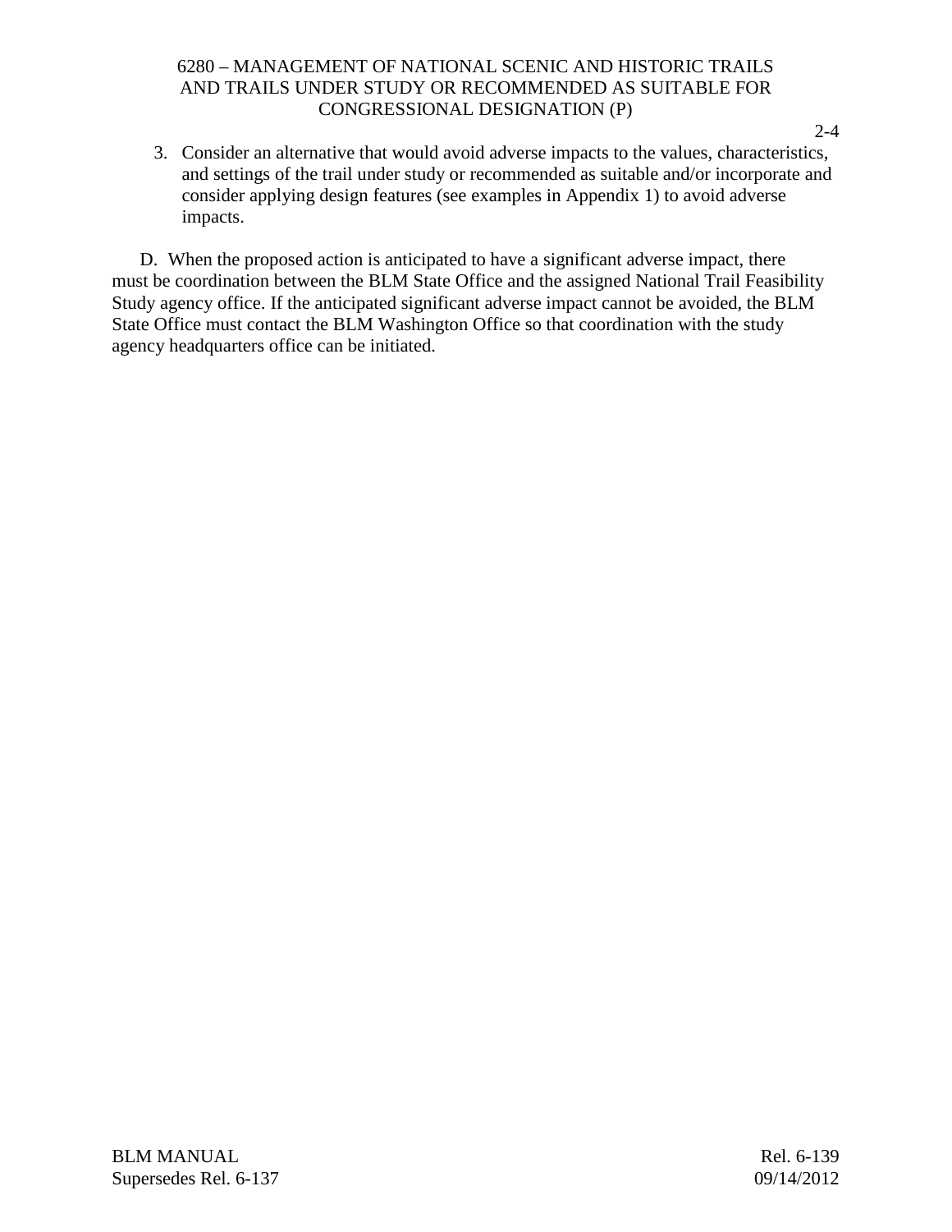3. Consider an alternative that would avoid adverse impacts to the values, characteristics, and settings of the trail under study or recommended as suitable and/or incorporate and consider applying design features (see examples in Appendix 1) to avoid adverse impacts.

D. When the proposed action is anticipated to have a significant adverse impact, there must be coordination between the BLM State Office and the assigned National Trail Feasibility Study agency office. If the anticipated significant adverse impact cannot be avoided, the BLM State Office must contact the BLM Washington Office so that coordination with the study agency headquarters office can be initiated.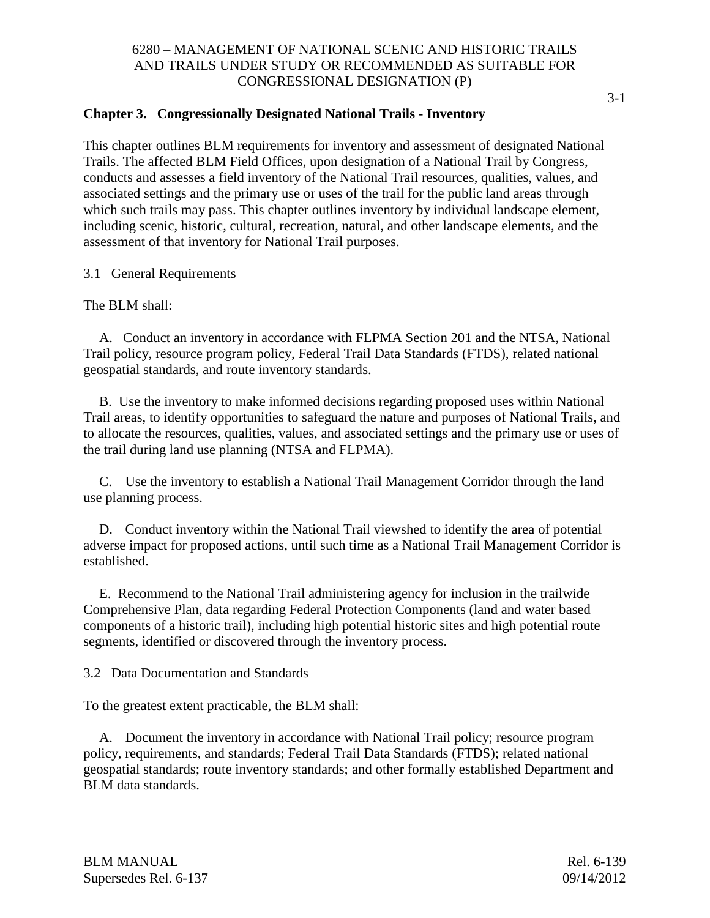## Chapter 3. Congressionally Designated National Trails - Inventory

This chapter outlines BLM requirements for inventory and assessment of designated National Trails. The affected BLM Field Offices, upon designation of a National Trail by Congress, conducts and assesses a field inventory of the National Trail resources, qualities, values, and associated settings and the primary use or uses of the trail for the public land areas through which such trails may pass. This chapter outlines inventory by individual landscape element, including scenic, historic, cultural, recreation, natural, and other landscape elements, and the assessment of that inventory for National Trail purposes.

### 3.1 General Requirements

The BLM shall:

A. Conduct an inventory in accordance with FLPMA Section 201 and the NTSA, National Trail policy, resource program policy, Federal Trail Data Standards (FTDS), related national geospatial standards, and route inventory standards.

B. Use the inventory to make informed decisions regarding proposed uses within National Trail areas, to identify opportunities to safeguard the nature and purposes of National Trails, and to allocate the resources, qualities, values, and associated settings and the primary use or uses of the trail during land use planning (NTSA and FLPMA).

C. Use the inventory to establish a National Trail Management Corridor through the land use planning process.

D. Conduct inventory within the National Trail viewshed to identify the area of potential adverse impact for proposed actions, until such time as a National Trail Management Corridor is established.

E. Recommend to the National Trail administering agency for inclusion in the trailwide Comprehensive Plan, data regarding Federal Protection Components (land and water based components of a historic trail), including high potential historic sites and high potential route segments, identified or discovered through the inventory process.

### 3.2 Data Documentation and Standards

To the greatest extent practicable, the BLM shall:

A. Document the inventory in accordance with National Trail policy; resource program policy, requirements, and standards; Federal Trail Data Standards (FTDS); related national geospatial standards; route inventory standards; and other formally established Department and BLM data standards.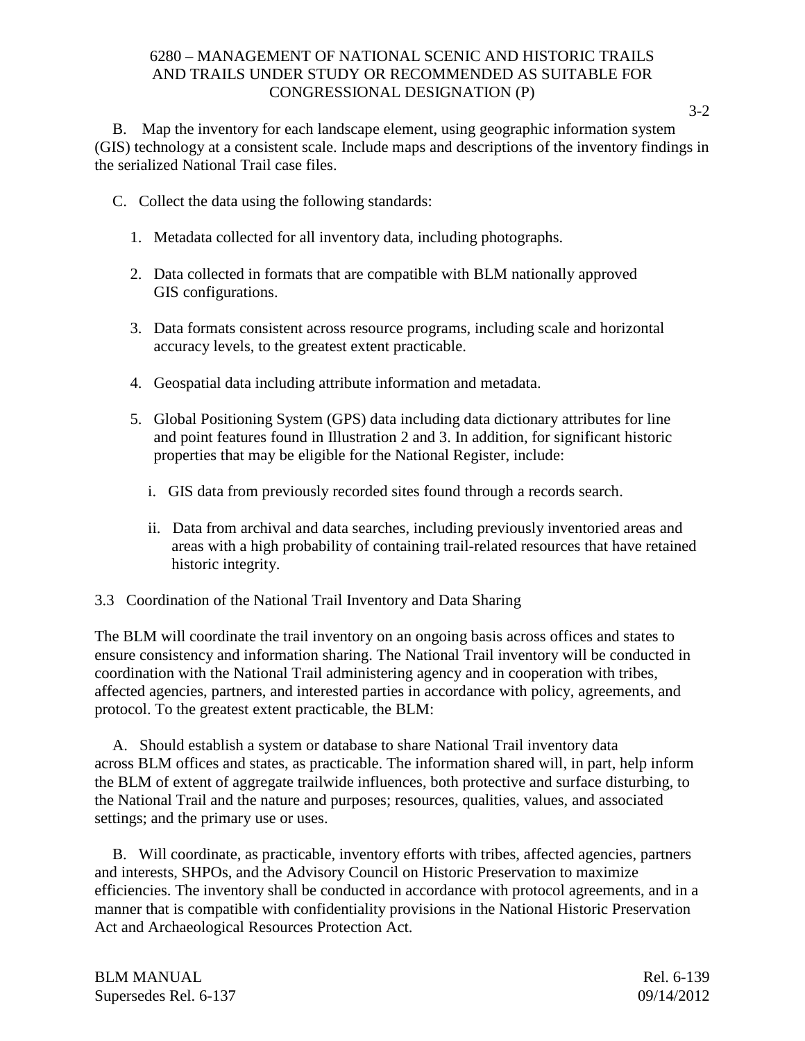B. Map the inventory for each landscape element, using geographic information system (GIS) technology at a consistent scale. Include maps and descriptions of the inventory findings in the serialized National Trail case files.

C. Collect the data using the following standards:

1. Metadata collected for all inventory data, including photographs.

2. Data collected in formats that are compatible with BLM nationally approved GIS configurations.

3. Data formats consistent across resource programs, including scale and horizontal accuracy levels, to the greatest extent practicable.

4. Geospatial data including attribute information and metadata.

5. Global Positioning System (GPS) data including data dictionary attributes for line and point features found in Illustration 2 and 3. In addition, for significant historic properties that may be eligible for the National Register, include:

   i. GIS data from previously recorded sites found through a records search.

   ii. Data from archival and data searches, including previously inventoried areas and areas with a high probability of containing trail-related resources that have retained historic integrity.

## 3.3 Coordination of the National Trail Inventory and Data Sharing

The BLM will coordinate the trail inventory on an ongoing basis across offices and states to ensure consistency and information sharing. The National Trail inventory will be conducted in coordination with the National Trail administering agency and in cooperation with tribes, affected agencies, partners, and interested parties in accordance with policy, agreements, and protocol. To the greatest extent practicable, the BLM:

A. Should establish a system or database to share National Trail inventory data across BLM offices and states, as practicable. The information shared will, in part, help inform the BLM of extent of aggregate trailwide influences, both protective and surface disturbing, to the National Trail and the nature and purposes; resources, qualities, values, and associated settings; and the primary use or uses.

B. Will coordinate, as practicable, inventory efforts with tribes, affected agencies, partners and interests, SHPOs, and the Advisory Council on Historic Preservation to maximize efficiencies. The inventory shall be conducted in accordance with protocol agreements, and in a manner that is compatible with confidentiality provisions in the National Historic Preservation Act and Archaeological Resources Protection Act.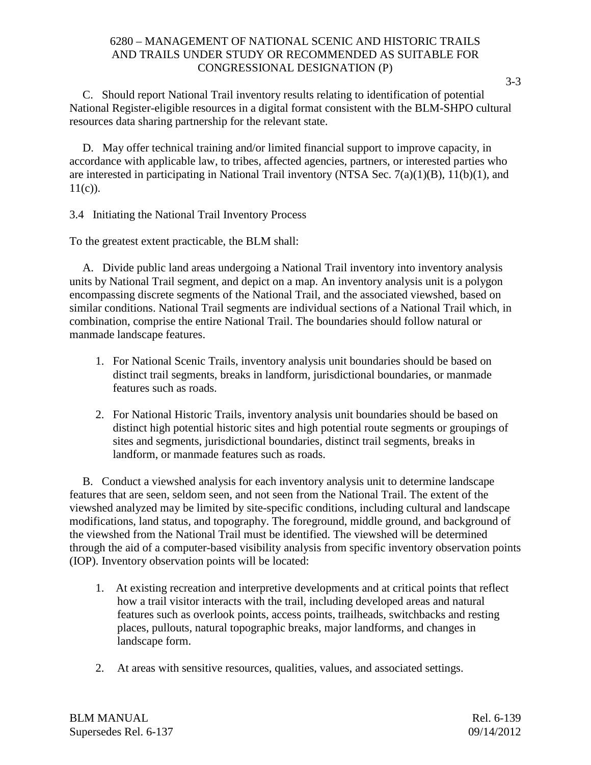C. Should report National Trail inventory results relating to identification of potential National Register-eligible resources in a digital format consistent with the BLM-SHPO cultural resources data sharing partnership for the relevant state.

D. May offer technical training and/or limited financial support to improve capacity, in accordance with applicable law, to tribes, affected agencies, partners, or interested parties who are interested in participating in National Trail inventory (NTSA Sec. 7(a)(1)(B), 11(b)(1), and 11(c)).

## 3.4 Initiating the National Trail Inventory Process

To the greatest extent practicable, the BLM shall:

A. Divide public land areas undergoing a National Trail inventory into inventory analysis units by National Trail segment, and depict on a map. An inventory analysis unit is a polygon encompassing discrete segments of the National Trail, and the associated viewshed, based on similar conditions. National Trail segments are individual sections of a National Trail which, in combination, comprise the entire National Trail. The boundaries should follow natural or manmade landscape features.

1. For National Scenic Trails, inventory analysis unit boundaries should be based on distinct trail segments, breaks in landform, jurisdictional boundaries, or manmade features such as roads.

2. For National Historic Trails, inventory analysis unit boundaries should be based on distinct high potential historic sites and high potential route segments or groupings of sites and segments, jurisdictional boundaries, distinct trail segments, breaks in landform, or manmade features such as roads.

B. Conduct a viewshed analysis for each inventory analysis unit to determine landscape features that are seen, seldom seen, and not seen from the National Trail. The extent of the viewshed analyzed may be limited by site-specific conditions, including cultural and landscape modifications, land status, and topography. The foreground, middle ground, and background of the viewshed from the National Trail must be identified. The viewshed will be determined through the aid of a computer-based visibility analysis from specific inventory observation points (IOP). Inventory observation points will be located:

1. At existing recreation and interpretive developments and at critical points that reflect how a trail visitor interacts with the trail, including developed areas and natural features such as overlook points, access points, trailheads, switchbacks and resting places, pullouts, natural topographic breaks, major landforms, and changes in landscape form.

2. At areas with sensitive resources, qualities, values, and associated settings.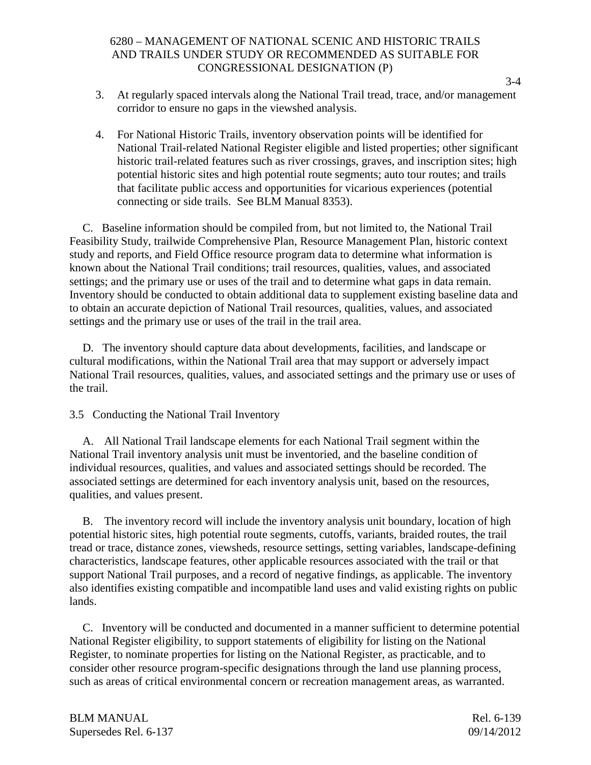3. At regularly spaced intervals along the National Trail tread, trace, and/or management corridor to ensure no gaps in the viewshed analysis.

4. For National Historic Trails, inventory observation points will be identified for National Trail-related National Register eligible and listed properties; other significant historic trail-related features such as river crossings, graves, and inscription sites; high potential historic sites and high potential route segments; auto tour routes; and trails that facilitate public access and opportunities for vicarious experiences (potential connecting or side trails. See BLM Manual 8353).

C. Baseline information should be compiled from, but not limited to, the National Trail Feasibility Study, trailwide Comprehensive Plan, Resource Management Plan, historic context study and reports, and Field Office resource program data to determine what information is known about the National Trail conditions; trail resources, qualities, values, and associated settings; and the primary use or uses of the trail and to determine what gaps in data remain. Inventory should be conducted to obtain additional data to supplement existing baseline data and to obtain an accurate depiction of National Trail resources, qualities, values, and associated settings and the primary use or uses of the trail in the trail area.

D. The inventory should capture data about developments, facilities, and landscape or cultural modifications, within the National Trail area that may support or adversely impact National Trail resources, qualities, values, and associated settings and the primary use or uses of the trail.

3.5 Conducting the National Trail Inventory

A. All National Trail landscape elements for each National Trail segment within the National Trail inventory analysis unit must be inventoried, and the baseline condition of individual resources, qualities, and values and associated settings should be recorded. The associated settings are determined for each inventory analysis unit, based on the resources, qualities, and values present.

B. The inventory record will include the inventory analysis unit boundary, location of high potential historic sites, high potential route segments, cutoffs, variants, braided routes, the trail tread or trace, distance zones, viewsheds, resource settings, setting variables, landscape-defining characteristics, landscape features, other applicable resources associated with the trail or that support National Trail purposes, and a record of negative findings, as applicable. The inventory also identifies existing compatible and incompatible land uses and valid existing rights on public lands.

C. Inventory will be conducted and documented in a manner sufficient to determine potential National Register eligibility, to support statements of eligibility for listing on the National Register, to nominate properties for listing on the National Register, as practicable, and to consider other resource program-specific designations through the land use planning process, such as areas of critical environmental concern or recreation management areas, as warranted.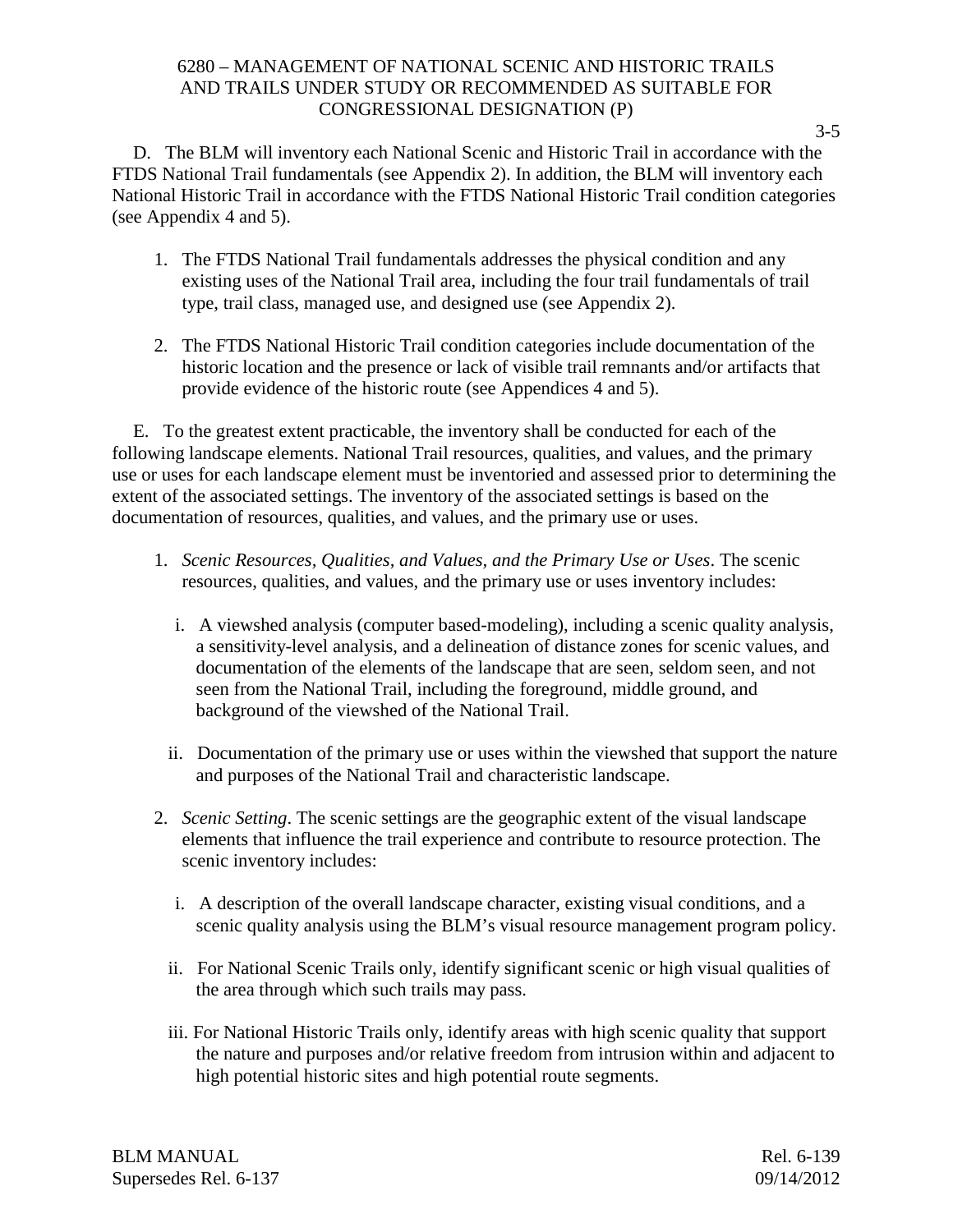D. The BLM will inventory each National Scenic and Historic Trail in accordance with the FTDS National Trail fundamentals (see Appendix 2). In addition, the BLM will inventory each National Historic Trail in accordance with the FTDS National Historic Trail condition categories (see Appendix 4 and 5).

1. The FTDS National Trail fundamentals addresses the physical condition and any existing uses of the National Trail area, including the four trail fundamentals of trail type, trail class, managed use, and designed use (see Appendix 2).

2. The FTDS National Historic Trail condition categories include documentation of the historic location and the presence or lack of visible trail remnants and/or artifacts that provide evidence of the historic route (see Appendices 4 and 5).

E. To the greatest extent practicable, the inventory shall be conducted for each of the following landscape elements. National Trail resources, qualities, and values, and the primary use or uses for each landscape element must be inventoried and assessed prior to determining the extent of the associated settings. The inventory of the associated settings is based on the documentation of resources, qualities, and values, and the primary use or uses.

1. *Scenic Resources, Qualities, and Values, and the Primary Use or Uses*. The scenic resources, qualities, and values, and the primary use or uses inventory includes:

   i. A viewshed analysis (computer based-modeling), including a scenic quality analysis, a sensitivity-level analysis, and a delineation of distance zones for scenic values, and documentation of the elements of the landscape that are seen, seldom seen, and not seen from the National Trail, including the foreground, middle ground, and background of the viewshed of the National Trail.

   ii. Documentation of the primary use or uses within the viewshed that support the nature and purposes of the National Trail and characteristic landscape.

2. *Scenic Setting*. The scenic settings are the geographic extent of the visual landscape elements that influence the trail experience and contribute to resource protection. The scenic inventory includes:

   i. A description of the overall landscape character, existing visual conditions, and a scenic quality analysis using the BLM's visual resource management program policy.

   ii. For National Scenic Trails only, identify significant scenic or high visual qualities of the area through which such trails may pass.

   iii. For National Historic Trails only, identify areas with high scenic quality that support the nature and purposes and/or relative freedom from intrusion within and adjacent to high potential historic sites and high potential route segments.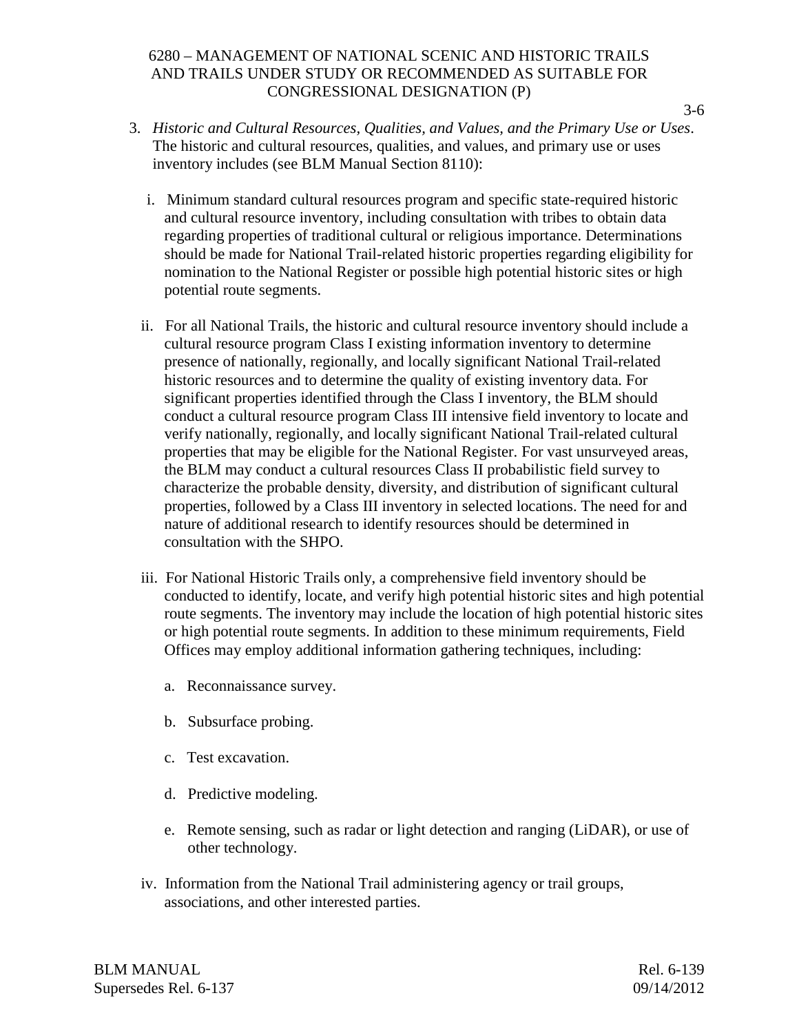3. *Historic and Cultural Resources, Qualities, and Values, and the Primary Use or Uses*. The historic and cultural resources, qualities, and values, and primary use or uses inventory includes (see BLM Manual Section 8110):

   i. Minimum standard cultural resources program and specific state-required historic and cultural resource inventory, including consultation with tribes to obtain data regarding properties of traditional cultural or religious importance. Determinations should be made for National Trail-related historic properties regarding eligibility for nomination to the National Register or possible high potential historic sites or high potential route segments.

   ii. For all National Trails, the historic and cultural resource inventory should include a cultural resource program Class I existing information inventory to determine presence of nationally, regionally, and locally significant National Trail-related historic resources and to determine the quality of existing inventory data. For significant properties identified through the Class I inventory, the BLM should conduct a cultural resource program Class III intensive field inventory to locate and verify nationally, regionally, and locally significant National Trail-related cultural properties that may be eligible for the National Register. For vast unsurveyed areas, the BLM may conduct a cultural resources Class II probabilistic field survey to characterize the probable density, diversity, and distribution of significant cultural properties, followed by a Class III inventory in selected locations. The need for and nature of additional research to identify resources should be determined in consultation with the SHPO.

   iii. For National Historic Trails only, a comprehensive field inventory should be conducted to identify, locate, and verify high potential historic sites and high potential route segments. The inventory may include the location of high potential historic sites or high potential route segments. In addition to these minimum requirements, Field Offices may employ additional information gathering techniques, including:

      a. Reconnaissance survey.

      b. Subsurface probing.

      c. Test excavation.

      d. Predictive modeling.

      e. Remote sensing, such as radar or light detection and ranging (LiDAR), or use of other technology.

   iv. Information from the National Trail administering agency or trail groups, associations, and other interested parties.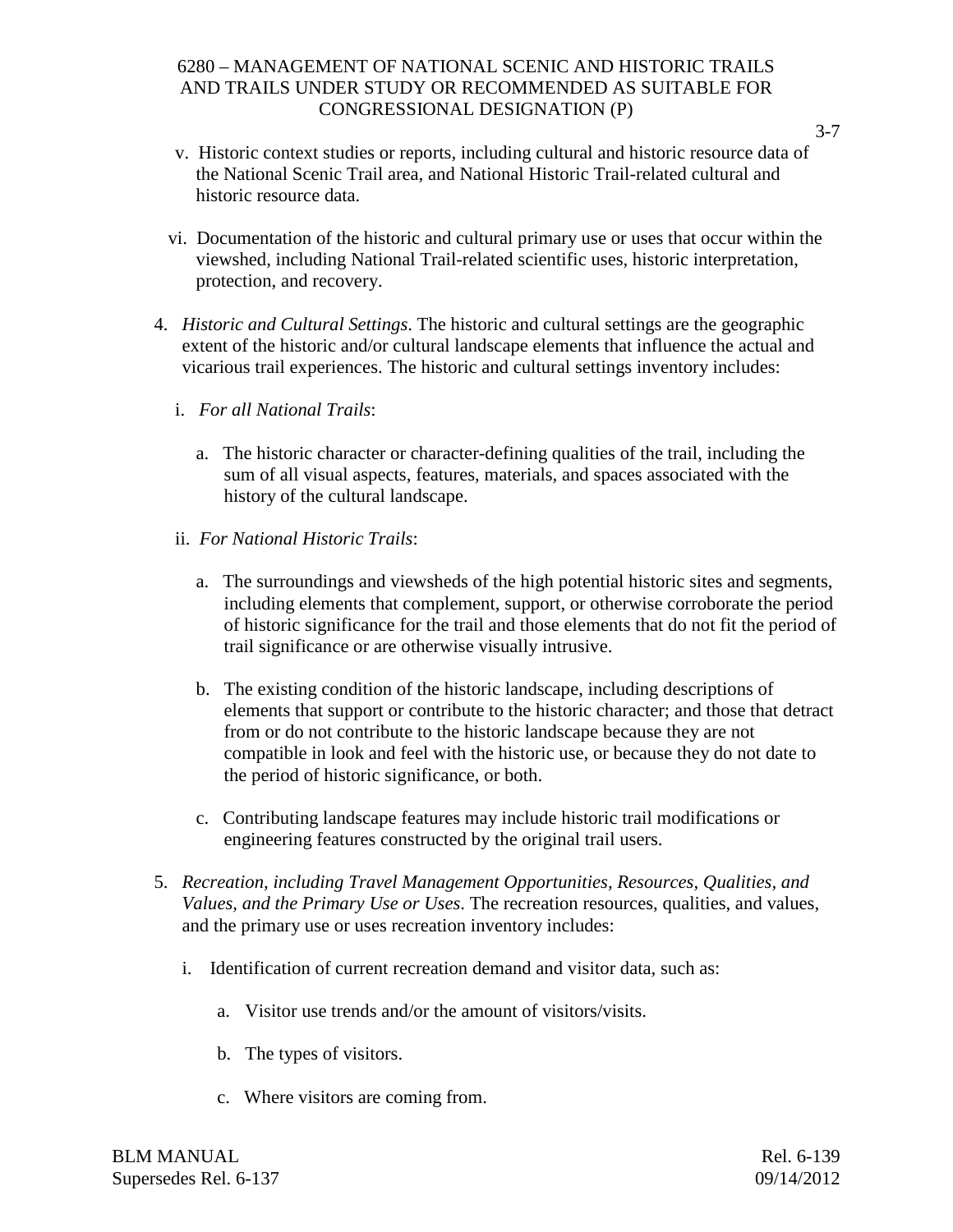v. Historic context studies or reports, including cultural and historic resource data of the National Scenic Trail area, and National Historic Trail-related cultural and historic resource data.

vi. Documentation of the historic and cultural primary use or uses that occur within the viewshed, including National Trail-related scientific uses, historic interpretation, protection, and recovery.

4. *Historic and Cultural Settings*. The historic and cultural settings are the geographic extent of the historic and/or cultural landscape elements that influence the actual and vicarious trail experiences. The historic and cultural settings inventory includes:

   i. *For all National Trails*:

      a. The historic character or character-defining qualities of the trail, including the sum of all visual aspects, features, materials, and spaces associated with the history of the cultural landscape.

   ii. *For National Historic Trails*:

      a. The surroundings and viewsheds of the high potential historic sites and segments, including elements that complement, support, or otherwise corroborate the period of historic significance for the trail and those elements that do not fit the period of trail significance or are otherwise visually intrusive.

      b. The existing condition of the historic landscape, including descriptions of elements that support or contribute to the historic character; and those that detract from or do not contribute to the historic landscape because they are not compatible in look and feel with the historic use, or because they do not date to the period of historic significance, or both.

      c. Contributing landscape features may include historic trail modifications or engineering features constructed by the original trail users.

5. *Recreation, including Travel Management Opportunities, Resources, Qualities, and Values, and the Primary Use or Uses*. The recreation resources, qualities, and values, and the primary use or uses recreation inventory includes:

   i. Identification of current recreation demand and visitor data, such as:

      a. Visitor use trends and/or the amount of visitors/visits.

      b. The types of visitors.

      c. Where visitors are coming from.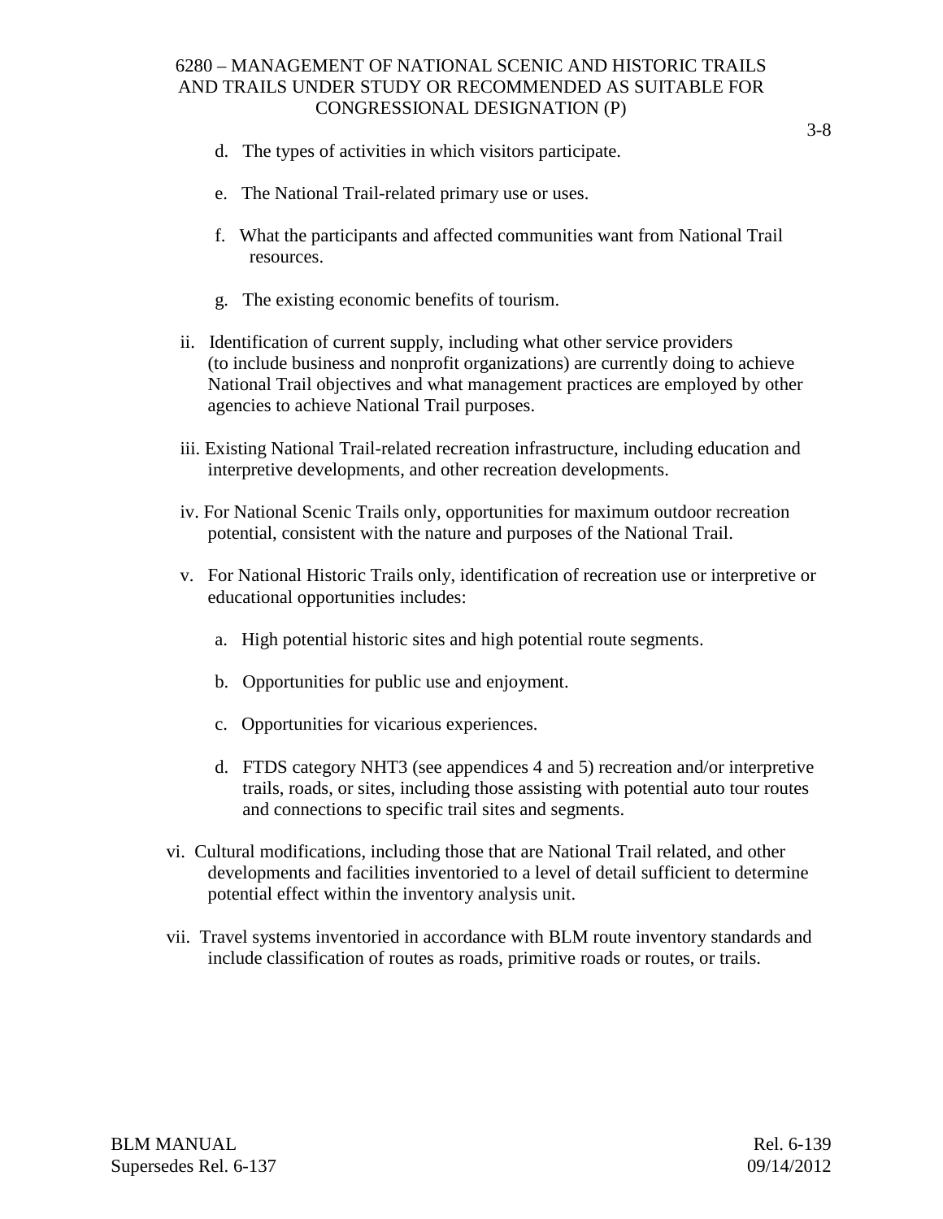d. The types of activities in which visitors participate.

e. The National Trail-related primary use or uses.

f. What the participants and affected communities want from National Trail resources.

g. The existing economic benefits of tourism.

ii. Identification of current supply, including what other service providers (to include business and nonprofit organizations) are currently doing to achieve National Trail objectives and what management practices are employed by other agencies to achieve National Trail purposes.

iii. Existing National Trail-related recreation infrastructure, including education and interpretive developments, and other recreation developments.

iv. For National Scenic Trails only, opportunities for maximum outdoor recreation potential, consistent with the nature and purposes of the National Trail.

v. For National Historic Trails only, identification of recreation use or interpretive or educational opportunities includes:

a. High potential historic sites and high potential route segments.

b. Opportunities for public use and enjoyment.

c. Opportunities for vicarious experiences.

d. FTDS category NHT3 (see appendices 4 and 5) recreation and/or interpretive trails, roads, or sites, including those assisting with potential auto tour routes and connections to specific trail sites and segments.

vi. Cultural modifications, including those that are National Trail related, and other developments and facilities inventoried to a level of detail sufficient to determine potential effect within the inventory analysis unit.

vii. Travel systems inventoried in accordance with BLM route inventory standards and include classification of routes as roads, primitive roads or routes, or trails.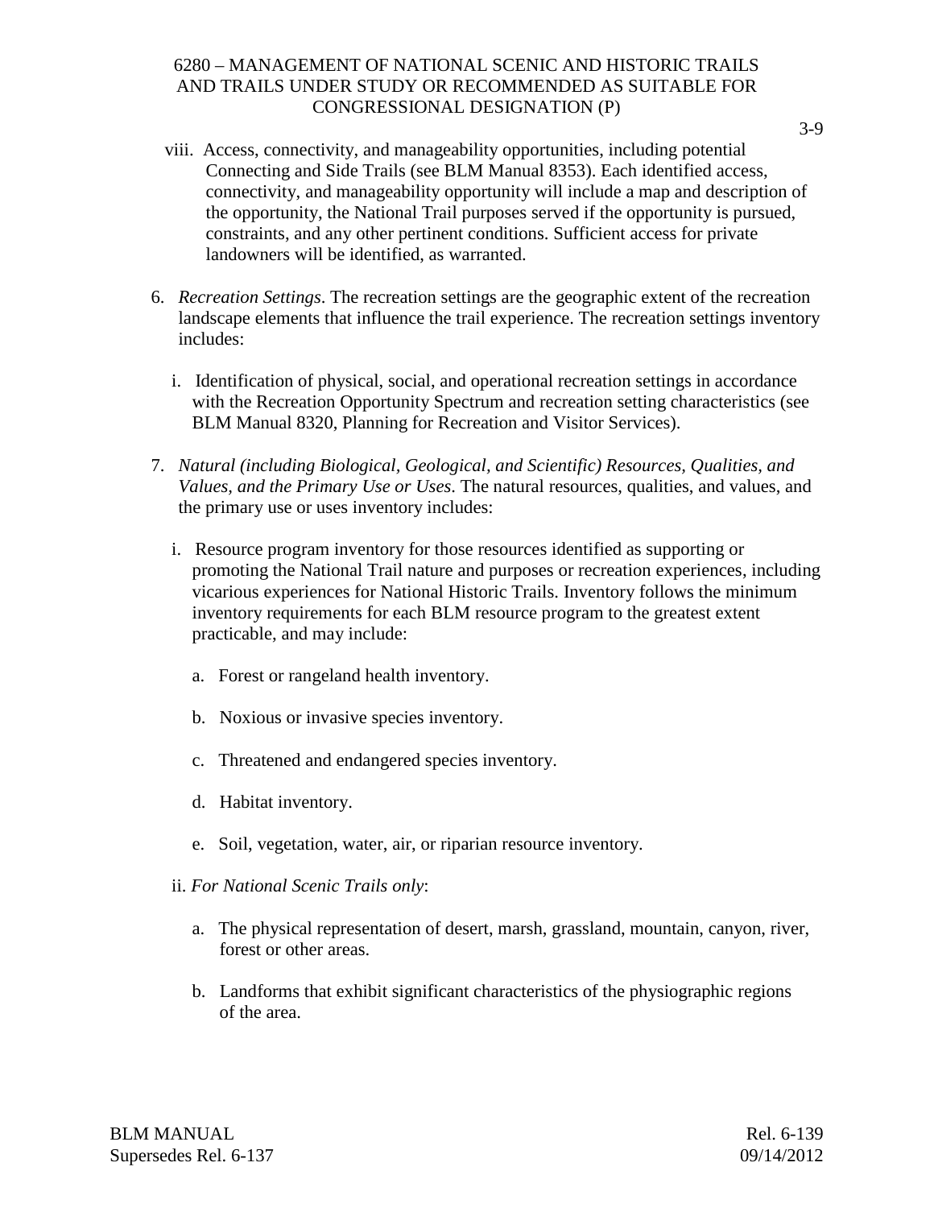viii. Access, connectivity, and manageability opportunities, including potential Connecting and Side Trails (see BLM Manual 8353). Each identified access, connectivity, and manageability opportunity will include a map and description of the opportunity, the National Trail purposes served if the opportunity is pursued, constraints, and any other pertinent conditions. Sufficient access for private landowners will be identified, as warranted.

6. *Recreation Settings*. The recreation settings are the geographic extent of the recreation landscape elements that influence the trail experience. The recreation settings inventory includes:

   i. Identification of physical, social, and operational recreation settings in accordance with the Recreation Opportunity Spectrum and recreation setting characteristics (see BLM Manual 8320, Planning for Recreation and Visitor Services).

7. *Natural (including Biological, Geological, and Scientific) Resources, Qualities, and Values, and the Primary Use or Uses*. The natural resources, qualities, and values, and the primary use or uses inventory includes:

   i. Resource program inventory for those resources identified as supporting or promoting the National Trail nature and purposes or recreation experiences, including vicarious experiences for National Historic Trails. Inventory follows the minimum inventory requirements for each BLM resource program to the greatest extent practicable, and may include:

      a. Forest or rangeland health inventory.

      b. Noxious or invasive species inventory.

      c. Threatened and endangered species inventory.

      d. Habitat inventory.

      e. Soil, vegetation, water, air, or riparian resource inventory.

   ii. *For National Scenic Trails only*:

      a. The physical representation of desert, marsh, grassland, mountain, canyon, river, forest or other areas.

      b. Landforms that exhibit significant characteristics of the physiographic regions of the area.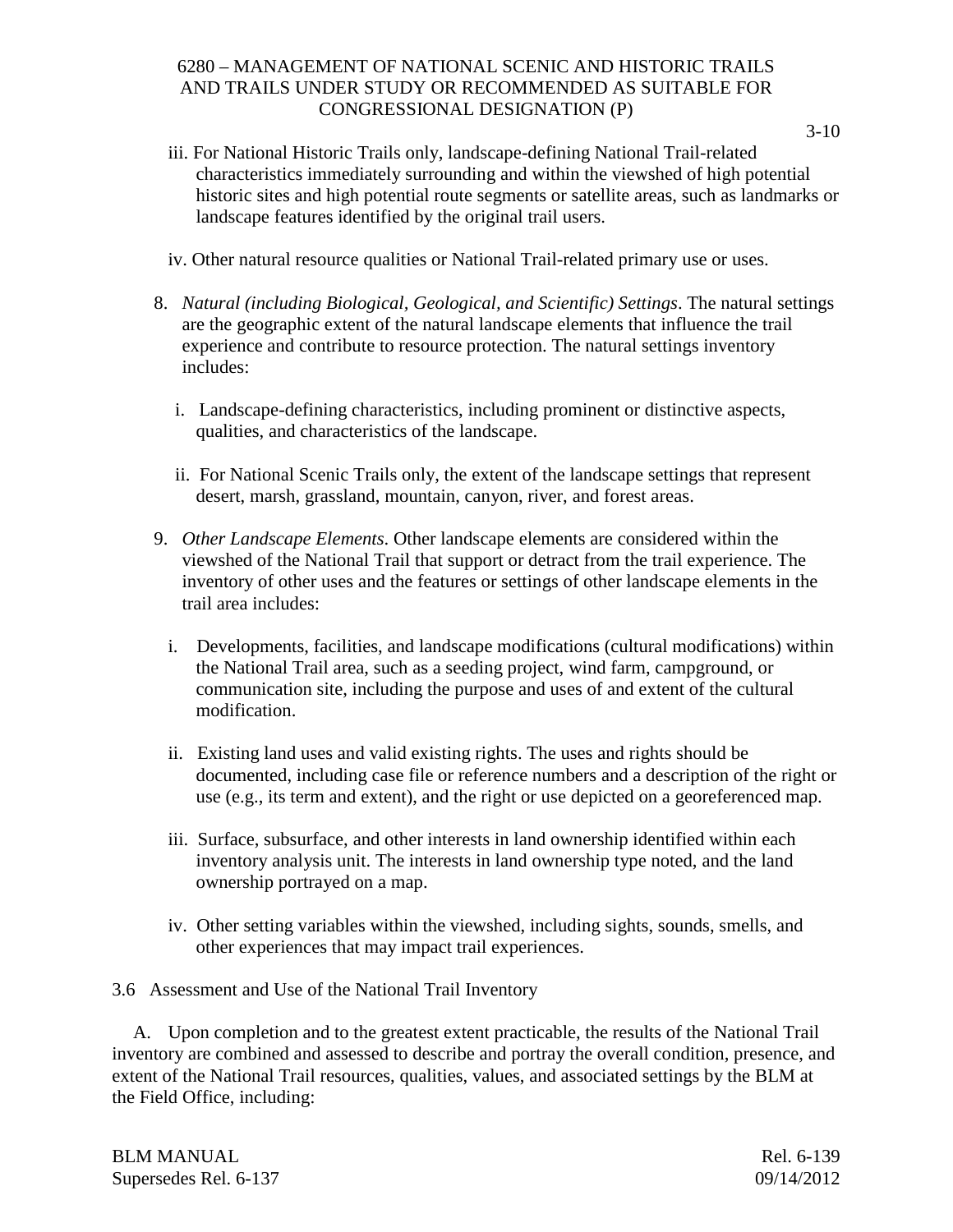iii. For National Historic Trails only, landscape-defining National Trail-related characteristics immediately surrounding and within the viewshed of high potential historic sites and high potential route segments or satellite areas, such as landmarks or landscape features identified by the original trail users.

iv. Other natural resource qualities or National Trail-related primary use or uses.

8. *Natural (including Biological, Geological, and Scientific) Settings*. The natural settings are the geographic extent of the natural landscape elements that influence the trail experience and contribute to resource protection. The natural settings inventory includes:

   i. Landscape-defining characteristics, including prominent or distinctive aspects, qualities, and characteristics of the landscape.

   ii. For National Scenic Trails only, the extent of the landscape settings that represent desert, marsh, grassland, mountain, canyon, river, and forest areas.

9. *Other Landscape Elements*. Other landscape elements are considered within the viewshed of the National Trail that support or detract from the trail experience. The inventory of other uses and the features or settings of other landscape elements in the trail area includes:

   i. Developments, facilities, and landscape modifications (cultural modifications) within the National Trail area, such as a seeding project, wind farm, campground, or communication site, including the purpose and uses of and extent of the cultural modification.

   ii. Existing land uses and valid existing rights. The uses and rights should be documented, including case file or reference numbers and a description of the right or use (e.g., its term and extent), and the right or use depicted on a georeferenced map.

   iii. Surface, subsurface, and other interests in land ownership identified within each inventory analysis unit. The interests in land ownership type noted, and the land ownership portrayed on a map.

   iv. Other setting variables within the viewshed, including sights, sounds, smells, and other experiences that may impact trail experiences.

3.6 Assessment and Use of the National Trail Inventory

A. Upon completion and to the greatest extent practicable, the results of the National Trail inventory are combined and assessed to describe and portray the overall condition, presence, and extent of the National Trail resources, qualities, values, and associated settings by the BLM at the Field Office, including: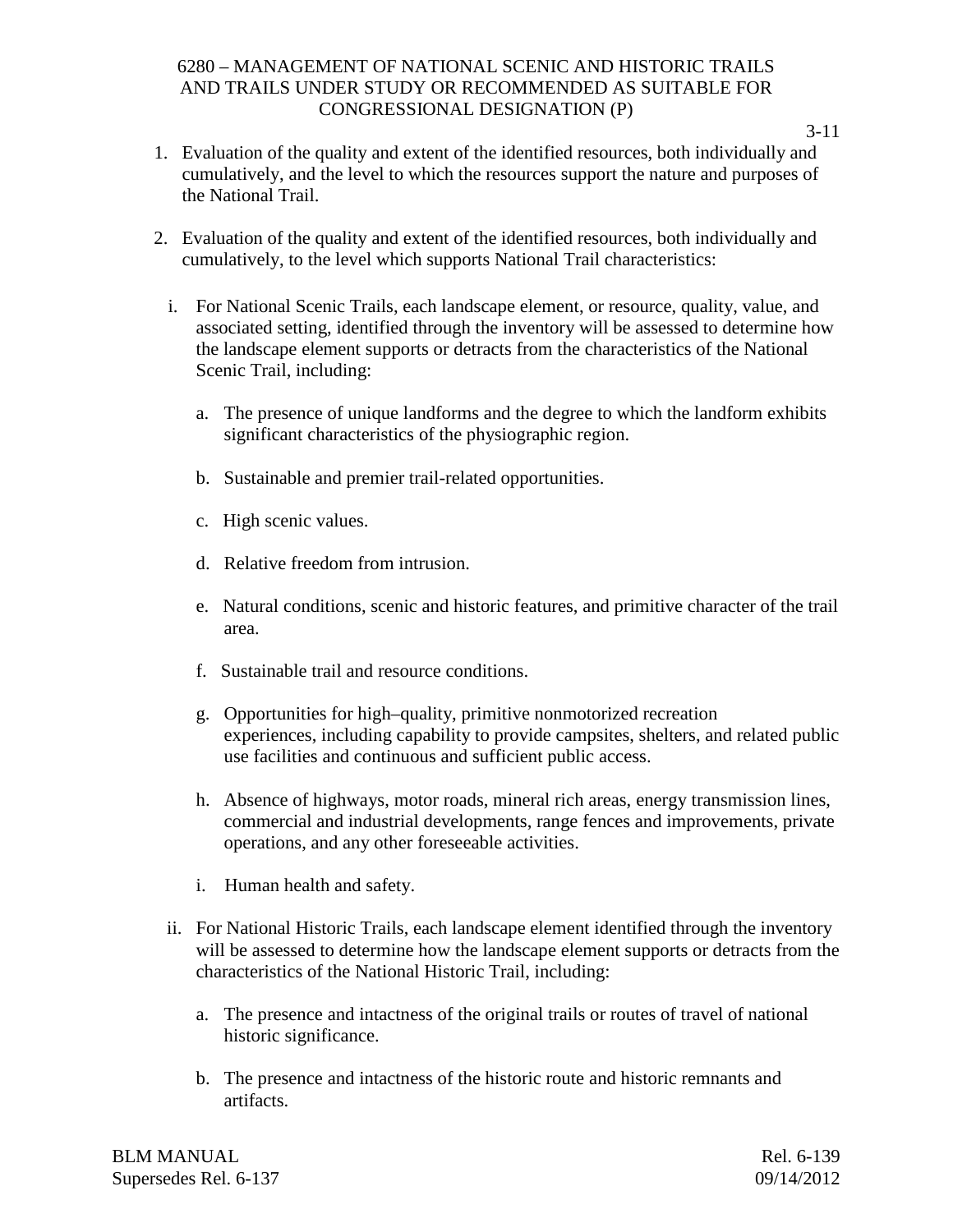1. Evaluation of the quality and extent of the identified resources, both individually and cumulatively, and the level to which the resources support the nature and purposes of the National Trail.

2. Evaluation of the quality and extent of the identified resources, both individually and cumulatively, to the level which supports National Trail characteristics:

   i. For National Scenic Trails, each landscape element, or resource, quality, value, and associated setting, identified through the inventory will be assessed to determine how the landscape element supports or detracts from the characteristics of the National Scenic Trail, including:

      a. The presence of unique landforms and the degree to which the landform exhibits significant characteristics of the physiographic region.

      b. Sustainable and premier trail-related opportunities.

      c. High scenic values.

      d. Relative freedom from intrusion.

      e. Natural conditions, scenic and historic features, and primitive character of the trail area.

      f. Sustainable trail and resource conditions.

      g. Opportunities for high–quality, primitive nonmotorized recreation experiences, including capability to provide campsites, shelters, and related public use facilities and continuous and sufficient public access.

      h. Absence of highways, motor roads, mineral rich areas, energy transmission lines, commercial and industrial developments, range fences and improvements, private operations, and any other foreseeable activities.

      i. Human health and safety.

   ii. For National Historic Trails, each landscape element identified through the inventory will be assessed to determine how the landscape element supports or detracts from the characteristics of the National Historic Trail, including:

      a. The presence and intactness of the original trails or routes of travel of national historic significance.

      b. The presence and intactness of the historic route and historic remnants and artifacts.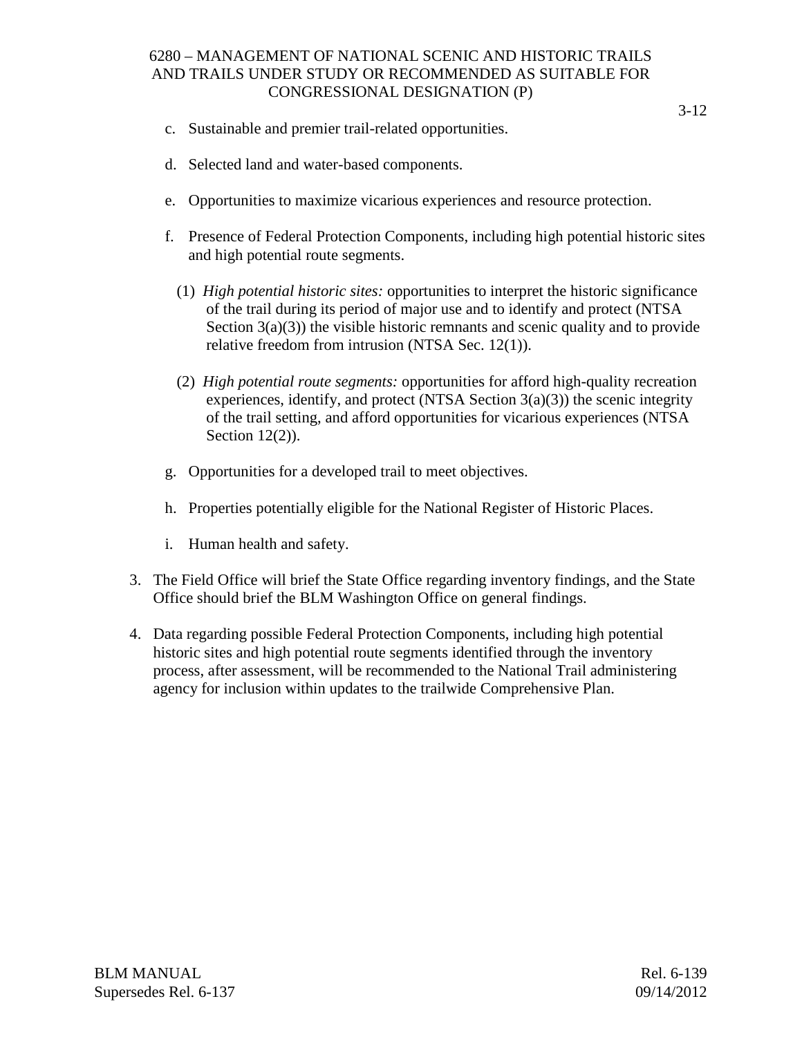c. Sustainable and premier trail-related opportunities.

d. Selected land and water-based components.

e. Opportunities to maximize vicarious experiences and resource protection.

f. Presence of Federal Protection Components, including high potential historic sites and high potential route segments.

   (1) *High potential historic sites:* opportunities to interpret the historic significance of the trail during its period of major use and to identify and protect (NTSA Section 3(a)(3)) the visible historic remnants and scenic quality and to provide relative freedom from intrusion (NTSA Sec. 12(1)).

   (2) *High potential route segments:* opportunities for afford high-quality recreation experiences, identify, and protect (NTSA Section 3(a)(3)) the scenic integrity of the trail setting, and afford opportunities for vicarious experiences (NTSA Section 12(2)).

g. Opportunities for a developed trail to meet objectives.

h. Properties potentially eligible for the National Register of Historic Places.

i. Human health and safety.

3. The Field Office will brief the State Office regarding inventory findings, and the State Office should brief the BLM Washington Office on general findings.

4. Data regarding possible Federal Protection Components, including high potential historic sites and high potential route segments identified through the inventory process, after assessment, will be recommended to the National Trail administering agency for inclusion within updates to the trailwide Comprehensive Plan.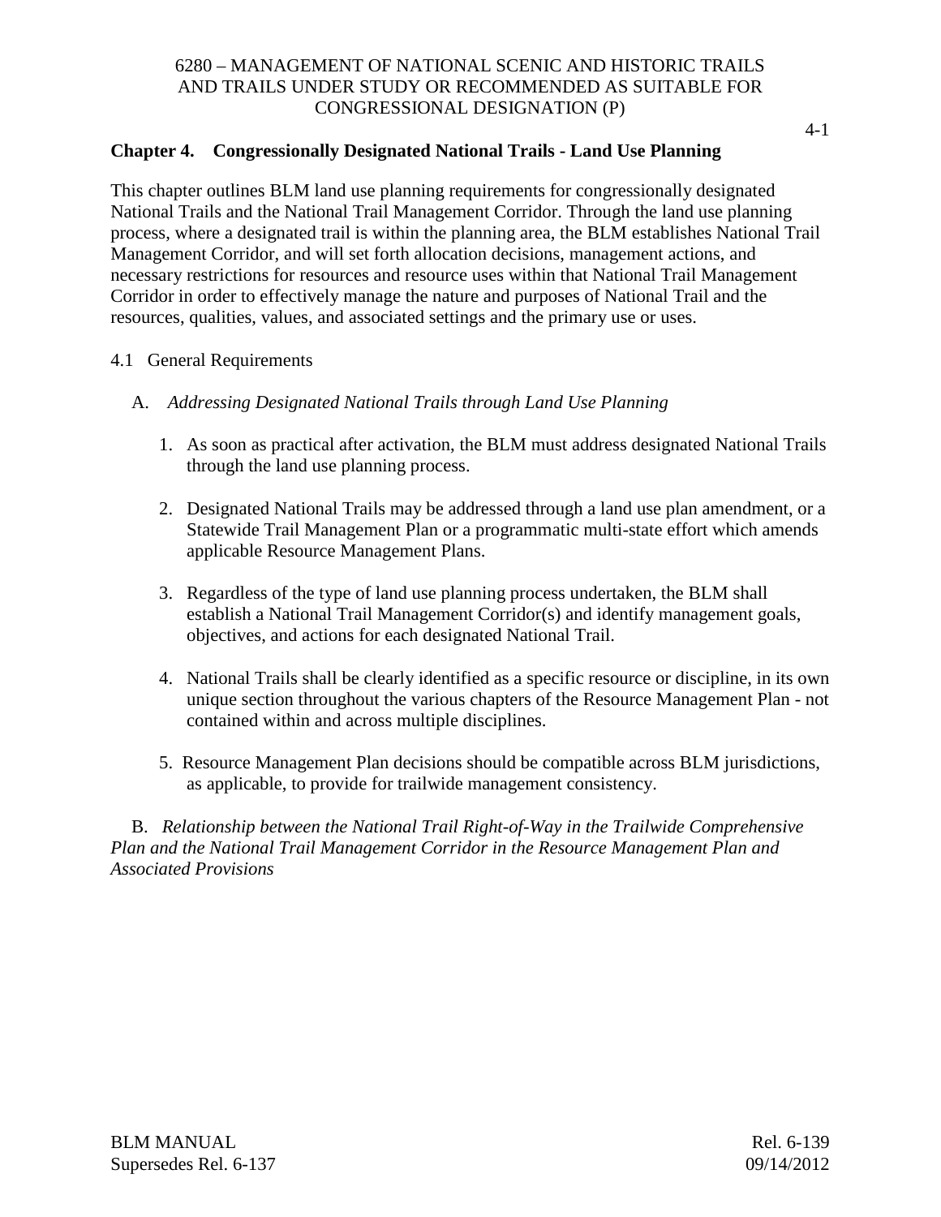## Chapter 4. Congressionally Designated National Trails - Land Use Planning

This chapter outlines BLM land use planning requirements for congressionally designated National Trails and the National Trail Management Corridor. Through the land use planning process, where a designated trail is within the planning area, the BLM establishes National Trail Management Corridor, and will set forth allocation decisions, management actions, and necessary restrictions for resources and resource uses within that National Trail Management Corridor in order to effectively manage the nature and purposes of National Trail and the resources, qualities, values, and associated settings and the primary use or uses.

4.1 General Requirements

A. *Addressing Designated National Trails through Land Use Planning*

1. As soon as practical after activation, the BLM must address designated National Trails through the land use planning process.

2. Designated National Trails may be addressed through a land use plan amendment, or a Statewide Trail Management Plan or a programmatic multi-state effort which amends applicable Resource Management Plans.

3. Regardless of the type of land use planning process undertaken, the BLM shall establish a National Trail Management Corridor(s) and identify management goals, objectives, and actions for each designated National Trail.

4. National Trails shall be clearly identified as a specific resource or discipline, in its own unique section throughout the various chapters of the Resource Management Plan - not contained within and across multiple disciplines.

5. Resource Management Plan decisions should be compatible across BLM jurisdictions, as applicable, to provide for trailwide management consistency.

B. *Relationship between the National Trail Right-of-Way in the Trailwide Comprehensive Plan and the National Trail Management Corridor in the Resource Management Plan and Associated Provisions*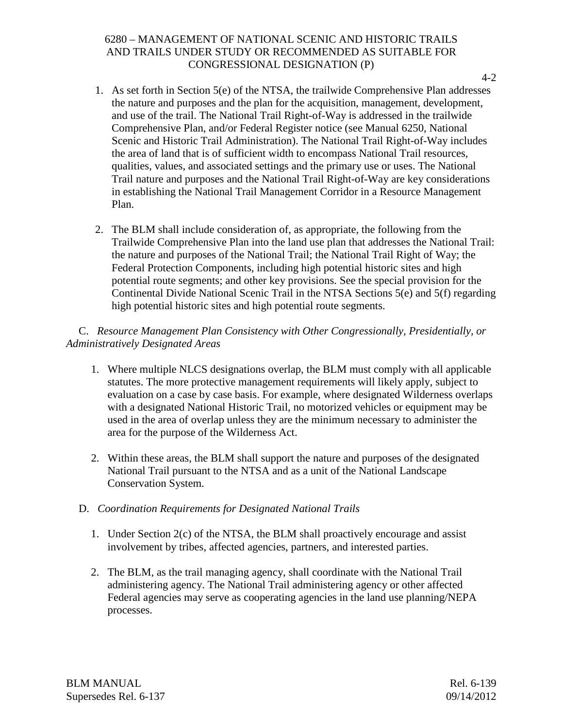1. As set forth in Section 5(e) of the NTSA, the trailwide Comprehensive Plan addresses the nature and purposes and the plan for the acquisition, management, development, and use of the trail. The National Trail Right-of-Way is addressed in the trailwide Comprehensive Plan, and/or Federal Register notice (see Manual 6250, National Scenic and Historic Trail Administration). The National Trail Right-of-Way includes the area of land that is of sufficient width to encompass National Trail resources, qualities, values, and associated settings and the primary use or uses. The National Trail nature and purposes and the National Trail Right-of-Way are key considerations in establishing the National Trail Management Corridor in a Resource Management Plan.

2. The BLM shall include consideration of, as appropriate, the following from the Trailwide Comprehensive Plan into the land use plan that addresses the National Trail: the nature and purposes of the National Trail; the National Trail Right of Way; the Federal Protection Components, including high potential historic sites and high potential route segments; and other key provisions. See the special provision for the Continental Divide National Scenic Trail in the NTSA Sections 5(e) and 5(f) regarding high potential historic sites and high potential route segments.

C. *Resource Management Plan Consistency with Other Congressionally, Presidentially, or Administratively Designated Areas*

1. Where multiple NLCS designations overlap, the BLM must comply with all applicable statutes. The more protective management requirements will likely apply, subject to evaluation on a case by case basis. For example, where designated Wilderness overlaps with a designated National Historic Trail, no motorized vehicles or equipment may be used in the area of overlap unless they are the minimum necessary to administer the area for the purpose of the Wilderness Act.

2. Within these areas, the BLM shall support the nature and purposes of the designated National Trail pursuant to the NTSA and as a unit of the National Landscape Conservation System.

D. *Coordination Requirements for Designated National Trails*

1. Under Section 2(c) of the NTSA, the BLM shall proactively encourage and assist involvement by tribes, affected agencies, partners, and interested parties.

2. The BLM, as the trail managing agency, shall coordinate with the National Trail administering agency. The National Trail administering agency or other affected Federal agencies may serve as cooperating agencies in the land use planning/NEPA processes.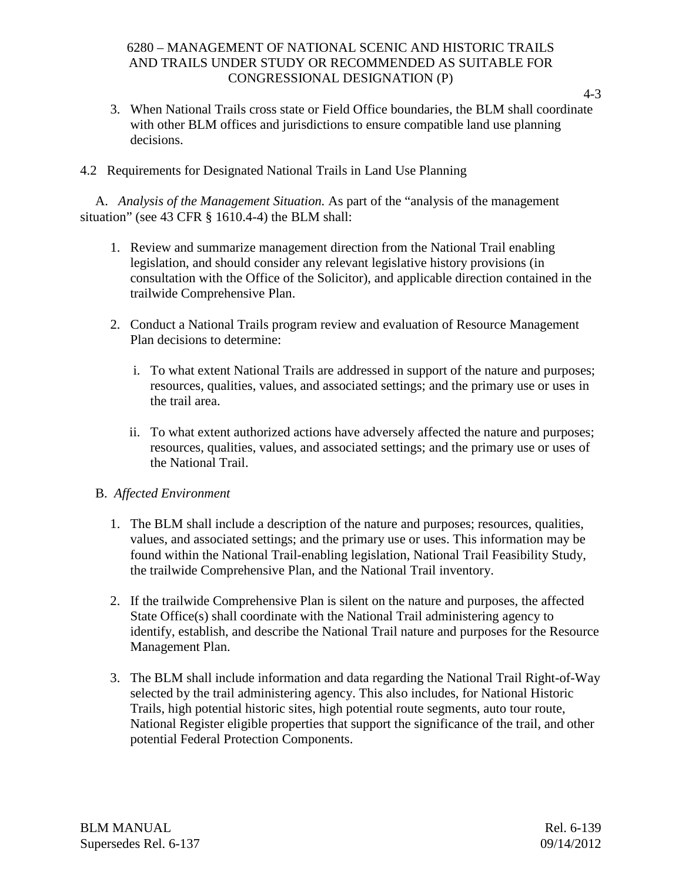3. When National Trails cross state or Field Office boundaries, the BLM shall coordinate with other BLM offices and jurisdictions to ensure compatible land use planning decisions.

## 4.2 Requirements for Designated National Trails in Land Use Planning

A. *Analysis of the Management Situation.* As part of the "analysis of the management situation" (see 43 CFR § 1610.4-4) the BLM shall:

1. Review and summarize management direction from the National Trail enabling legislation, and should consider any relevant legislative history provisions (in consultation with the Office of the Solicitor), and applicable direction contained in the trailwide Comprehensive Plan.

2. Conduct a National Trails program review and evaluation of Resource Management Plan decisions to determine:

   i. To what extent National Trails are addressed in support of the nature and purposes; resources, qualities, values, and associated settings; and the primary use or uses in the trail area.

   ii. To what extent authorized actions have adversely affected the nature and purposes; resources, qualities, values, and associated settings; and the primary use or uses of the National Trail.

B. *Affected Environment*

1. The BLM shall include a description of the nature and purposes; resources, qualities, values, and associated settings; and the primary use or uses. This information may be found within the National Trail-enabling legislation, National Trail Feasibility Study, the trailwide Comprehensive Plan, and the National Trail inventory.

2. If the trailwide Comprehensive Plan is silent on the nature and purposes, the affected State Office(s) shall coordinate with the National Trail administering agency to identify, establish, and describe the National Trail nature and purposes for the Resource Management Plan.

3. The BLM shall include information and data regarding the National Trail Right-of-Way selected by the trail administering agency. This also includes, for National Historic Trails, high potential historic sites, high potential route segments, auto tour route, National Register eligible properties that support the significance of the trail, and other potential Federal Protection Components.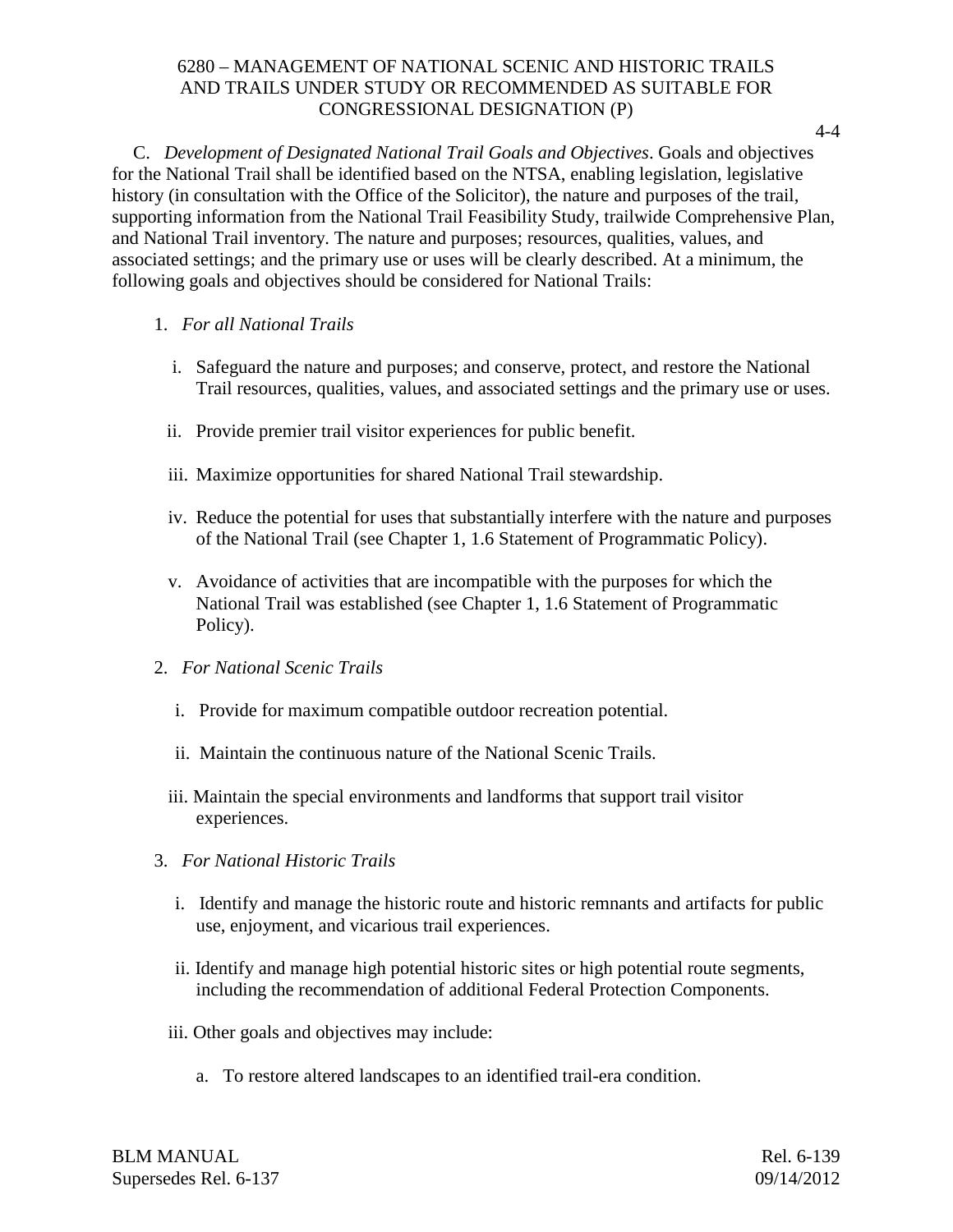C. *Development of Designated National Trail Goals and Objectives*. Goals and objectives for the National Trail shall be identified based on the NTSA, enabling legislation, legislative history (in consultation with the Office of the Solicitor), the nature and purposes of the trail, supporting information from the National Trail Feasibility Study, trailwide Comprehensive Plan, and National Trail inventory. The nature and purposes; resources, qualities, values, and associated settings; and the primary use or uses will be clearly described. At a minimum, the following goals and objectives should be considered for National Trails:

1. *For all National Trails*

   i. Safeguard the nature and purposes; and conserve, protect, and restore the National Trail resources, qualities, values, and associated settings and the primary use or uses.

   ii. Provide premier trail visitor experiences for public benefit.

   iii. Maximize opportunities for shared National Trail stewardship.

   iv. Reduce the potential for uses that substantially interfere with the nature and purposes of the National Trail (see Chapter 1, 1.6 Statement of Programmatic Policy).

   v. Avoidance of activities that are incompatible with the purposes for which the National Trail was established (see Chapter 1, 1.6 Statement of Programmatic Policy).

2. *For National Scenic Trails*

   i. Provide for maximum compatible outdoor recreation potential.

   ii. Maintain the continuous nature of the National Scenic Trails.

   iii. Maintain the special environments and landforms that support trail visitor experiences.

3. *For National Historic Trails*

   i. Identify and manage the historic route and historic remnants and artifacts for public use, enjoyment, and vicarious trail experiences.

   ii. Identify and manage high potential historic sites or high potential route segments, including the recommendation of additional Federal Protection Components.

   iii. Other goals and objectives may include:

      a. To restore altered landscapes to an identified trail-era condition.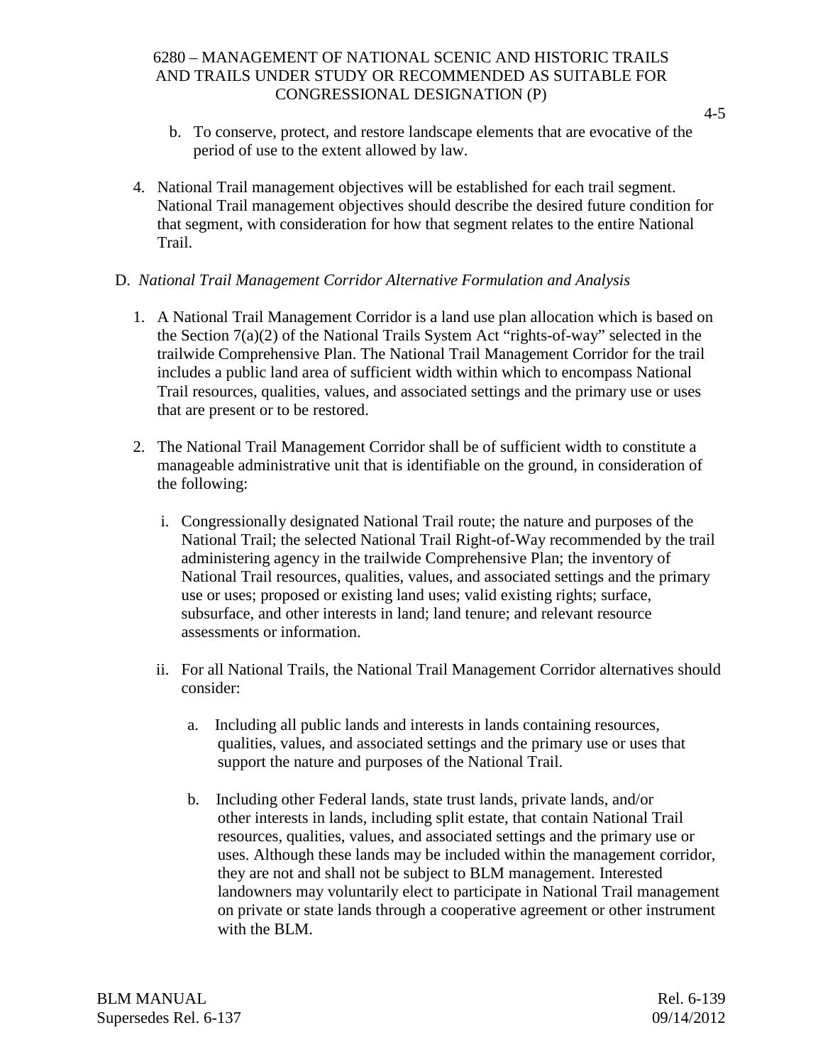b. To conserve, protect, and restore landscape elements that are evocative of the period of use to the extent allowed by law.

4. National Trail management objectives will be established for each trail segment. National Trail management objectives should describe the desired future condition for that segment, with consideration for how that segment relates to the entire National Trail.

D. *National Trail Management Corridor Alternative Formulation and Analysis*

1. A National Trail Management Corridor is a land use plan allocation which is based on the Section 7(a)(2) of the National Trails System Act "rights-of-way" selected in the trailwide Comprehensive Plan. The National Trail Management Corridor for the trail includes a public land area of sufficient width within which to encompass National Trail resources, qualities, values, and associated settings and the primary use or uses that are present or to be restored.

2. The National Trail Management Corridor shall be of sufficient width to constitute a manageable administrative unit that is identifiable on the ground, in consideration of the following:

   i. Congressionally designated National Trail route; the nature and purposes of the National Trail; the selected National Trail Right-of-Way recommended by the trail administering agency in the trailwide Comprehensive Plan; the inventory of National Trail resources, qualities, values, and associated settings and the primary use or uses; proposed or existing land uses; valid existing rights; surface, subsurface, and other interests in land; land tenure; and relevant resource assessments or information.

   ii. For all National Trails, the National Trail Management Corridor alternatives should consider:

      a. Including all public lands and interests in lands containing resources, qualities, values, and associated settings and the primary use or uses that support the nature and purposes of the National Trail.

      b. Including other Federal lands, state trust lands, private lands, and/or other interests in lands, including split estate, that contain National Trail resources, qualities, values, and associated settings and the primary use or uses. Although these lands may be included within the management corridor, they are not and shall not be subject to BLM management. Interested landowners may voluntarily elect to participate in National Trail management on private or state lands through a cooperative agreement or other instrument with the BLM.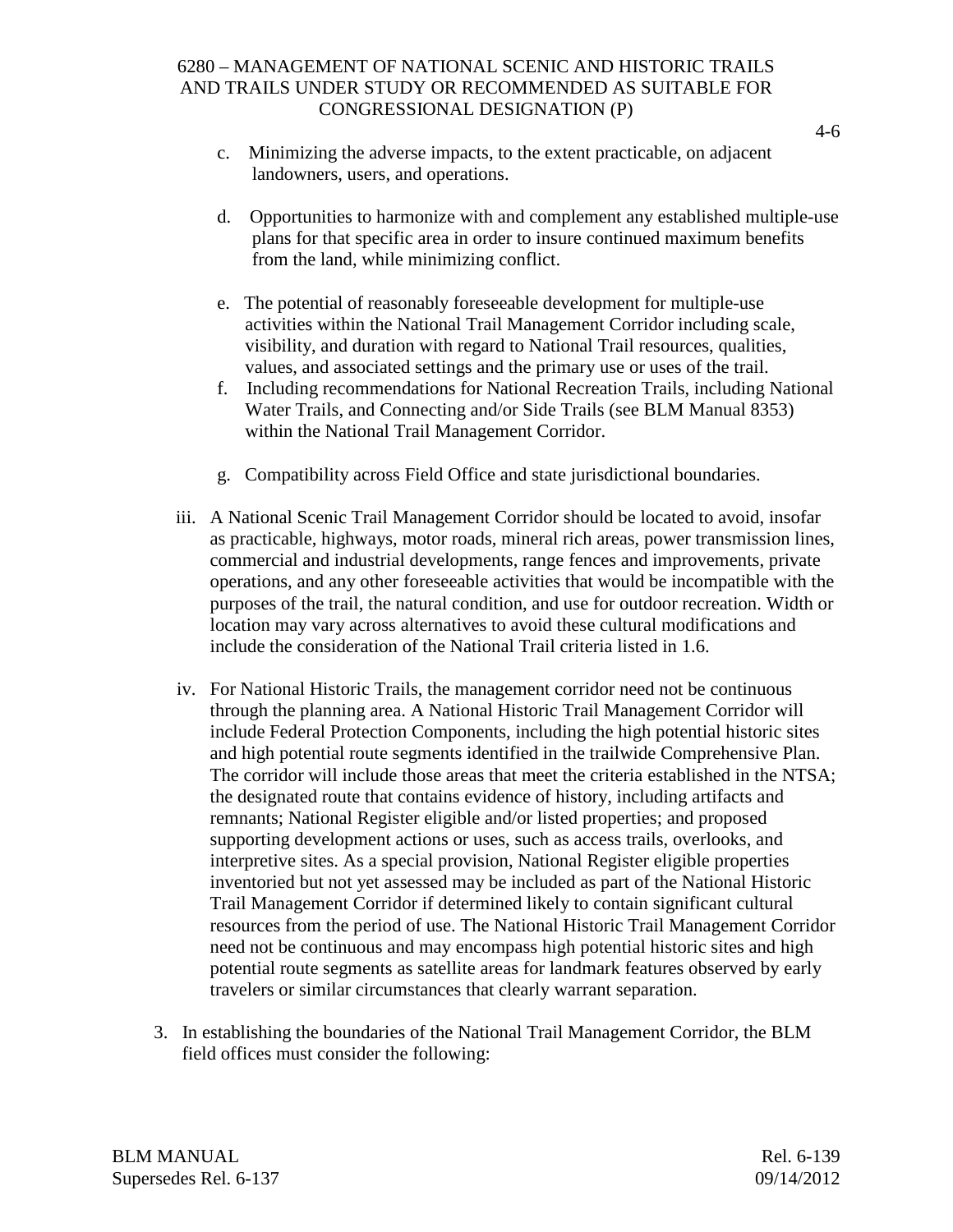c. Minimizing the adverse impacts, to the extent practicable, on adjacent landowners, users, and operations.

d. Opportunities to harmonize with and complement any established multiple-use plans for that specific area in order to insure continued maximum benefits from the land, while minimizing conflict.

e. The potential of reasonably foreseeable development for multiple-use activities within the National Trail Management Corridor including scale, visibility, and duration with regard to National Trail resources, qualities, values, and associated settings and the primary use or uses of the trail.

f. Including recommendations for National Recreation Trails, including National Water Trails, and Connecting and/or Side Trails (see BLM Manual 8353) within the National Trail Management Corridor.

g. Compatibility across Field Office and state jurisdictional boundaries.

iii. A National Scenic Trail Management Corridor should be located to avoid, insofar as practicable, highways, motor roads, mineral rich areas, power transmission lines, commercial and industrial developments, range fences and improvements, private operations, and any other foreseeable activities that would be incompatible with the purposes of the trail, the natural condition, and use for outdoor recreation. Width or location may vary across alternatives to avoid these cultural modifications and include the consideration of the National Trail criteria listed in 1.6.

iv. For National Historic Trails, the management corridor need not be continuous through the planning area. A National Historic Trail Management Corridor will include Federal Protection Components, including the high potential historic sites and high potential route segments identified in the trailwide Comprehensive Plan. The corridor will include those areas that meet the criteria established in the NTSA; the designated route that contains evidence of history, including artifacts and remnants; National Register eligible and/or listed properties; and proposed supporting development actions or uses, such as access trails, overlooks, and interpretive sites. As a special provision, National Register eligible properties inventoried but not yet assessed may be included as part of the National Historic Trail Management Corridor if determined likely to contain significant cultural resources from the period of use. The National Historic Trail Management Corridor need not be continuous and may encompass high potential historic sites and high potential route segments as satellite areas for landmark features observed by early travelers or similar circumstances that clearly warrant separation.

3. In establishing the boundaries of the National Trail Management Corridor, the BLM field offices must consider the following: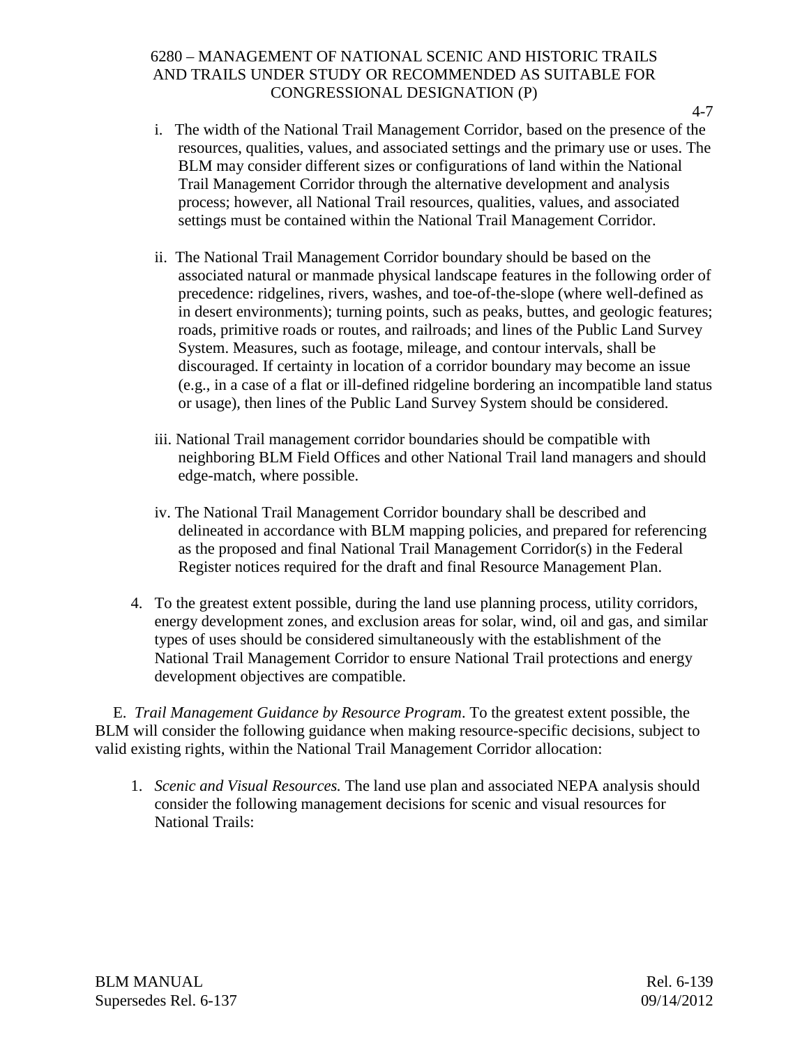i. The width of the National Trail Management Corridor, based on the presence of the resources, qualities, values, and associated settings and the primary use or uses. The BLM may consider different sizes or configurations of land within the National Trail Management Corridor through the alternative development and analysis process; however, all National Trail resources, qualities, values, and associated settings must be contained within the National Trail Management Corridor.

ii. The National Trail Management Corridor boundary should be based on the associated natural or manmade physical landscape features in the following order of precedence: ridgelines, rivers, washes, and toe-of-the-slope (where well-defined as in desert environments); turning points, such as peaks, buttes, and geologic features; roads, primitive roads or routes, and railroads; and lines of the Public Land Survey System. Measures, such as footage, mileage, and contour intervals, shall be discouraged. If certainty in location of a corridor boundary may become an issue (e.g., in a case of a flat or ill-defined ridgeline bordering an incompatible land status or usage), then lines of the Public Land Survey System should be considered.

iii. National Trail management corridor boundaries should be compatible with neighboring BLM Field Offices and other National Trail land managers and should edge-match, where possible.

iv. The National Trail Management Corridor boundary shall be described and delineated in accordance with BLM mapping policies, and prepared for referencing as the proposed and final National Trail Management Corridor(s) in the Federal Register notices required for the draft and final Resource Management Plan.

4. To the greatest extent possible, during the land use planning process, utility corridors, energy development zones, and exclusion areas for solar, wind, oil and gas, and similar types of uses should be considered simultaneously with the establishment of the National Trail Management Corridor to ensure National Trail protections and energy development objectives are compatible.

E. *Trail Management Guidance by Resource Program*. To the greatest extent possible, the BLM will consider the following guidance when making resource-specific decisions, subject to valid existing rights, within the National Trail Management Corridor allocation:

1. *Scenic and Visual Resources.* The land use plan and associated NEPA analysis should consider the following management decisions for scenic and visual resources for National Trails: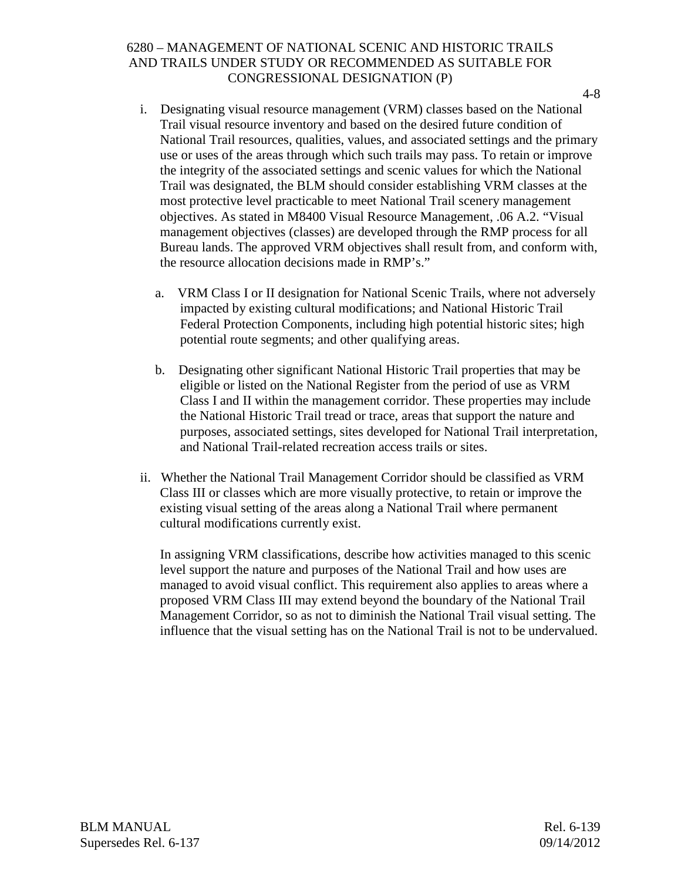i. Designating visual resource management (VRM) classes based on the National Trail visual resource inventory and based on the desired future condition of National Trail resources, qualities, values, and associated settings and the primary use or uses of the areas through which such trails may pass. To retain or improve the integrity of the associated settings and scenic values for which the National Trail was designated, the BLM should consider establishing VRM classes at the most protective level practicable to meet National Trail scenery management objectives. As stated in M8400 Visual Resource Management, .06 A.2. "Visual management objectives (classes) are developed through the RMP process for all Bureau lands. The approved VRM objectives shall result from, and conform with, the resource allocation decisions made in RMP's."

   a. VRM Class I or II designation for National Scenic Trails, where not adversely impacted by existing cultural modifications; and National Historic Trail Federal Protection Components, including high potential historic sites; high potential route segments; and other qualifying areas.

   b. Designating other significant National Historic Trail properties that may be eligible or listed on the National Register from the period of use as VRM Class I and II within the management corridor. These properties may include the National Historic Trail tread or trace, areas that support the nature and purposes, associated settings, sites developed for National Trail interpretation, and National Trail-related recreation access trails or sites.

ii. Whether the National Trail Management Corridor should be classified as VRM Class III or classes which are more visually protective, to retain or improve the existing visual setting of the areas along a National Trail where permanent cultural modifications currently exist.

   In assigning VRM classifications, describe how activities managed to this scenic level support the nature and purposes of the National Trail and how uses are managed to avoid visual conflict. This requirement also applies to areas where a proposed VRM Class III may extend beyond the boundary of the National Trail Management Corridor, so as not to diminish the National Trail visual setting. The influence that the visual setting has on the National Trail is not to be undervalued.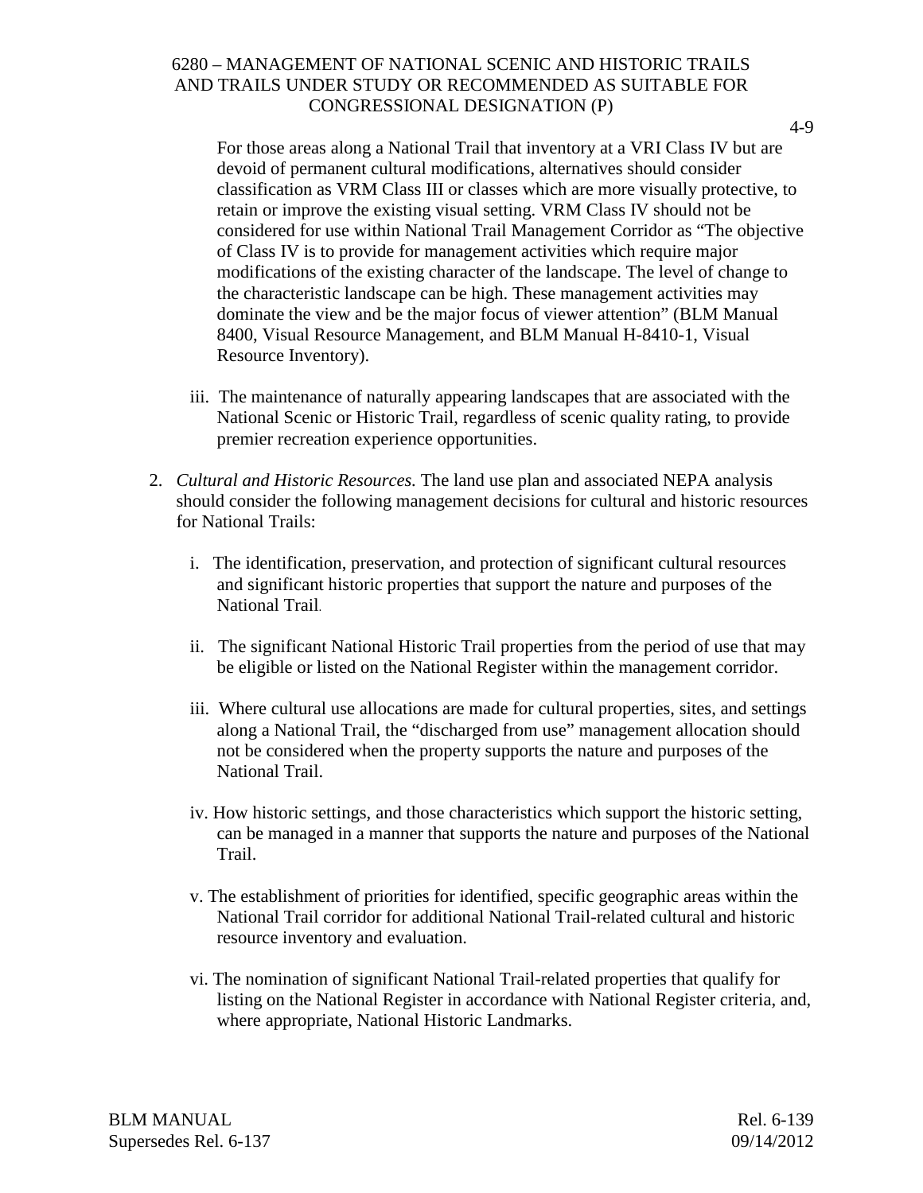For those areas along a National Trail that inventory at a VRI Class IV but are devoid of permanent cultural modifications, alternatives should consider classification as VRM Class III or classes which are more visually protective, to retain or improve the existing visual setting. VRM Class IV should not be considered for use within National Trail Management Corridor as "The objective of Class IV is to provide for management activities which require major modifications of the existing character of the landscape. The level of change to the characteristic landscape can be high. These management activities may dominate the view and be the major focus of viewer attention" (BLM Manual 8400, Visual Resource Management, and BLM Manual H-8410-1, Visual Resource Inventory).

iii. The maintenance of naturally appearing landscapes that are associated with the National Scenic or Historic Trail, regardless of scenic quality rating, to provide premier recreation experience opportunities.

2. *Cultural and Historic Resources.* The land use plan and associated NEPA analysis should consider the following management decisions for cultural and historic resources for National Trails:

   i. The identification, preservation, and protection of significant cultural resources and significant historic properties that support the nature and purposes of the National Trail.

   ii. The significant National Historic Trail properties from the period of use that may be eligible or listed on the National Register within the management corridor.

   iii. Where cultural use allocations are made for cultural properties, sites, and settings along a National Trail, the "discharged from use" management allocation should not be considered when the property supports the nature and purposes of the National Trail.

   iv. How historic settings, and those characteristics which support the historic setting, can be managed in a manner that supports the nature and purposes of the National Trail.

   v. The establishment of priorities for identified, specific geographic areas within the National Trail corridor for additional National Trail-related cultural and historic resource inventory and evaluation.

   vi. The nomination of significant National Trail-related properties that qualify for listing on the National Register in accordance with National Register criteria, and, where appropriate, National Historic Landmarks.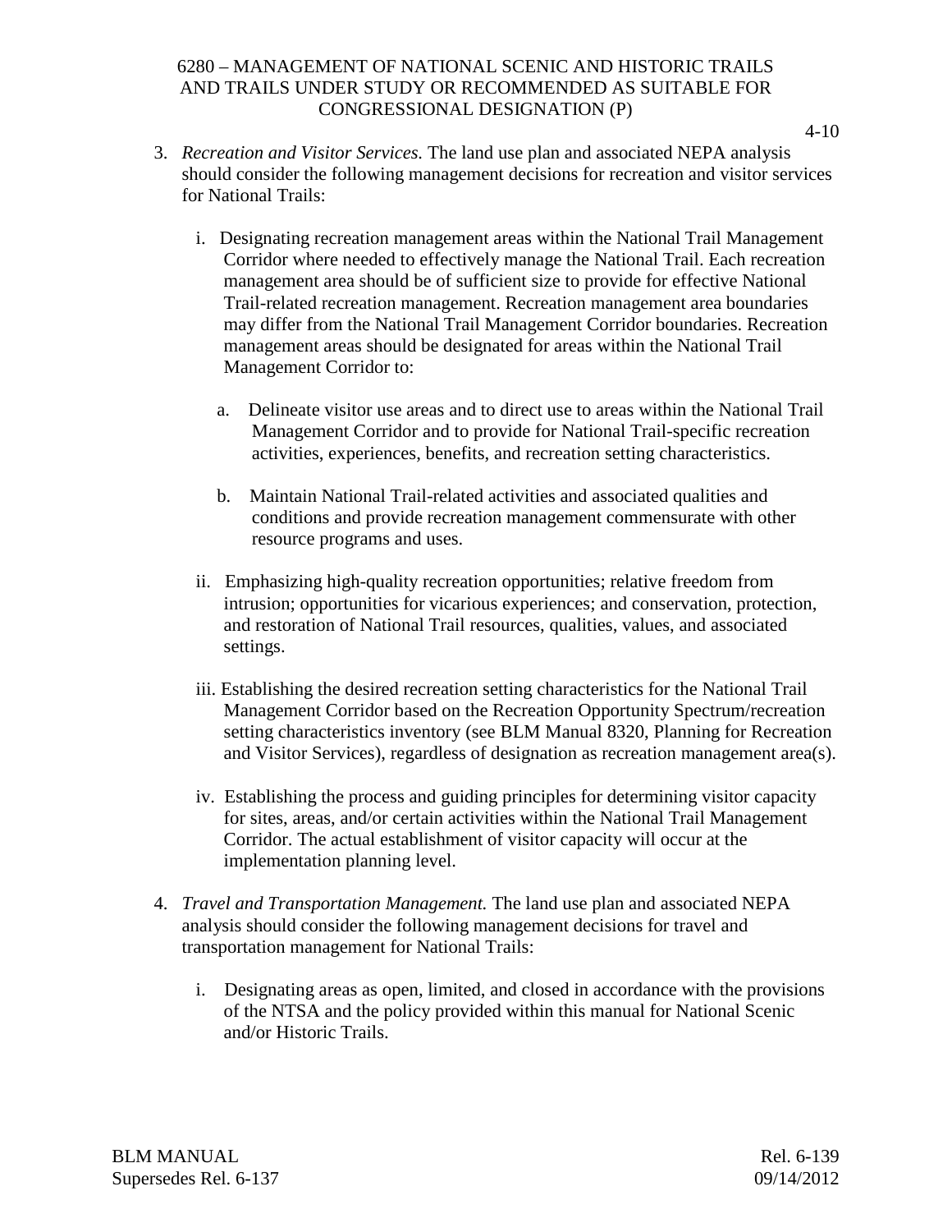3. *Recreation and Visitor Services.* The land use plan and associated NEPA analysis should consider the following management decisions for recreation and visitor services for National Trails:

   i. Designating recreation management areas within the National Trail Management Corridor where needed to effectively manage the National Trail. Each recreation management area should be of sufficient size to provide for effective National Trail-related recreation management. Recreation management area boundaries may differ from the National Trail Management Corridor boundaries. Recreation management areas should be designated for areas within the National Trail Management Corridor to:

      a. Delineate visitor use areas and to direct use to areas within the National Trail Management Corridor and to provide for National Trail-specific recreation activities, experiences, benefits, and recreation setting characteristics.

      b. Maintain National Trail-related activities and associated qualities and conditions and provide recreation management commensurate with other resource programs and uses.

   ii. Emphasizing high-quality recreation opportunities; relative freedom from intrusion; opportunities for vicarious experiences; and conservation, protection, and restoration of National Trail resources, qualities, values, and associated settings.

   iii. Establishing the desired recreation setting characteristics for the National Trail Management Corridor based on the Recreation Opportunity Spectrum/recreation setting characteristics inventory (see BLM Manual 8320, Planning for Recreation and Visitor Services), regardless of designation as recreation management area(s).

   iv. Establishing the process and guiding principles for determining visitor capacity for sites, areas, and/or certain activities within the National Trail Management Corridor. The actual establishment of visitor capacity will occur at the implementation planning level.

4. *Travel and Transportation Management.* The land use plan and associated NEPA analysis should consider the following management decisions for travel and transportation management for National Trails:

   i. Designating areas as open, limited, and closed in accordance with the provisions of the NTSA and the policy provided within this manual for National Scenic and/or Historic Trails.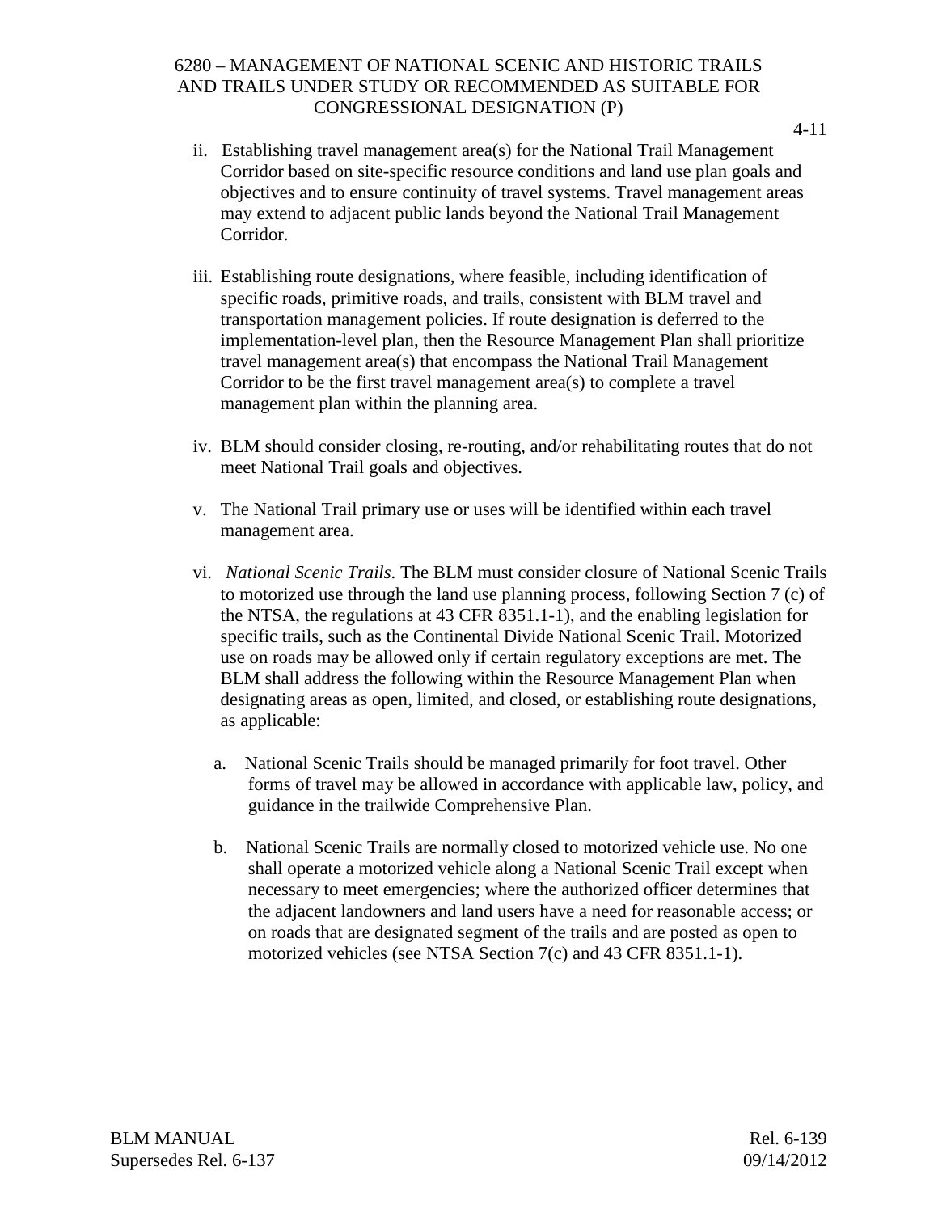ii. Establishing travel management area(s) for the National Trail Management Corridor based on site-specific resource conditions and land use plan goals and objectives and to ensure continuity of travel systems. Travel management areas may extend to adjacent public lands beyond the National Trail Management Corridor.

iii. Establishing route designations, where feasible, including identification of specific roads, primitive roads, and trails, consistent with BLM travel and transportation management policies. If route designation is deferred to the implementation-level plan, then the Resource Management Plan shall prioritize travel management area(s) that encompass the National Trail Management Corridor to be the first travel management area(s) to complete a travel management plan within the planning area.

iv. BLM should consider closing, re-routing, and/or rehabilitating routes that do not meet National Trail goals and objectives.

v. The National Trail primary use or uses will be identified within each travel management area.

vi. *National Scenic Trails*. The BLM must consider closure of National Scenic Trails to motorized use through the land use planning process, following Section 7 (c) of the NTSA, the regulations at 43 CFR 8351.1-1), and the enabling legislation for specific trails, such as the Continental Divide National Scenic Trail. Motorized use on roads may be allowed only if certain regulatory exceptions are met. The BLM shall address the following within the Resource Management Plan when designating areas as open, limited, and closed, or establishing route designations, as applicable:

   a. National Scenic Trails should be managed primarily for foot travel. Other forms of travel may be allowed in accordance with applicable law, policy, and guidance in the trailwide Comprehensive Plan.

   b. National Scenic Trails are normally closed to motorized vehicle use. No one shall operate a motorized vehicle along a National Scenic Trail except when necessary to meet emergencies; where the authorized officer determines that the adjacent landowners and land users have a need for reasonable access; or on roads that are designated segment of the trails and are posted as open to motorized vehicles (see NTSA Section 7(c) and 43 CFR 8351.1-1).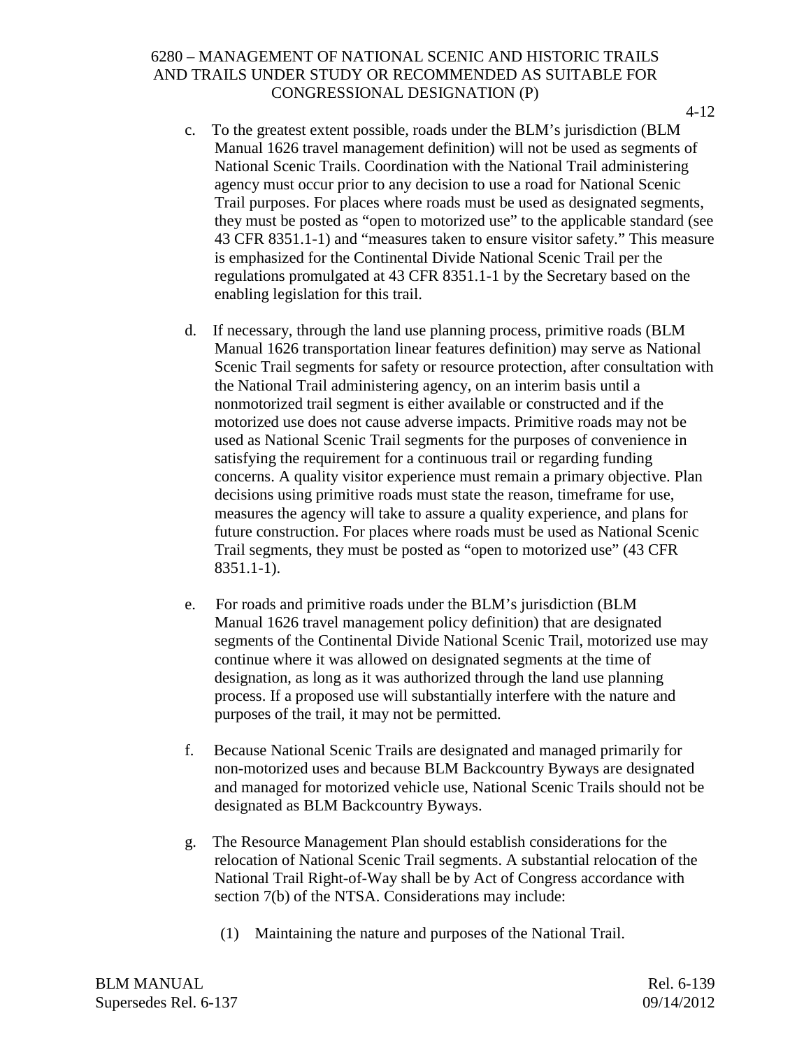c. To the greatest extent possible, roads under the BLM's jurisdiction (BLM Manual 1626 travel management definition) will not be used as segments of National Scenic Trails. Coordination with the National Trail administering agency must occur prior to any decision to use a road for National Scenic Trail purposes. For places where roads must be used as designated segments, they must be posted as "open to motorized use" to the applicable standard (see 43 CFR 8351.1-1) and "measures taken to ensure visitor safety." This measure is emphasized for the Continental Divide National Scenic Trail per the regulations promulgated at 43 CFR 8351.1-1 by the Secretary based on the enabling legislation for this trail.

d. If necessary, through the land use planning process, primitive roads (BLM Manual 1626 transportation linear features definition) may serve as National Scenic Trail segments for safety or resource protection, after consultation with the National Trail administering agency, on an interim basis until a nonmotorized trail segment is either available or constructed and if the motorized use does not cause adverse impacts. Primitive roads may not be used as National Scenic Trail segments for the purposes of convenience in satisfying the requirement for a continuous trail or regarding funding concerns. A quality visitor experience must remain a primary objective. Plan decisions using primitive roads must state the reason, timeframe for use, measures the agency will take to assure a quality experience, and plans for future construction. For places where roads must be used as National Scenic Trail segments, they must be posted as "open to motorized use" (43 CFR 8351.1-1).

e. For roads and primitive roads under the BLM's jurisdiction (BLM Manual 1626 travel management policy definition) that are designated segments of the Continental Divide National Scenic Trail, motorized use may continue where it was allowed on designated segments at the time of designation, as long as it was authorized through the land use planning process. If a proposed use will substantially interfere with the nature and purposes of the trail, it may not be permitted.

f. Because National Scenic Trails are designated and managed primarily for non-motorized uses and because BLM Backcountry Byways are designated and managed for motorized vehicle use, National Scenic Trails should not be designated as BLM Backcountry Byways.

g. The Resource Management Plan should establish considerations for the relocation of National Scenic Trail segments. A substantial relocation of the National Trail Right-of-Way shall be by Act of Congress accordance with section 7(b) of the NTSA. Considerations may include:

   (1) Maintaining the nature and purposes of the National Trail.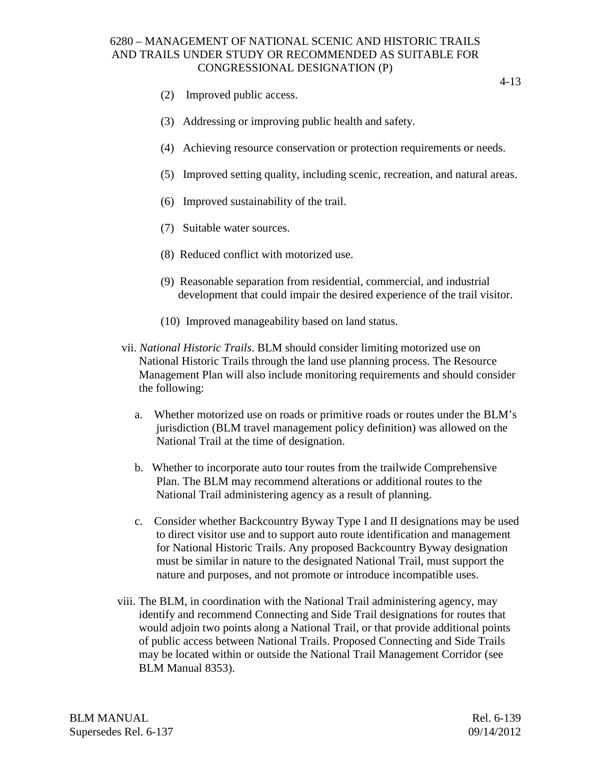(2) Improved public access.

(3) Addressing or improving public health and safety.

(4) Achieving resource conservation or protection requirements or needs.

(5) Improved setting quality, including scenic, recreation, and natural areas.

(6) Improved sustainability of the trail.

(7) Suitable water sources.

(8) Reduced conflict with motorized use.

(9) Reasonable separation from residential, commercial, and industrial development that could impair the desired experience of the trail visitor.

(10) Improved manageability based on land status.

vii. *National Historic Trails*. BLM should consider limiting motorized use on National Historic Trails through the land use planning process. The Resource Management Plan will also include monitoring requirements and should consider the following:

a. Whether motorized use on roads or primitive roads or routes under the BLM's jurisdiction (BLM travel management policy definition) was allowed on the National Trail at the time of designation.

b. Whether to incorporate auto tour routes from the trailwide Comprehensive Plan. The BLM may recommend alterations or additional routes to the National Trail administering agency as a result of planning.

c. Consider whether Backcountry Byway Type I and II designations may be used to direct visitor use and to support auto route identification and management for National Historic Trails. Any proposed Backcountry Byway designation must be similar in nature to the designated National Trail, must support the nature and purposes, and not promote or introduce incompatible uses.

viii. The BLM, in coordination with the National Trail administering agency, may identify and recommend Connecting and Side Trail designations for routes that would adjoin two points along a National Trail, or that provide additional points of public access between National Trails. Proposed Connecting and Side Trails may be located within or outside the National Trail Management Corridor (see BLM Manual 8353).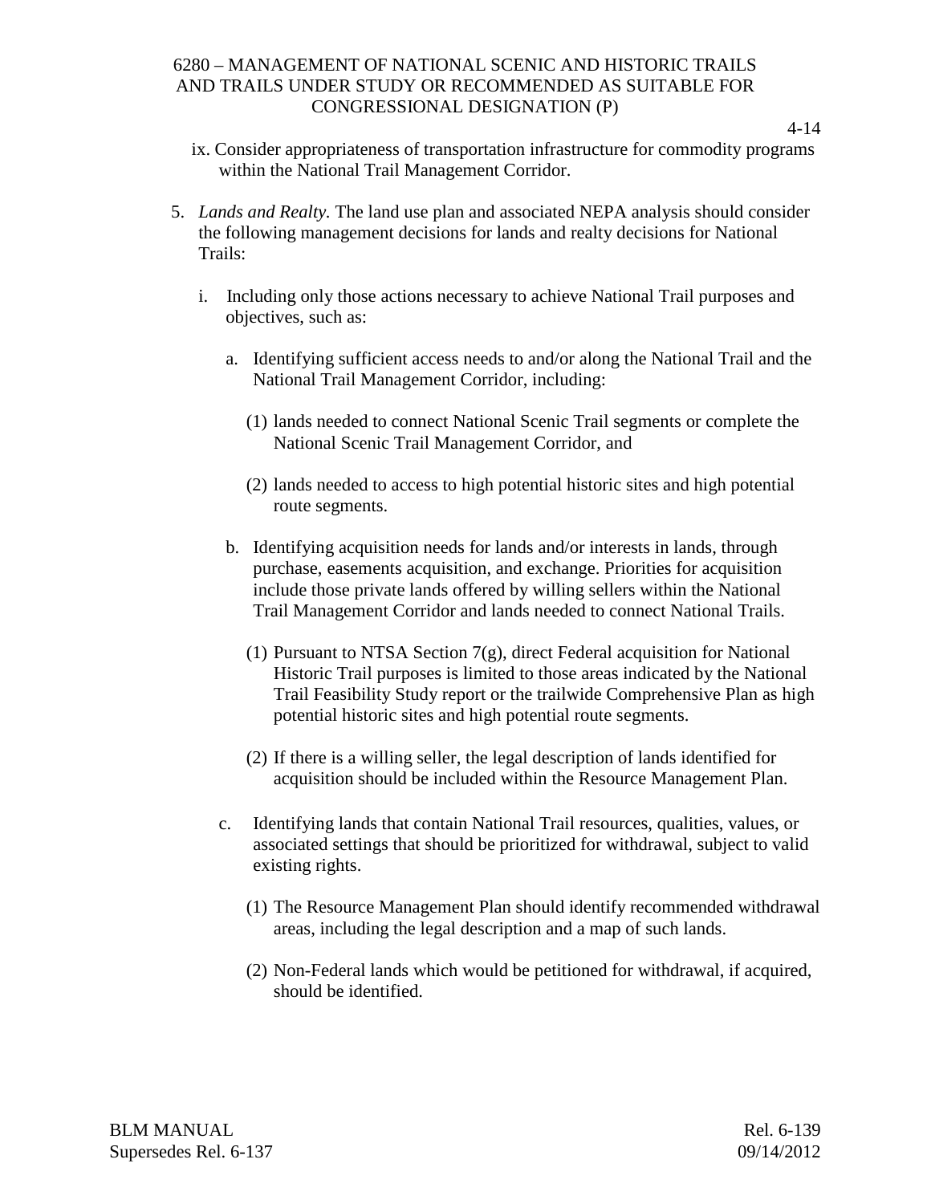ix. Consider appropriateness of transportation infrastructure for commodity programs within the National Trail Management Corridor.

5. *Lands and Realty.* The land use plan and associated NEPA analysis should consider the following management decisions for lands and realty decisions for National Trails:

   i. Including only those actions necessary to achieve National Trail purposes and objectives, such as:

      a. Identifying sufficient access needs to and/or along the National Trail and the National Trail Management Corridor, including:

         (1) lands needed to connect National Scenic Trail segments or complete the National Scenic Trail Management Corridor, and

         (2) lands needed to access to high potential historic sites and high potential route segments.

      b. Identifying acquisition needs for lands and/or interests in lands, through purchase, easements acquisition, and exchange. Priorities for acquisition include those private lands offered by willing sellers within the National Trail Management Corridor and lands needed to connect National Trails.

         (1) Pursuant to NTSA Section 7(g), direct Federal acquisition for National Historic Trail purposes is limited to those areas indicated by the National Trail Feasibility Study report or the trailwide Comprehensive Plan as high potential historic sites and high potential route segments.

         (2) If there is a willing seller, the legal description of lands identified for acquisition should be included within the Resource Management Plan.

      c. Identifying lands that contain National Trail resources, qualities, values, or associated settings that should be prioritized for withdrawal, subject to valid existing rights.

         (1) The Resource Management Plan should identify recommended withdrawal areas, including the legal description and a map of such lands.

         (2) Non-Federal lands which would be petitioned for withdrawal, if acquired, should be identified.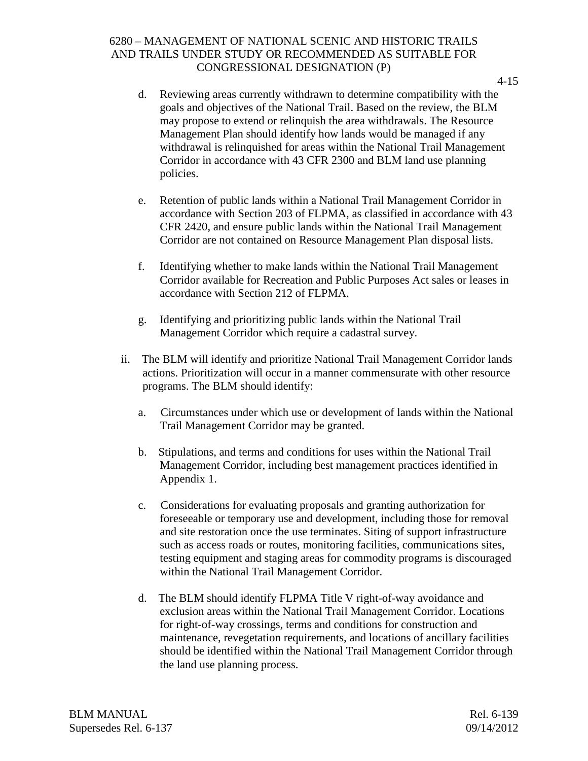d. Reviewing areas currently withdrawn to determine compatibility with the goals and objectives of the National Trail. Based on the review, the BLM may propose to extend or relinquish the area withdrawals. The Resource Management Plan should identify how lands would be managed if any withdrawal is relinquished for areas within the National Trail Management Corridor in accordance with 43 CFR 2300 and BLM land use planning policies.

e. Retention of public lands within a National Trail Management Corridor in accordance with Section 203 of FLPMA, as classified in accordance with 43 CFR 2420, and ensure public lands within the National Trail Management Corridor are not contained on Resource Management Plan disposal lists.

f. Identifying whether to make lands within the National Trail Management Corridor available for Recreation and Public Purposes Act sales or leases in accordance with Section 212 of FLPMA.

g. Identifying and prioritizing public lands within the National Trail Management Corridor which require a cadastral survey.

ii. The BLM will identify and prioritize National Trail Management Corridor lands actions. Prioritization will occur in a manner commensurate with other resource programs. The BLM should identify:

a. Circumstances under which use or development of lands within the National Trail Management Corridor may be granted.

b. Stipulations, and terms and conditions for uses within the National Trail Management Corridor, including best management practices identified in Appendix 1.

c. Considerations for evaluating proposals and granting authorization for foreseeable or temporary use and development, including those for removal and site restoration once the use terminates. Siting of support infrastructure such as access roads or routes, monitoring facilities, communications sites, testing equipment and staging areas for commodity programs is discouraged within the National Trail Management Corridor.

d. The BLM should identify FLPMA Title V right-of-way avoidance and exclusion areas within the National Trail Management Corridor. Locations for right-of-way crossings, terms and conditions for construction and maintenance, revegetation requirements, and locations of ancillary facilities should be identified within the National Trail Management Corridor through the land use planning process.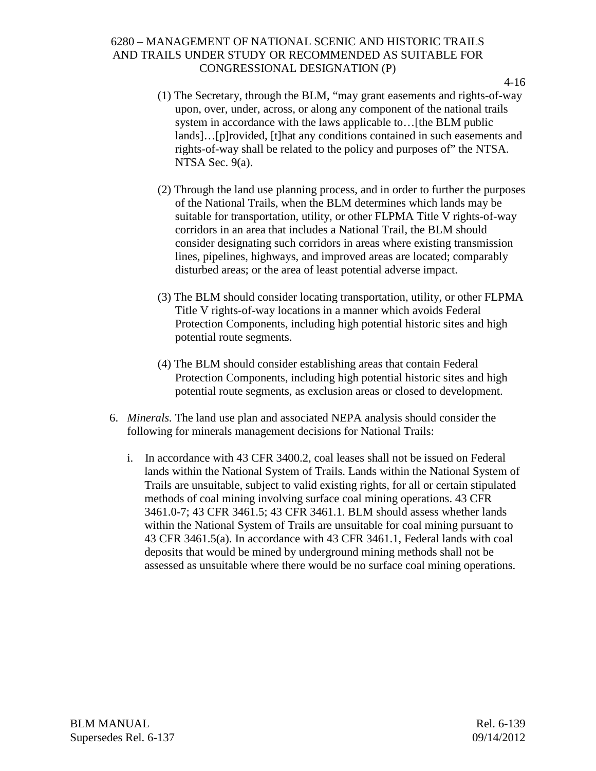(1) The Secretary, through the BLM, "may grant easements and rights-of-way upon, over, under, across, or along any component of the national trails system in accordance with the laws applicable to…[the BLM public lands]…[p]rovided, [t]hat any conditions contained in such easements and rights-of-way shall be related to the policy and purposes of" the NTSA. NTSA Sec. 9(a).

(2) Through the land use planning process, and in order to further the purposes of the National Trails, when the BLM determines which lands may be suitable for transportation, utility, or other FLPMA Title V rights-of-way corridors in an area that includes a National Trail, the BLM should consider designating such corridors in areas where existing transmission lines, pipelines, highways, and improved areas are located; comparably disturbed areas; or the area of least potential adverse impact.

(3) The BLM should consider locating transportation, utility, or other FLPMA Title V rights-of-way locations in a manner which avoids Federal Protection Components, including high potential historic sites and high potential route segments.

(4) The BLM should consider establishing areas that contain Federal Protection Components, including high potential historic sites and high potential route segments, as exclusion areas or closed to development.

6. *Minerals.* The land use plan and associated NEPA analysis should consider the following for minerals management decisions for National Trails:

   i. In accordance with 43 CFR 3400.2, coal leases shall not be issued on Federal lands within the National System of Trails. Lands within the National System of Trails are unsuitable, subject to valid existing rights, for all or certain stipulated methods of coal mining involving surface coal mining operations. 43 CFR 3461.0-7; 43 CFR 3461.5; 43 CFR 3461.1. BLM should assess whether lands within the National System of Trails are unsuitable for coal mining pursuant to 43 CFR 3461.5(a). In accordance with 43 CFR 3461.1, Federal lands with coal deposits that would be mined by underground mining methods shall not be assessed as unsuitable where there would be no surface coal mining operations.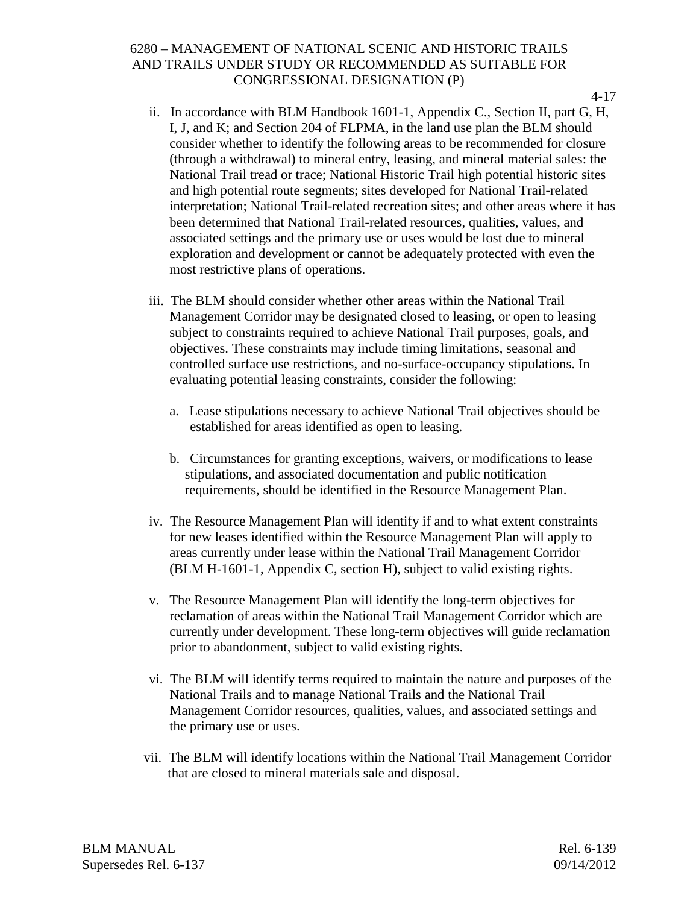ii. In accordance with BLM Handbook 1601-1, Appendix C., Section II, part G, H, I, J, and K; and Section 204 of FLPMA, in the land use plan the BLM should consider whether to identify the following areas to be recommended for closure (through a withdrawal) to mineral entry, leasing, and mineral material sales: the National Trail tread or trace; National Historic Trail high potential historic sites and high potential route segments; sites developed for National Trail-related interpretation; National Trail-related recreation sites; and other areas where it has been determined that National Trail-related resources, qualities, values, and associated settings and the primary use or uses would be lost due to mineral exploration and development or cannot be adequately protected with even the most restrictive plans of operations.

iii. The BLM should consider whether other areas within the National Trail Management Corridor may be designated closed to leasing, or open to leasing subject to constraints required to achieve National Trail purposes, goals, and objectives. These constraints may include timing limitations, seasonal and controlled surface use restrictions, and no-surface-occupancy stipulations. In evaluating potential leasing constraints, consider the following:

   a. Lease stipulations necessary to achieve National Trail objectives should be established for areas identified as open to leasing.

   b. Circumstances for granting exceptions, waivers, or modifications to lease stipulations, and associated documentation and public notification requirements, should be identified in the Resource Management Plan.

iv. The Resource Management Plan will identify if and to what extent constraints for new leases identified within the Resource Management Plan will apply to areas currently under lease within the National Trail Management Corridor (BLM H-1601-1, Appendix C, section H), subject to valid existing rights.

v. The Resource Management Plan will identify the long-term objectives for reclamation of areas within the National Trail Management Corridor which are currently under development. These long-term objectives will guide reclamation prior to abandonment, subject to valid existing rights.

vi. The BLM will identify terms required to maintain the nature and purposes of the National Trails and to manage National Trails and the National Trail Management Corridor resources, qualities, values, and associated settings and the primary use or uses.

vii. The BLM will identify locations within the National Trail Management Corridor that are closed to mineral materials sale and disposal.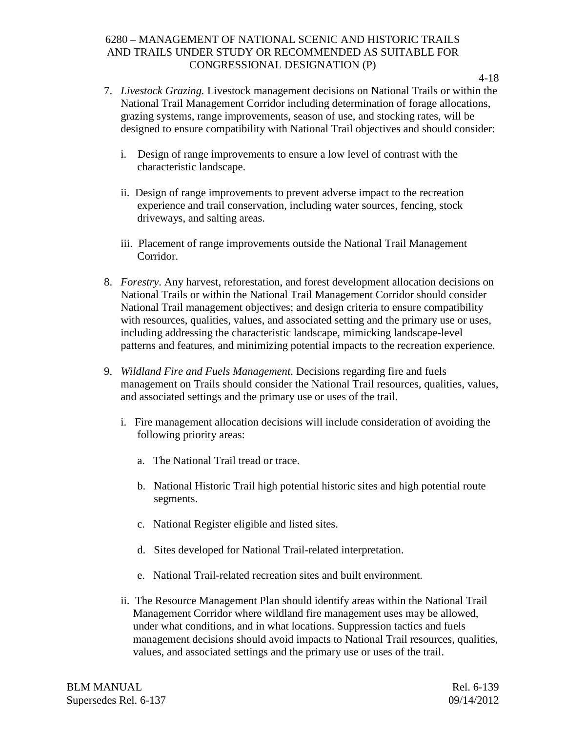7. *Livestock Grazing.* Livestock management decisions on National Trails or within the National Trail Management Corridor including determination of forage allocations, grazing systems, range improvements, season of use, and stocking rates, will be designed to ensure compatibility with National Trail objectives and should consider:

   i. Design of range improvements to ensure a low level of contrast with the characteristic landscape.

   ii. Design of range improvements to prevent adverse impact to the recreation experience and trail conservation, including water sources, fencing, stock driveways, and salting areas.

   iii. Placement of range improvements outside the National Trail Management Corridor.

8. *Forestry*. Any harvest, reforestation, and forest development allocation decisions on National Trails or within the National Trail Management Corridor should consider National Trail management objectives; and design criteria to ensure compatibility with resources, qualities, values, and associated setting and the primary use or uses, including addressing the characteristic landscape, mimicking landscape-level patterns and features, and minimizing potential impacts to the recreation experience.

9. *Wildland Fire and Fuels Management*. Decisions regarding fire and fuels management on Trails should consider the National Trail resources, qualities, values, and associated settings and the primary use or uses of the trail.

   i. Fire management allocation decisions will include consideration of avoiding the following priority areas:

      a. The National Trail tread or trace.

      b. National Historic Trail high potential historic sites and high potential route segments.

      c. National Register eligible and listed sites.

      d. Sites developed for National Trail-related interpretation.

      e. National Trail-related recreation sites and built environment.

   ii. The Resource Management Plan should identify areas within the National Trail Management Corridor where wildland fire management uses may be allowed, under what conditions, and in what locations. Suppression tactics and fuels management decisions should avoid impacts to National Trail resources, qualities, values, and associated settings and the primary use or uses of the trail.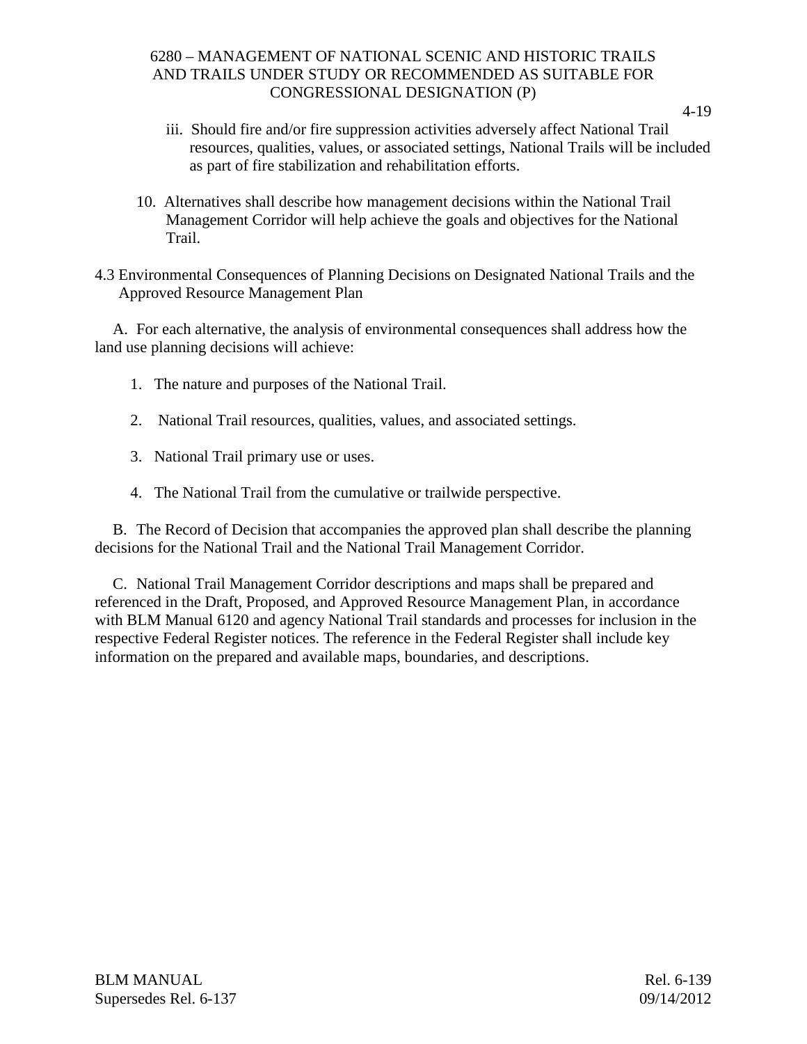iii. Should fire and/or fire suppression activities adversely affect National Trail resources, qualities, values, or associated settings, National Trails will be included as part of fire stabilization and rehabilitation efforts.

10. Alternatives shall describe how management decisions within the National Trail Management Corridor will help achieve the goals and objectives for the National Trail.

## 4.3 Environmental Consequences of Planning Decisions on Designated National Trails and the Approved Resource Management Plan

A. For each alternative, the analysis of environmental consequences shall address how the land use planning decisions will achieve:

1. The nature and purposes of the National Trail.
2. National Trail resources, qualities, values, and associated settings.
3. National Trail primary use or uses.
4. The National Trail from the cumulative or trailwide perspective.

B. The Record of Decision that accompanies the approved plan shall describe the planning decisions for the National Trail and the National Trail Management Corridor.

C. National Trail Management Corridor descriptions and maps shall be prepared and referenced in the Draft, Proposed, and Approved Resource Management Plan, in accordance with BLM Manual 6120 and agency National Trail standards and processes for inclusion in the respective Federal Register notices. The reference in the Federal Register shall include key information on the prepared and available maps, boundaries, and descriptions.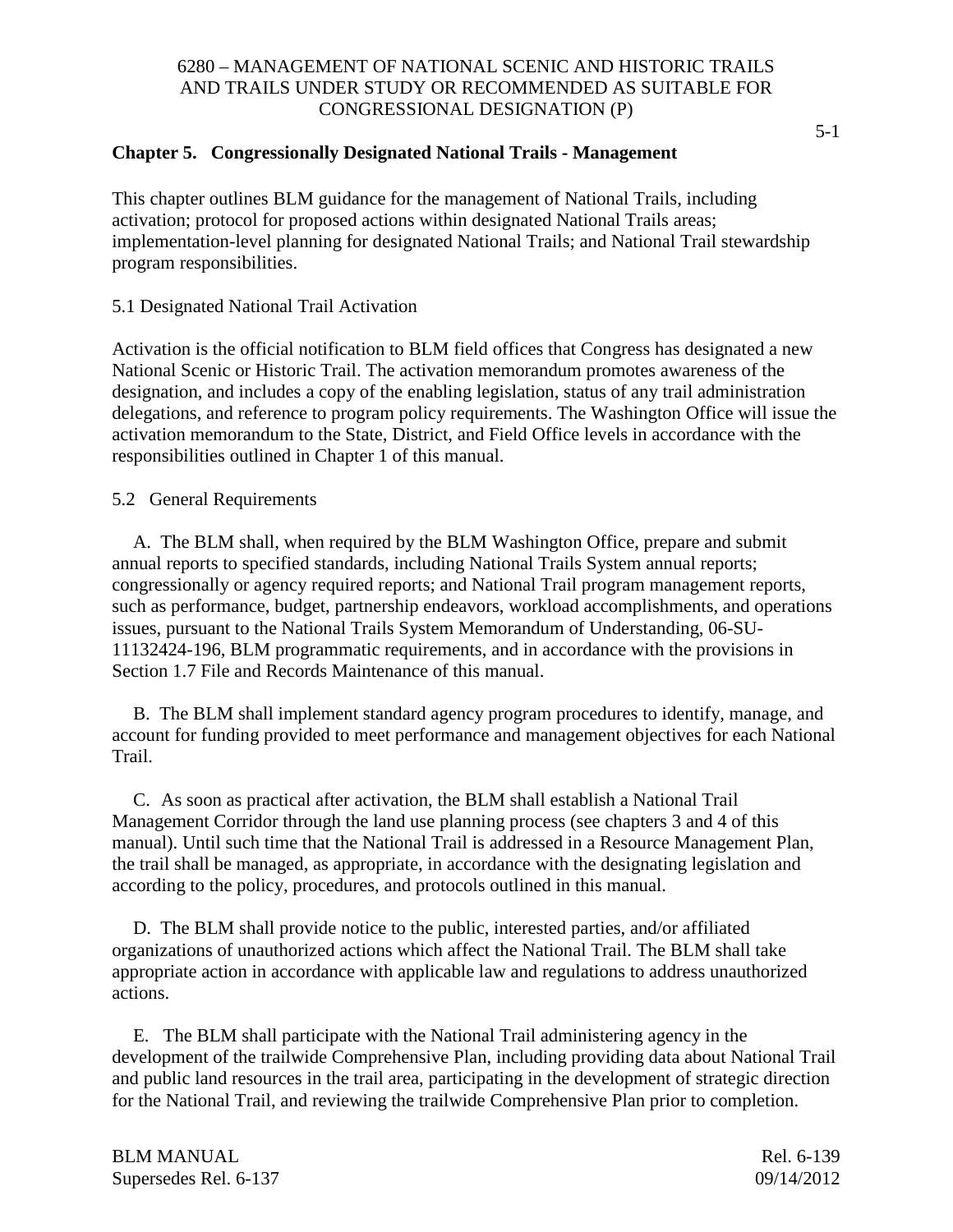## Chapter 5. Congressionally Designated National Trails - Management

This chapter outlines BLM guidance for the management of National Trails, including activation; protocol for proposed actions within designated National Trails areas; implementation-level planning for designated National Trails; and National Trail stewardship program responsibilities.

### 5.1 Designated National Trail Activation

Activation is the official notification to BLM field offices that Congress has designated a new National Scenic or Historic Trail. The activation memorandum promotes awareness of the designation, and includes a copy of the enabling legislation, status of any trail administration delegations, and reference to program policy requirements. The Washington Office will issue the activation memorandum to the State, District, and Field Office levels in accordance with the responsibilities outlined in Chapter 1 of this manual.

### 5.2 General Requirements

A. The BLM shall, when required by the BLM Washington Office, prepare and submit annual reports to specified standards, including National Trails System annual reports; congressionally or agency required reports; and National Trail program management reports, such as performance, budget, partnership endeavors, workload accomplishments, and operations issues, pursuant to the National Trails System Memorandum of Understanding, 06-SU-11132424-196, BLM programmatic requirements, and in accordance with the provisions in Section 1.7 File and Records Maintenance of this manual.

B. The BLM shall implement standard agency program procedures to identify, manage, and account for funding provided to meet performance and management objectives for each National Trail.

C. As soon as practical after activation, the BLM shall establish a National Trail Management Corridor through the land use planning process (see chapters 3 and 4 of this manual). Until such time that the National Trail is addressed in a Resource Management Plan, the trail shall be managed, as appropriate, in accordance with the designating legislation and according to the policy, procedures, and protocols outlined in this manual.

D. The BLM shall provide notice to the public, interested parties, and/or affiliated organizations of unauthorized actions which affect the National Trail. The BLM shall take appropriate action in accordance with applicable law and regulations to address unauthorized actions.

E. The BLM shall participate with the National Trail administering agency in the development of the trailwide Comprehensive Plan, including providing data about National Trail and public land resources in the trail area, participating in the development of strategic direction for the National Trail, and reviewing the trailwide Comprehensive Plan prior to completion.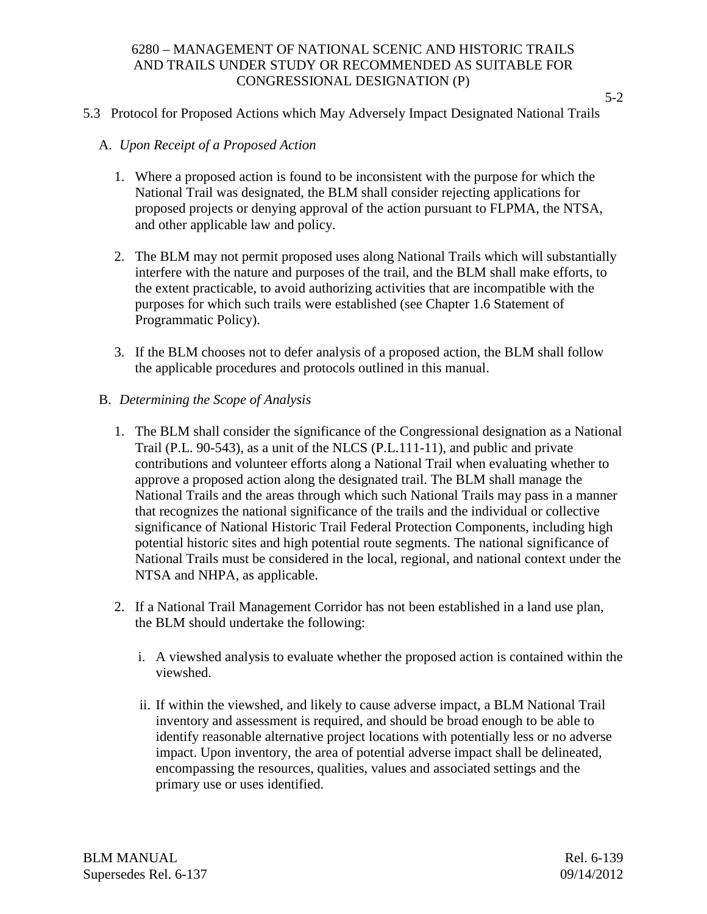## 5.3 Protocol for Proposed Actions which May Adversely Impact Designated National Trails

A. *Upon Receipt of a Proposed Action*

1. Where a proposed action is found to be inconsistent with the purpose for which the National Trail was designated, the BLM shall consider rejecting applications for proposed projects or denying approval of the action pursuant to FLPMA, the NTSA, and other applicable law and policy.

2. The BLM may not permit proposed uses along National Trails which will substantially interfere with the nature and purposes of the trail, and the BLM shall make efforts, to the extent practicable, to avoid authorizing activities that are incompatible with the purposes for which such trails were established (see Chapter 1.6 Statement of Programmatic Policy).

3. If the BLM chooses not to defer analysis of a proposed action, the BLM shall follow the applicable procedures and protocols outlined in this manual.

B. *Determining the Scope of Analysis*

1. The BLM shall consider the significance of the Congressional designation as a National Trail (P.L. 90-543), as a unit of the NLCS (P.L.111-11), and public and private contributions and volunteer efforts along a National Trail when evaluating whether to approve a proposed action along the designated trail. The BLM shall manage the National Trails and the areas through which such National Trails may pass in a manner that recognizes the national significance of the trails and the individual or collective significance of National Historic Trail Federal Protection Components, including high potential historic sites and high potential route segments. The national significance of National Trails must be considered in the local, regional, and national context under the NTSA and NHPA, as applicable.

2. If a National Trail Management Corridor has not been established in a land use plan, the BLM should undertake the following:

   i. A viewshed analysis to evaluate whether the proposed action is contained within the viewshed.

   ii. If within the viewshed, and likely to cause adverse impact, a BLM National Trail inventory and assessment is required, and should be broad enough to be able to identify reasonable alternative project locations with potentially less or no adverse impact. Upon inventory, the area of potential adverse impact shall be delineated, encompassing the resources, qualities, values and associated settings and the primary use or uses identified.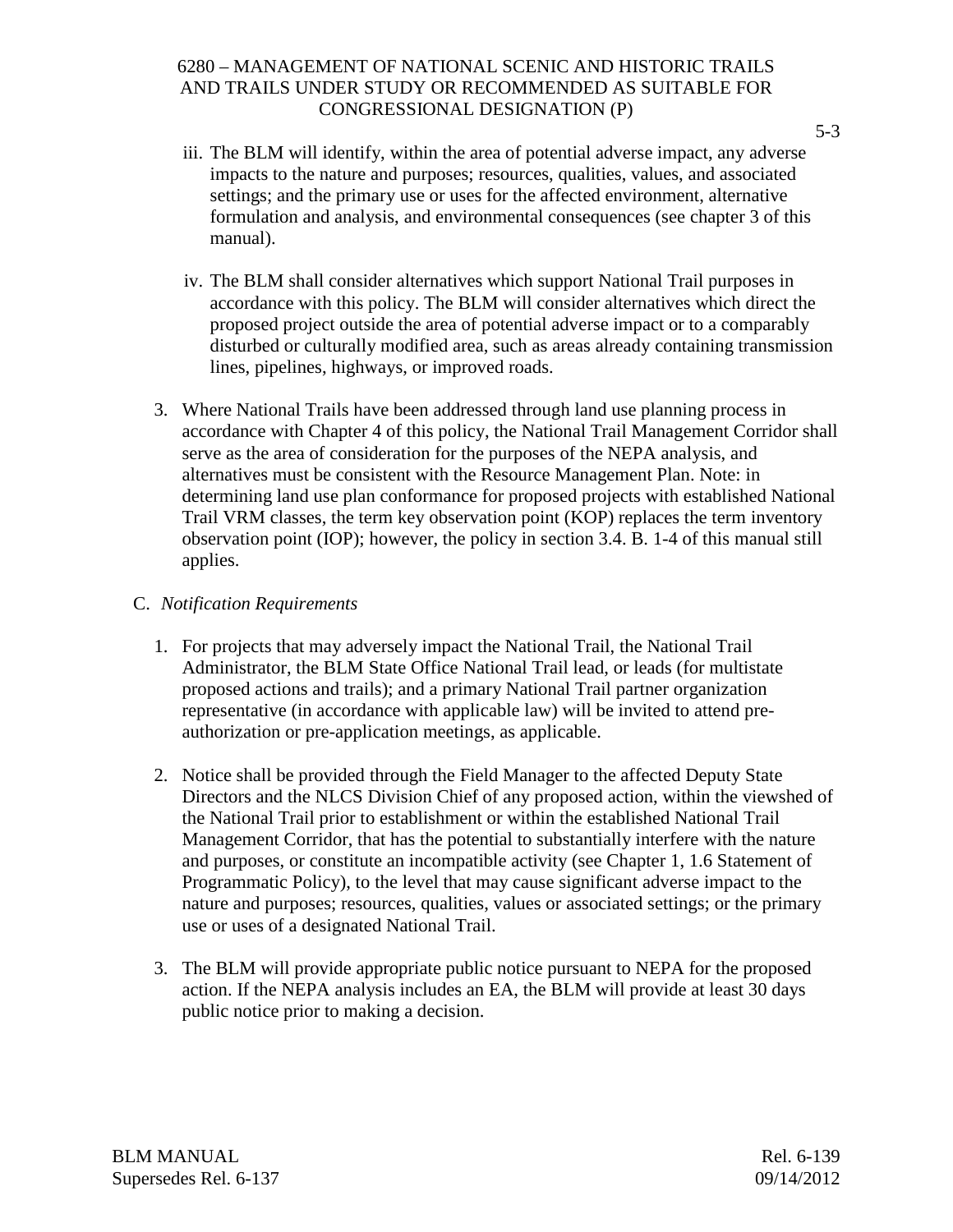iii. The BLM will identify, within the area of potential adverse impact, any adverse impacts to the nature and purposes; resources, qualities, values, and associated settings; and the primary use or uses for the affected environment, alternative formulation and analysis, and environmental consequences (see chapter 3 of this manual).

iv. The BLM shall consider alternatives which support National Trail purposes in accordance with this policy. The BLM will consider alternatives which direct the proposed project outside the area of potential adverse impact or to a comparably disturbed or culturally modified area, such as areas already containing transmission lines, pipelines, highways, or improved roads.

3. Where National Trails have been addressed through land use planning process in accordance with Chapter 4 of this policy, the National Trail Management Corridor shall serve as the area of consideration for the purposes of the NEPA analysis, and alternatives must be consistent with the Resource Management Plan. Note: in determining land use plan conformance for proposed projects with established National Trail VRM classes, the term key observation point (KOP) replaces the term inventory observation point (IOP); however, the policy in section 3.4. B. 1-4 of this manual still applies.

C. *Notification Requirements*

1. For projects that may adversely impact the National Trail, the National Trail Administrator, the BLM State Office National Trail lead, or leads (for multistate proposed actions and trails); and a primary National Trail partner organization representative (in accordance with applicable law) will be invited to attend pre-authorization or pre-application meetings, as applicable.

2. Notice shall be provided through the Field Manager to the affected Deputy State Directors and the NLCS Division Chief of any proposed action, within the viewshed of the National Trail prior to establishment or within the established National Trail Management Corridor, that has the potential to substantially interfere with the nature and purposes, or constitute an incompatible activity (see Chapter 1, 1.6 Statement of Programmatic Policy), to the level that may cause significant adverse impact to the nature and purposes; resources, qualities, values or associated settings; or the primary use or uses of a designated National Trail.

3. The BLM will provide appropriate public notice pursuant to NEPA for the proposed action. If the NEPA analysis includes an EA, the BLM will provide at least 30 days public notice prior to making a decision.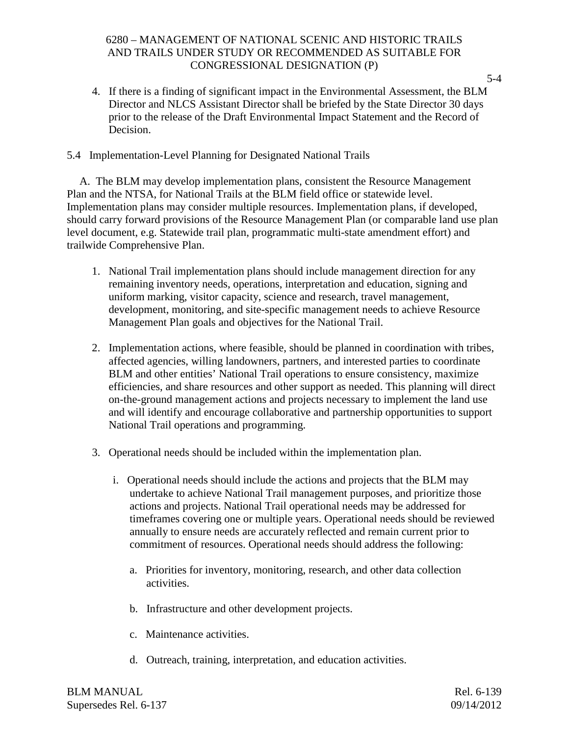4. If there is a finding of significant impact in the Environmental Assessment, the BLM Director and NLCS Assistant Director shall be briefed by the State Director 30 days prior to the release of the Draft Environmental Impact Statement and the Record of Decision.

## 5.4 Implementation-Level Planning for Designated National Trails

A. The BLM may develop implementation plans, consistent the Resource Management Plan and the NTSA, for National Trails at the BLM field office or statewide level. Implementation plans may consider multiple resources. Implementation plans, if developed, should carry forward provisions of the Resource Management Plan (or comparable land use plan level document, e.g. Statewide trail plan, programmatic multi-state amendment effort) and trailwide Comprehensive Plan.

1. National Trail implementation plans should include management direction for any remaining inventory needs, operations, interpretation and education, signing and uniform marking, visitor capacity, science and research, travel management, development, monitoring, and site-specific management needs to achieve Resource Management Plan goals and objectives for the National Trail.

2. Implementation actions, where feasible, should be planned in coordination with tribes, affected agencies, willing landowners, partners, and interested parties to coordinate BLM and other entities' National Trail operations to ensure consistency, maximize efficiencies, and share resources and other support as needed. This planning will direct on-the-ground management actions and projects necessary to implement the land use and will identify and encourage collaborative and partnership opportunities to support National Trail operations and programming.

3. Operational needs should be included within the implementation plan.

   i. Operational needs should include the actions and projects that the BLM may undertake to achieve National Trail management purposes, and prioritize those actions and projects. National Trail operational needs may be addressed for timeframes covering one or multiple years. Operational needs should be reviewed annually to ensure needs are accurately reflected and remain current prior to commitment of resources. Operational needs should address the following:

      a. Priorities for inventory, monitoring, research, and other data collection activities.

      b. Infrastructure and other development projects.

      c. Maintenance activities.

      d. Outreach, training, interpretation, and education activities.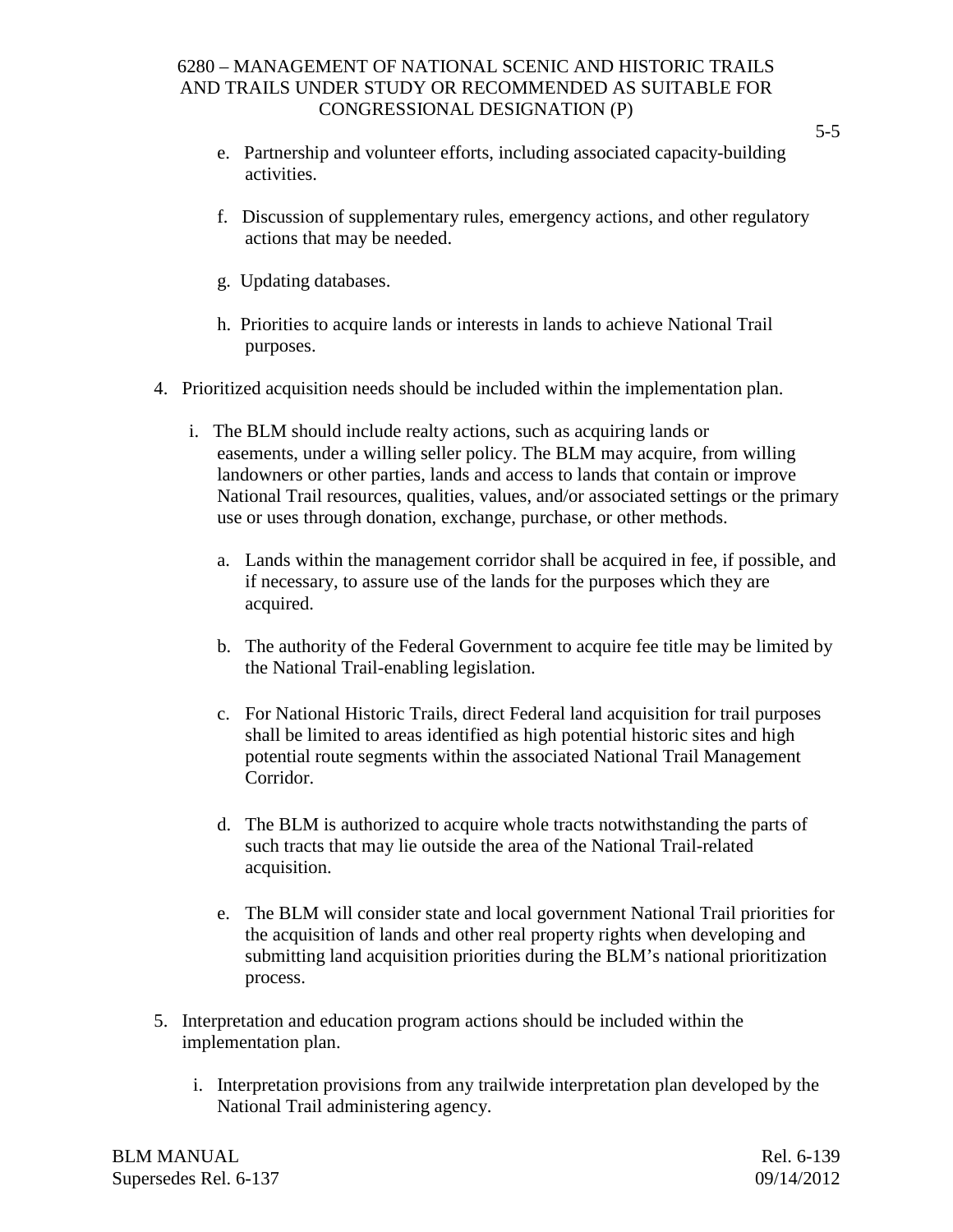e. Partnership and volunteer efforts, including associated capacity-building activities.

f. Discussion of supplementary rules, emergency actions, and other regulatory actions that may be needed.

g. Updating databases.

h. Priorities to acquire lands or interests in lands to achieve National Trail purposes.

4. Prioritized acquisition needs should be included within the implementation plan.

   i. The BLM should include realty actions, such as acquiring lands or easements, under a willing seller policy. The BLM may acquire, from willing landowners or other parties, lands and access to lands that contain or improve National Trail resources, qualities, values, and/or associated settings or the primary use or uses through donation, exchange, purchase, or other methods.

      a. Lands within the management corridor shall be acquired in fee, if possible, and if necessary, to assure use of the lands for the purposes which they are acquired.

      b. The authority of the Federal Government to acquire fee title may be limited by the National Trail-enabling legislation.

      c. For National Historic Trails, direct Federal land acquisition for trail purposes shall be limited to areas identified as high potential historic sites and high potential route segments within the associated National Trail Management Corridor.

      d. The BLM is authorized to acquire whole tracts notwithstanding the parts of such tracts that may lie outside the area of the National Trail-related acquisition.

      e. The BLM will consider state and local government National Trail priorities for the acquisition of lands and other real property rights when developing and submitting land acquisition priorities during the BLM's national prioritization process.

5. Interpretation and education program actions should be included within the implementation plan.

   i. Interpretation provisions from any trailwide interpretation plan developed by the National Trail administering agency.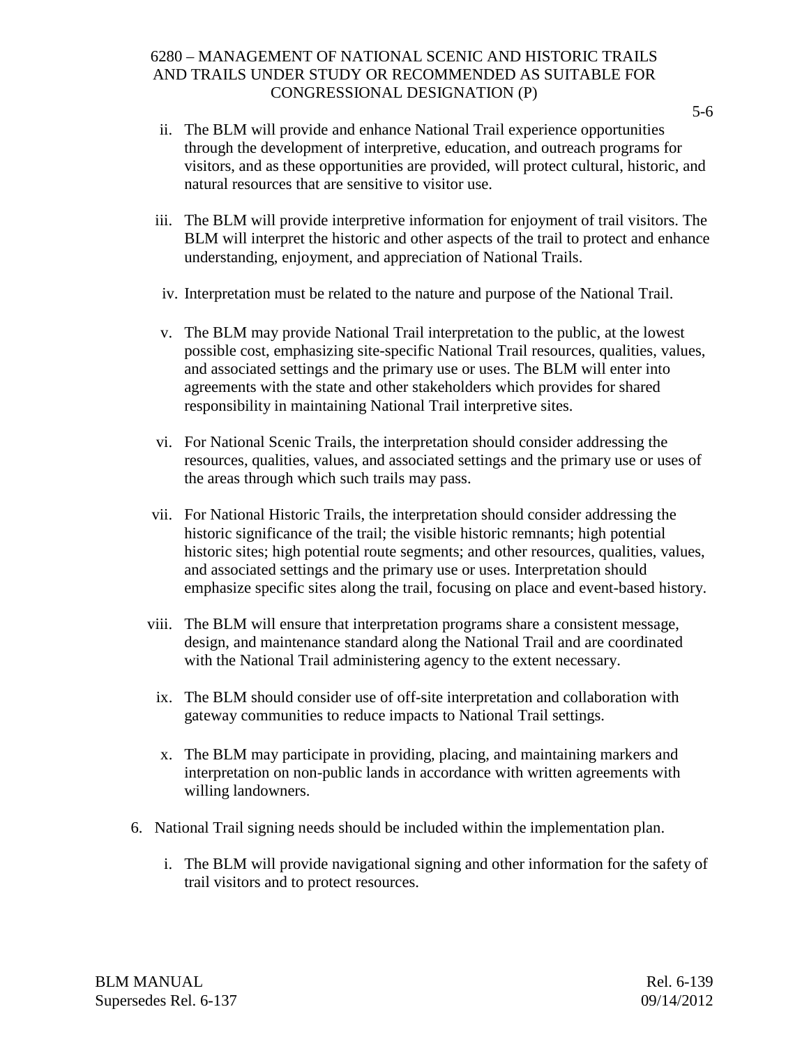ii. The BLM will provide and enhance National Trail experience opportunities through the development of interpretive, education, and outreach programs for visitors, and as these opportunities are provided, will protect cultural, historic, and natural resources that are sensitive to visitor use.

iii. The BLM will provide interpretive information for enjoyment of trail visitors. The BLM will interpret the historic and other aspects of the trail to protect and enhance understanding, enjoyment, and appreciation of National Trails.

iv. Interpretation must be related to the nature and purpose of the National Trail.

v. The BLM may provide National Trail interpretation to the public, at the lowest possible cost, emphasizing site-specific National Trail resources, qualities, values, and associated settings and the primary use or uses. The BLM will enter into agreements with the state and other stakeholders which provides for shared responsibility in maintaining National Trail interpretive sites.

vi. For National Scenic Trails, the interpretation should consider addressing the resources, qualities, values, and associated settings and the primary use or uses of the areas through which such trails may pass.

vii. For National Historic Trails, the interpretation should consider addressing the historic significance of the trail; the visible historic remnants; high potential historic sites; high potential route segments; and other resources, qualities, values, and associated settings and the primary use or uses. Interpretation should emphasize specific sites along the trail, focusing on place and event-based history.

viii. The BLM will ensure that interpretation programs share a consistent message, design, and maintenance standard along the National Trail and are coordinated with the National Trail administering agency to the extent necessary.

ix. The BLM should consider use of off-site interpretation and collaboration with gateway communities to reduce impacts to National Trail settings.

x. The BLM may participate in providing, placing, and maintaining markers and interpretation on non-public lands in accordance with written agreements with willing landowners.

6. National Trail signing needs should be included within the implementation plan.

   i. The BLM will provide navigational signing and other information for the safety of trail visitors and to protect resources.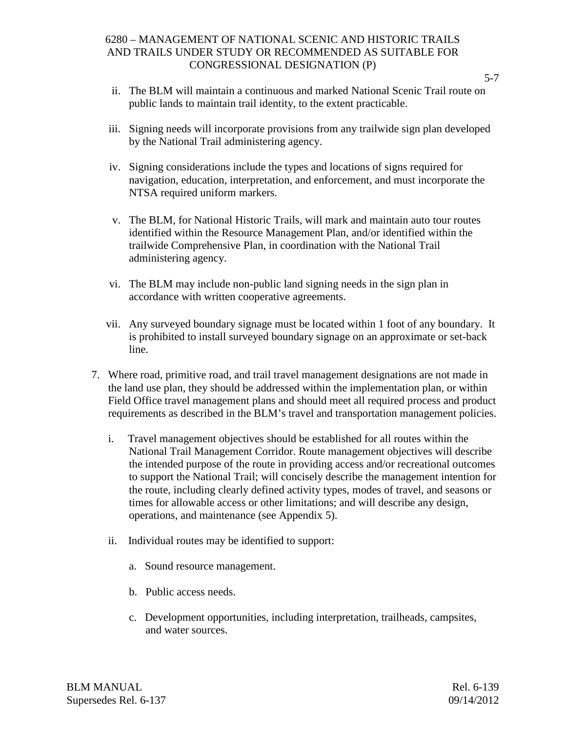ii. The BLM will maintain a continuous and marked National Scenic Trail route on public lands to maintain trail identity, to the extent practicable.

iii. Signing needs will incorporate provisions from any trailwide sign plan developed by the National Trail administering agency.

iv. Signing considerations include the types and locations of signs required for navigation, education, interpretation, and enforcement, and must incorporate the NTSA required uniform markers.

v. The BLM, for National Historic Trails, will mark and maintain auto tour routes identified within the Resource Management Plan, and/or identified within the trailwide Comprehensive Plan, in coordination with the National Trail administering agency.

vi. The BLM may include non-public land signing needs in the sign plan in accordance with written cooperative agreements.

vii. Any surveyed boundary signage must be located within 1 foot of any boundary. It is prohibited to install surveyed boundary signage on an approximate or set-back line.

7. Where road, primitive road, and trail travel management designations are not made in the land use plan, they should be addressed within the implementation plan, or within Field Office travel management plans and should meet all required process and product requirements as described in the BLM's travel and transportation management policies.

   i. Travel management objectives should be established for all routes within the National Trail Management Corridor. Route management objectives will describe the intended purpose of the route in providing access and/or recreational outcomes to support the National Trail; will concisely describe the management intention for the route, including clearly defined activity types, modes of travel, and seasons or times for allowable access or other limitations; and will describe any design, operations, and maintenance (see Appendix 5).

   ii. Individual routes may be identified to support:

      a. Sound resource management.

      b. Public access needs.

      c. Development opportunities, including interpretation, trailheads, campsites, and water sources.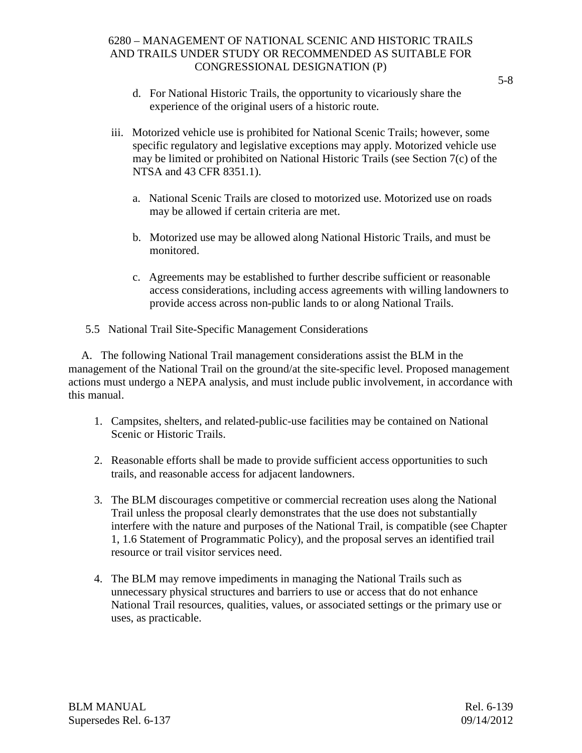d. For National Historic Trails, the opportunity to vicariously share the experience of the original users of a historic route.

iii. Motorized vehicle use is prohibited for National Scenic Trails; however, some specific regulatory and legislative exceptions may apply. Motorized vehicle use may be limited or prohibited on National Historic Trails (see Section 7(c) of the NTSA and 43 CFR 8351.1).

a. National Scenic Trails are closed to motorized use. Motorized use on roads may be allowed if certain criteria are met.

b. Motorized use may be allowed along National Historic Trails, and must be monitored.

c. Agreements may be established to further describe sufficient or reasonable access considerations, including access agreements with willing landowners to provide access across non-public lands to or along National Trails.

## 5.5 National Trail Site-Specific Management Considerations

A. The following National Trail management considerations assist the BLM in the management of the National Trail on the ground/at the site-specific level. Proposed management actions must undergo a NEPA analysis, and must include public involvement, in accordance with this manual.

1. Campsites, shelters, and related-public-use facilities may be contained on National Scenic or Historic Trails.

2. Reasonable efforts shall be made to provide sufficient access opportunities to such trails, and reasonable access for adjacent landowners.

3. The BLM discourages competitive or commercial recreation uses along the National Trail unless the proposal clearly demonstrates that the use does not substantially interfere with the nature and purposes of the National Trail, is compatible (see Chapter 1, 1.6 Statement of Programmatic Policy), and the proposal serves an identified trail resource or trail visitor services need.

4. The BLM may remove impediments in managing the National Trails such as unnecessary physical structures and barriers to use or access that do not enhance National Trail resources, qualities, values, or associated settings or the primary use or uses, as practicable.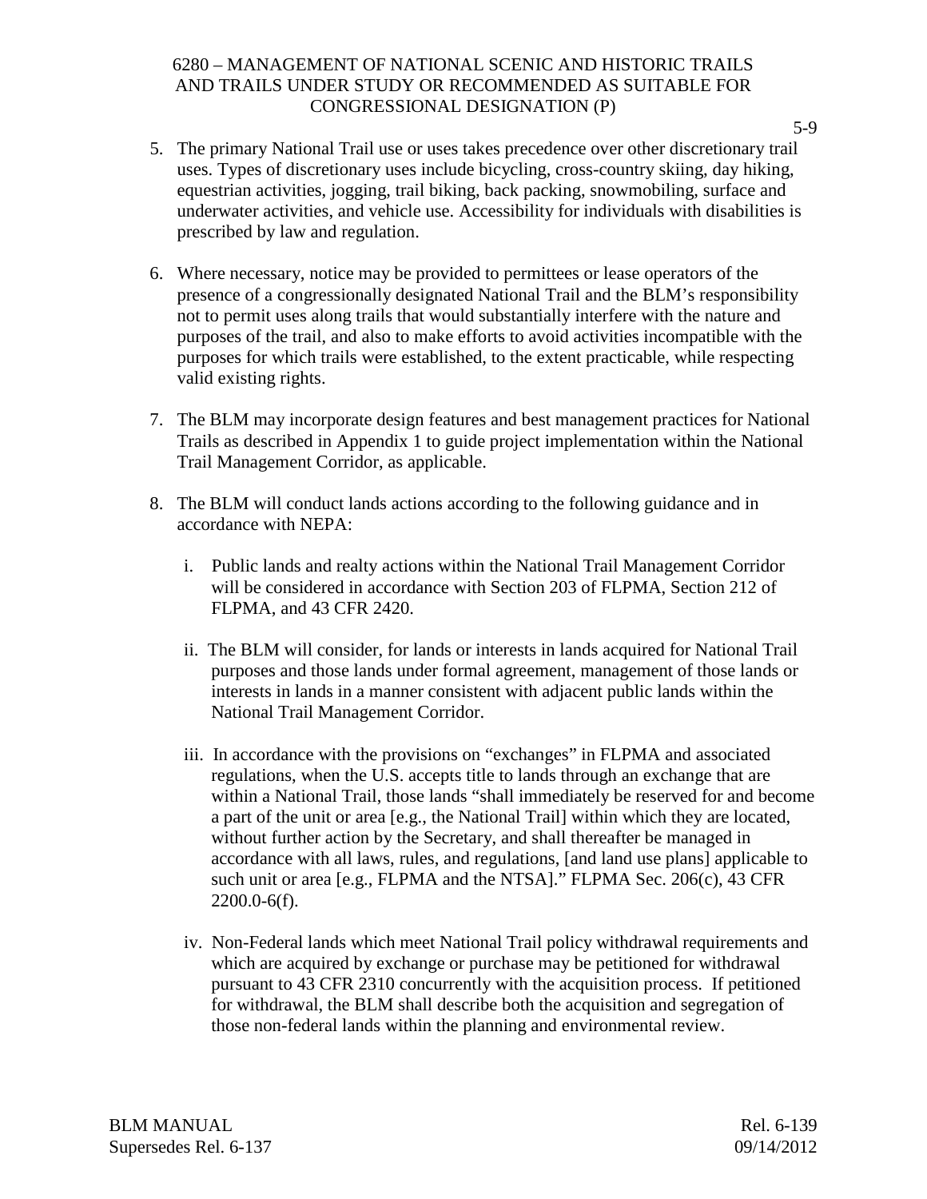5. The primary National Trail use or uses takes precedence over other discretionary trail uses. Types of discretionary uses include bicycling, cross-country skiing, day hiking, equestrian activities, jogging, trail biking, back packing, snowmobiling, surface and underwater activities, and vehicle use. Accessibility for individuals with disabilities is prescribed by law and regulation.

6. Where necessary, notice may be provided to permittees or lease operators of the presence of a congressionally designated National Trail and the BLM's responsibility not to permit uses along trails that would substantially interfere with the nature and purposes of the trail, and also to make efforts to avoid activities incompatible with the purposes for which trails were established, to the extent practicable, while respecting valid existing rights.

7. The BLM may incorporate design features and best management practices for National Trails as described in Appendix 1 to guide project implementation within the National Trail Management Corridor, as applicable.

8. The BLM will conduct lands actions according to the following guidance and in accordance with NEPA:

   i. Public lands and realty actions within the National Trail Management Corridor will be considered in accordance with Section 203 of FLPMA, Section 212 of FLPMA, and 43 CFR 2420.

   ii. The BLM will consider, for lands or interests in lands acquired for National Trail purposes and those lands under formal agreement, management of those lands or interests in lands in a manner consistent with adjacent public lands within the National Trail Management Corridor.

   iii. In accordance with the provisions on "exchanges" in FLPMA and associated regulations, when the U.S. accepts title to lands through an exchange that are within a National Trail, those lands "shall immediately be reserved for and become a part of the unit or area [e.g., the National Trail] within which they are located, without further action by the Secretary, and shall thereafter be managed in accordance with all laws, rules, and regulations, [and land use plans] applicable to such unit or area [e.g., FLPMA and the NTSA]." FLPMA Sec. 206(c), 43 CFR 2200.0-6(f).

   iv. Non-Federal lands which meet National Trail policy withdrawal requirements and which are acquired by exchange or purchase may be petitioned for withdrawal pursuant to 43 CFR 2310 concurrently with the acquisition process. If petitioned for withdrawal, the BLM shall describe both the acquisition and segregation of those non-federal lands within the planning and environmental review.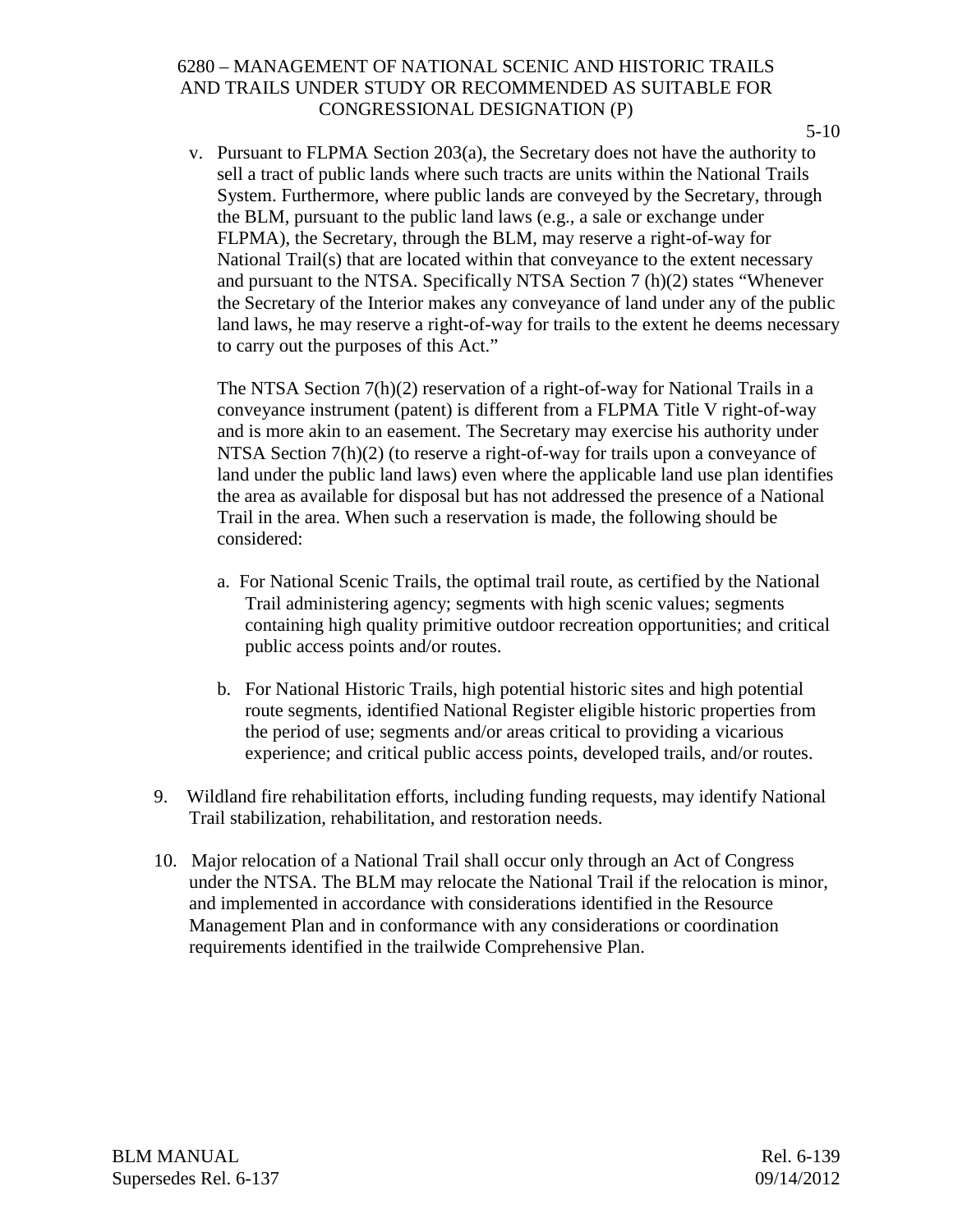v. Pursuant to FLPMA Section 203(a), the Secretary does not have the authority to sell a tract of public lands where such tracts are units within the National Trails System. Furthermore, where public lands are conveyed by the Secretary, through the BLM, pursuant to the public land laws (e.g., a sale or exchange under FLPMA), the Secretary, through the BLM, may reserve a right-of-way for National Trail(s) that are located within that conveyance to the extent necessary and pursuant to the NTSA. Specifically NTSA Section 7 (h)(2) states "Whenever the Secretary of the Interior makes any conveyance of land under any of the public land laws, he may reserve a right-of-way for trails to the extent he deems necessary to carry out the purposes of this Act."

   The NTSA Section 7(h)(2) reservation of a right-of-way for National Trails in a conveyance instrument (patent) is different from a FLPMA Title V right-of-way and is more akin to an easement. The Secretary may exercise his authority under NTSA Section 7(h)(2) (to reserve a right-of-way for trails upon a conveyance of land under the public land laws) even where the applicable land use plan identifies the area as available for disposal but has not addressed the presence of a National Trail in the area. When such a reservation is made, the following should be considered:

   a. For National Scenic Trails, the optimal trail route, as certified by the National Trail administering agency; segments with high scenic values; segments containing high quality primitive outdoor recreation opportunities; and critical public access points and/or routes.

   b. For National Historic Trails, high potential historic sites and high potential route segments, identified National Register eligible historic properties from the period of use; segments and/or areas critical to providing a vicarious experience; and critical public access points, developed trails, and/or routes.

9. Wildland fire rehabilitation efforts, including funding requests, may identify National Trail stabilization, rehabilitation, and restoration needs.

10. Major relocation of a National Trail shall occur only through an Act of Congress under the NTSA. The BLM may relocate the National Trail if the relocation is minor, and implemented in accordance with considerations identified in the Resource Management Plan and in conformance with any considerations or coordination requirements identified in the trailwide Comprehensive Plan.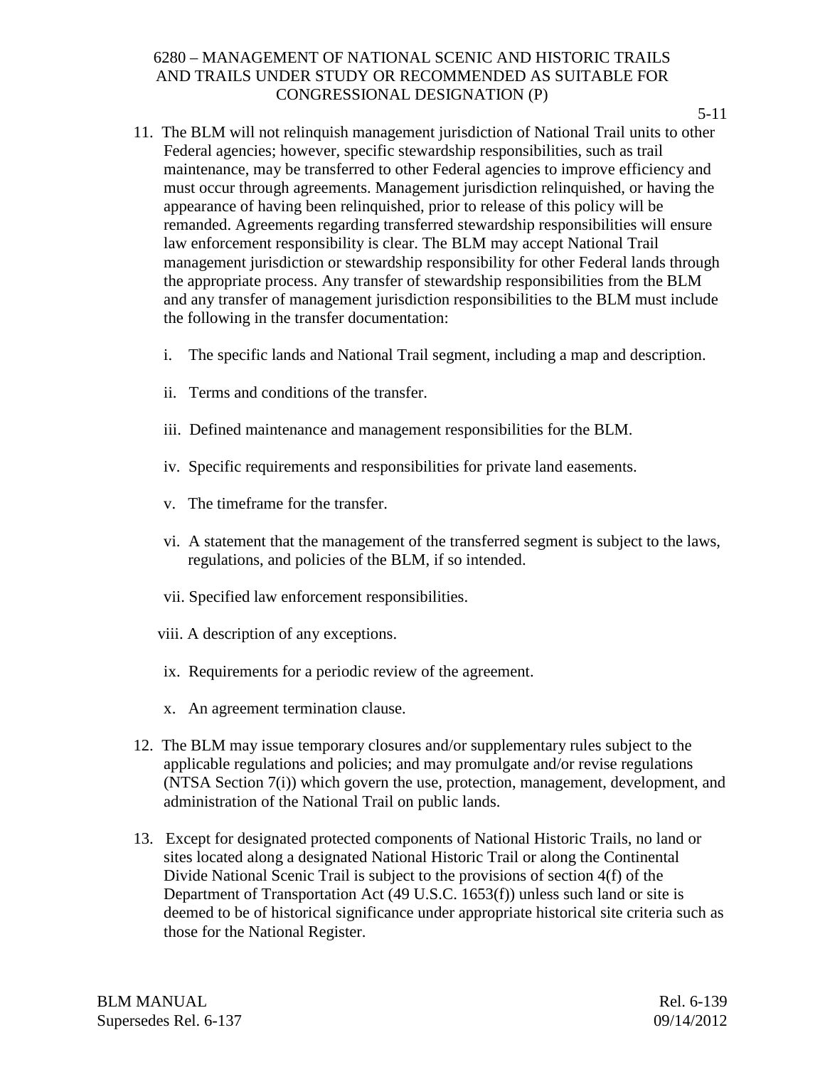11. The BLM will not relinquish management jurisdiction of National Trail units to other Federal agencies; however, specific stewardship responsibilities, such as trail maintenance, may be transferred to other Federal agencies to improve efficiency and must occur through agreements. Management jurisdiction relinquished, or having the appearance of having been relinquished, prior to release of this policy will be remanded. Agreements regarding transferred stewardship responsibilities will ensure law enforcement responsibility is clear. The BLM may accept National Trail management jurisdiction or stewardship responsibility for other Federal lands through the appropriate process. Any transfer of stewardship responsibilities from the BLM and any transfer of management jurisdiction responsibilities to the BLM must include the following in the transfer documentation:

    i. The specific lands and National Trail segment, including a map and description.

    ii. Terms and conditions of the transfer.

    iii. Defined maintenance and management responsibilities for the BLM.

    iv. Specific requirements and responsibilities for private land easements.

    v. The timeframe for the transfer.

    vi. A statement that the management of the transferred segment is subject to the laws, regulations, and policies of the BLM, if so intended.

    vii. Specified law enforcement responsibilities.

    viii. A description of any exceptions.

    ix. Requirements for a periodic review of the agreement.

    x. An agreement termination clause.

12. The BLM may issue temporary closures and/or supplementary rules subject to the applicable regulations and policies; and may promulgate and/or revise regulations (NTSA Section 7(i)) which govern the use, protection, management, development, and administration of the National Trail on public lands.

13. Except for designated protected components of National Historic Trails, no land or sites located along a designated National Historic Trail or along the Continental Divide National Scenic Trail is subject to the provisions of section 4(f) of the Department of Transportation Act (49 U.S.C. 1653(f)) unless such land or site is deemed to be of historical significance under appropriate historical site criteria such as those for the National Register.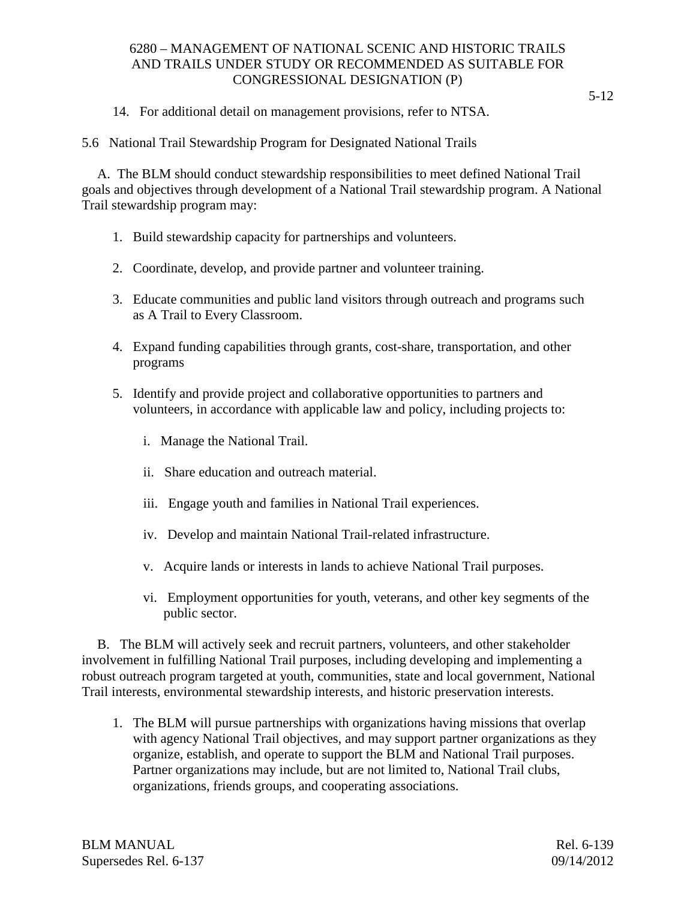14. For additional detail on management provisions, refer to NTSA.

## 5.6 National Trail Stewardship Program for Designated National Trails

A. The BLM should conduct stewardship responsibilities to meet defined National Trail goals and objectives through development of a National Trail stewardship program. A National Trail stewardship program may:

1. Build stewardship capacity for partnerships and volunteers.

2. Coordinate, develop, and provide partner and volunteer training.

3. Educate communities and public land visitors through outreach and programs such as A Trail to Every Classroom.

4. Expand funding capabilities through grants, cost-share, transportation, and other programs

5. Identify and provide project and collaborative opportunities to partners and volunteers, in accordance with applicable law and policy, including projects to:

   i. Manage the National Trail.

   ii. Share education and outreach material.

   iii. Engage youth and families in National Trail experiences.

   iv. Develop and maintain National Trail-related infrastructure.

   v. Acquire lands or interests in lands to achieve National Trail purposes.

   vi. Employment opportunities for youth, veterans, and other key segments of the public sector.

B. The BLM will actively seek and recruit partners, volunteers, and other stakeholder involvement in fulfilling National Trail purposes, including developing and implementing a robust outreach program targeted at youth, communities, state and local government, National Trail interests, environmental stewardship interests, and historic preservation interests.

1. The BLM will pursue partnerships with organizations having missions that overlap with agency National Trail objectives, and may support partner organizations as they organize, establish, and operate to support the BLM and National Trail purposes. Partner organizations may include, but are not limited to, National Trail clubs, organizations, friends groups, and cooperating associations.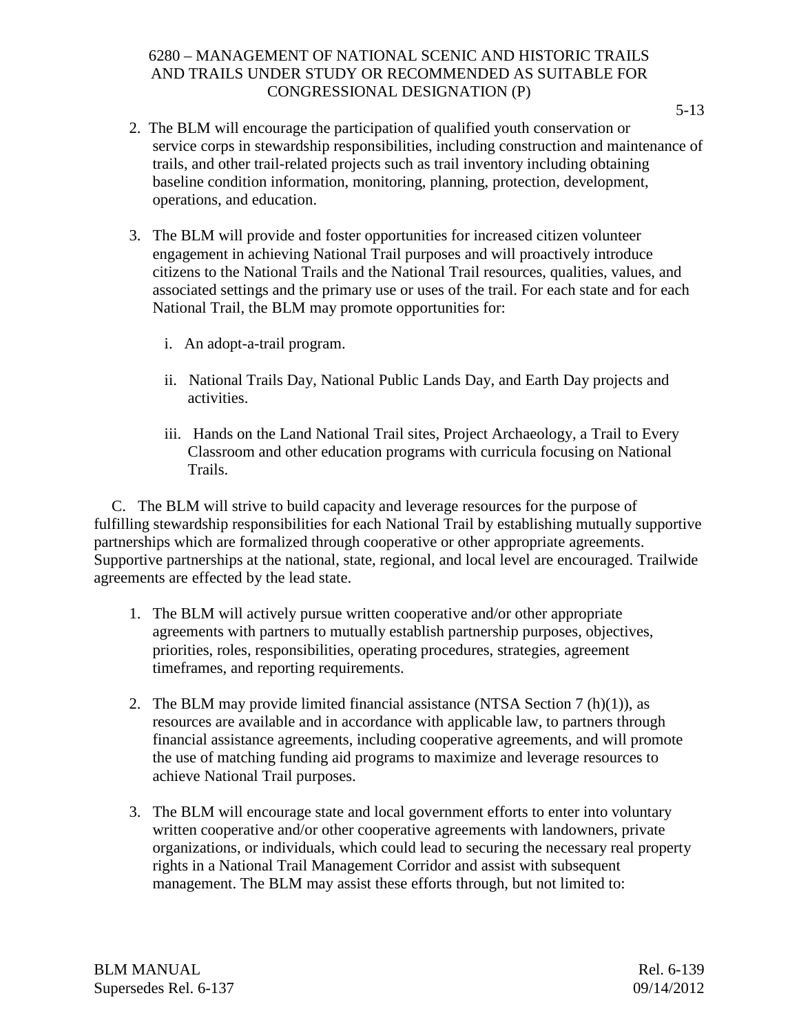2. The BLM will encourage the participation of qualified youth conservation or service corps in stewardship responsibilities, including construction and maintenance of trails, and other trail-related projects such as trail inventory including obtaining baseline condition information, monitoring, planning, protection, development, operations, and education.

3. The BLM will provide and foster opportunities for increased citizen volunteer engagement in achieving National Trail purposes and will proactively introduce citizens to the National Trails and the National Trail resources, qualities, values, and associated settings and the primary use or uses of the trail. For each state and for each National Trail, the BLM may promote opportunities for:

   i. An adopt-a-trail program.

   ii. National Trails Day, National Public Lands Day, and Earth Day projects and activities.

   iii. Hands on the Land National Trail sites, Project Archaeology, a Trail to Every Classroom and other education programs with curricula focusing on National Trails.

C. The BLM will strive to build capacity and leverage resources for the purpose of fulfilling stewardship responsibilities for each National Trail by establishing mutually supportive partnerships which are formalized through cooperative or other appropriate agreements. Supportive partnerships at the national, state, regional, and local level are encouraged. Trailwide agreements are effected by the lead state.

1. The BLM will actively pursue written cooperative and/or other appropriate agreements with partners to mutually establish partnership purposes, objectives, priorities, roles, responsibilities, operating procedures, strategies, agreement timeframes, and reporting requirements.

2. The BLM may provide limited financial assistance (NTSA Section 7 (h)(1)), as resources are available and in accordance with applicable law, to partners through financial assistance agreements, including cooperative agreements, and will promote the use of matching funding aid programs to maximize and leverage resources to achieve National Trail purposes.

3. The BLM will encourage state and local government efforts to enter into voluntary written cooperative and/or other cooperative agreements with landowners, private organizations, or individuals, which could lead to securing the necessary real property rights in a National Trail Management Corridor and assist with subsequent management. The BLM may assist these efforts through, but not limited to: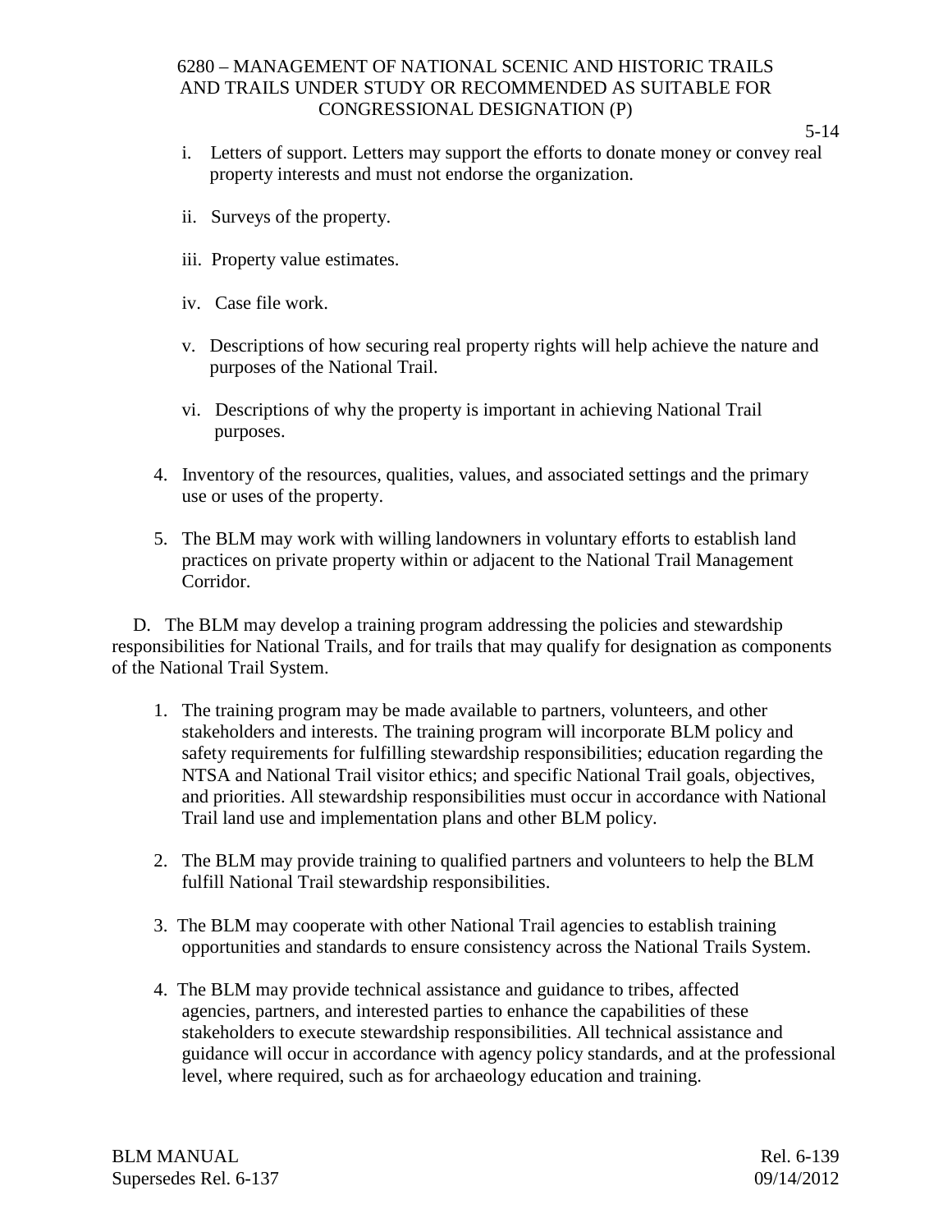i. Letters of support. Letters may support the efforts to donate money or convey real property interests and must not endorse the organization.

ii. Surveys of the property.

iii. Property value estimates.

iv. Case file work.

v. Descriptions of how securing real property rights will help achieve the nature and purposes of the National Trail.

vi. Descriptions of why the property is important in achieving National Trail purposes.

4. Inventory of the resources, qualities, values, and associated settings and the primary use or uses of the property.

5. The BLM may work with willing landowners in voluntary efforts to establish land practices on private property within or adjacent to the National Trail Management Corridor.

D. The BLM may develop a training program addressing the policies and stewardship responsibilities for National Trails, and for trails that may qualify for designation as components of the National Trail System.

1. The training program may be made available to partners, volunteers, and other stakeholders and interests. The training program will incorporate BLM policy and safety requirements for fulfilling stewardship responsibilities; education regarding the NTSA and National Trail visitor ethics; and specific National Trail goals, objectives, and priorities. All stewardship responsibilities must occur in accordance with National Trail land use and implementation plans and other BLM policy.

2. The BLM may provide training to qualified partners and volunteers to help the BLM fulfill National Trail stewardship responsibilities.

3. The BLM may cooperate with other National Trail agencies to establish training opportunities and standards to ensure consistency across the National Trails System.

4. The BLM may provide technical assistance and guidance to tribes, affected agencies, partners, and interested parties to enhance the capabilities of these stakeholders to execute stewardship responsibilities. All technical assistance and guidance will occur in accordance with agency policy standards, and at the professional level, where required, such as for archaeology education and training.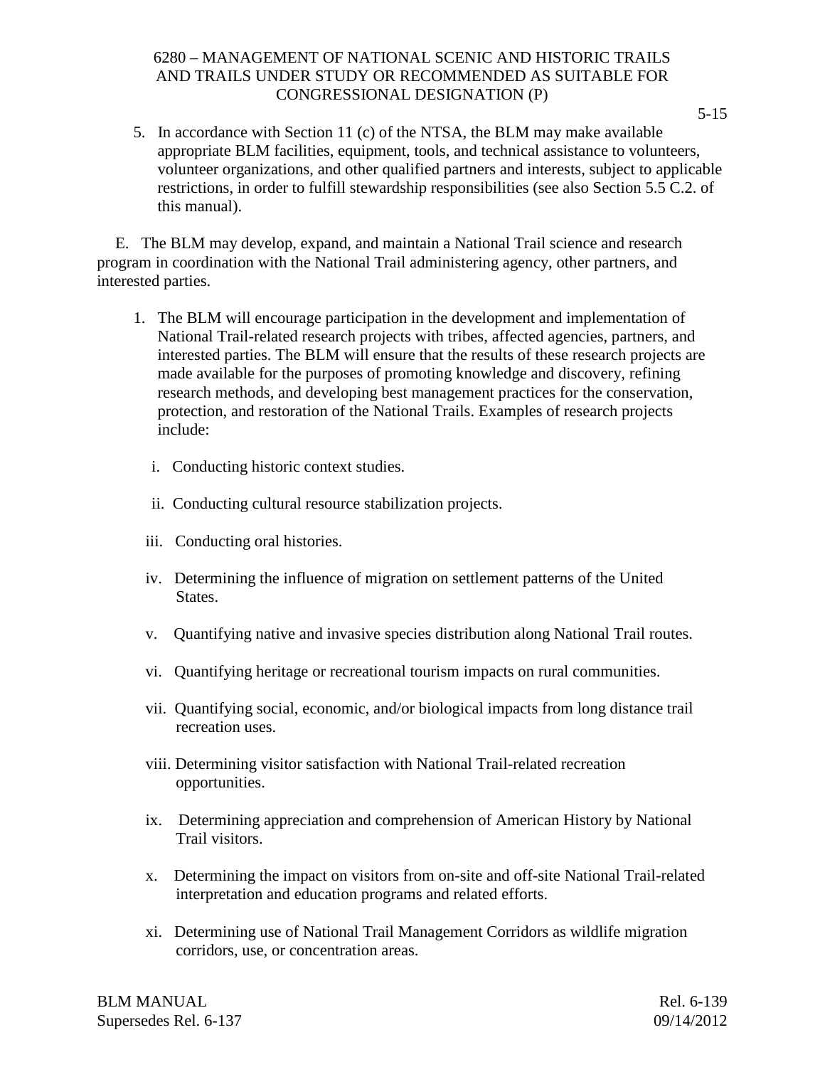5. In accordance with Section 11 (c) of the NTSA, the BLM may make available appropriate BLM facilities, equipment, tools, and technical assistance to volunteers, volunteer organizations, and other qualified partners and interests, subject to applicable restrictions, in order to fulfill stewardship responsibilities (see also Section 5.5 C.2. of this manual).

E. The BLM may develop, expand, and maintain a National Trail science and research program in coordination with the National Trail administering agency, other partners, and interested parties.

1. The BLM will encourage participation in the development and implementation of National Trail-related research projects with tribes, affected agencies, partners, and interested parties. The BLM will ensure that the results of these research projects are made available for the purposes of promoting knowledge and discovery, refining research methods, and developing best management practices for the conservation, protection, and restoration of the National Trails. Examples of research projects include:

   i. Conducting historic context studies.

   ii. Conducting cultural resource stabilization projects.

   iii. Conducting oral histories.

   iv. Determining the influence of migration on settlement patterns of the United States.

   v. Quantifying native and invasive species distribution along National Trail routes.

   vi. Quantifying heritage or recreational tourism impacts on rural communities.

   vii. Quantifying social, economic, and/or biological impacts from long distance trail recreation uses.

   viii. Determining visitor satisfaction with National Trail-related recreation opportunities.

   ix. Determining appreciation and comprehension of American History by National Trail visitors.

   x. Determining the impact on visitors from on-site and off-site National Trail-related interpretation and education programs and related efforts.

   xi. Determining use of National Trail Management Corridors as wildlife migration corridors, use, or concentration areas.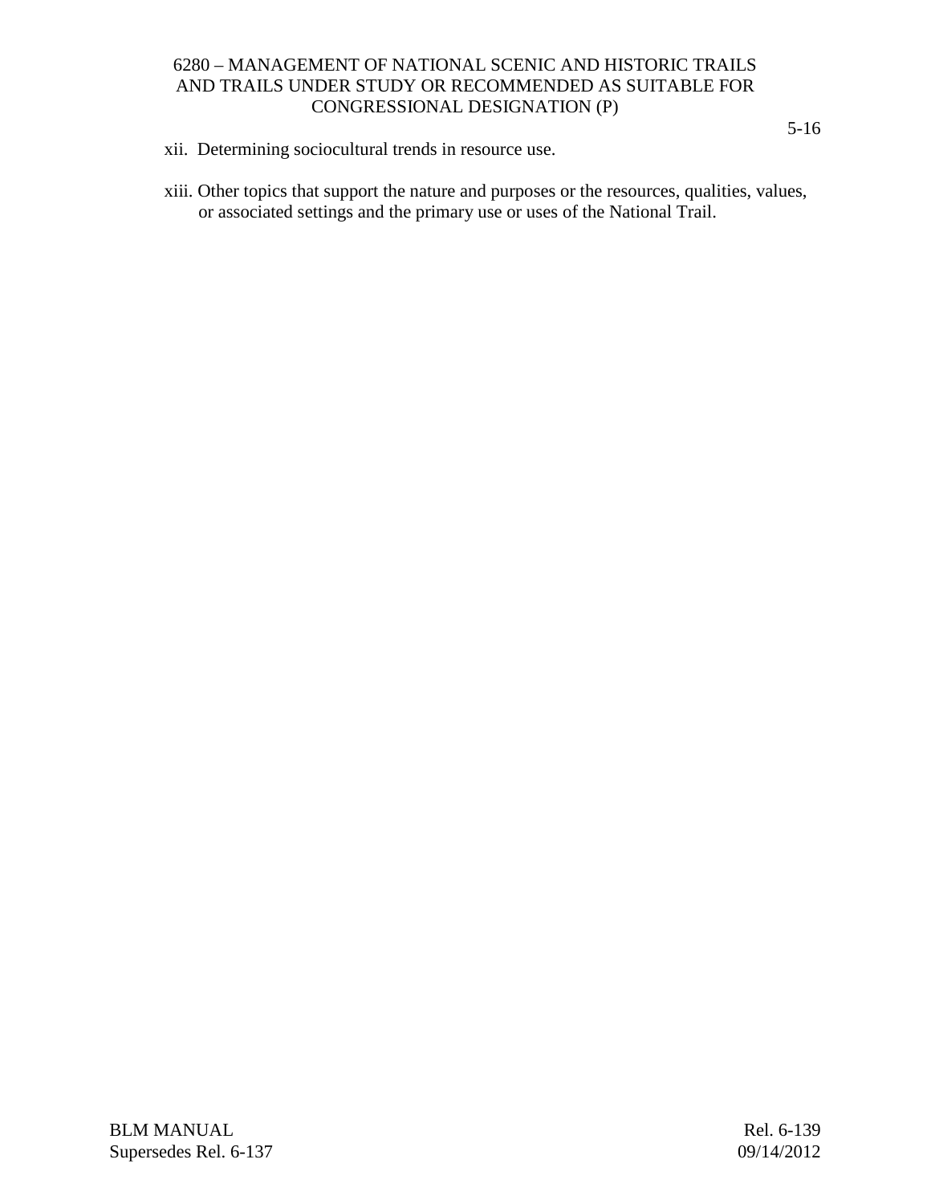xii. Determining sociocultural trends in resource use.

xiii. Other topics that support the nature and purposes or the resources, qualities, values, or associated settings and the primary use or uses of the National Trail.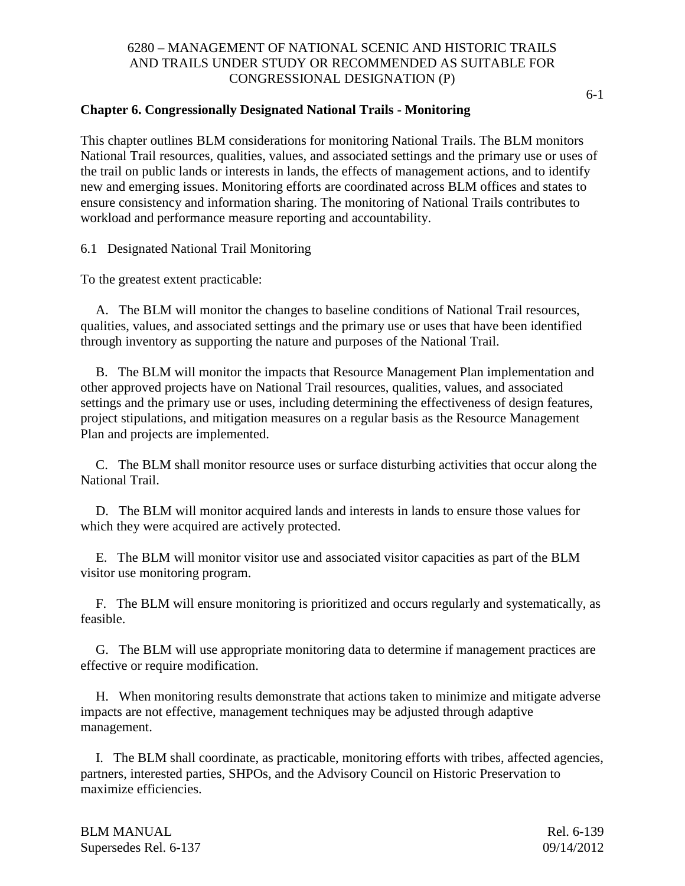## Chapter 6. Congressionally Designated National Trails - Monitoring

This chapter outlines BLM considerations for monitoring National Trails. The BLM monitors National Trail resources, qualities, values, and associated settings and the primary use or uses of the trail on public lands or interests in lands, the effects of management actions, and to identify new and emerging issues. Monitoring efforts are coordinated across BLM offices and states to ensure consistency and information sharing. The monitoring of National Trails contributes to workload and performance measure reporting and accountability.

6.1 Designated National Trail Monitoring

To the greatest extent practicable:

A. The BLM will monitor the changes to baseline conditions of National Trail resources, qualities, values, and associated settings and the primary use or uses that have been identified through inventory as supporting the nature and purposes of the National Trail.

B. The BLM will monitor the impacts that Resource Management Plan implementation and other approved projects have on National Trail resources, qualities, values, and associated settings and the primary use or uses, including determining the effectiveness of design features, project stipulations, and mitigation measures on a regular basis as the Resource Management Plan and projects are implemented.

C. The BLM shall monitor resource uses or surface disturbing activities that occur along the National Trail.

D. The BLM will monitor acquired lands and interests in lands to ensure those values for which they were acquired are actively protected.

E. The BLM will monitor visitor use and associated visitor capacities as part of the BLM visitor use monitoring program.

F. The BLM will ensure monitoring is prioritized and occurs regularly and systematically, as feasible.

G. The BLM will use appropriate monitoring data to determine if management practices are effective or require modification.

H. When monitoring results demonstrate that actions taken to minimize and mitigate adverse impacts are not effective, management techniques may be adjusted through adaptive management.

I. The BLM shall coordinate, as practicable, monitoring efforts with tribes, affected agencies, partners, interested parties, SHPOs, and the Advisory Council on Historic Preservation to maximize efficiencies.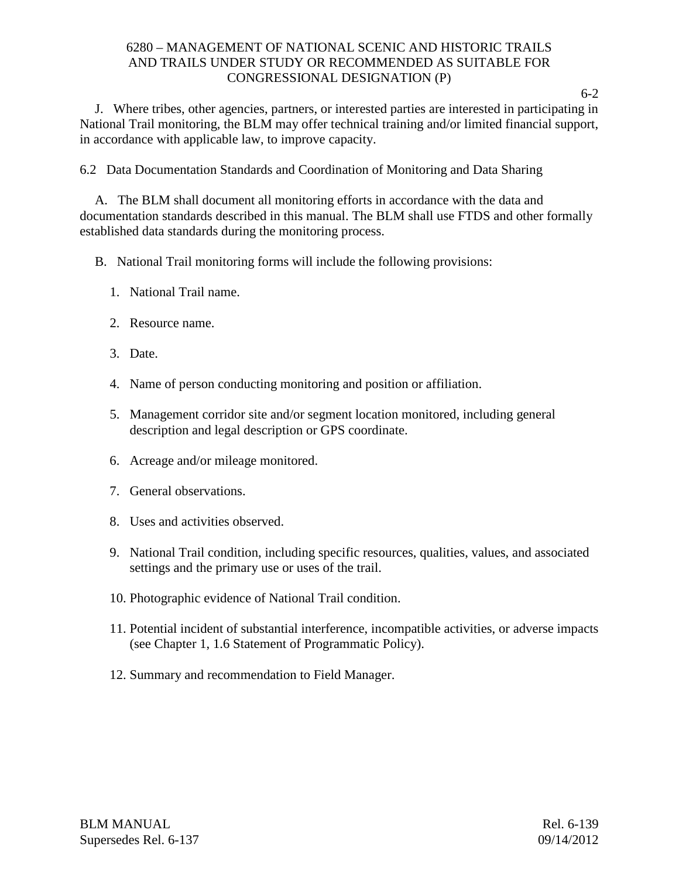J. Where tribes, other agencies, partners, or interested parties are interested in participating in National Trail monitoring, the BLM may offer technical training and/or limited financial support, in accordance with applicable law, to improve capacity.

6.2 Data Documentation Standards and Coordination of Monitoring and Data Sharing

A. The BLM shall document all monitoring efforts in accordance with the data and documentation standards described in this manual. The BLM shall use FTDS and other formally established data standards during the monitoring process.

B. National Trail monitoring forms will include the following provisions:

1. National Trail name.

2. Resource name.

3. Date.

4. Name of person conducting monitoring and position or affiliation.

5. Management corridor site and/or segment location monitored, including general description and legal description or GPS coordinate.

6. Acreage and/or mileage monitored.

7. General observations.

8. Uses and activities observed.

9. National Trail condition, including specific resources, qualities, values, and associated settings and the primary use or uses of the trail.

10. Photographic evidence of National Trail condition.

11. Potential incident of substantial interference, incompatible activities, or adverse impacts (see Chapter 1, 1.6 Statement of Programmatic Policy).

12. Summary and recommendation to Field Manager.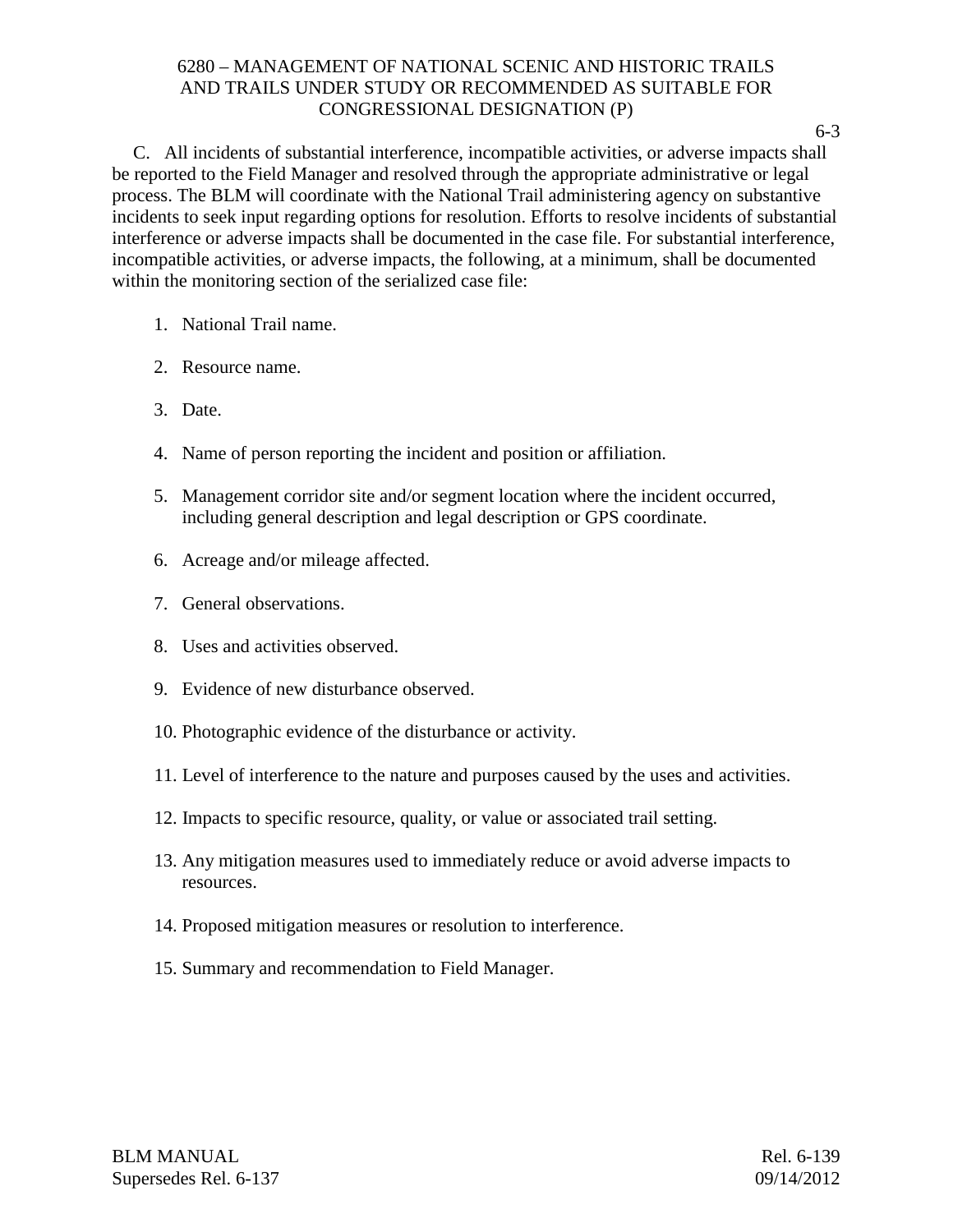C. All incidents of substantial interference, incompatible activities, or adverse impacts shall be reported to the Field Manager and resolved through the appropriate administrative or legal process. The BLM will coordinate with the National Trail administering agency on substantive incidents to seek input regarding options for resolution. Efforts to resolve incidents of substantial interference or adverse impacts shall be documented in the case file. For substantial interference, incompatible activities, or adverse impacts, the following, at a minimum, shall be documented within the monitoring section of the serialized case file:

1. National Trail name.

2. Resource name.

3. Date.

4. Name of person reporting the incident and position or affiliation.

5. Management corridor site and/or segment location where the incident occurred, including general description and legal description or GPS coordinate.

6. Acreage and/or mileage affected.

7. General observations.

8. Uses and activities observed.

9. Evidence of new disturbance observed.

10. Photographic evidence of the disturbance or activity.

11. Level of interference to the nature and purposes caused by the uses and activities.

12. Impacts to specific resource, quality, or value or associated trail setting.

13. Any mitigation measures used to immediately reduce or avoid adverse impacts to resources.

14. Proposed mitigation measures or resolution to interference.

15. Summary and recommendation to Field Manager.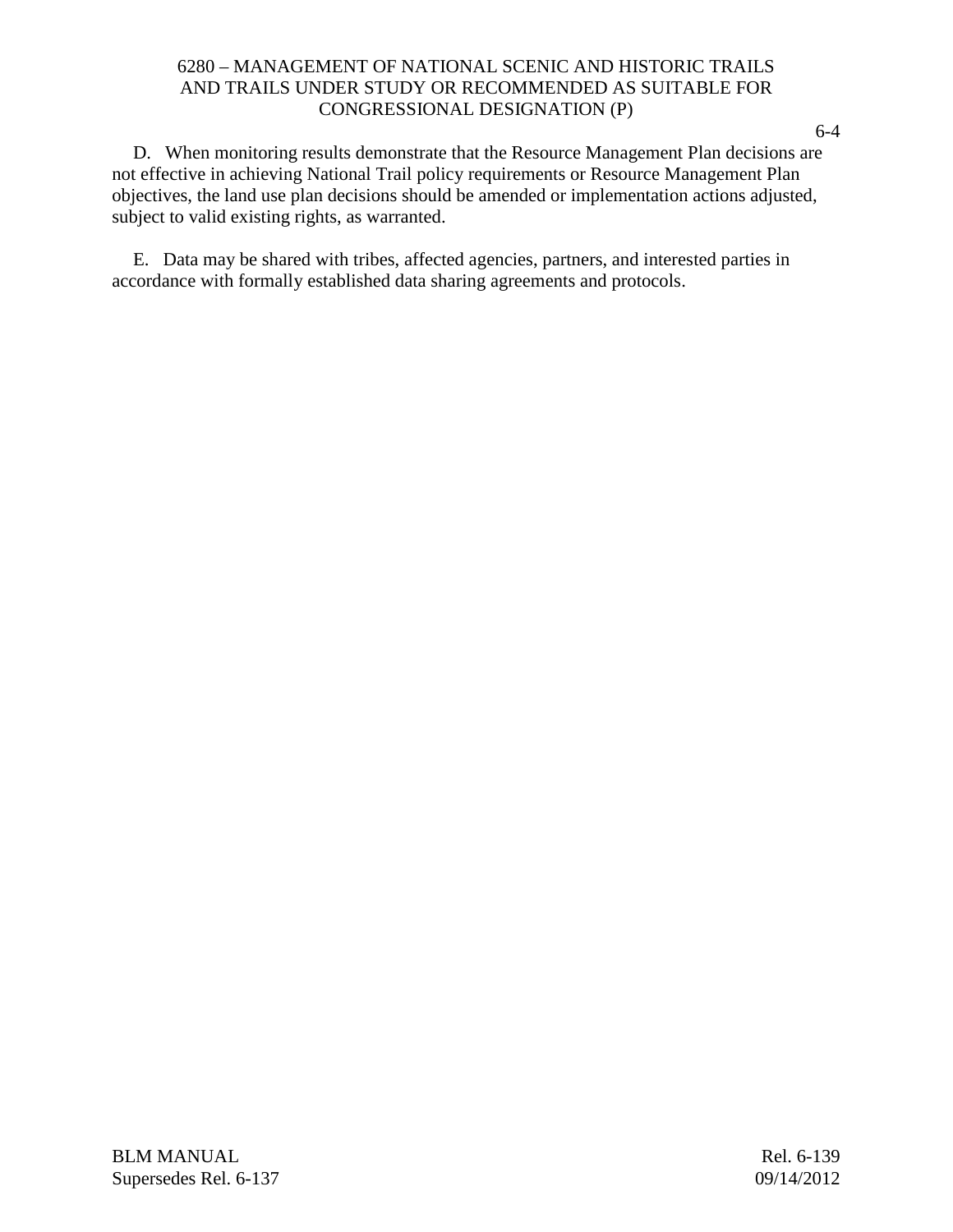D. When monitoring results demonstrate that the Resource Management Plan decisions are not effective in achieving National Trail policy requirements or Resource Management Plan objectives, the land use plan decisions should be amended or implementation actions adjusted, subject to valid existing rights, as warranted.

E. Data may be shared with tribes, affected agencies, partners, and interested parties in accordance with formally established data sharing agreements and protocols.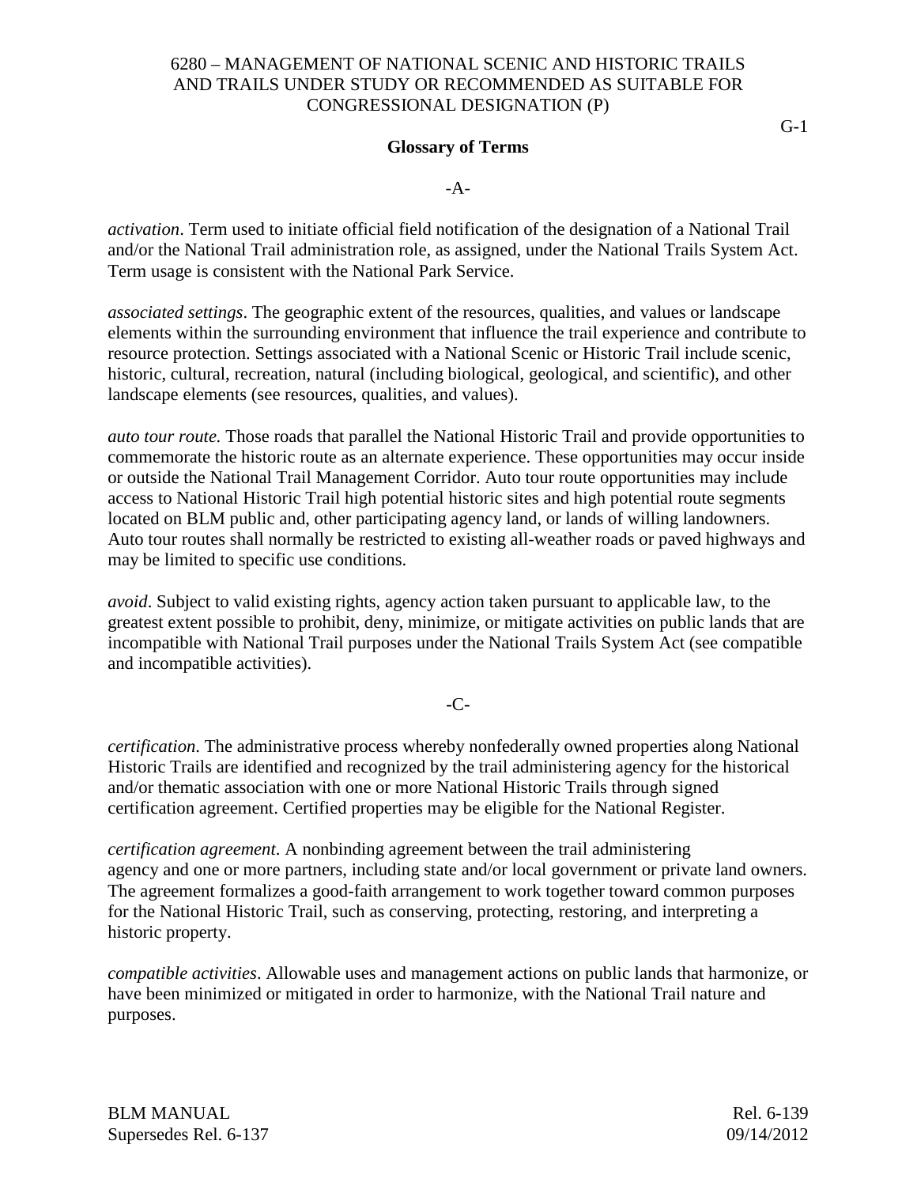## Glossary of Terms

-A-

*activation*. Term used to initiate official field notification of the designation of a National Trail and/or the National Trail administration role, as assigned, under the National Trails System Act. Term usage is consistent with the National Park Service.

*associated settings*. The geographic extent of the resources, qualities, and values or landscape elements within the surrounding environment that influence the trail experience and contribute to resource protection. Settings associated with a National Scenic or Historic Trail include scenic, historic, cultural, recreation, natural (including biological, geological, and scientific), and other landscape elements (see resources, qualities, and values).

*auto tour route.* Those roads that parallel the National Historic Trail and provide opportunities to commemorate the historic route as an alternate experience. These opportunities may occur inside or outside the National Trail Management Corridor. Auto tour route opportunities may include access to National Historic Trail high potential historic sites and high potential route segments located on BLM public and, other participating agency land, or lands of willing landowners. Auto tour routes shall normally be restricted to existing all-weather roads or paved highways and may be limited to specific use conditions.

*avoid*. Subject to valid existing rights, agency action taken pursuant to applicable law, to the greatest extent possible to prohibit, deny, minimize, or mitigate activities on public lands that are incompatible with National Trail purposes under the National Trails System Act (see compatible and incompatible activities).

-C-

*certification*. The administrative process whereby nonfederally owned properties along National Historic Trails are identified and recognized by the trail administering agency for the historical and/or thematic association with one or more National Historic Trails through signed certification agreement. Certified properties may be eligible for the National Register.

*certification agreement*. A nonbinding agreement between the trail administering agency and one or more partners, including state and/or local government or private land owners. The agreement formalizes a good-faith arrangement to work together toward common purposes for the National Historic Trail, such as conserving, protecting, restoring, and interpreting a historic property.

*compatible activities*. Allowable uses and management actions on public lands that harmonize, or have been minimized or mitigated in order to harmonize, with the National Trail nature and purposes.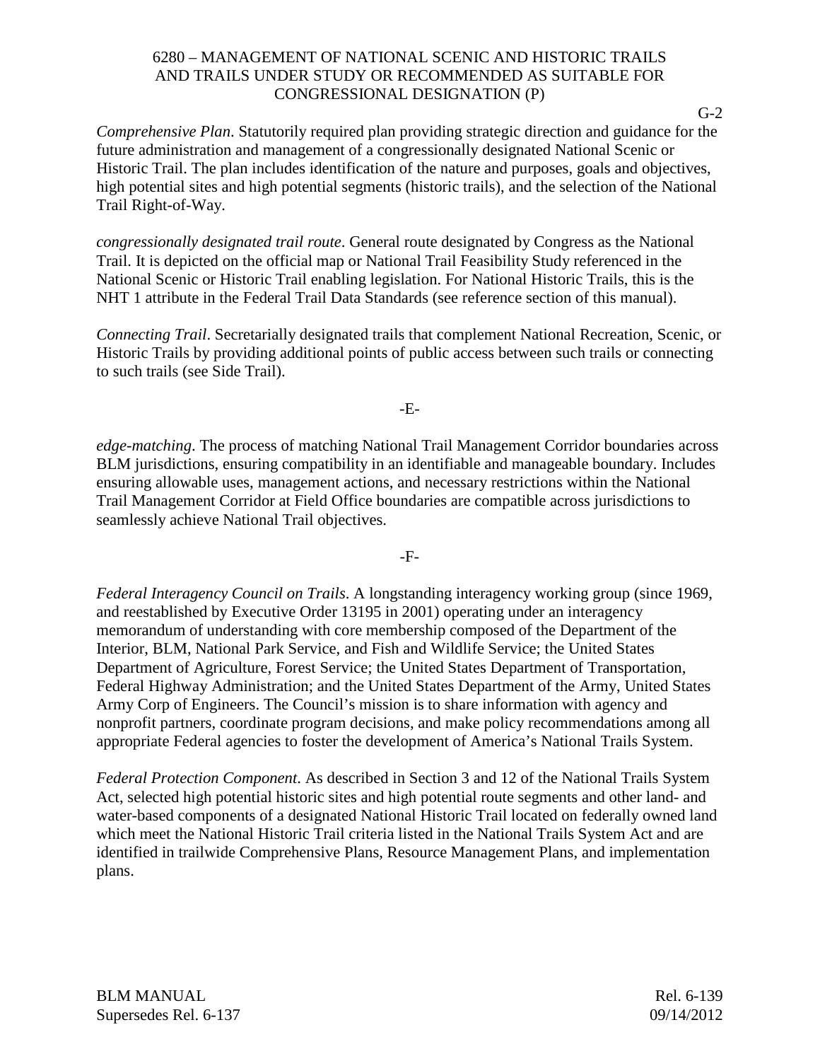*Comprehensive Plan*. Statutorily required plan providing strategic direction and guidance for the future administration and management of a congressionally designated National Scenic or Historic Trail. The plan includes identification of the nature and purposes, goals and objectives, high potential sites and high potential segments (historic trails), and the selection of the National Trail Right-of-Way.

*congressionally designated trail route*. General route designated by Congress as the National Trail. It is depicted on the official map or National Trail Feasibility Study referenced in the National Scenic or Historic Trail enabling legislation. For National Historic Trails, this is the NHT 1 attribute in the Federal Trail Data Standards (see reference section of this manual).

*Connecting Trail*. Secretarially designated trails that complement National Recreation, Scenic, or Historic Trails by providing additional points of public access between such trails or connecting to such trails (see Side Trail).

-E-

*edge-matching*. The process of matching National Trail Management Corridor boundaries across BLM jurisdictions, ensuring compatibility in an identifiable and manageable boundary. Includes ensuring allowable uses, management actions, and necessary restrictions within the National Trail Management Corridor at Field Office boundaries are compatible across jurisdictions to seamlessly achieve National Trail objectives.

-F-

*Federal Interagency Council on Trails*. A longstanding interagency working group (since 1969, and reestablished by Executive Order 13195 in 2001) operating under an interagency memorandum of understanding with core membership composed of the Department of the Interior, BLM, National Park Service, and Fish and Wildlife Service; the United States Department of Agriculture, Forest Service; the United States Department of Transportation, Federal Highway Administration; and the United States Department of the Army, United States Army Corp of Engineers. The Council's mission is to share information with agency and nonprofit partners, coordinate program decisions, and make policy recommendations among all appropriate Federal agencies to foster the development of America's National Trails System.

*Federal Protection Component*. As described in Section 3 and 12 of the National Trails System Act, selected high potential historic sites and high potential route segments and other land- and water-based components of a designated National Historic Trail located on federally owned land which meet the National Historic Trail criteria listed in the National Trails System Act and are identified in trailwide Comprehensive Plans, Resource Management Plans, and implementation plans.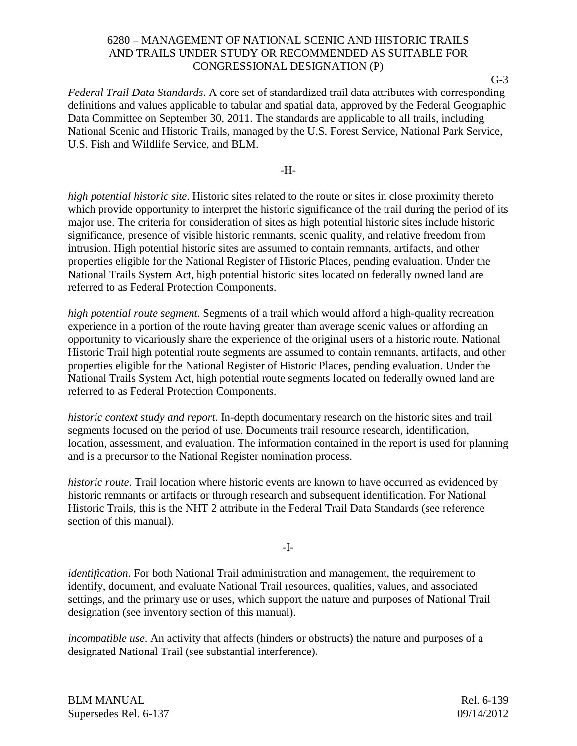*Federal Trail Data Standards*. A core set of standardized trail data attributes with corresponding definitions and values applicable to tabular and spatial data, approved by the Federal Geographic Data Committee on September 30, 2011. The standards are applicable to all trails, including National Scenic and Historic Trails, managed by the U.S. Forest Service, National Park Service, U.S. Fish and Wildlife Service, and BLM.

-H-

*high potential historic site*. Historic sites related to the route or sites in close proximity thereto which provide opportunity to interpret the historic significance of the trail during the period of its major use. The criteria for consideration of sites as high potential historic sites include historic significance, presence of visible historic remnants, scenic quality, and relative freedom from intrusion. High potential historic sites are assumed to contain remnants, artifacts, and other properties eligible for the National Register of Historic Places, pending evaluation. Under the National Trails System Act, high potential historic sites located on federally owned land are referred to as Federal Protection Components.

*high potential route segment*. Segments of a trail which would afford a high-quality recreation experience in a portion of the route having greater than average scenic values or affording an opportunity to vicariously share the experience of the original users of a historic route. National Historic Trail high potential route segments are assumed to contain remnants, artifacts, and other properties eligible for the National Register of Historic Places, pending evaluation. Under the National Trails System Act, high potential route segments located on federally owned land are referred to as Federal Protection Components.

*historic context study and report*. In-depth documentary research on the historic sites and trail segments focused on the period of use. Documents trail resource research, identification, location, assessment, and evaluation. The information contained in the report is used for planning and is a precursor to the National Register nomination process.

*historic route*. Trail location where historic events are known to have occurred as evidenced by historic remnants or artifacts or through research and subsequent identification. For National Historic Trails, this is the NHT 2 attribute in the Federal Trail Data Standards (see reference section of this manual).

-I-

*identification*. For both National Trail administration and management, the requirement to identify, document, and evaluate National Trail resources, qualities, values, and associated settings, and the primary use or uses, which support the nature and purposes of National Trail designation (see inventory section of this manual).

*incompatible use*. An activity that affects (hinders or obstructs) the nature and purposes of a designated National Trail (see substantial interference).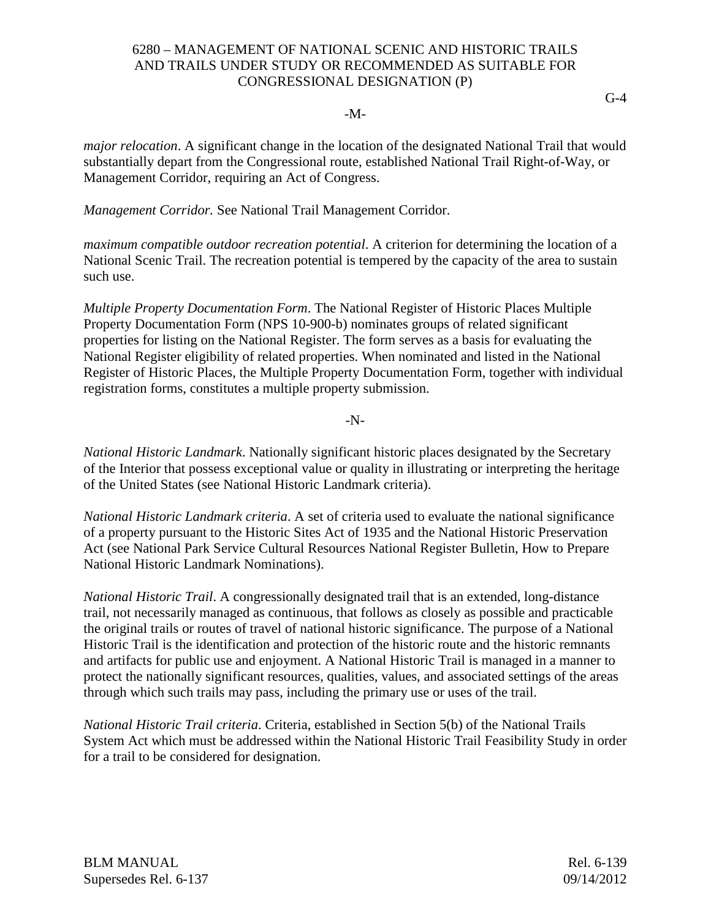-M-

*major relocation*. A significant change in the location of the designated National Trail that would substantially depart from the Congressional route, established National Trail Right-of-Way, or Management Corridor, requiring an Act of Congress.

*Management Corridor.* See National Trail Management Corridor.

*maximum compatible outdoor recreation potential*. A criterion for determining the location of a National Scenic Trail. The recreation potential is tempered by the capacity of the area to sustain such use.

*Multiple Property Documentation Form*. The National Register of Historic Places Multiple Property Documentation Form (NPS 10-900-b) nominates groups of related significant properties for listing on the National Register. The form serves as a basis for evaluating the National Register eligibility of related properties. When nominated and listed in the National Register of Historic Places, the Multiple Property Documentation Form, together with individual registration forms, constitutes a multiple property submission.

-N-

*National Historic Landmark*. Nationally significant historic places designated by the Secretary of the Interior that possess exceptional value or quality in illustrating or interpreting the heritage of the United States (see National Historic Landmark criteria).

*National Historic Landmark criteria*. A set of criteria used to evaluate the national significance of a property pursuant to the Historic Sites Act of 1935 and the National Historic Preservation Act (see National Park Service Cultural Resources National Register Bulletin, How to Prepare National Historic Landmark Nominations).

*National Historic Trail*. A congressionally designated trail that is an extended, long-distance trail, not necessarily managed as continuous, that follows as closely as possible and practicable the original trails or routes of travel of national historic significance. The purpose of a National Historic Trail is the identification and protection of the historic route and the historic remnants and artifacts for public use and enjoyment. A National Historic Trail is managed in a manner to protect the nationally significant resources, qualities, values, and associated settings of the areas through which such trails may pass, including the primary use or uses of the trail.

*National Historic Trail criteria*. Criteria, established in Section 5(b) of the National Trails System Act which must be addressed within the National Historic Trail Feasibility Study in order for a trail to be considered for designation.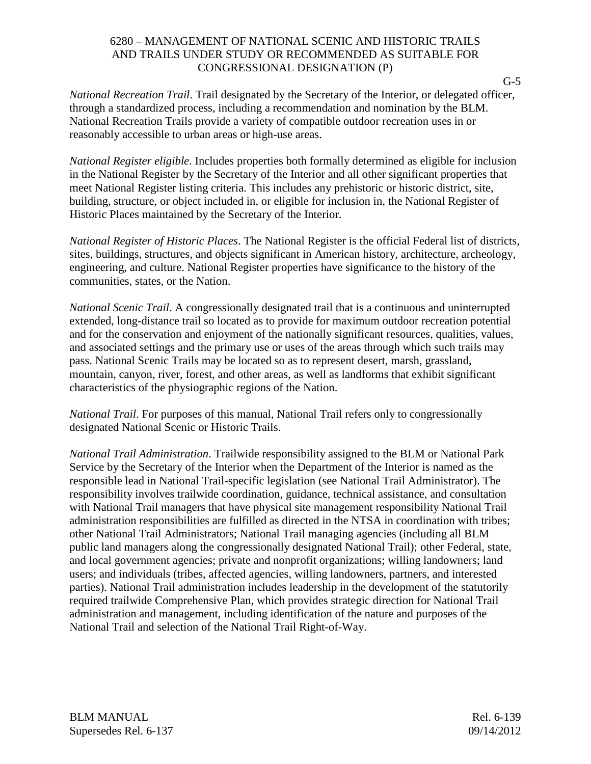*National Recreation Trail*. Trail designated by the Secretary of the Interior, or delegated officer, through a standardized process, including a recommendation and nomination by the BLM. National Recreation Trails provide a variety of compatible outdoor recreation uses in or reasonably accessible to urban areas or high-use areas.

*National Register eligible*. Includes properties both formally determined as eligible for inclusion in the National Register by the Secretary of the Interior and all other significant properties that meet National Register listing criteria. This includes any prehistoric or historic district, site, building, structure, or object included in, or eligible for inclusion in, the National Register of Historic Places maintained by the Secretary of the Interior.

*National Register of Historic Places*. The National Register is the official Federal list of districts, sites, buildings, structures, and objects significant in American history, architecture, archeology, engineering, and culture. National Register properties have significance to the history of the communities, states, or the Nation.

*National Scenic Trail*. A congressionally designated trail that is a continuous and uninterrupted extended, long-distance trail so located as to provide for maximum outdoor recreation potential and for the conservation and enjoyment of the nationally significant resources, qualities, values, and associated settings and the primary use or uses of the areas through which such trails may pass. National Scenic Trails may be located so as to represent desert, marsh, grassland, mountain, canyon, river, forest, and other areas, as well as landforms that exhibit significant characteristics of the physiographic regions of the Nation.

*National Trail*. For purposes of this manual, National Trail refers only to congressionally designated National Scenic or Historic Trails.

*National Trail Administration*. Trailwide responsibility assigned to the BLM or National Park Service by the Secretary of the Interior when the Department of the Interior is named as the responsible lead in National Trail-specific legislation (see National Trail Administrator). The responsibility involves trailwide coordination, guidance, technical assistance, and consultation with National Trail managers that have physical site management responsibility National Trail administration responsibilities are fulfilled as directed in the NTSA in coordination with tribes; other National Trail Administrators; National Trail managing agencies (including all BLM public land managers along the congressionally designated National Trail); other Federal, state, and local government agencies; private and nonprofit organizations; willing landowners; land users; and individuals (tribes, affected agencies, willing landowners, partners, and interested parties). National Trail administration includes leadership in the development of the statutorily required trailwide Comprehensive Plan, which provides strategic direction for National Trail administration and management, including identification of the nature and purposes of the National Trail and selection of the National Trail Right-of-Way.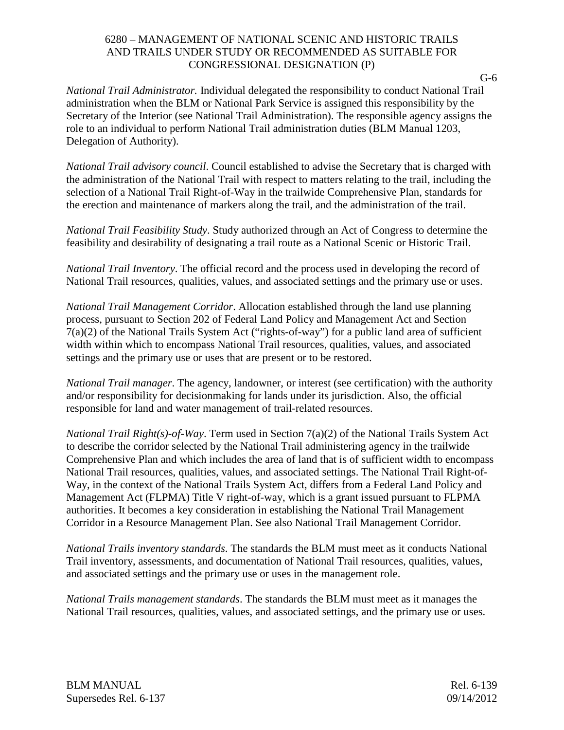*National Trail Administrator.* Individual delegated the responsibility to conduct National Trail administration when the BLM or National Park Service is assigned this responsibility by the Secretary of the Interior (see National Trail Administration). The responsible agency assigns the role to an individual to perform National Trail administration duties (BLM Manual 1203, Delegation of Authority).

*National Trail advisory council*. Council established to advise the Secretary that is charged with the administration of the National Trail with respect to matters relating to the trail, including the selection of a National Trail Right-of-Way in the trailwide Comprehensive Plan, standards for the erection and maintenance of markers along the trail, and the administration of the trail.

*National Trail Feasibility Study*. Study authorized through an Act of Congress to determine the feasibility and desirability of designating a trail route as a National Scenic or Historic Trail.

*National Trail Inventory*. The official record and the process used in developing the record of National Trail resources, qualities, values, and associated settings and the primary use or uses.

*National Trail Management Corridor*. Allocation established through the land use planning process, pursuant to Section 202 of Federal Land Policy and Management Act and Section 7(a)(2) of the National Trails System Act ("rights-of-way") for a public land area of sufficient width within which to encompass National Trail resources, qualities, values, and associated settings and the primary use or uses that are present or to be restored.

*National Trail manager*. The agency, landowner, or interest (see certification) with the authority and/or responsibility for decisionmaking for lands under its jurisdiction. Also, the official responsible for land and water management of trail-related resources.

*National Trail Right(s)-of-Way*. Term used in Section 7(a)(2) of the National Trails System Act to describe the corridor selected by the National Trail administering agency in the trailwide Comprehensive Plan and which includes the area of land that is of sufficient width to encompass National Trail resources, qualities, values, and associated settings. The National Trail Right-of-Way, in the context of the National Trails System Act, differs from a Federal Land Policy and Management Act (FLPMA) Title V right-of-way, which is a grant issued pursuant to FLPMA authorities. It becomes a key consideration in establishing the National Trail Management Corridor in a Resource Management Plan. See also National Trail Management Corridor.

*National Trails inventory standards*. The standards the BLM must meet as it conducts National Trail inventory, assessments, and documentation of National Trail resources, qualities, values, and associated settings and the primary use or uses in the management role.

*National Trails management standards*. The standards the BLM must meet as it manages the National Trail resources, qualities, values, and associated settings, and the primary use or uses.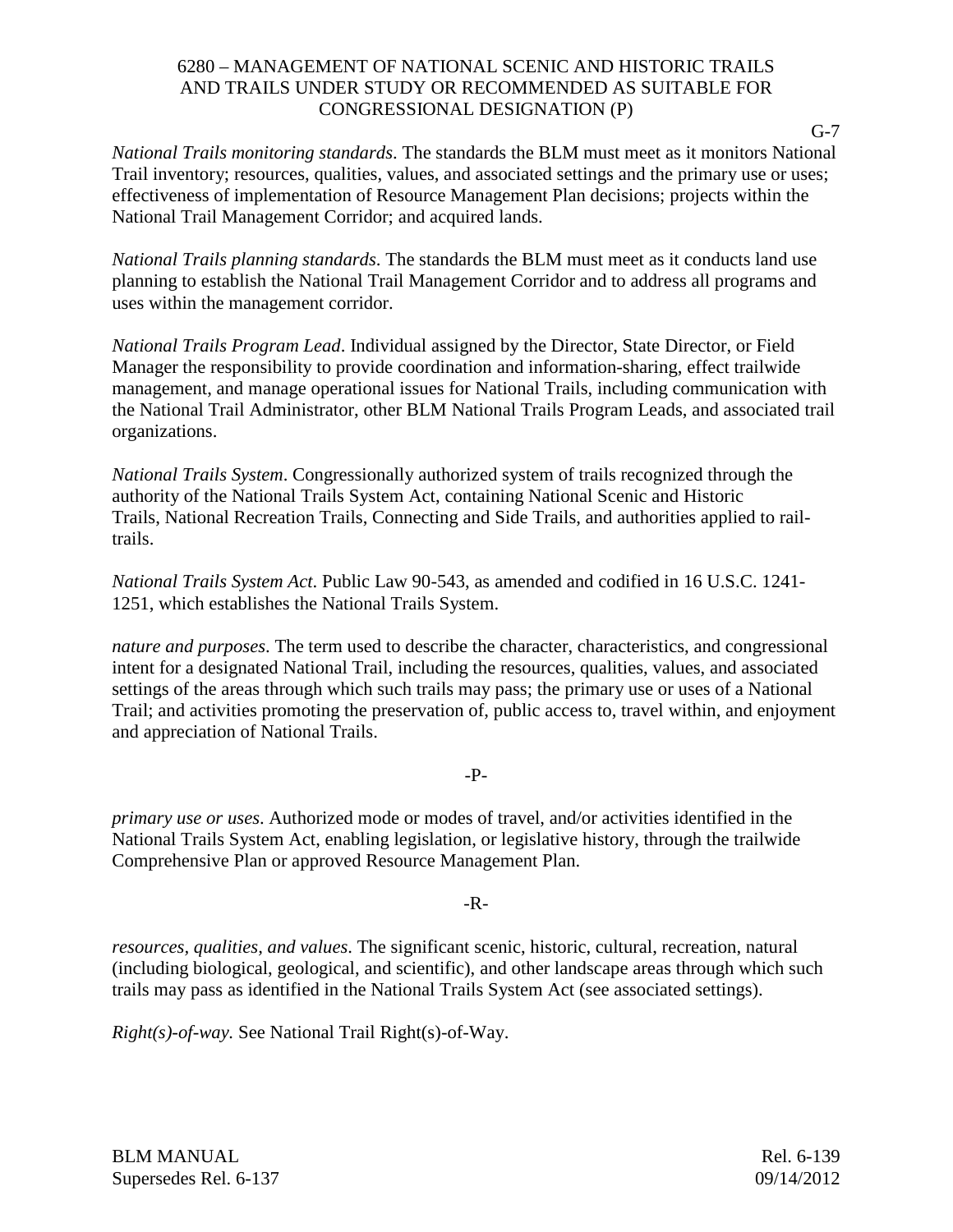*National Trails monitoring standards*. The standards the BLM must meet as it monitors National Trail inventory; resources, qualities, values, and associated settings and the primary use or uses; effectiveness of implementation of Resource Management Plan decisions; projects within the National Trail Management Corridor; and acquired lands.

*National Trails planning standards*. The standards the BLM must meet as it conducts land use planning to establish the National Trail Management Corridor and to address all programs and uses within the management corridor.

*National Trails Program Lead*. Individual assigned by the Director, State Director, or Field Manager the responsibility to provide coordination and information-sharing, effect trailwide management, and manage operational issues for National Trails, including communication with the National Trail Administrator, other BLM National Trails Program Leads, and associated trail organizations.

*National Trails System*. Congressionally authorized system of trails recognized through the authority of the National Trails System Act, containing National Scenic and Historic Trails, National Recreation Trails, Connecting and Side Trails, and authorities applied to rail-trails.

*National Trails System Act*. Public Law 90-543, as amended and codified in 16 U.S.C. 1241-1251, which establishes the National Trails System.

*nature and purposes*. The term used to describe the character, characteristics, and congressional intent for a designated National Trail, including the resources, qualities, values, and associated settings of the areas through which such trails may pass; the primary use or uses of a National Trail; and activities promoting the preservation of, public access to, travel within, and enjoyment and appreciation of National Trails.

-P-

*primary use or uses*. Authorized mode or modes of travel, and/or activities identified in the National Trails System Act, enabling legislation, or legislative history, through the trailwide Comprehensive Plan or approved Resource Management Plan.

-R-

*resources, qualities, and values*. The significant scenic, historic, cultural, recreation, natural (including biological, geological, and scientific), and other landscape areas through which such trails may pass as identified in the National Trails System Act (see associated settings).

*Right(s)-of-way.* See National Trail Right(s)-of-Way.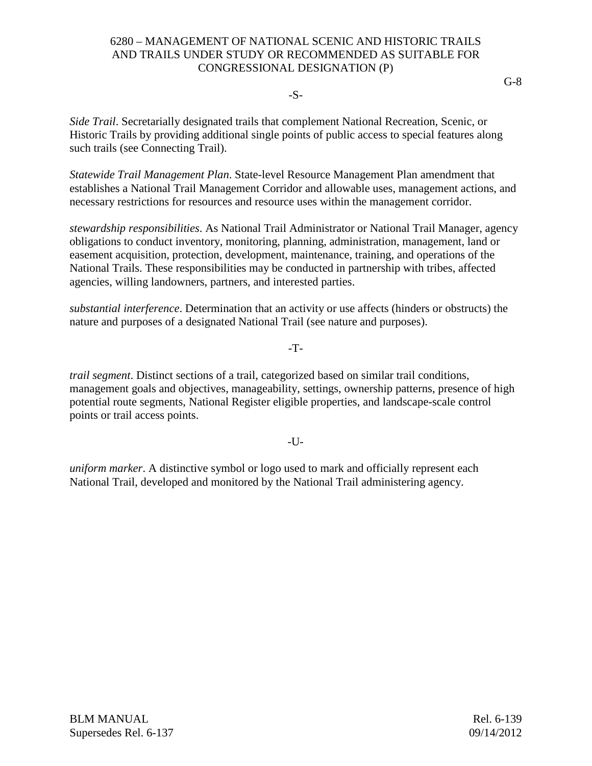-S-

*Side Trail*. Secretarially designated trails that complement National Recreation, Scenic, or Historic Trails by providing additional single points of public access to special features along such trails (see Connecting Trail).

*Statewide Trail Management Plan*. State-level Resource Management Plan amendment that establishes a National Trail Management Corridor and allowable uses, management actions, and necessary restrictions for resources and resource uses within the management corridor.

*stewardship responsibilities*. As National Trail Administrator or National Trail Manager, agency obligations to conduct inventory, monitoring, planning, administration, management, land or easement acquisition, protection, development, maintenance, training, and operations of the National Trails. These responsibilities may be conducted in partnership with tribes, affected agencies, willing landowners, partners, and interested parties.

*substantial interference*. Determination that an activity or use affects (hinders or obstructs) the nature and purposes of a designated National Trail (see nature and purposes).

-T-

*trail segment*. Distinct sections of a trail, categorized based on similar trail conditions, management goals and objectives, manageability, settings, ownership patterns, presence of high potential route segments, National Register eligible properties, and landscape-scale control points or trail access points.

-U-

*uniform marker*. A distinctive symbol or logo used to mark and officially represent each National Trail, developed and monitored by the National Trail administering agency.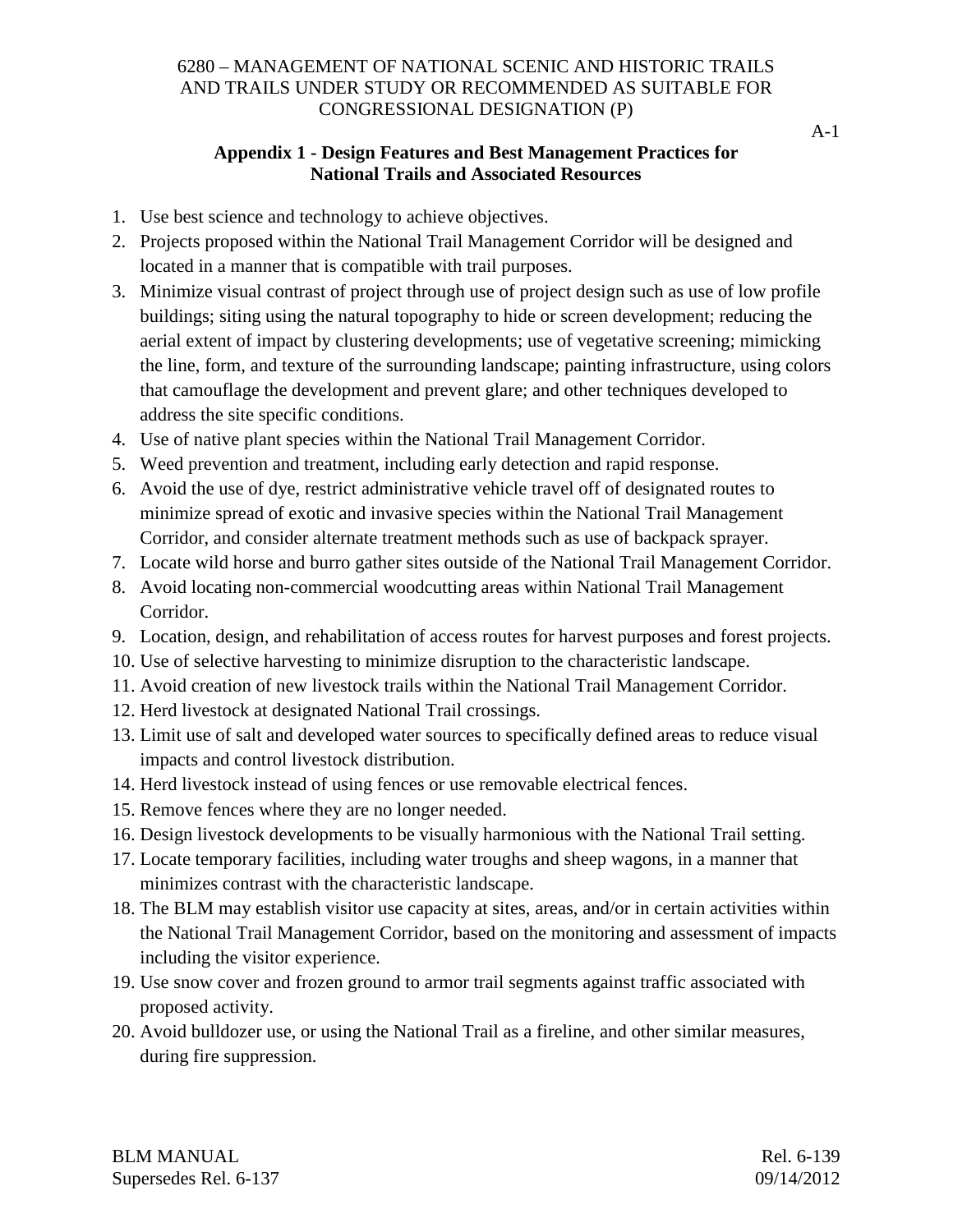## Appendix 1 - Design Features and Best Management Practices for National Trails and Associated Resources

1. Use best science and technology to achieve objectives.
2. Projects proposed within the National Trail Management Corridor will be designed and located in a manner that is compatible with trail purposes.
3. Minimize visual contrast of project through use of project design such as use of low profile buildings; siting using the natural topography to hide or screen development; reducing the aerial extent of impact by clustering developments; use of vegetative screening; mimicking the line, form, and texture of the surrounding landscape; painting infrastructure, using colors that camouflage the development and prevent glare; and other techniques developed to address the site specific conditions.
4. Use of native plant species within the National Trail Management Corridor.
5. Weed prevention and treatment, including early detection and rapid response.
6. Avoid the use of dye, restrict administrative vehicle travel off of designated routes to minimize spread of exotic and invasive species within the National Trail Management Corridor, and consider alternate treatment methods such as use of backpack sprayer.
7. Locate wild horse and burro gather sites outside of the National Trail Management Corridor.
8. Avoid locating non-commercial woodcutting areas within National Trail Management Corridor.
9. Location, design, and rehabilitation of access routes for harvest purposes and forest projects.
10. Use of selective harvesting to minimize disruption to the characteristic landscape.
11. Avoid creation of new livestock trails within the National Trail Management Corridor.
12. Herd livestock at designated National Trail crossings.
13. Limit use of salt and developed water sources to specifically defined areas to reduce visual impacts and control livestock distribution.
14. Herd livestock instead of using fences or use removable electrical fences.
15. Remove fences where they are no longer needed.
16. Design livestock developments to be visually harmonious with the National Trail setting.
17. Locate temporary facilities, including water troughs and sheep wagons, in a manner that minimizes contrast with the characteristic landscape.
18. The BLM may establish visitor use capacity at sites, areas, and/or in certain activities within the National Trail Management Corridor, based on the monitoring and assessment of impacts including the visitor experience.
19. Use snow cover and frozen ground to armor trail segments against traffic associated with proposed activity.
20. Avoid bulldozer use, or using the National Trail as a fireline, and other similar measures, during fire suppression.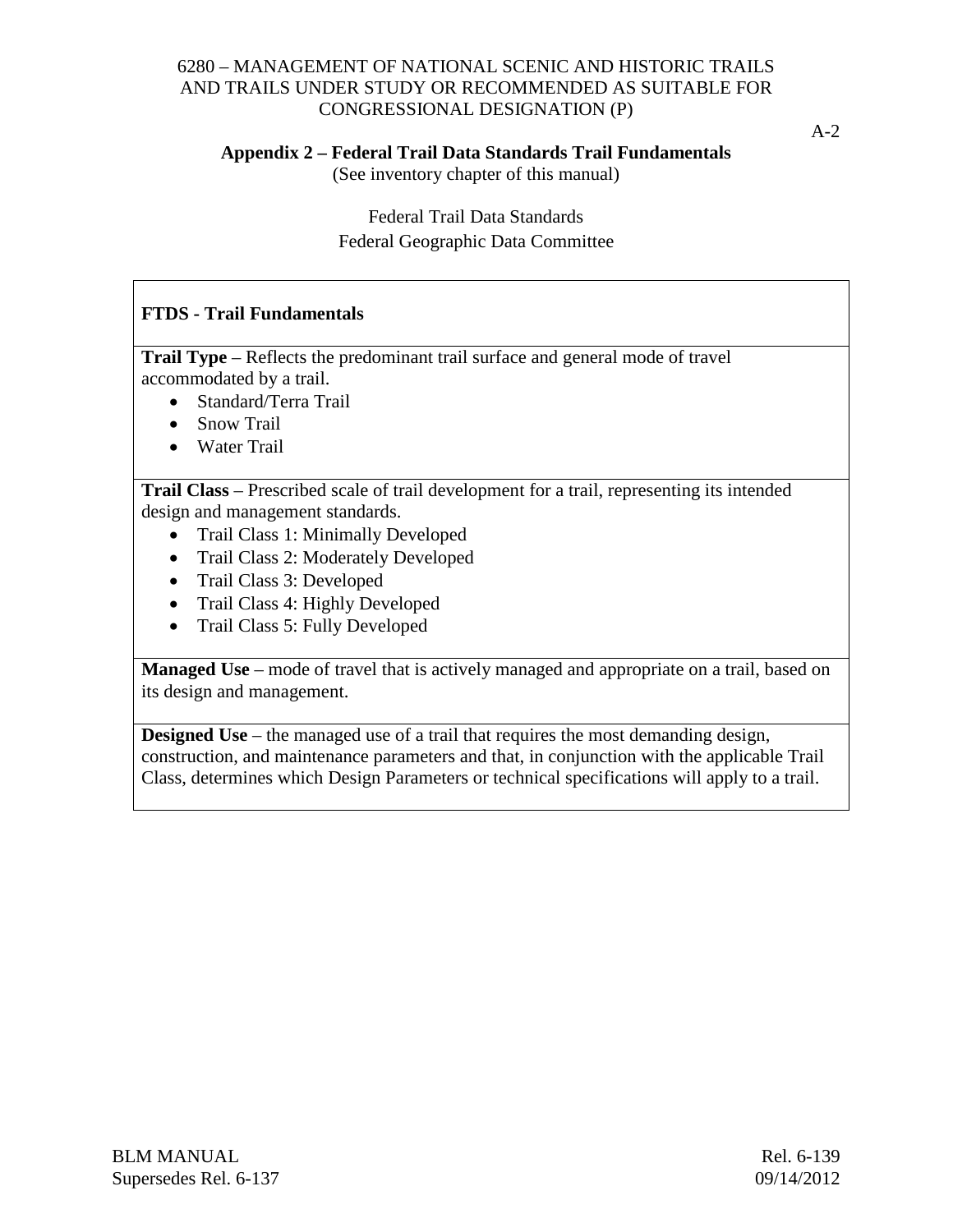## Appendix 2 – Federal Trail Data Standards Trail Fundamentals

(See inventory chapter of this manual)

Federal Trail Data Standards

Federal Geographic Data Committee

### FTDS - Trail Fundamentals

**Trail Type** – Reflects the predominant trail surface and general mode of travel accommodated by a trail.

- Standard/Terra Trail
- Snow Trail
- Water Trail

**Trail Class** – Prescribed scale of trail development for a trail, representing its intended design and management standards.

- Trail Class 1: Minimally Developed
- Trail Class 2: Moderately Developed
- Trail Class 3: Developed
- Trail Class 4: Highly Developed
- Trail Class 5: Fully Developed

**Managed Use** – mode of travel that is actively managed and appropriate on a trail, based on its design and management.

**Designed Use** – the managed use of a trail that requires the most demanding design, construction, and maintenance parameters and that, in conjunction with the applicable Trail Class, determines which Design Parameters or technical specifications will apply to a trail.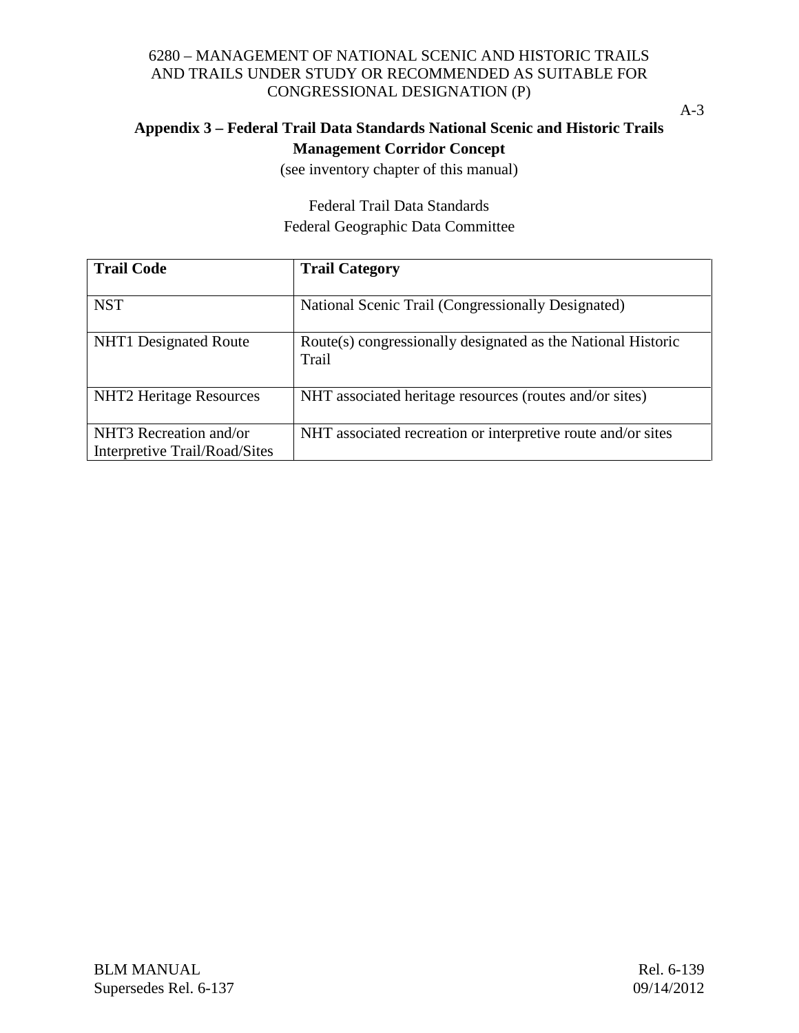## Appendix 3 – Federal Trail Data Standards National Scenic and Historic Trails Management Corridor Concept

(see inventory chapter of this manual)

Federal Trail Data Standards
Federal Geographic Data Committee

| Trail Code | Trail Category |
|---|---|
| NST | National Scenic Trail (Congressionally Designated) |
| NHT1 Designated Route | Route(s) congressionally designated as the National Historic Trail |
| NHT2 Heritage Resources | NHT associated heritage resources (routes and/or sites) |
| NHT3 Recreation and/or Interpretive Trail/Road/Sites | NHT associated recreation or interpretive route and/or sites |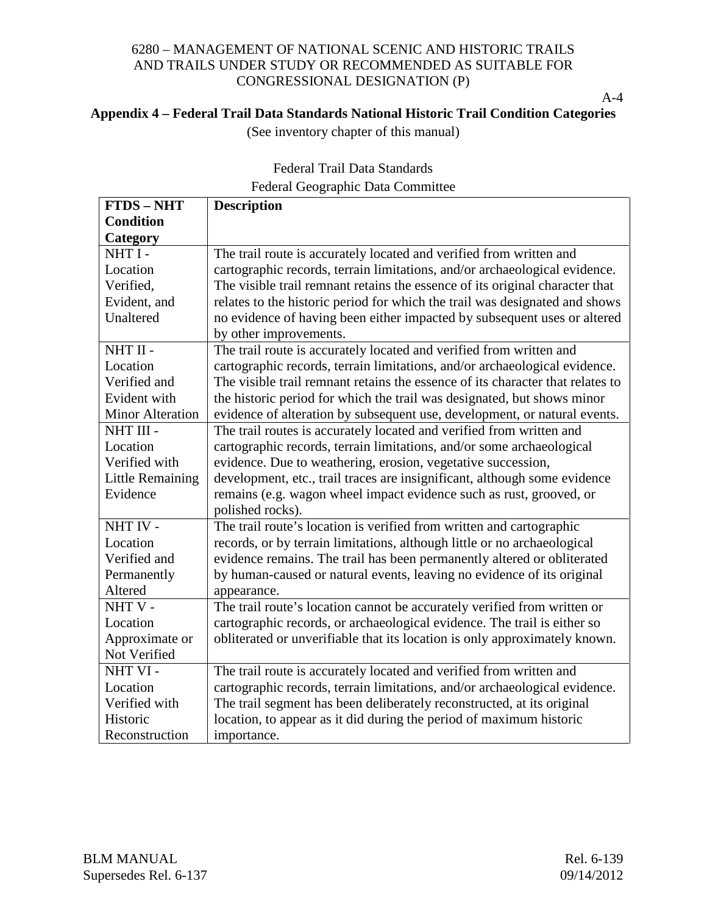## Appendix 4 – Federal Trail Data Standards National Historic Trail Condition Categories

(See inventory chapter of this manual)

Federal Trail Data Standards

Federal Geographic Data Committee

| FTDS – NHT Condition Category | Description |
|---|---|
| NHT I - Location Verified, Evident, and Unaltered | The trail route is accurately located and verified from written and cartographic records, terrain limitations, and/or archaeological evidence. The visible trail remnant retains the essence of its original character that relates to the historic period for which the trail was designated and shows no evidence of having been either impacted by subsequent uses or altered by other improvements. |
| NHT II - Location Verified and Evident with Minor Alteration | The trail route is accurately located and verified from written and cartographic records, terrain limitations, and/or archaeological evidence. The visible trail remnant retains the essence of its character that relates to the historic period for which the trail was designated, but shows minor evidence of alteration by subsequent use, development, or natural events. |
| NHT III - Location Verified with Little Remaining Evidence | The trail routes is accurately located and verified from written and cartographic records, terrain limitations, and/or some archaeological evidence. Due to weathering, erosion, vegetative succession, development, etc., trail traces are insignificant, although some evidence remains (e.g. wagon wheel impact evidence such as rust, grooved, or polished rocks). |
| NHT IV - Location Verified and Permanently Altered | The trail route's location is verified from written and cartographic records, or by terrain limitations, although little or no archaeological evidence remains. The trail has been permanently altered or obliterated by human-caused or natural events, leaving no evidence of its original appearance. |
| NHT V - Location Approximate or Not Verified | The trail route's location cannot be accurately verified from written or cartographic records, or archaeological evidence. The trail is either so obliterated or unverifiable that its location is only approximately known. |
| NHT VI - Location Verified with Historic Reconstruction | The trail route is accurately located and verified from written and cartographic records, terrain limitations, and/or archaeological evidence. The trail segment has been deliberately reconstructed, at its original location, to appear as it did during the period of maximum historic importance. |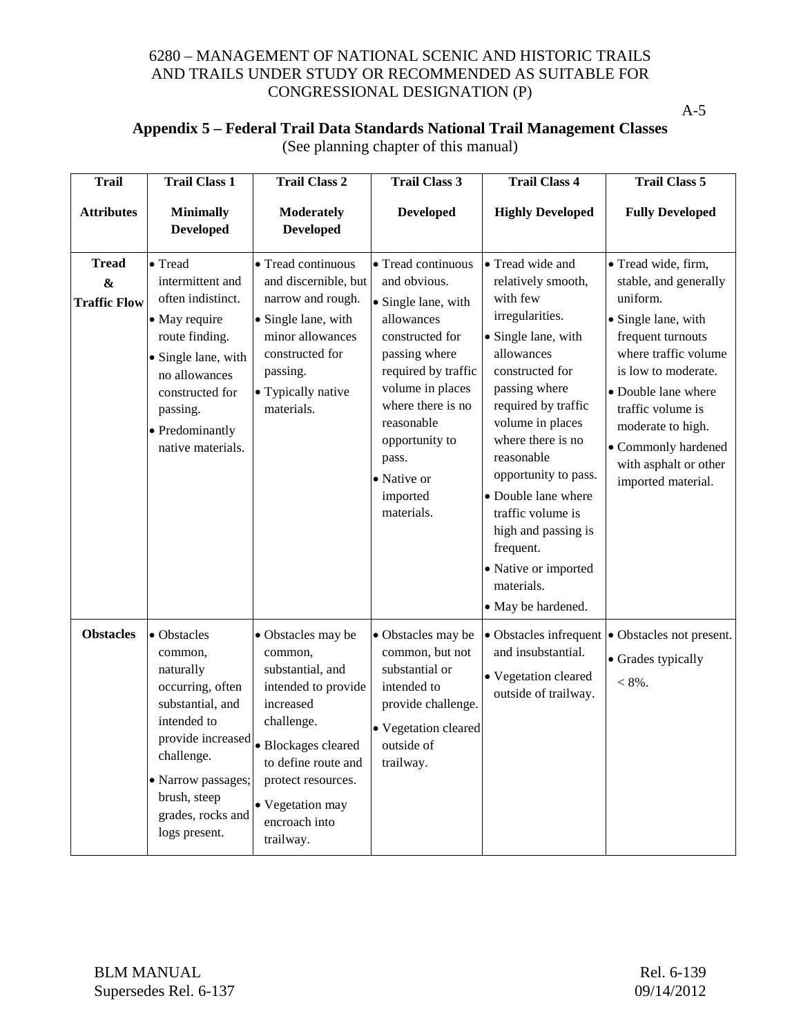A-5

## Appendix 5 – Federal Trail Data Standards National Trail Management Classes

(See planning chapter of this manual)

| Trail Attributes | Trail Class 1 Minimally Developed | Trail Class 2 Moderately Developed | Trail Class 3 Developed | Trail Class 4 Highly Developed | Trail Class 5 Fully Developed |
|---|---|---|---|---|---|
| **Tread & Traffic Flow** | • Tread intermittent and often indistinct.<br>• May require route finding.<br>• Single lane, with no allowances constructed for passing.<br>• Predominantly native materials. | • Tread continuous and discernible, but narrow and rough.<br>• Single lane, with minor allowances constructed for passing.<br>• Typically native materials. | • Tread continuous and obvious.<br>• Single lane, with allowances constructed for passing where required by traffic volume in places where there is no reasonable opportunity to pass.<br>• Native or imported materials. | • Tread wide and relatively smooth, with few irregularities.<br>• Single lane, with allowances constructed for passing where required by traffic volume in places where there is no reasonable opportunity to pass.<br>• Double lane where traffic volume is high and passing is frequent.<br>• Native or imported materials.<br>• May be hardened. | • Tread wide, firm, stable, and generally uniform.<br>• Single lane, with frequent turnouts where traffic volume is low to moderate.<br>• Double lane where traffic volume is moderate to high.<br>• Commonly hardened with asphalt or other imported material. |
| **Obstacles** | • Obstacles common, naturally occurring, often substantial, and intended to provide increased challenge.<br>• Narrow passages; brush, steep grades, rocks and logs present. | • Obstacles may be common, substantial, and intended to provide increased challenge.<br>• Blockages cleared to define route and protect resources.<br>• Vegetation may encroach into trailway. | • Obstacles may be common, but not substantial or intended to provide challenge.<br>• Vegetation cleared outside of trailway. | • Obstacles infrequent and insubstantial.<br>• Vegetation cleared outside of trailway. | • Obstacles not present.<br>• Grades typically < 8%. |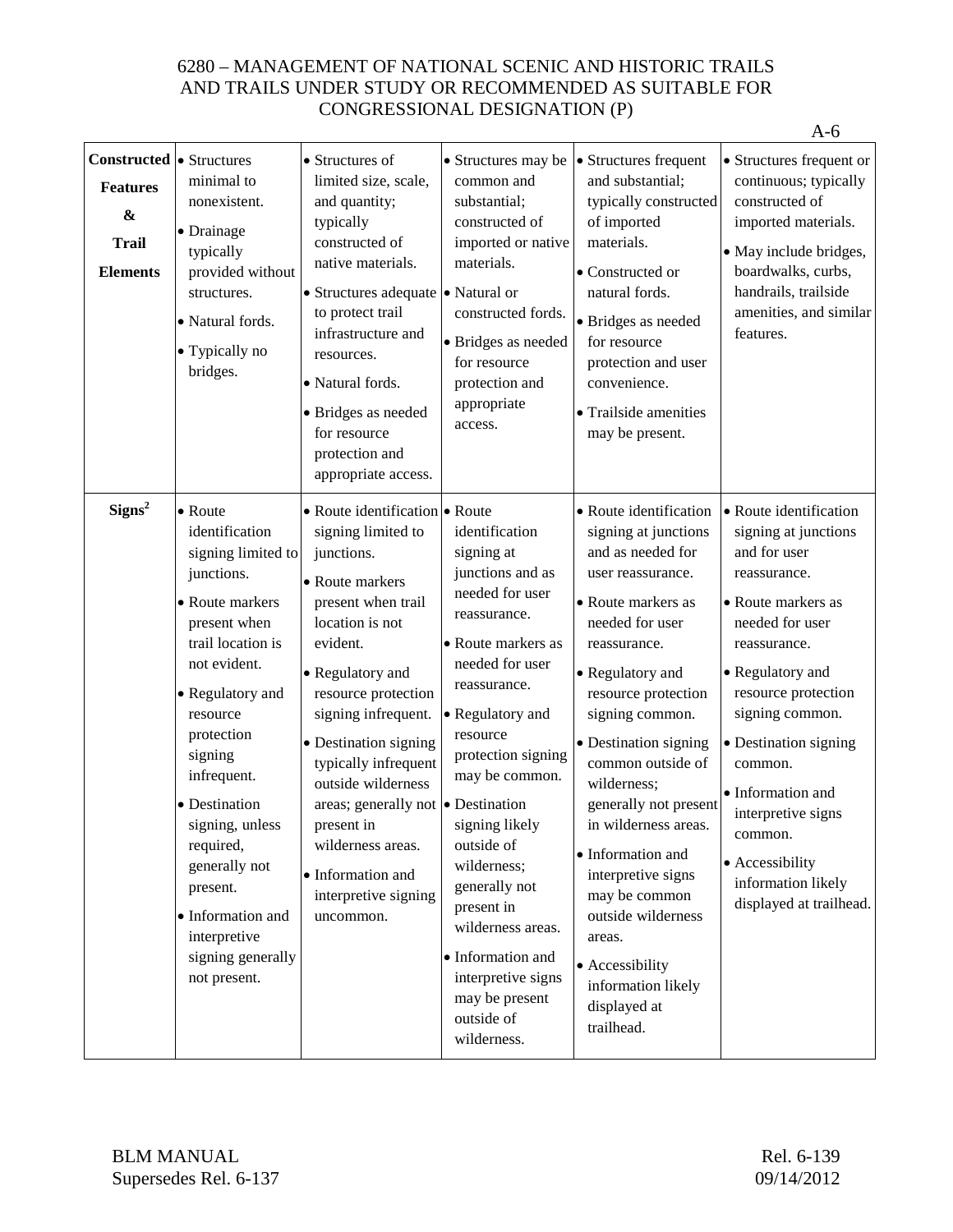| **Constructed Features & Trail Elements** | • Structures minimal to nonexistent.<br>• Drainage typically provided without structures.<br>• Natural fords.<br>• Typically no bridges. | • Structures of limited size, scale, and quantity; typically constructed of native materials.<br>• Structures adequate to protect trail infrastructure and resources.<br>• Natural fords.<br>• Bridges as needed for resource protection and appropriate access. | • Structures may be common and substantial; constructed of imported or native materials.<br>• Natural or constructed fords.<br>• Bridges as needed for resource protection and appropriate access. | • Structures frequent and substantial; typically constructed of imported materials.<br>• Constructed or natural fords.<br>• Bridges as needed for resource protection and user convenience.<br>• Trailside amenities may be present. | • Structures frequent or continuous; typically constructed of imported materials.<br>• May include bridges, boardwalks, curbs, handrails, trailside amenities, and similar features. |
|---|---|---|---|---|---|
| **Signs[2]** | • Route identification signing limited to junctions.<br>• Route markers present when trail location is not evident.<br>• Regulatory and resource protection signing infrequent.<br>• Destination signing, unless required, generally not present.<br>• Information and interpretive signing generally not present. | • Route identification signing limited to junctions.<br>• Route markers present when trail location is not evident.<br>• Regulatory and resource protection signing infrequent.<br>• Destination signing typically infrequent outside wilderness areas; generally not present in wilderness areas.<br>• Information and interpretive signing uncommon. | • Route identification signing at junctions and as needed for user reassurance.<br>• Route markers as needed for user reassurance.<br>• Regulatory and resource protection signing may be common.<br>• Destination signing likely outside of wilderness; generally not present in wilderness areas.<br>• Information and interpretive signs may be present outside of wilderness. | • Route identification signing at junctions and as needed for user reassurance.<br>• Route markers as needed for user reassurance.<br>• Regulatory and resource protection signing common.<br>• Destination signing common outside of wilderness; generally not present in wilderness areas.<br>• Information and interpretive signs may be common outside wilderness areas.<br>• Accessibility information likely displayed at trailhead. | • Route identification signing at junctions and for user reassurance.<br>• Route markers as needed for user reassurance.<br>• Regulatory and resource protection signing common.<br>• Destination signing common.<br>• Information and interpretive signs common.<br>• Accessibility information likely displayed at trailhead. |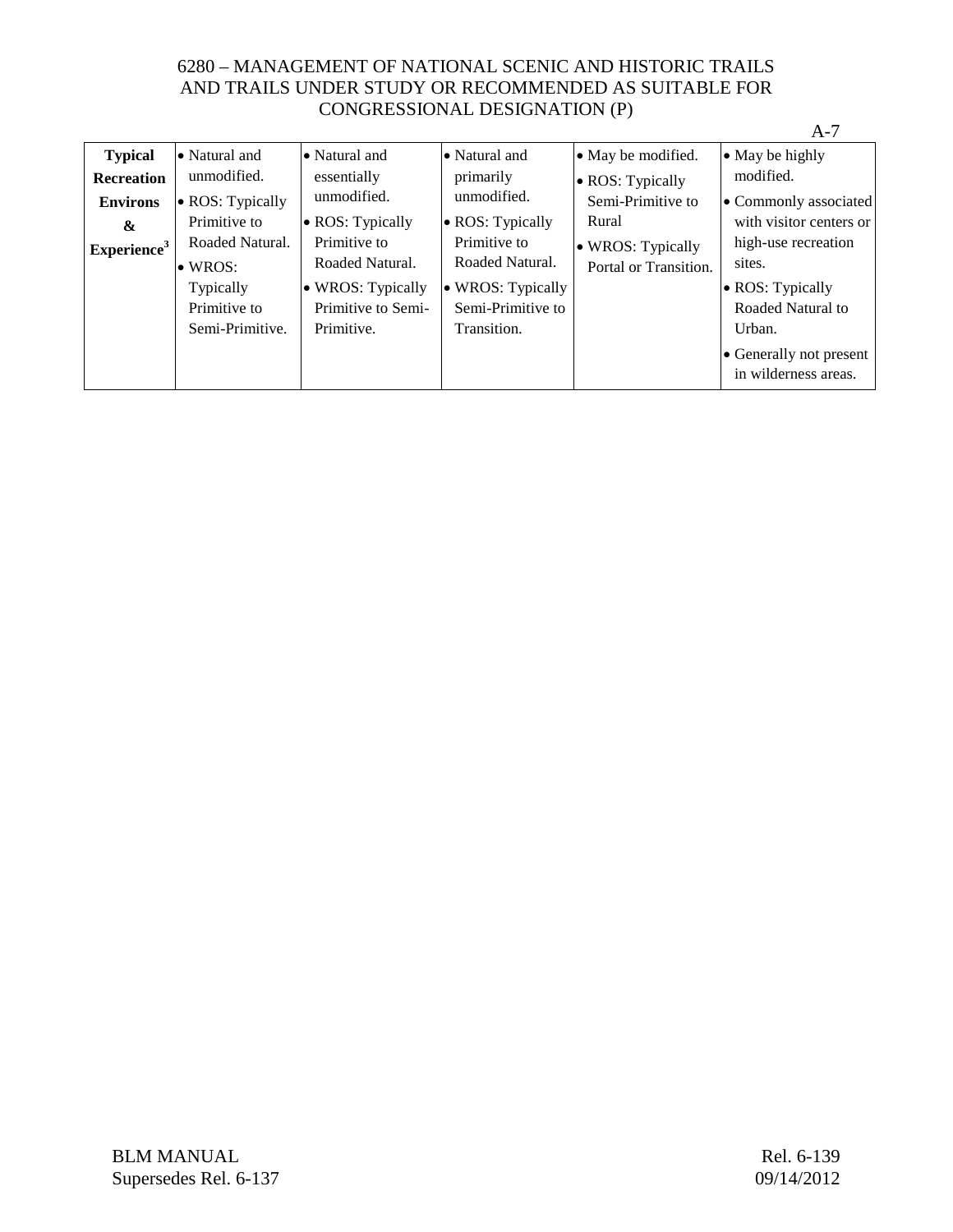| **Typical Recreation Environs & Experience**[3] | • Natural and unmodified.<br>• ROS: Typically Primitive to Roaded Natural.<br>• WROS: Typically Primitive to Semi-Primitive. | • Natural and essentially unmodified.<br>• ROS: Typically Primitive to Roaded Natural.<br>• WROS: Typically Primitive to Semi-Primitive. | • Natural and primarily unmodified.<br>• ROS: Typically Primitive to Roaded Natural.<br>• WROS: Typically Semi-Primitive to Transition. | • May be modified.<br>• ROS: Typically Semi-Primitive to Rural<br>• WROS: Typically Portal or Transition. | • May be highly modified.<br>• Commonly associated with visitor centers or high-use recreation sites.<br>• ROS: Typically Roaded Natural to Urban.<br>• Generally not present in wilderness areas. |
|---|---|---|---|---|---|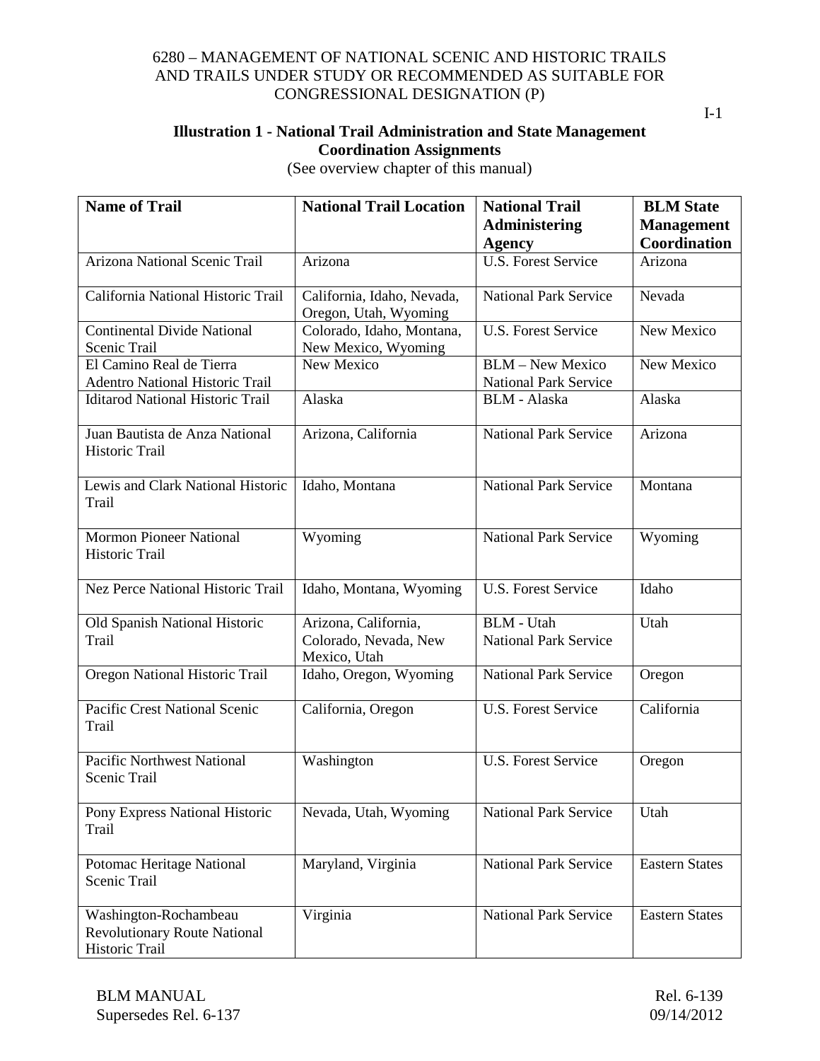### Illustration 1 - National Trail Administration and State Management Coordination Assignments

(See overview chapter of this manual)

| Name of Trail | National Trail Location | National Trail Administering Agency | BLM State Management Coordination |
|---|---|---|---|
| Arizona National Scenic Trail | Arizona | U.S. Forest Service | Arizona |
| California National Historic Trail | California, Idaho, Nevada, Oregon, Utah, Wyoming | National Park Service | Nevada |
| Continental Divide National Scenic Trail | Colorado, Idaho, Montana, New Mexico, Wyoming | U.S. Forest Service | New Mexico |
| El Camino Real de Tierra Adentro National Historic Trail | New Mexico | BLM – New Mexico National Park Service | New Mexico |
| Iditarod National Historic Trail | Alaska | BLM - Alaska | Alaska |
| Juan Bautista de Anza National Historic Trail | Arizona, California | National Park Service | Arizona |
| Lewis and Clark National Historic Trail | Idaho, Montana | National Park Service | Montana |
| Mormon Pioneer National Historic Trail | Wyoming | National Park Service | Wyoming |
| Nez Perce National Historic Trail | Idaho, Montana, Wyoming | U.S. Forest Service | Idaho |
| Old Spanish National Historic Trail | Arizona, California, Colorado, Nevada, New Mexico, Utah | BLM - Utah National Park Service | Utah |
| Oregon National Historic Trail | Idaho, Oregon, Wyoming | National Park Service | Oregon |
| Pacific Crest National Scenic Trail | California, Oregon | U.S. Forest Service | California |
| Pacific Northwest National Scenic Trail | Washington | U.S. Forest Service | Oregon |
| Pony Express National Historic Trail | Nevada, Utah, Wyoming | National Park Service | Utah |
| Potomac Heritage National Scenic Trail | Maryland, Virginia | National Park Service | Eastern States |
| Washington-Rochambeau Revolutionary Route National Historic Trail | Virginia | National Park Service | Eastern States |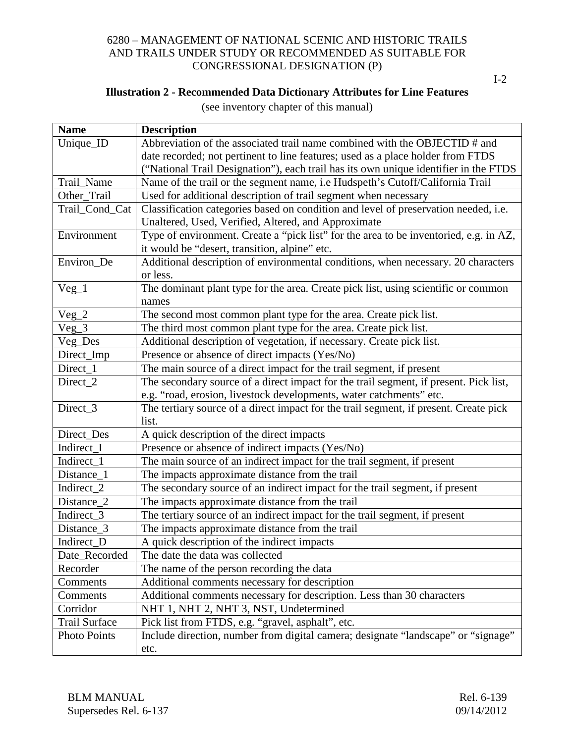**Illustration 2 - Recommended Data Dictionary Attributes for Line Features**

(see inventory chapter of this manual)

| Name | Description |
|---|---|
| Unique_ID | Abbreviation of the associated trail name combined with the OBJECTID # and date recorded; not pertinent to line features; used as a place holder from FTDS ("National Trail Designation"), each trail has its own unique identifier in the FTDS |
| Trail_Name | Name of the trail or the segment name, i.e Hudspeth's Cutoff/California Trail |
| Other_Trail | Used for additional description of trail segment when necessary |
| Trail_Cond_Cat | Classification categories based on condition and level of preservation needed, i.e. Unaltered, Used, Verified, Altered, and Approximate |
| Environment | Type of environment. Create a "pick list" for the area to be inventoried, e.g. in AZ, it would be "desert, transition, alpine" etc. |
| Environ_De | Additional description of environmental conditions, when necessary. 20 characters or less. |
| Veg_1 | The dominant plant type for the area. Create pick list, using scientific or common names |
| Veg_2 | The second most common plant type for the area. Create pick list. |
| Veg_3 | The third most common plant type for the area. Create pick list. |
| Veg_Des | Additional description of vegetation, if necessary. Create pick list. |
| Direct_Imp | Presence or absence of direct impacts (Yes/No) |
| Direct_1 | The main source of a direct impact for the trail segment, if present |
| Direct_2 | The secondary source of a direct impact for the trail segment, if present. Pick list, e.g. "road, erosion, livestock developments, water catchments" etc. |
| Direct_3 | The tertiary source of a direct impact for the trail segment, if present. Create pick list. |
| Direct_Des | A quick description of the direct impacts |
| Indirect_I | Presence or absence of indirect impacts (Yes/No) |
| Indirect_1 | The main source of an indirect impact for the trail segment, if present |
| Distance_1 | The impacts approximate distance from the trail |
| Indirect_2 | The secondary source of an indirect impact for the trail segment, if present |
| Distance_2 | The impacts approximate distance from the trail |
| Indirect_3 | The tertiary source of an indirect impact for the trail segment, if present |
| Distance_3 | The impacts approximate distance from the trail |
| Indirect_D | A quick description of the indirect impacts |
| Date_Recorded | The date the data was collected |
| Recorder | The name of the person recording the data |
| Comments | Additional comments necessary for description |
| Comments | Additional comments necessary for description. Less than 30 characters |
| Corridor | NHT 1, NHT 2, NHT 3, NST, Undetermined |
| Trail Surface | Pick list from FTDS, e.g. "gravel, asphalt", etc. |
| Photo Points | Include direction, number from digital camera; designate "landscape" or "signage" etc. |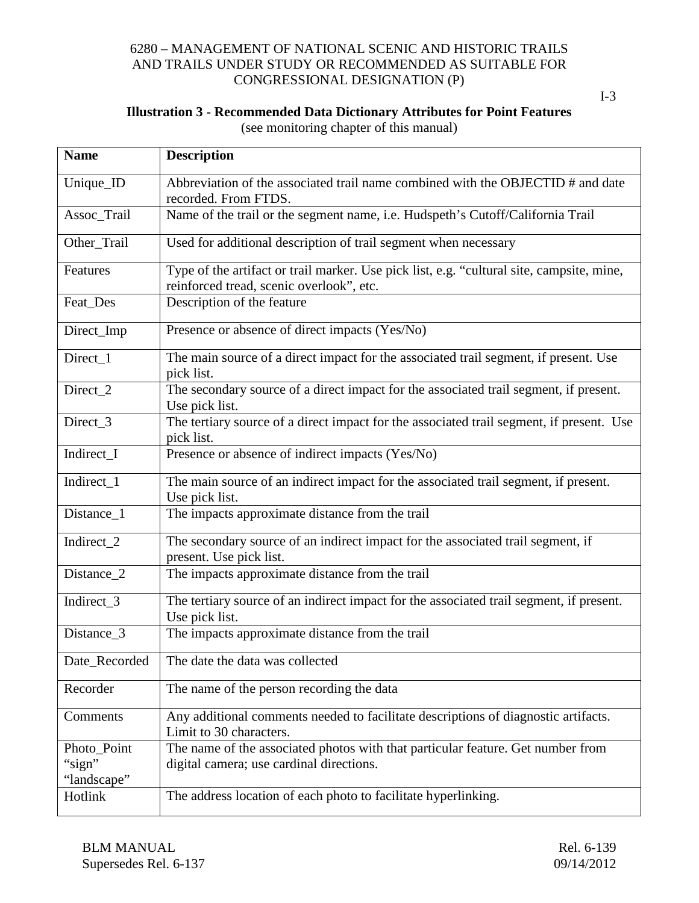**Illustration 3 - Recommended Data Dictionary Attributes for Point Features**
(see monitoring chapter of this manual)

| Name | Description |
|---|---|
| Unique_ID | Abbreviation of the associated trail name combined with the OBJECTID # and date recorded. From FTDS. |
| Assoc_Trail | Name of the trail or the segment name, i.e. Hudspeth's Cutoff/California Trail |
| Other_Trail | Used for additional description of trail segment when necessary |
| Features | Type of the artifact or trail marker. Use pick list, e.g. "cultural site, campsite, mine, reinforced tread, scenic overlook", etc. |
| Feat_Des | Description of the feature |
| Direct_Imp | Presence or absence of direct impacts (Yes/No) |
| Direct_1 | The main source of a direct impact for the associated trail segment, if present. Use pick list. |
| Direct_2 | The secondary source of a direct impact for the associated trail segment, if present. Use pick list. |
| Direct_3 | The tertiary source of a direct impact for the associated trail segment, if present. Use pick list. |
| Indirect_I | Presence or absence of indirect impacts (Yes/No) |
| Indirect_1 | The main source of an indirect impact for the associated trail segment, if present. Use pick list. |
| Distance_1 | The impacts approximate distance from the trail |
| Indirect_2 | The secondary source of an indirect impact for the associated trail segment, if present. Use pick list. |
| Distance_2 | The impacts approximate distance from the trail |
| Indirect_3 | The tertiary source of an indirect impact for the associated trail segment, if present. Use pick list. |
| Distance_3 | The impacts approximate distance from the trail |
| Date_Recorded | The date the data was collected |
| Recorder | The name of the person recording the data |
| Comments | Any additional comments needed to facilitate descriptions of diagnostic artifacts. Limit to 30 characters. |
| Photo_Point "sign" "landscape" | The name of the associated photos with that particular feature. Get number from digital camera; use cardinal directions. |
| Hotlink | The address location of each photo to facilitate hyperlinking. |